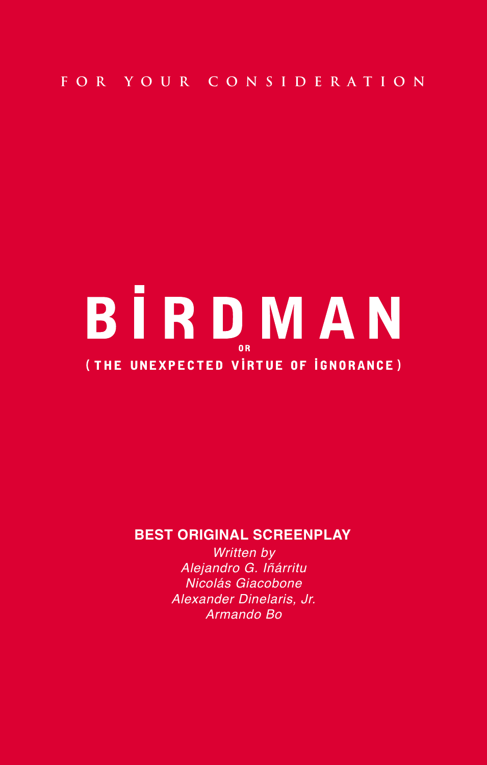FOR YOUR CONSIDERATION

# BİRDMAN

OR

## (THE UNEXPECTED VİRTUE OF İGNORANCE)

**BEST ORIGINAL SCREENPLAY**

*Written by*
*Alejandro G. Iñárritu*
*Nicolás Giacobone*
*Alexander Dinelaris, Jr.*
*Armando Bo*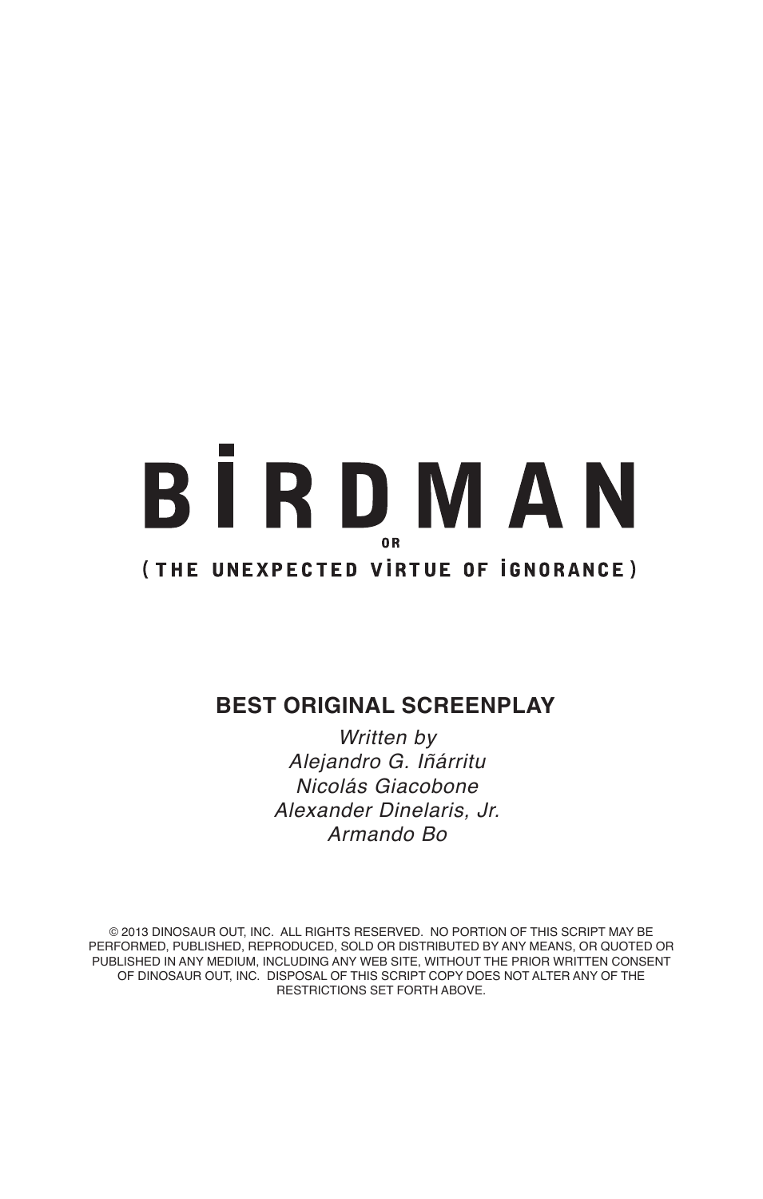# BIRDMAN

OR

## (THE UNEXPECTED VIRTUE OF IGNORANCE)

**BEST ORIGINAL SCREENPLAY**

*Written by*
*Alejandro G. Iñárritu*
*Nicolás Giacobone*
*Alexander Dinelaris, Jr.*
*Armando Bo*

© 2013 DINOSAUR OUT, INC. ALL RIGHTS RESERVED. NO PORTION OF THIS SCRIPT MAY BE PERFORMED, PUBLISHED, REPRODUCED, SOLD OR DISTRIBUTED BY ANY MEANS, OR QUOTED OR PUBLISHED IN ANY MEDIUM, INCLUDING ANY WEB SITE, WITHOUT THE PRIOR WRITTEN CONSENT OF DINOSAUR OUT, INC. DISPOSAL OF THIS SCRIPT COPY DOES NOT ALTER ANY OF THE RESTRICTIONS SET FORTH ABOVE.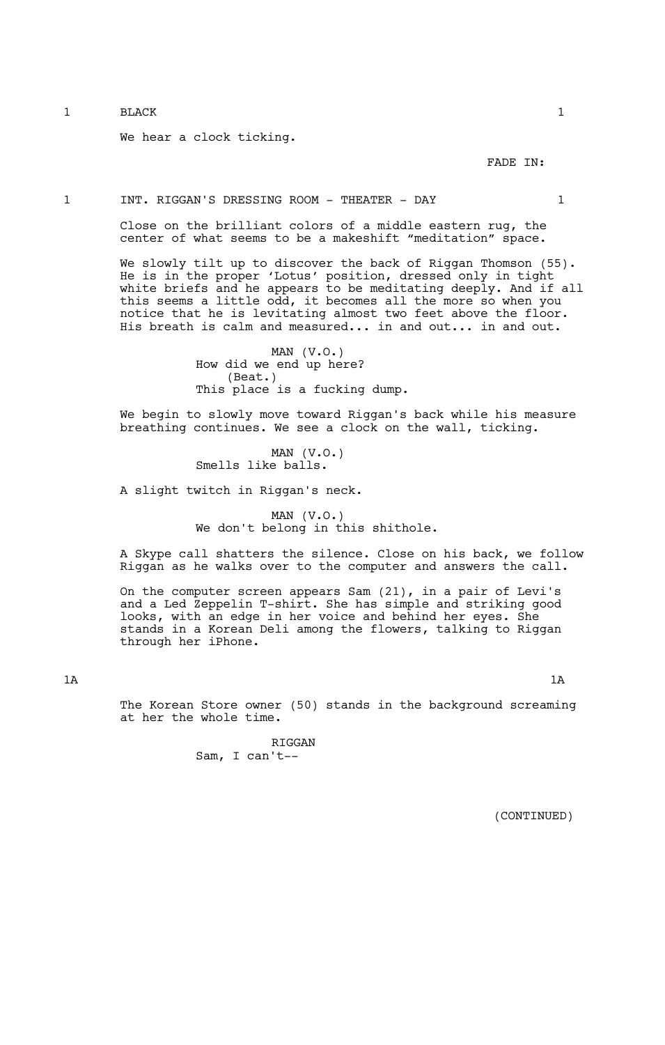1 BLACK 1

We hear a clock ticking.

FADE IN:

1 INT. RIGGAN'S DRESSING ROOM - THEATER - DAY 1

Close on the brilliant colors of a middle eastern rug, the center of what seems to be a makeshift “meditation” space.

We slowly tilt up to discover the back of Riggan Thomson (55). He is in the proper ‘Lotus’ position, dressed only in tight white briefs and he appears to be meditating deeply. And if all this seems a little odd, it becomes all the more so when you notice that he is levitating almost two feet above the floor. His breath is calm and measured... in and out... in and out.

MAN (V.O.)
How did we end up here?
(Beat.)
This place is a fucking dump.

We begin to slowly move toward Riggan's back while his measure breathing continues. We see a clock on the wall, ticking.

MAN (V.O.)
Smells like balls.

A slight twitch in Riggan's neck.

MAN (V.O.)
We don't belong in this shithole.

A Skype call shatters the silence. Close on his back, we follow Riggan as he walks over to the computer and answers the call.

On the computer screen appears Sam (21), in a pair of Levi's and a Led Zeppelin T-shirt. She has simple and striking good looks, with an edge in her voice and behind her eyes. She stands in a Korean Deli among the flowers, talking to Riggan through her iPhone.

1A 1A

The Korean Store owner (50) stands in the background screaming at her the whole time.

RIGGAN
Sam, I can't--

(CONTINUED)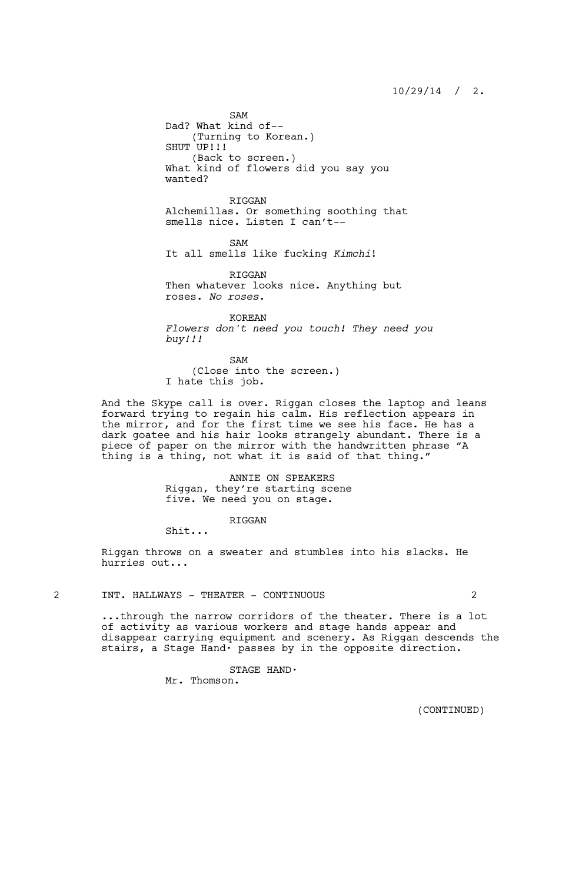SAM
Dad? What kind of--
(Turning to Korean.)
SHUT UP!!!
(Back to screen.)
What kind of flowers did you say you wanted?

RIGGAN
Alchemillas. Or something soothing that smells nice. Listen I can't--

SAM
It all smells like fucking *Kimchi*!

RIGGAN
Then whatever looks nice. Anything but roses. *No roses.*

KOREAN
*Flowers don't need you touch! They need you buy!!!*

SAM
(Close into the screen.)
I hate this job.

And the Skype call is over. Riggan closes the laptop and leans forward trying to regain his calm. His reflection appears in the mirror, and for the first time we see his face. He has a dark goatee and his hair looks strangely abundant. There is a piece of paper on the mirror with the handwritten phrase "A thing is a thing, not what it is said of that thing."

ANNIE ON SPEAKERS
Riggan, they're starting scene five. We need you on stage.

RIGGAN
Shit...

Riggan throws on a sweater and stumbles into his slacks. He hurries out...

## 2 INT. HALLWAYS - THEATER - CONTINUOUS 2

...through the narrow corridors of the theater. There is a lot of activity as various workers and stage hands appear and disappear carrying equipment and scenery. As Riggan descends the stairs, a Stage Hand· passes by in the opposite direction.

STAGE HAND·
Mr. Thomson.

(CONTINUED)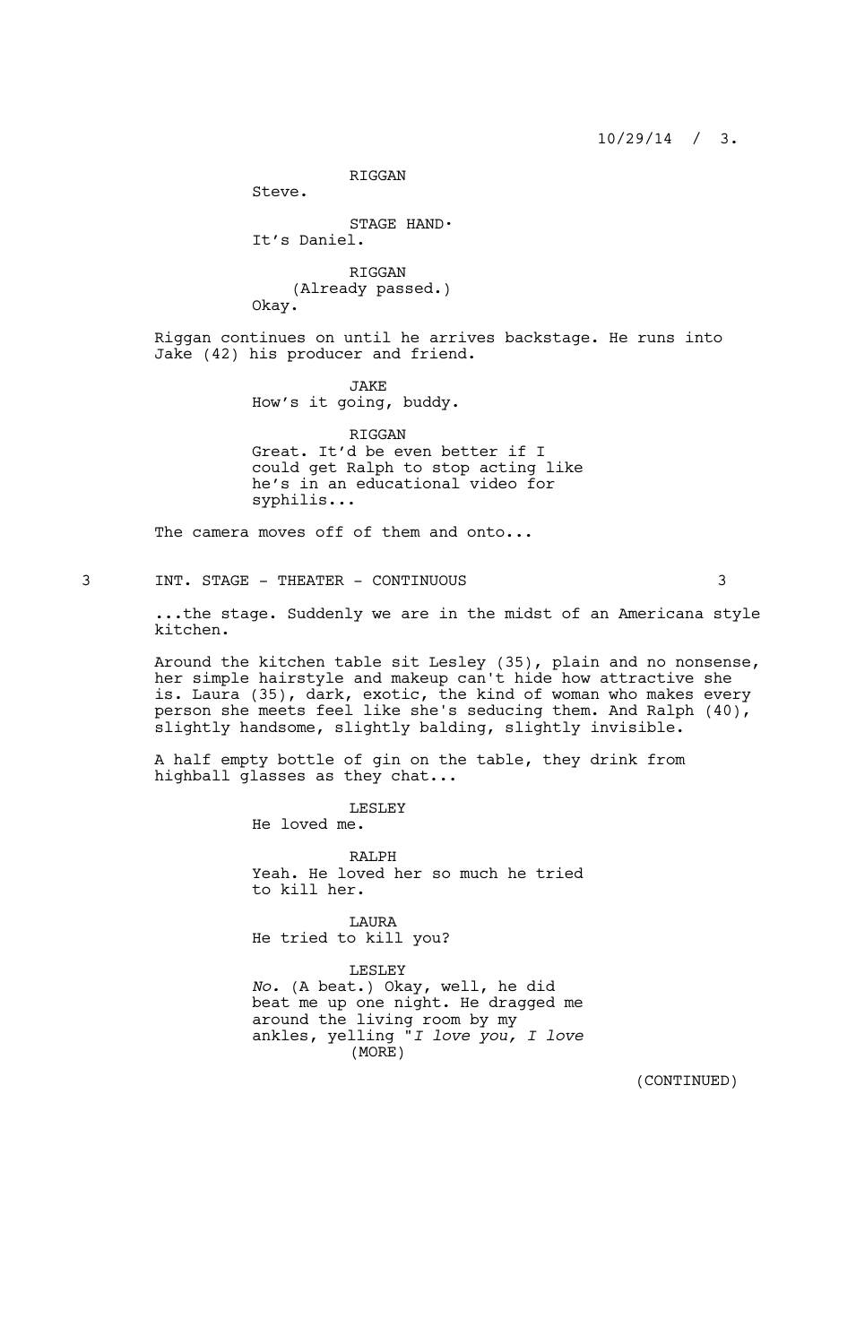RIGGAN

Steve.

STAGE HAND·

It's Daniel.

RIGGAN

(Already passed.)

Okay.

Riggan continues on until he arrives backstage. He runs into Jake (42) his producer and friend.

JAKE

How's it going, buddy.

RIGGAN

Great. It'd be even better if I could get Ralph to stop acting like he's in an educational video for syphilis...

The camera moves off of them and onto...

3 INT. STAGE - THEATER - CONTINUOUS 3

...the stage. Suddenly we are in the midst of an Americana style kitchen.

Around the kitchen table sit Lesley (35), plain and no nonsense, her simple hairstyle and makeup can't hide how attractive she is. Laura (35), dark, exotic, the kind of woman who makes every person she meets feel like she's seducing them. And Ralph (40), slightly handsome, slightly balding, slightly invisible.

A half empty bottle of gin on the table, they drink from highball glasses as they chat...

LESLEY

He loved me.

RALPH

Yeah. He loved her so much he tried to kill her.

LAURA

He tried to kill you?

LESLEY

*No.* (A beat.) Okay, well, he did beat me up one night. He dragged me around the living room by my ankles, yelling "*I love you, I love*

(MORE)

(CONTINUED)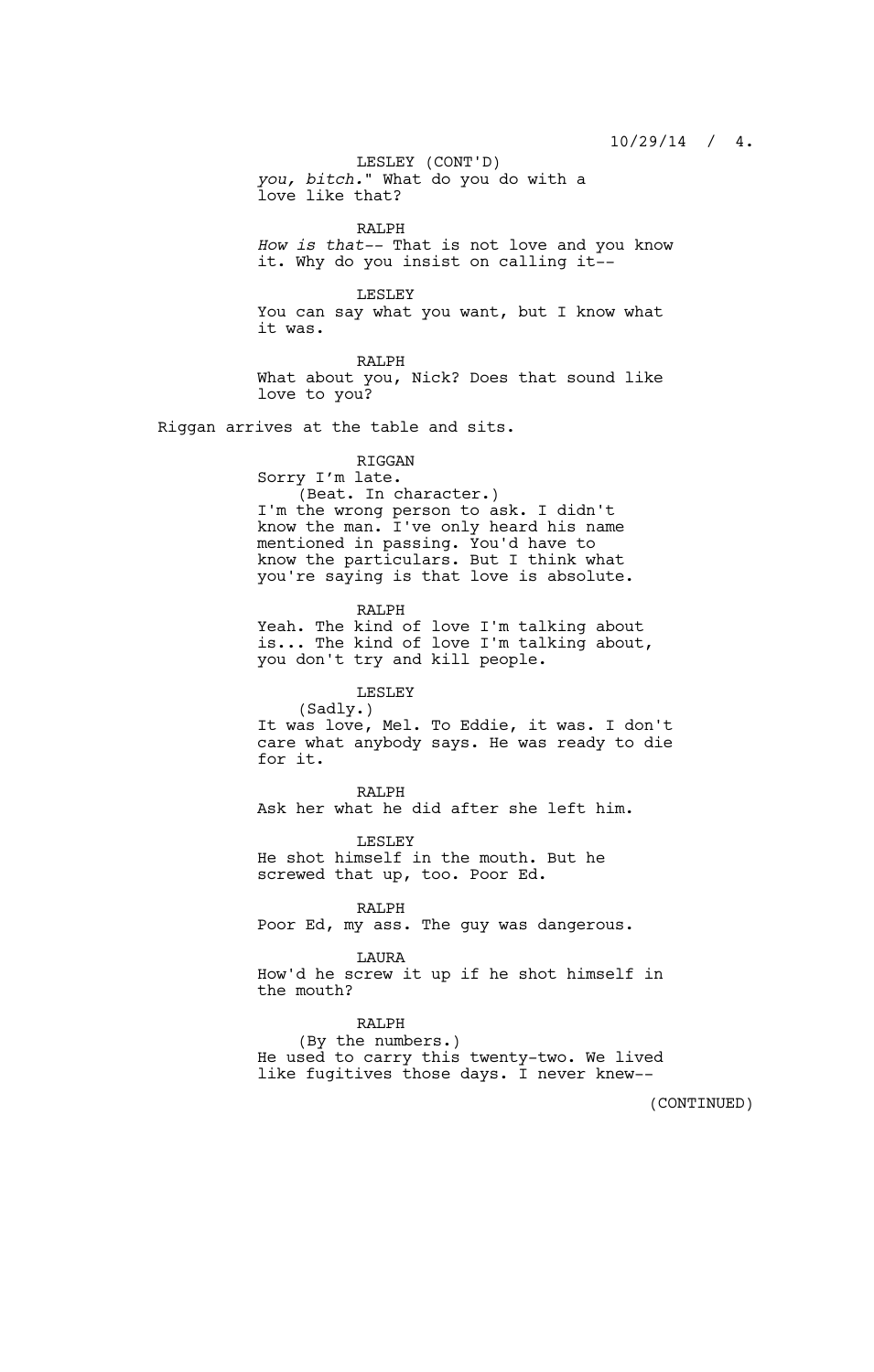LESLEY (CONT'D)

*you, bitch.*" What do you do with a love like that?

RALPH

*How is that*-- That is not love and you know it. Why do you insist on calling it--

LESLEY

You can say what you want, but I know what it was.

RALPH

What about you, Nick? Does that sound like love to you?

Riggan arrives at the table and sits.

RIGGAN

Sorry I'm late.

(Beat. In character.)

I'm the wrong person to ask. I didn't know the man. I've only heard his name mentioned in passing. You'd have to know the particulars. But I think what you're saying is that love is absolute.

RALPH

Yeah. The kind of love I'm talking about is... The kind of love I'm talking about, you don't try and kill people.

LESLEY

(Sadly.)

It was love, Mel. To Eddie, it was. I don't care what anybody says. He was ready to die for it.

RALPH

Ask her what he did after she left him.

LESLEY

He shot himself in the mouth. But he screwed that up, too. Poor Ed.

RALPH

Poor Ed, my ass. The guy was dangerous.

LAURA

How'd he screw it up if he shot himself in the mouth?

RALPH

(By the numbers.)

He used to carry this twenty-two. We lived like fugitives those days. I never knew--

(CONTINUED)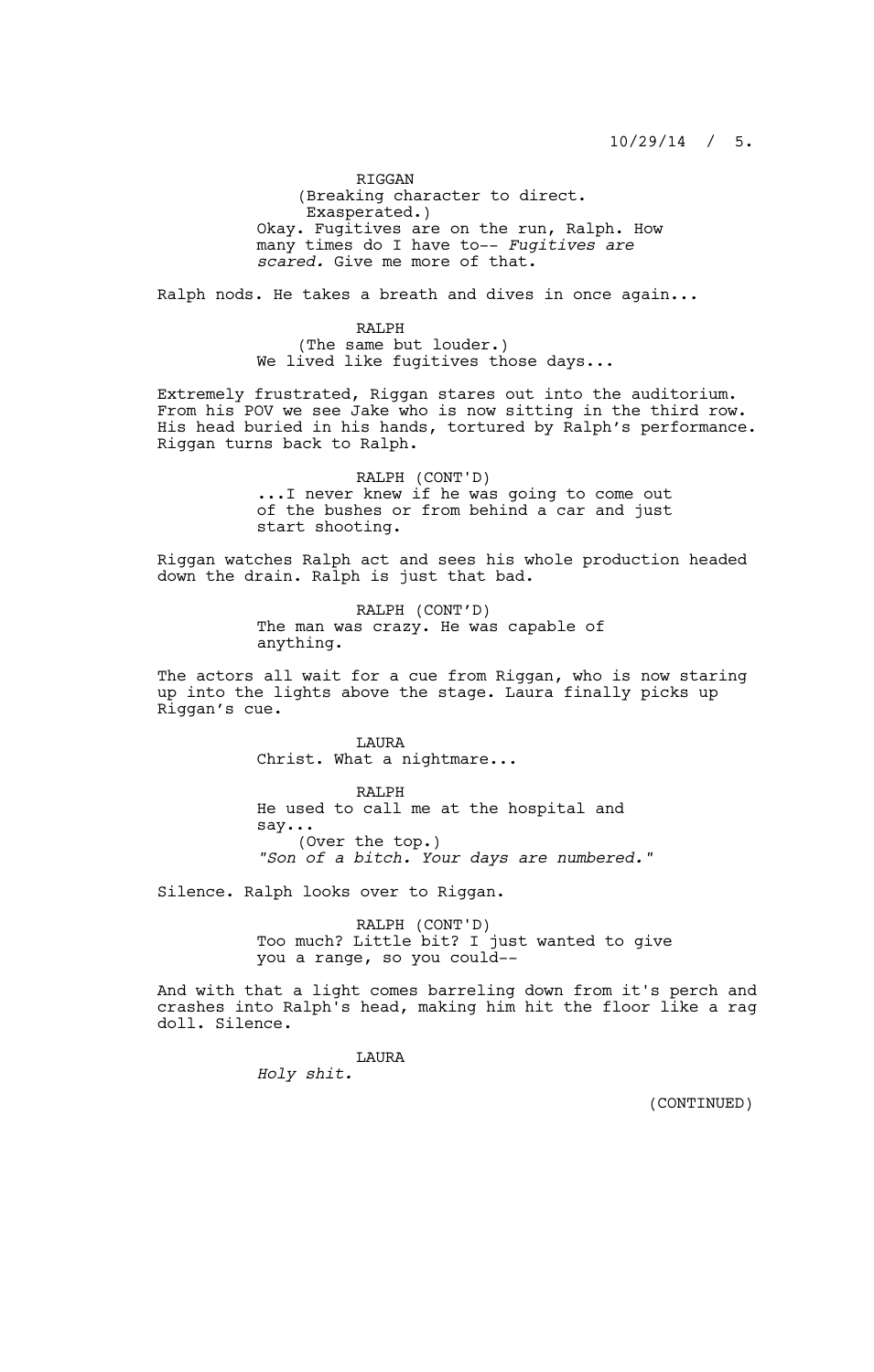RIGGAN
(Breaking character to direct. Exasperated.)
Okay. Fugitives are on the run, Ralph. How many times do I have to-- *Fugitives are scared.* Give me more of that.

Ralph nods. He takes a breath and dives in once again...

RALPH
(The same but louder.)
We lived like fugitives those days...

Extremely frustrated, Riggan stares out into the auditorium. From his POV we see Jake who is now sitting in the third row. His head buried in his hands, tortured by Ralph's performance. Riggan turns back to Ralph.

RALPH (CONT'D)
...I never knew if he was going to come out of the bushes or from behind a car and just start shooting.

Riggan watches Ralph act and sees his whole production headed down the drain. Ralph is just that bad.

RALPH (CONT'D)
The man was crazy. He was capable of anything.

The actors all wait for a cue from Riggan, who is now staring up into the lights above the stage. Laura finally picks up Riggan's cue.

LAURA
Christ. What a nightmare...

RALPH
He used to call me at the hospital and say...
(Over the top.)
*"Son of a bitch. Your days are numbered."*

Silence. Ralph looks over to Riggan.

RALPH (CONT'D)
Too much? Little bit? I just wanted to give you a range, so you could--

And with that a light comes barreling down from it's perch and crashes into Ralph's head, making him hit the floor like a rag doll. Silence.

LAURA
*Holy shit.*

(CONTINUED)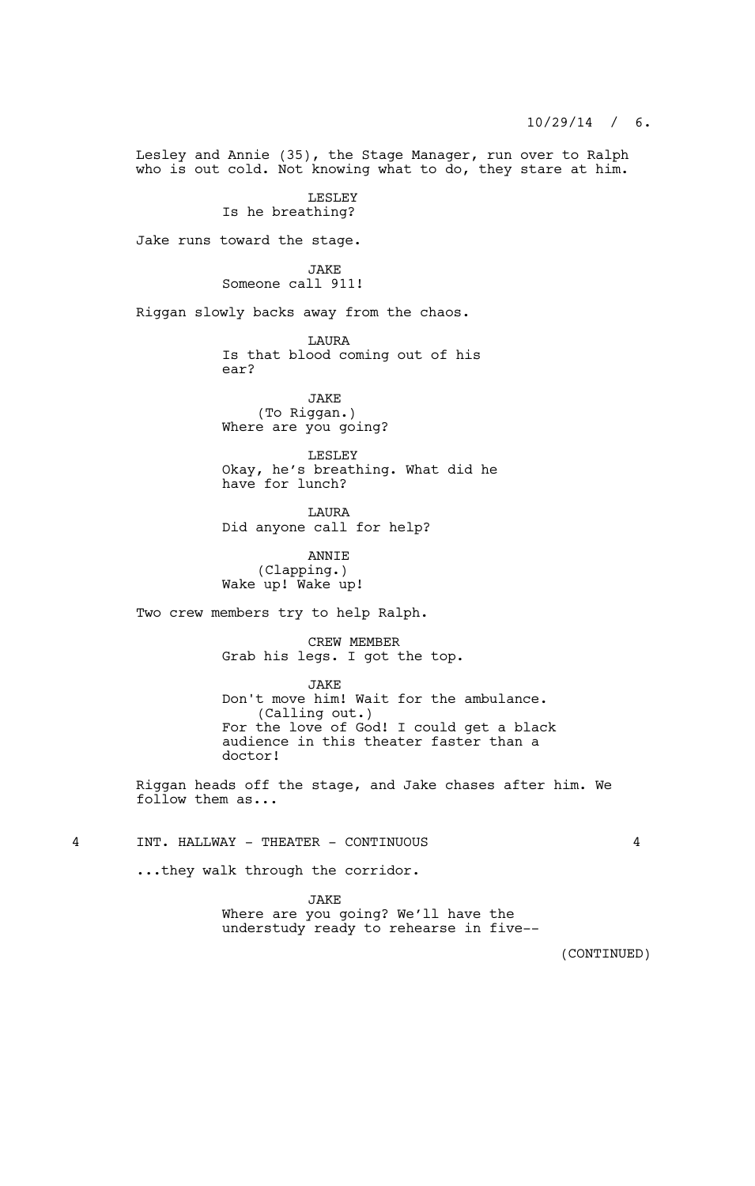Lesley and Annie (35), the Stage Manager, run over to Ralph who is out cold. Not knowing what to do, they stare at him.

LESLEY
Is he breathing?

Jake runs toward the stage.

JAKE
Someone call 911!

Riggan slowly backs away from the chaos.

LAURA
Is that blood coming out of his ear?

JAKE
(To Riggan.)
Where are you going?

LESLEY
Okay, he's breathing. What did he have for lunch?

LAURA
Did anyone call for help?

ANNIE
(Clapping.)
Wake up! Wake up!

Two crew members try to help Ralph.

CREW MEMBER
Grab his legs. I got the top.

JAKE
Don't move him! Wait for the ambulance.
(Calling out.)
For the love of God! I could get a black audience in this theater faster than a doctor!

Riggan heads off the stage, and Jake chases after him. We follow them as...

4 INT. HALLWAY - THEATER - CONTINUOUS 4

...they walk through the corridor.

JAKE
Where are you going? We'll have the understudy ready to rehearse in five--

(CONTINUED)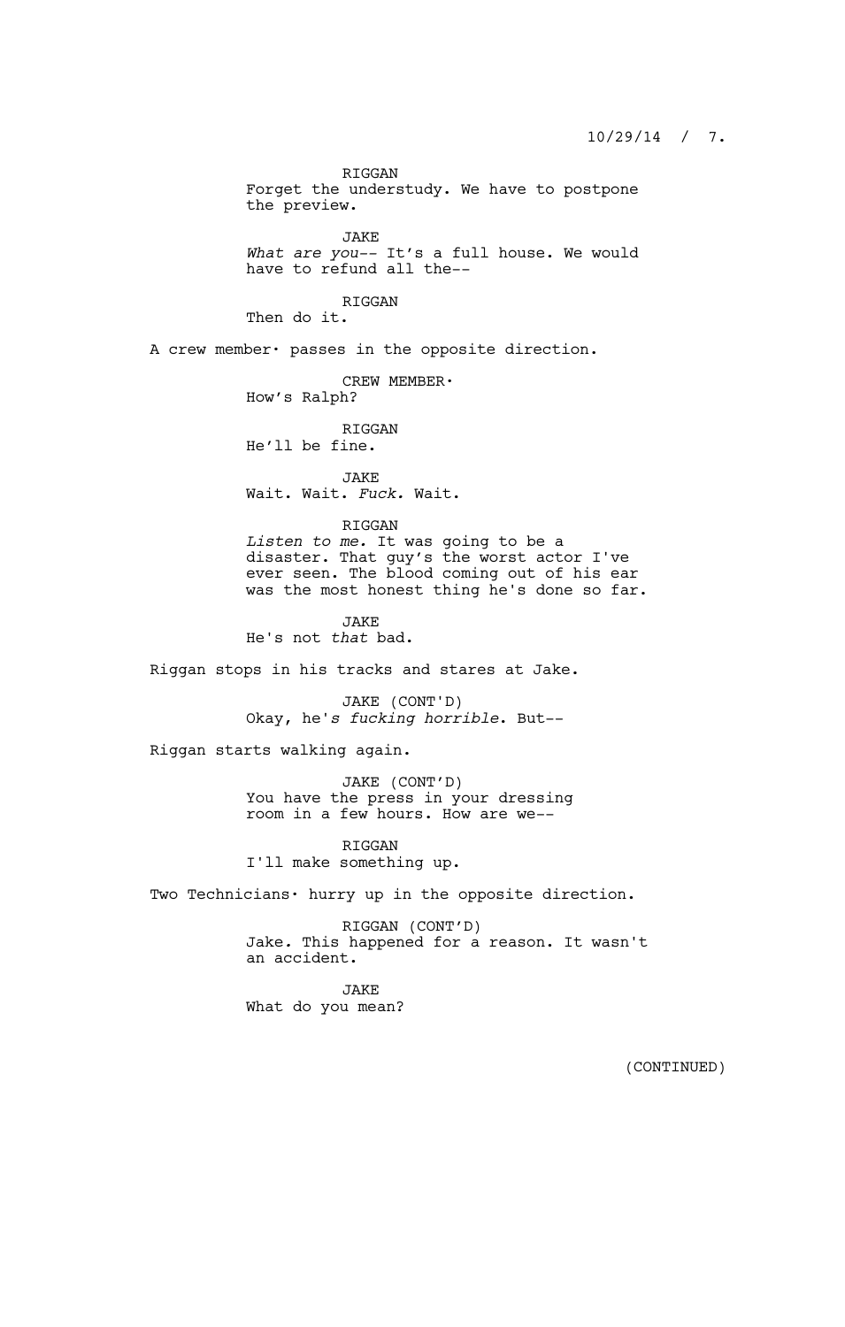RIGGAN
Forget the understudy. We have to postpone the preview.

JAKE
*What are you*-- It's a full house. We would have to refund all the--

RIGGAN
Then do it.

A crew member· passes in the opposite direction.

CREW MEMBER·
How's Ralph?

RIGGAN
He'll be fine.

JAKE
Wait. Wait. *Fuck.* Wait.

RIGGAN
*Listen to me.* It was going to be a disaster. That guy's the worst actor I've ever seen. The blood coming out of his ear was the most honest thing he's done so far.

JAKE
He's not *that* bad.

Riggan stops in his tracks and stares at Jake.

JAKE (CONT'D)
Okay, he'*s fucking horrible*. But--

Riggan starts walking again.

JAKE (CONT'D)
You have the press in your dressing room in a few hours. How are we--

RIGGAN
I'll make something up.

Two Technicians· hurry up in the opposite direction.

RIGGAN (CONT'D)
Jake*.* This happened for a reason. It wasn't an accident.

JAKE
What do you mean?

(CONTINUED)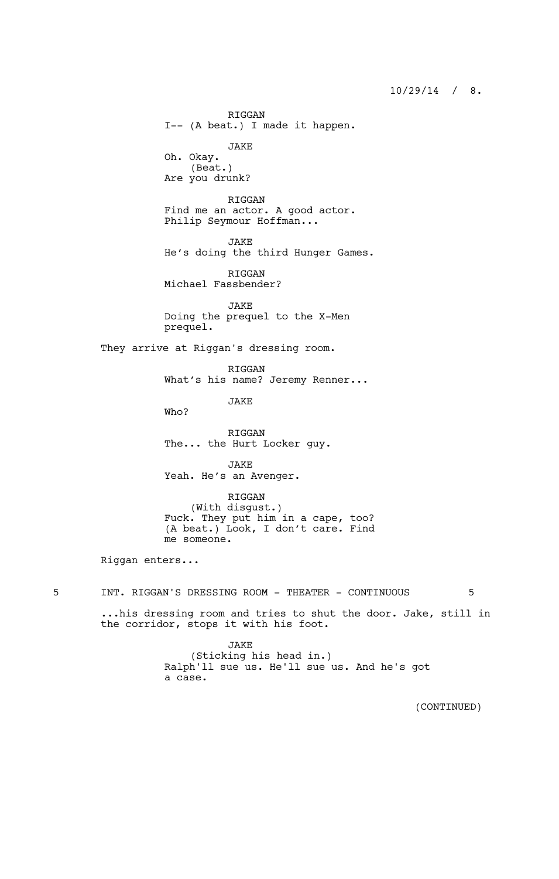RIGGAN
I-- (A beat.) I made it happen.

JAKE
Oh. Okay.
(Beat.)
Are you drunk?

RIGGAN
Find me an actor. A good actor.
Philip Seymour Hoffman...

JAKE
He's doing the third Hunger Games.

RIGGAN
Michael Fassbender?

JAKE
Doing the prequel to the X-Men
prequel.

They arrive at Riggan's dressing room.

RIGGAN
What's his name? Jeremy Renner...

JAKE
Who?

RIGGAN
The... the Hurt Locker guy.

JAKE
Yeah. He's an Avenger.

RIGGAN
(With disgust.)
Fuck. They put him in a cape, too?
(A beat.) Look, I don't care. Find
me someone.

Riggan enters...

5 INT. RIGGAN'S DRESSING ROOM - THEATER - CONTINUOUS 5

...his dressing room and tries to shut the door. Jake, still in the corridor, stops it with his foot.

JAKE
(Sticking his head in.)
Ralph'll sue us. He'll sue us. And he's got
a case.

(CONTINUED)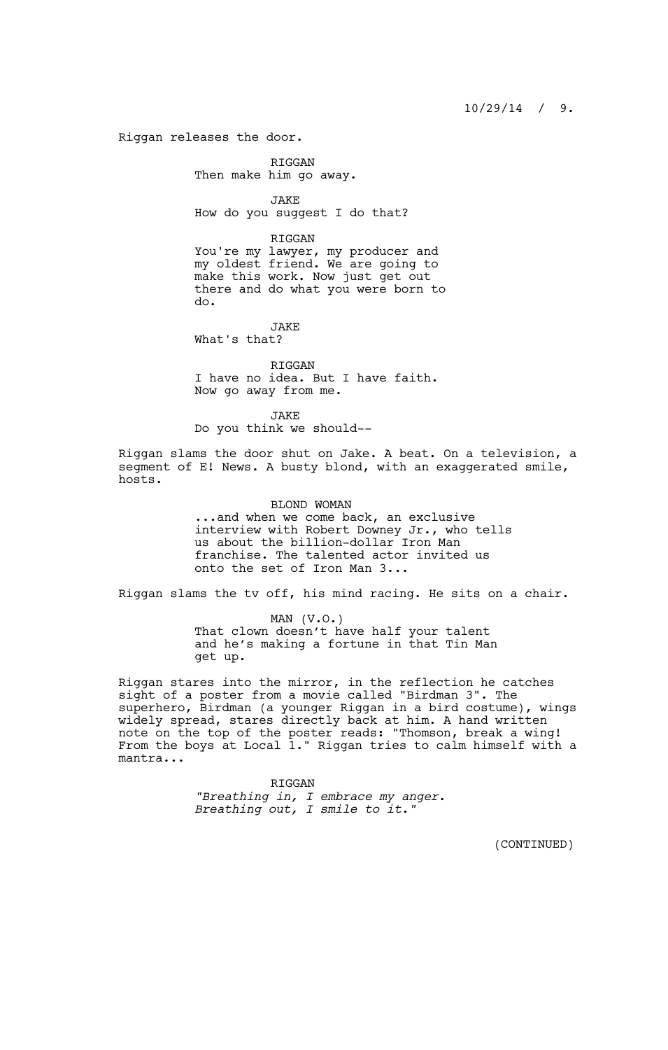Riggan releases the door.

RIGGAN
Then make him go away.

JAKE
How do you suggest I do that?

RIGGAN
You're my lawyer, my producer and my oldest friend. We are going to make this work. Now just get out there and do what you were born to do.

JAKE
What's that?

RIGGAN
I have no idea. But I have faith. Now go away from me.

JAKE
Do you think we should--

Riggan slams the door shut on Jake. A beat. On a television, a segment of E! News. A busty blond, with an exaggerated smile, hosts.

BLOND WOMAN
...and when we come back, an exclusive interview with Robert Downey Jr., who tells us about the billion-dollar Iron Man franchise. The talented actor invited us onto the set of Iron Man 3...

Riggan slams the tv off, his mind racing. He sits on a chair.

MAN (V.O.)
That clown doesn't have half your talent and he's making a fortune in that Tin Man get up.

Riggan stares into the mirror, in the reflection he catches sight of a poster from a movie called "Birdman 3". The superhero, Birdman (a younger Riggan in a bird costume), wings widely spread, stares directly back at him. A hand written note on the top of the poster reads: "Thomson, break a wing! From the boys at Local 1." Riggan tries to calm himself with a mantra...

RIGGAN
*"Breathing in, I embrace my anger. Breathing out, I smile to it."*

(CONTINUED)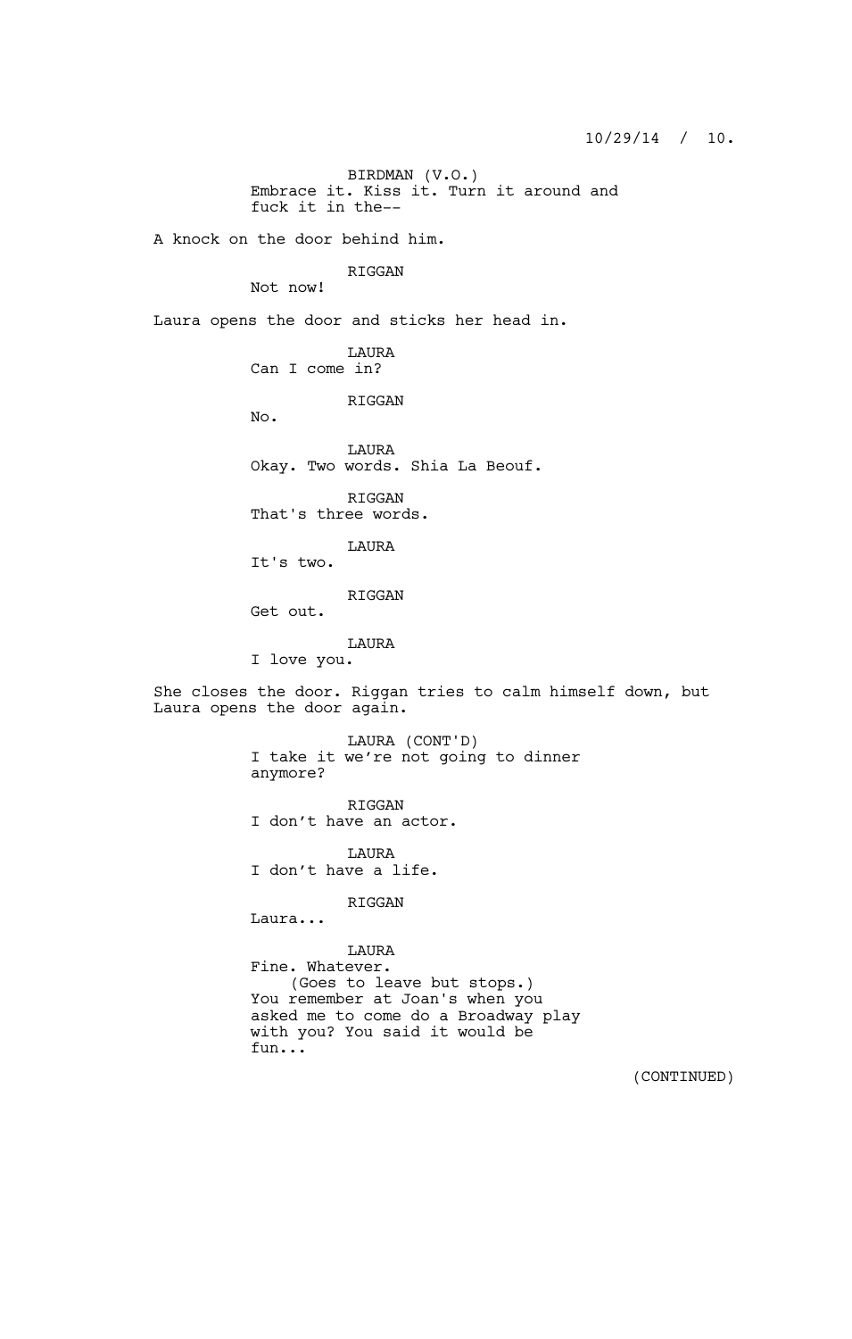BIRDMAN (V.O.)
Embrace it. Kiss it. Turn it around and fuck it in the--

A knock on the door behind him.

RIGGAN
Not now!

Laura opens the door and sticks her head in.

LAURA
Can I come in?

RIGGAN
No.

LAURA
Okay. Two words. Shia La Beouf.

RIGGAN
That's three words.

LAURA
It's two.

RIGGAN
Get out.

LAURA
I love you.

She closes the door. Riggan tries to calm himself down, but Laura opens the door again.

LAURA (CONT'D)
I take it we're not going to dinner anymore?

RIGGAN
I don't have an actor.

LAURA
I don't have a life.

RIGGAN
Laura...

LAURA
Fine. Whatever.
(Goes to leave but stops.)
You remember at Joan's when you asked me to come do a Broadway play with you? You said it would be fun...

(CONTINUED)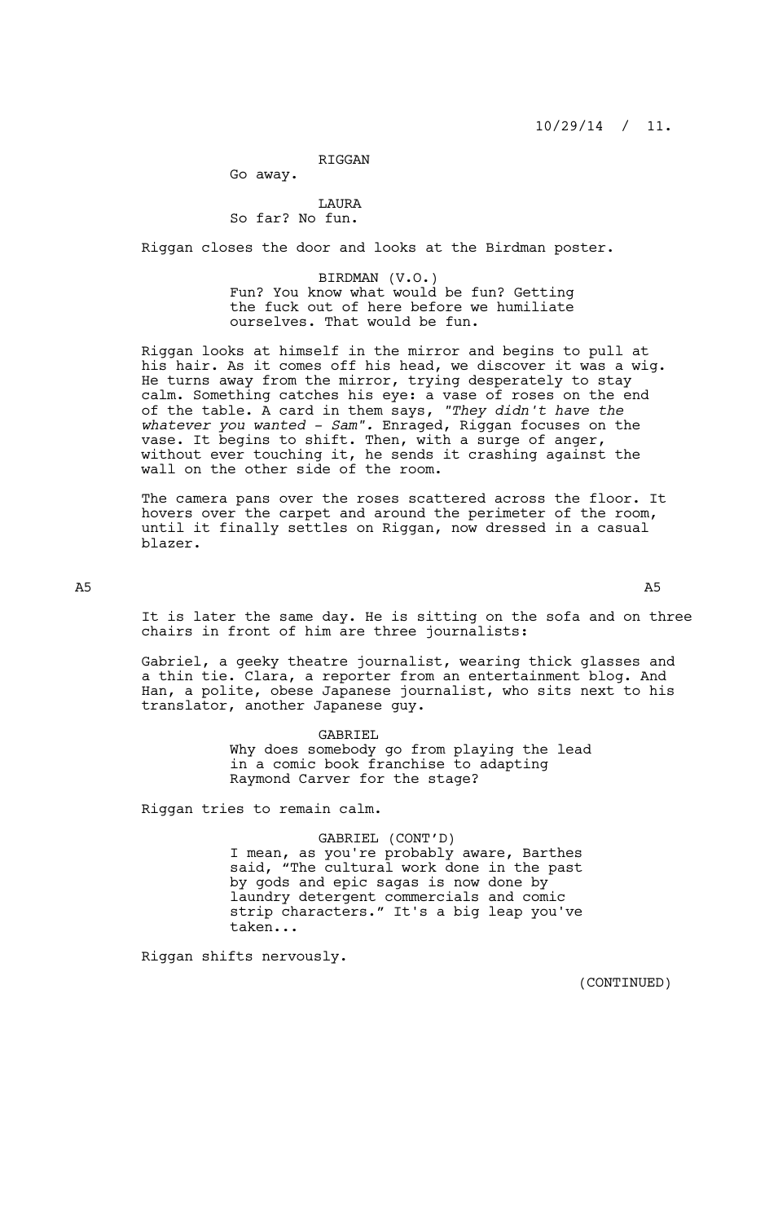RIGGAN
Go away.

LAURA
So far? No fun.

Riggan closes the door and looks at the Birdman poster.

BIRDMAN (V.O.)
Fun? You know what would be fun? Getting the fuck out of here before we humiliate ourselves. That would be fun.

Riggan looks at himself in the mirror and begins to pull at his hair. As it comes off his head, we discover it was a wig. He turns away from the mirror, trying desperately to stay calm. Something catches his eye: a vase of roses on the end of the table. A card in them says, *"They didn't have the whatever you wanted - Sam".* Enraged, Riggan focuses on the vase. It begins to shift. Then, with a surge of anger, without ever touching it, he sends it crashing against the wall on the other side of the room.

The camera pans over the roses scattered across the floor. It hovers over the carpet and around the perimeter of the room, until it finally settles on Riggan, now dressed in a casual blazer.

A5 A5

It is later the same day. He is sitting on the sofa and on three chairs in front of him are three journalists:

Gabriel, a geeky theatre journalist, wearing thick glasses and a thin tie. Clara, a reporter from an entertainment blog. And Han, a polite, obese Japanese journalist, who sits next to his translator, another Japanese guy.

GABRIEL
Why does somebody go from playing the lead in a comic book franchise to adapting Raymond Carver for the stage?

Riggan tries to remain calm.

GABRIEL (CONT'D)
I mean, as you're probably aware, Barthes said, "The cultural work done in the past by gods and epic sagas is now done by laundry detergent commercials and comic strip characters." It's a big leap you've taken...

Riggan shifts nervously.

(CONTINUED)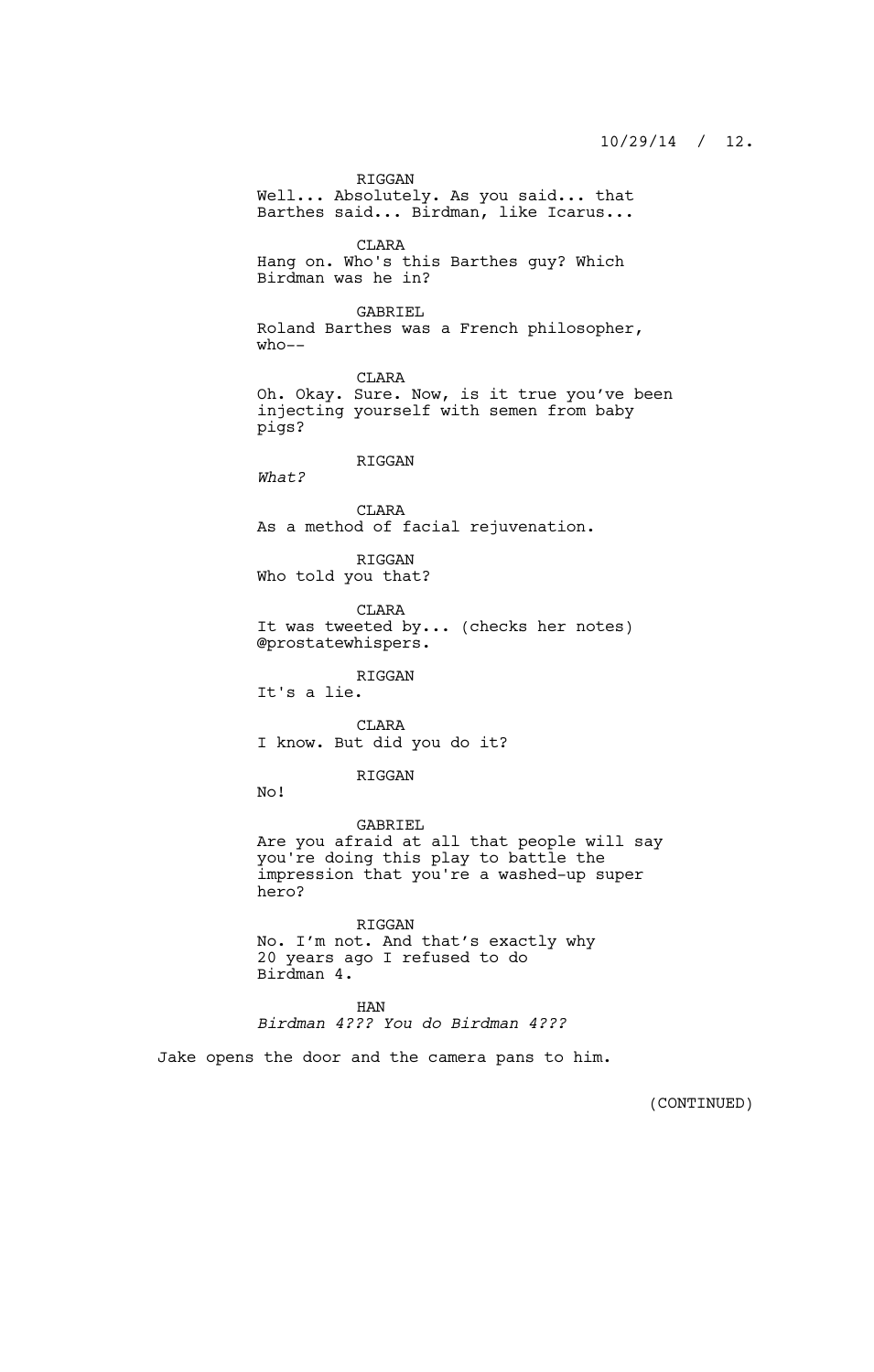RIGGAN
Well... Absolutely. As you said... that Barthes said... Birdman, like Icarus...

CLARA
Hang on. Who's this Barthes guy? Which Birdman was he in?

GABRIEL
Roland Barthes was a French philosopher, who--

CLARA
Oh. Okay. Sure. Now, is it true you've been injecting yourself with semen from baby pigs?

RIGGAN
*What?*

CLARA
As a method of facial rejuvenation.

RIGGAN
Who told you that?

CLARA
It was tweeted by... (checks her notes) @prostatewhispers.

RIGGAN
It's a lie.

CLARA
I know. But did you do it?

RIGGAN
No!

GABRIEL
Are you afraid at all that people will say you're doing this play to battle the impression that you're a washed-up super hero?

RIGGAN
No. I'm not. And that's exactly why 20 years ago I refused to do Birdman 4.

HAN
*Birdman 4??? You do Birdman 4???*

Jake opens the door and the camera pans to him.

(CONTINUED)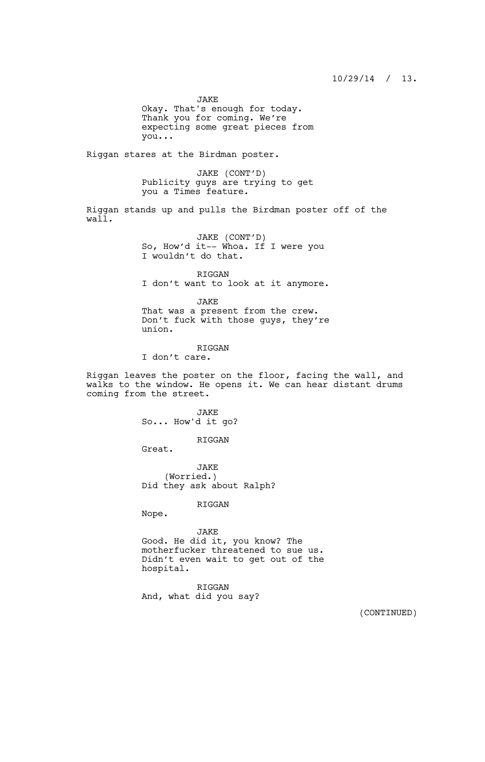JAKE
Okay. That's enough for today. Thank you for coming. We're expecting some great pieces from you...

Riggan stares at the Birdman poster.

JAKE (CONT'D)
Publicity guys are trying to get you a Times feature.

Riggan stands up and pulls the Birdman poster off of the wall.

JAKE (CONT'D)
So, How'd it-- Whoa. If I were you I wouldn't do that.

RIGGAN
I don't want to look at it anymore.

JAKE
That was a present from the crew. Don't fuck with those guys, they're union.

RIGGAN
I don't care.

Riggan leaves the poster on the floor, facing the wall, and walks to the window. He opens it. We can hear distant drums coming from the street.

JAKE
So... How'd it go?

RIGGAN
Great.

JAKE
(Worried.)
Did they ask about Ralph?

RIGGAN
Nope.

JAKE
Good. He did it, you know? The motherfucker threatened to sue us. Didn't even wait to get out of the hospital.

RIGGAN
And, what did you say?

(CONTINUED)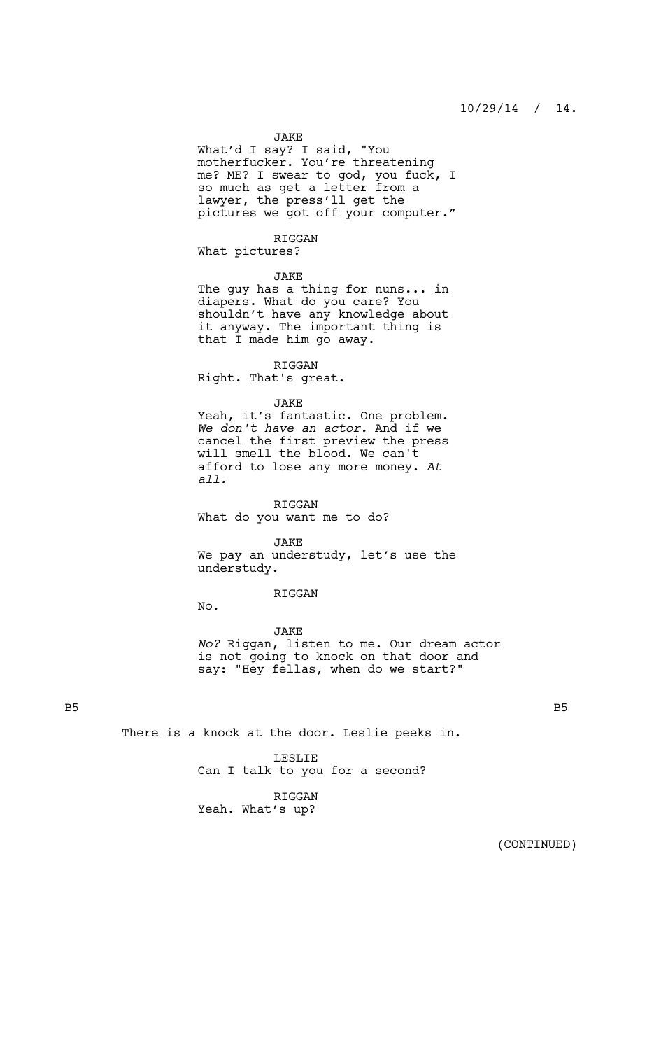JAKE
What'd I say? I said, "You motherfucker. You're threatening me? ME? I swear to god, you fuck, I so much as get a letter from a lawyer, the press'll get the pictures we got off your computer."

RIGGAN
What pictures?

JAKE
The guy has a thing for nuns... in diapers. What do you care? You shouldn't have any knowledge about it anyway. The important thing is that I made him go away.

RIGGAN
Right. That's great.

JAKE
Yeah, it's fantastic. One problem. *We don't have an actor.* And if we cancel the first preview the press will smell the blood. We can't afford to lose any more money. *At all.*

RIGGAN
What do you want me to do?

JAKE
We pay an understudy, let's use the understudy.

RIGGAN
No.

JAKE
*No?* Riggan, listen to me. Our dream actor is not going to knock on that door and say: "Hey fellas, when do we start?"

B5 B5

There is a knock at the door. Leslie peeks in.

LESLIE
Can I talk to you for a second?

RIGGAN
Yeah. What's up?

(CONTINUED)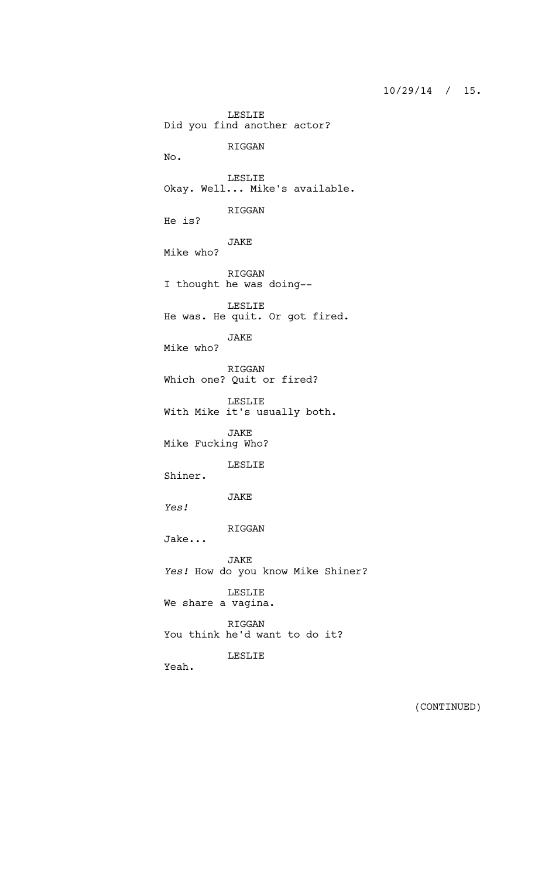LESLIE
Did you find another actor?

RIGGAN
No.

LESLIE
Okay. Well... Mike's available.

RIGGAN
He is?

JAKE
Mike who?

RIGGAN
I thought he was doing--

LESLIE
He was. He quit. Or got fired.

JAKE
Mike who?

RIGGAN
Which one? Quit or fired?

LESLIE
With Mike it's usually both.

JAKE
Mike Fucking Who?

LESLIE
Shiner.

JAKE
*Yes!*

RIGGAN
Jake...

JAKE
*Yes!* How do you know Mike Shiner?

LESLIE
We share a vagina.

RIGGAN
You think he'd want to do it?

LESLIE
Yeah.

(CONTINUED)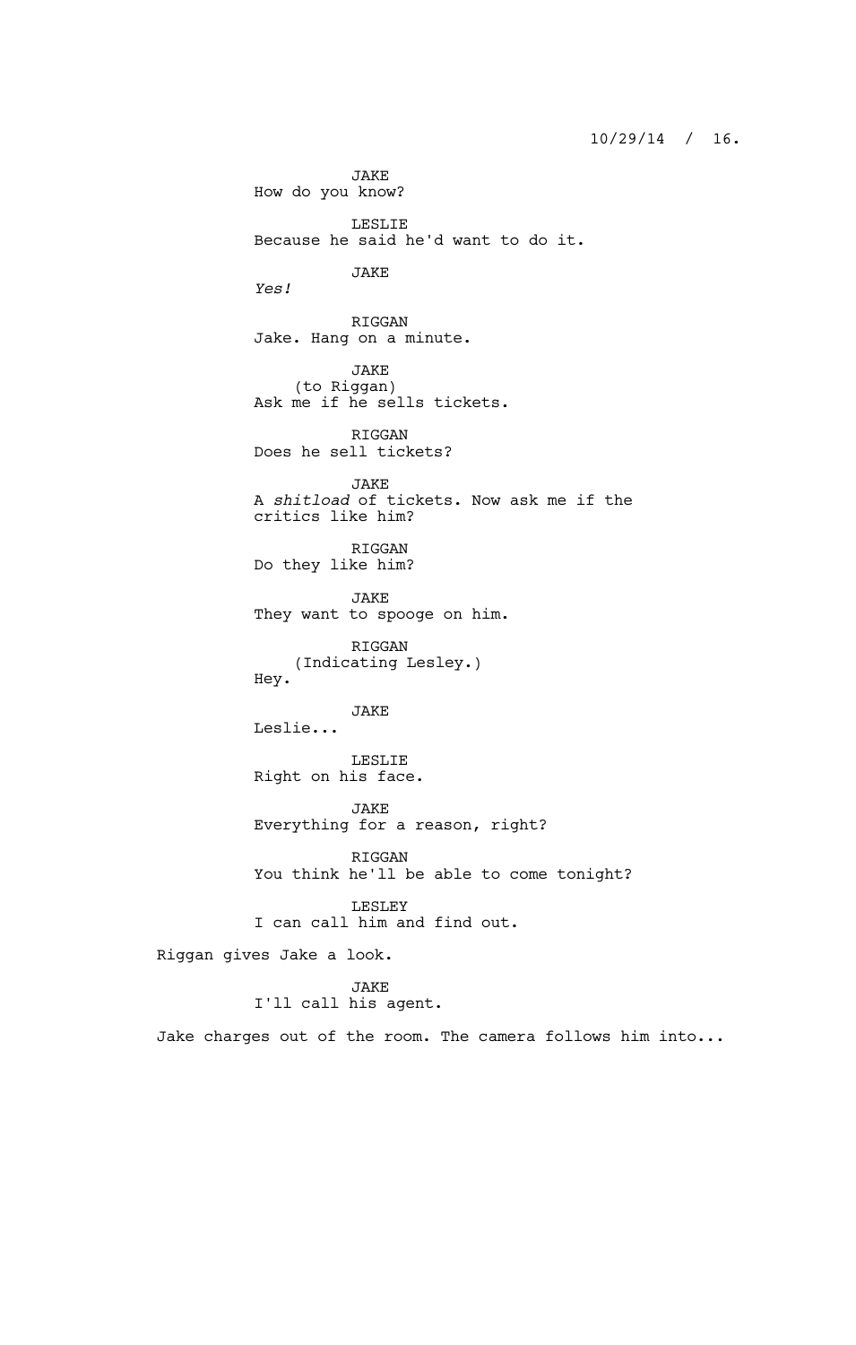JAKE
How do you know?

LESLIE
Because he said he'd want to do it.

JAKE
*Yes!*

RIGGAN
Jake. Hang on a minute.

JAKE
(to Riggan)
Ask me if he sells tickets.

RIGGAN
Does he sell tickets?

JAKE
A *shitload* of tickets. Now ask me if the critics like him?

RIGGAN
Do they like him?

JAKE
They want to spooge on him.

RIGGAN
(Indicating Lesley.)
Hey.

JAKE
Leslie...

LESLIE
Right on his face.

JAKE
Everything for a reason, right?

RIGGAN
You think he'll be able to come tonight?

LESLEY
I can call him and find out.

Riggan gives Jake a look.

JAKE
I'll call his agent.

Jake charges out of the room. The camera follows him into...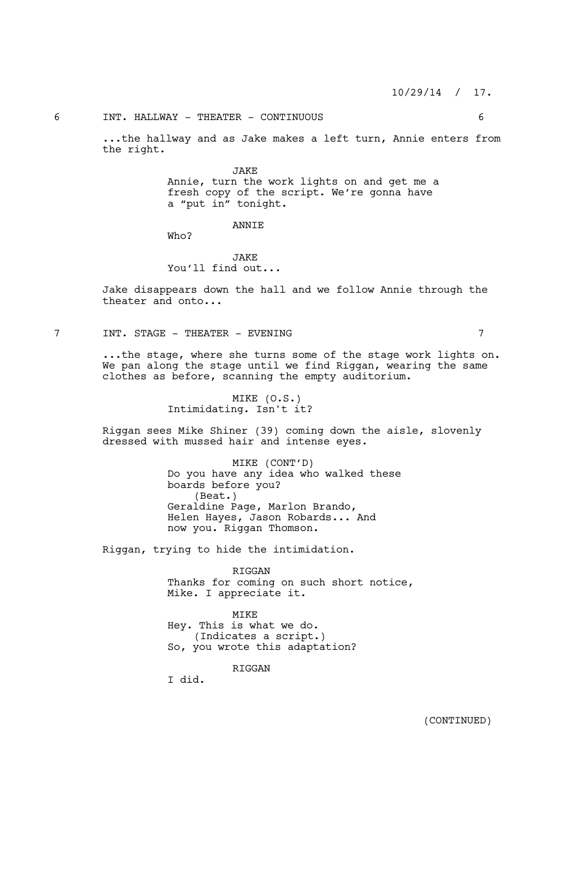6 INT. HALLWAY - THEATER - CONTINUOUS 6

...the hallway and as Jake makes a left turn, Annie enters from the right.

JAKE
Annie, turn the work lights on and get me a fresh copy of the script. We're gonna have a "put in" tonight.

ANNIE
Who?

JAKE
You'll find out...

Jake disappears down the hall and we follow Annie through the theater and onto...

7 INT. STAGE - THEATER - EVENING 7

...the stage, where she turns some of the stage work lights on. We pan along the stage until we find Riggan, wearing the same clothes as before, scanning the empty auditorium.

MIKE (O.S.)
Intimidating. Isn't it?

Riggan sees Mike Shiner (39) coming down the aisle, slovenly dressed with mussed hair and intense eyes.

MIKE (CONT'D)
Do you have any idea who walked these boards before you?
(Beat.)
Geraldine Page, Marlon Brando, Helen Hayes, Jason Robards... And now you. Riggan Thomson.

Riggan, trying to hide the intimidation.

RIGGAN
Thanks for coming on such short notice, Mike. I appreciate it.

MIKE
Hey. This is what we do.
(Indicates a script.)
So, you wrote this adaptation?

RIGGAN
I did.

(CONTINUED)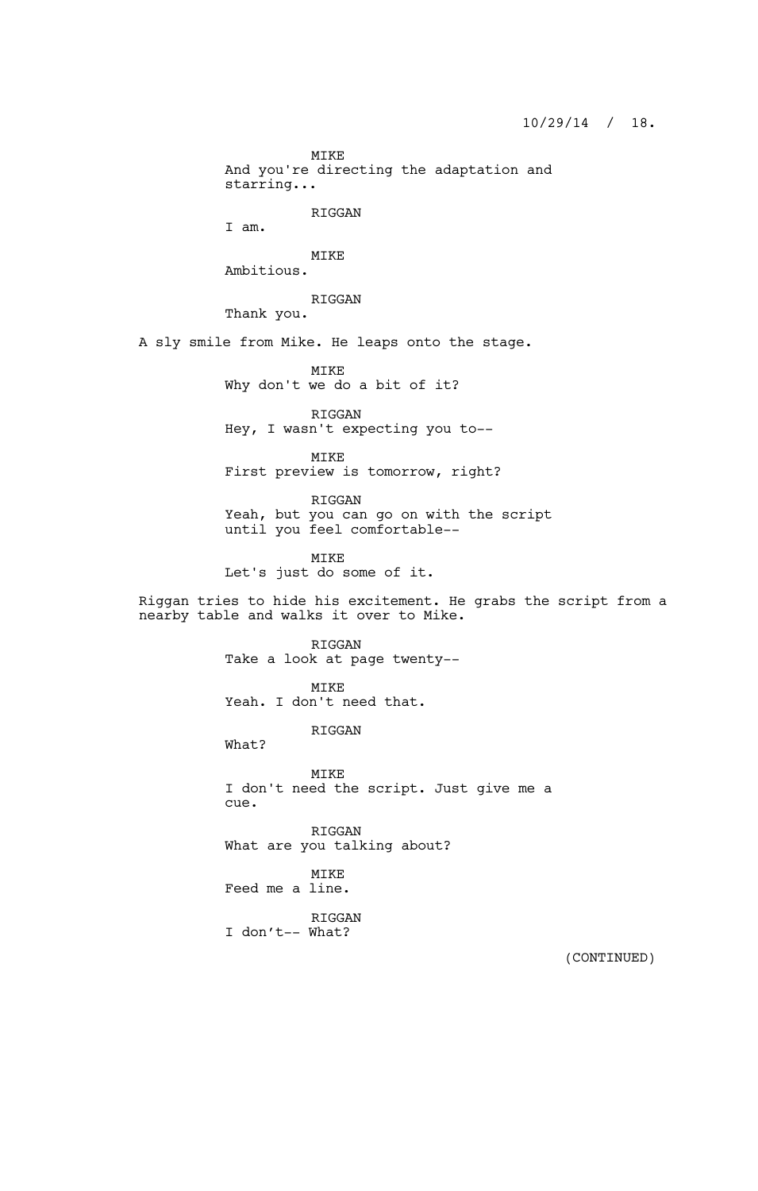MIKE
And you're directing the adaptation and starring...

RIGGAN
I am.

MIKE
Ambitious.

RIGGAN
Thank you.

A sly smile from Mike. He leaps onto the stage.

MIKE
Why don't we do a bit of it?

RIGGAN
Hey, I wasn't expecting you to--

MIKE
First preview is tomorrow, right?

RIGGAN
Yeah, but you can go on with the script until you feel comfortable--

MIKE
Let's just do some of it.

Riggan tries to hide his excitement. He grabs the script from a nearby table and walks it over to Mike.

RIGGAN
Take a look at page twenty--

MIKE
Yeah. I don't need that.

RIGGAN
What?

MIKE
I don't need the script. Just give me a cue.

RIGGAN
What are you talking about?

MIKE
Feed me a line.

RIGGAN
I don't-- What?

(CONTINUED)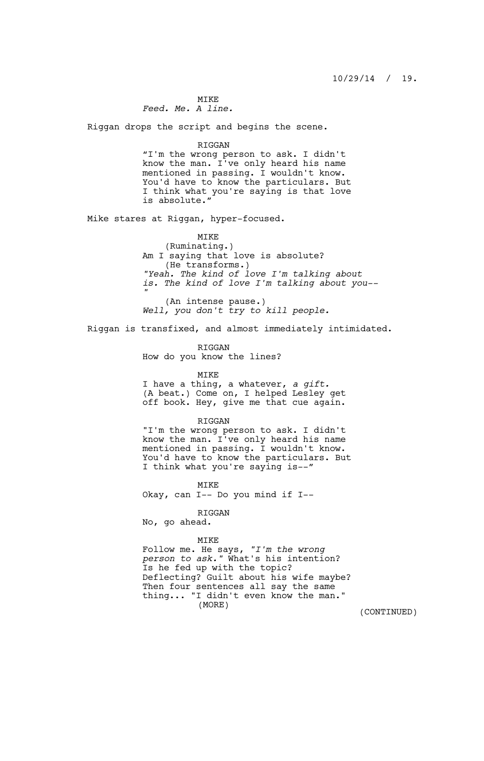MIKE
*Feed. Me. A line.*

Riggan drops the script and begins the scene.

RIGGAN
"I'm the wrong person to ask. I didn't know the man. I've only heard his name mentioned in passing. I wouldn't know. You'd have to know the particulars. But I think what you're saying is that love is absolute."

Mike stares at Riggan, hyper-focused.

MIKE
(Ruminating.)
Am I saying that love is absolute?
(He transforms.)
*"Yeah. The kind of love I'm talking about is. The kind of love I'm talking about you--"*
(An intense pause.)
*Well, you don't try to kill people.*

Riggan is transfixed, and almost immediately intimidated.

RIGGAN
How do you know the lines?

MIKE
I have a thing, a whatever, *a gift.* (A beat.) Come on, I helped Lesley get off book. Hey, give me that cue again.

RIGGAN
"I'm the wrong person to ask. I didn't know the man. I've only heard his name mentioned in passing. I wouldn't know. You'd have to know the particulars. But I think what you're saying is--"

MIKE
Okay, can I-- Do you mind if I--

RIGGAN
No, go ahead.

MIKE
Follow me. He says, *"I'm the wrong person to ask."* What's his intention? Is he fed up with the topic? Deflecting? Guilt about his wife maybe? Then four sentences all say the same thing... "I didn't even know the man."
(MORE)

(CONTINUED)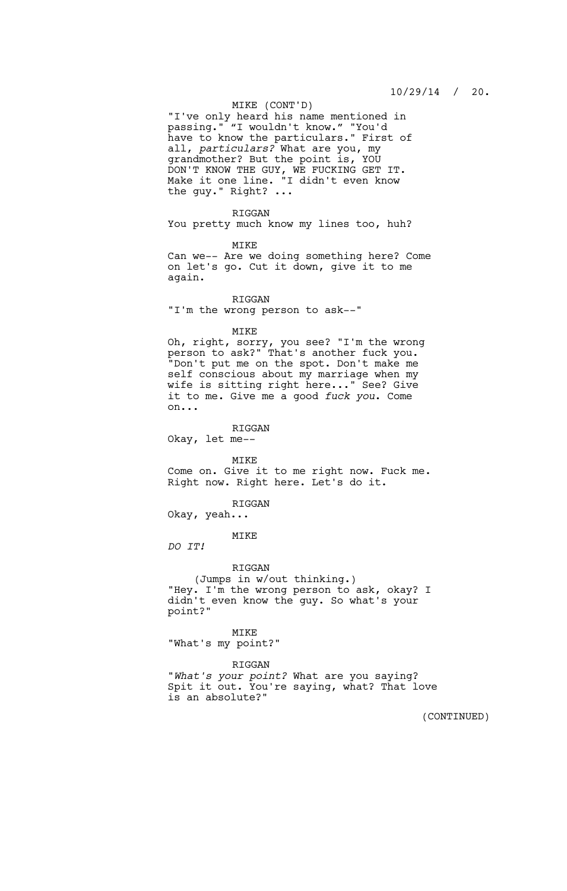MIKE (CONT'D)

"I've only heard his name mentioned in passing." "I wouldn't know." "You'd have to know the particulars." First of all, *particulars?* What are you, my grandmother? But the point is, YOU DON'T KNOW THE GUY, WE FUCKING GET IT. Make it one line. "I didn't even know the guy." Right? ...

RIGGAN

You pretty much know my lines too, huh?

MIKE

Can we-- Are we doing something here? Come on let's go. Cut it down, give it to me again.

RIGGAN

"I'm the wrong person to ask--"

MIKE

Oh, right, sorry, you see? "I'm the wrong person to ask?" That's another fuck you. "Don't put me on the spot. Don't make me self conscious about my marriage when my wife is sitting right here..." See? Give it to me. Give me a good *fuck you*. Come on...

RIGGAN

Okay, let me--

MIKE

Come on. Give it to me right now. Fuck me. Right now. Right here. Let's do it.

RIGGAN

Okay, yeah...

MIKE

*DO IT!*

RIGGAN

(Jumps in w/out thinking.)

"Hey. I'm the wrong person to ask, okay? I didn't even know the guy. So what's your point?"

MIKE

"What's my point?"

RIGGAN

"*What's your point?* What are you saying? Spit it out. You're saying, what? That love is an absolute?"

(CONTINUED)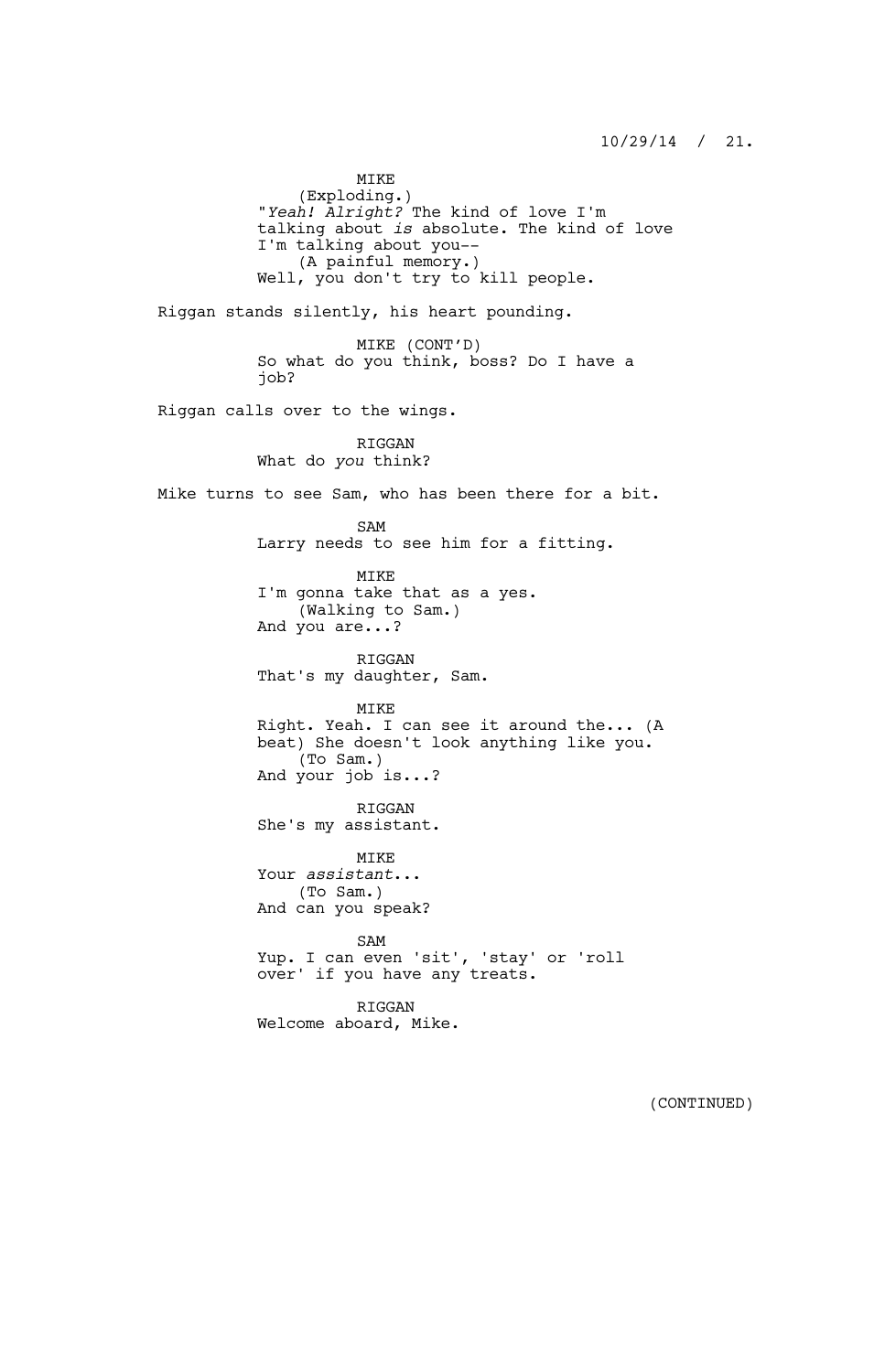MIKE
(Exploding.)
"*Yeah! Alright?* The kind of love I'm talking about *is* absolute. The kind of love I'm talking about you--
(A painful memory.)
Well, you don't try to kill people.

Riggan stands silently, his heart pounding.

MIKE (CONT'D)
So what do you think, boss? Do I have a job?

Riggan calls over to the wings.

RIGGAN
What do *you* think?

Mike turns to see Sam, who has been there for a bit.

SAM
Larry needs to see him for a fitting.

MIKE
I'm gonna take that as a yes.
(Walking to Sam.)
And you are...?

RIGGAN
That's my daughter, Sam.

MIKE
Right. Yeah. I can see it around the... (A beat) She doesn't look anything like you.
(To Sam.)
And your job is...?

RIGGAN
She's my assistant.

MIKE
Your *assistant*...
(To Sam.)
And can you speak?

SAM
Yup. I can even 'sit', 'stay' or 'roll over' if you have any treats.

RIGGAN
Welcome aboard, Mike.

(CONTINUED)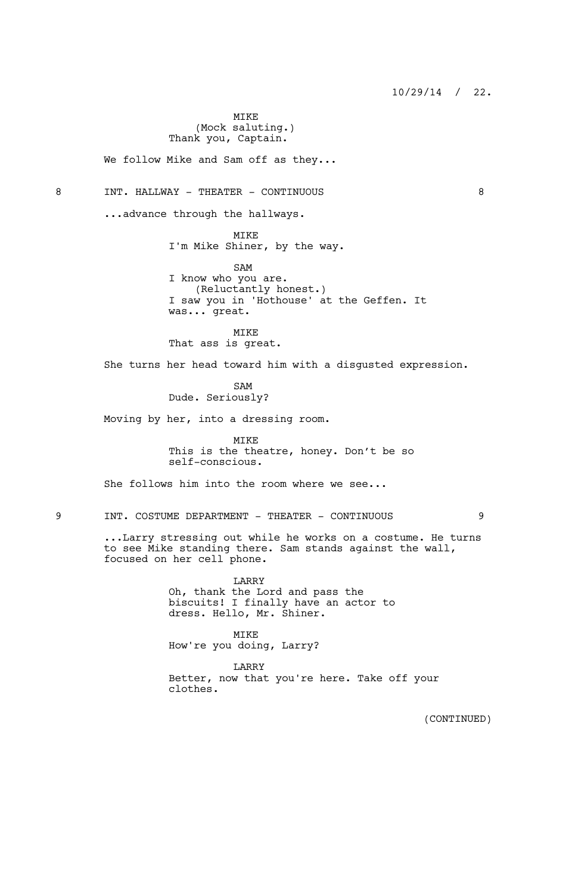MIKE
(Mock saluting.)
Thank you, Captain.

We follow Mike and Sam off as they...

8 INT. HALLWAY - THEATER - CONTINUOUS 8

...advance through the hallways.

MIKE
I'm Mike Shiner, by the way.

SAM
I know who you are.
(Reluctantly honest.)
I saw you in 'Hothouse' at the Geffen. It was... great.

MIKE
That ass is great.

She turns her head toward him with a disgusted expression.

SAM
Dude. Seriously?

Moving by her, into a dressing room.

MIKE
This is the theatre, honey. Don't be so self-conscious.

She follows him into the room where we see...

9 INT. COSTUME DEPARTMENT - THEATER - CONTINUOUS 9

...Larry stressing out while he works on a costume. He turns to see Mike standing there. Sam stands against the wall, focused on her cell phone.

LARRY
Oh, thank the Lord and pass the biscuits! I finally have an actor to dress. Hello, Mr. Shiner.

MIKE
How're you doing, Larry?

LARRY
Better, now that you're here. Take off your clothes.

(CONTINUED)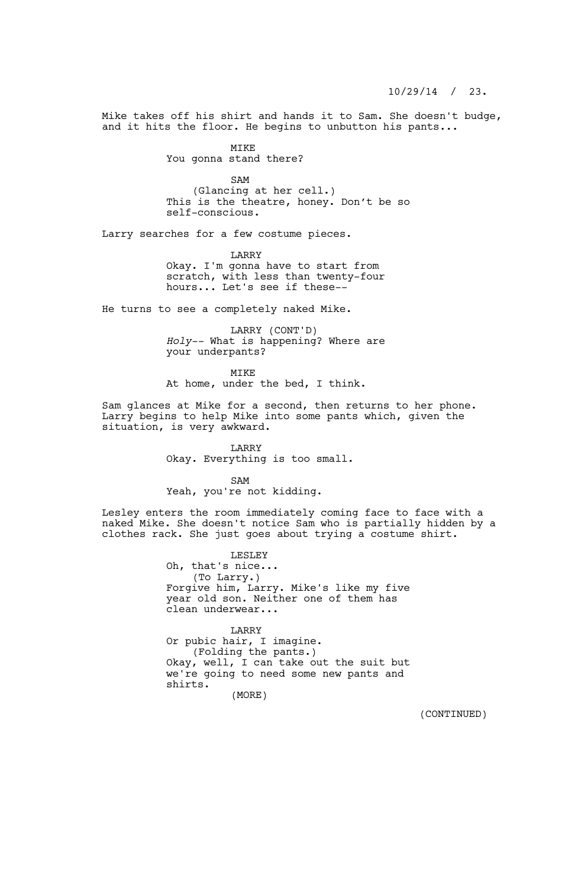Mike takes off his shirt and hands it to Sam. She doesn't budge, and it hits the floor. He begins to unbutton his pants...

MIKE
You gonna stand there?

SAM
(Glancing at her cell.)
This is the theatre, honey. Don't be so self-conscious.

Larry searches for a few costume pieces.

LARRY
Okay. I'm gonna have to start from scratch, with less than twenty-four hours... Let's see if these--

He turns to see a completely naked Mike.

LARRY (CONT'D)
*Holy*-- What is happening? Where are your underpants?

MIKE
At home, under the bed, I think.

Sam glances at Mike for a second, then returns to her phone. Larry begins to help Mike into some pants which, given the situation, is very awkward.

LARRY
Okay. Everything is too small.

SAM
Yeah, you're not kidding.

Lesley enters the room immediately coming face to face with a naked Mike. She doesn't notice Sam who is partially hidden by a clothes rack. She just goes about trying a costume shirt.

LESLEY
Oh, that's nice...
(To Larry.)
Forgive him, Larry. Mike's like my five year old son. Neither one of them has clean underwear...

LARRY
Or pubic hair, I imagine.
(Folding the pants.)
Okay, well, I can take out the suit but we're going to need some new pants and shirts.
(MORE)

(CONTINUED)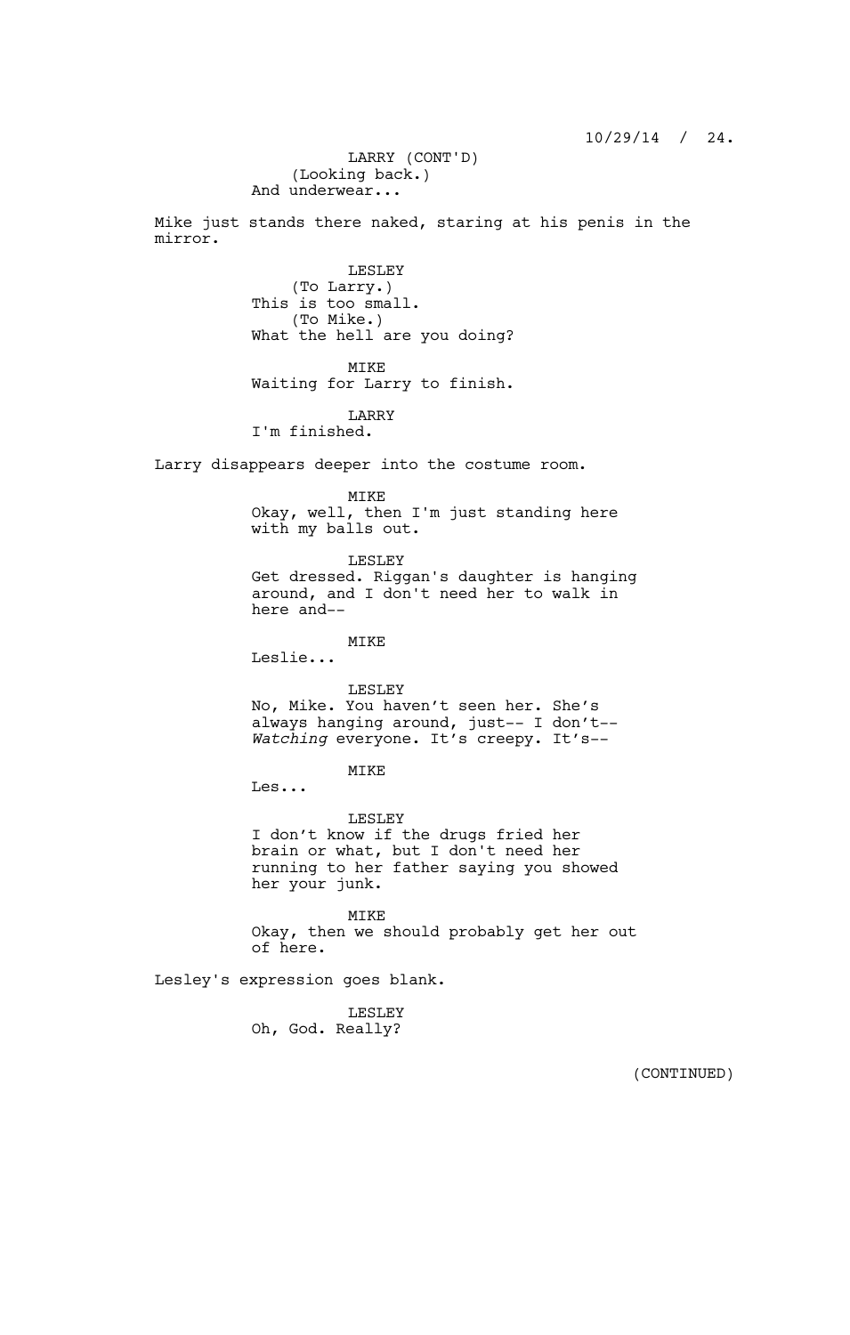LARRY (CONT'D)
(Looking back.)
And underwear...

Mike just stands there naked, staring at his penis in the mirror.

LESLEY
(To Larry.)
This is too small.
(To Mike.)
What the hell are you doing?

MIKE
Waiting for Larry to finish.

LARRY
I'm finished.

Larry disappears deeper into the costume room.

MIKE
Okay, well, then I'm just standing here with my balls out.

LESLEY
Get dressed. Riggan's daughter is hanging around, and I don't need her to walk in here and--

MIKE
Leslie...

LESLEY
No, Mike. You haven't seen her. She's always hanging around, just-- I don't-- *Watching* everyone. It's creepy. It's--

MIKE
Les...

LESLEY
I don't know if the drugs fried her brain or what, but I don't need her running to her father saying you showed her your junk.

MIKE
Okay, then we should probably get her out of here.

Lesley's expression goes blank.

LESLEY
Oh, God. Really?

(CONTINUED)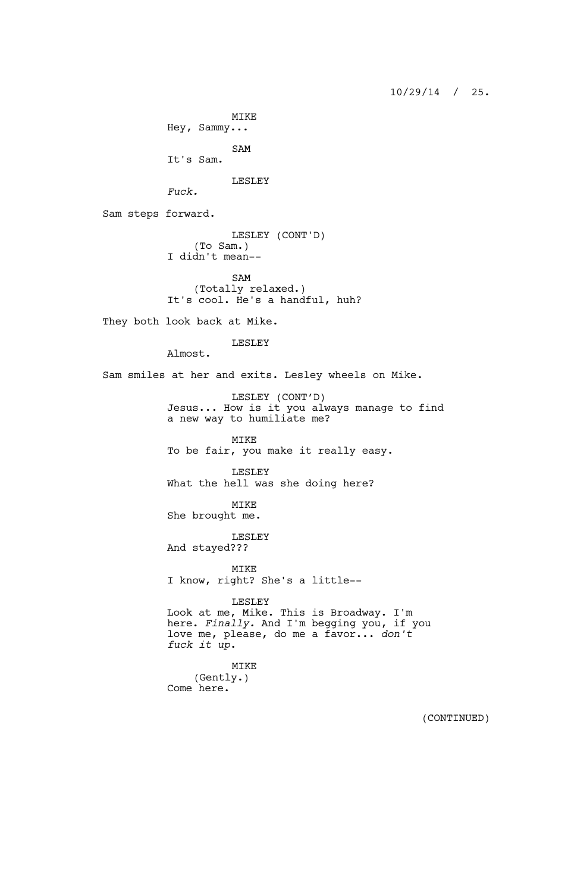MIKE
Hey, Sammy...

SAM
It's Sam.

LESLEY
*Fuck.*

Sam steps forward.

LESLEY (CONT'D)
(To Sam.)
I didn't mean--

SAM
(Totally relaxed.)
It's cool. He's a handful, huh?

They both look back at Mike.

LESLEY
Almost.

Sam smiles at her and exits. Lesley wheels on Mike.

LESLEY (CONT'D)
Jesus... How is it you always manage to find a new way to humiliate me?

MIKE
To be fair, you make it really easy.

LESLEY
What the hell was she doing here?

MIKE
She brought me.

LESLEY
And stayed???

MIKE
I know, right? She's a little--

LESLEY
Look at me, Mike. This is Broadway. I'm here. *Finally.* And I'm begging you, if you love me, please, do me a favor... *don't fuck it up.*

MIKE
(Gently.)
Come here.

(CONTINUED)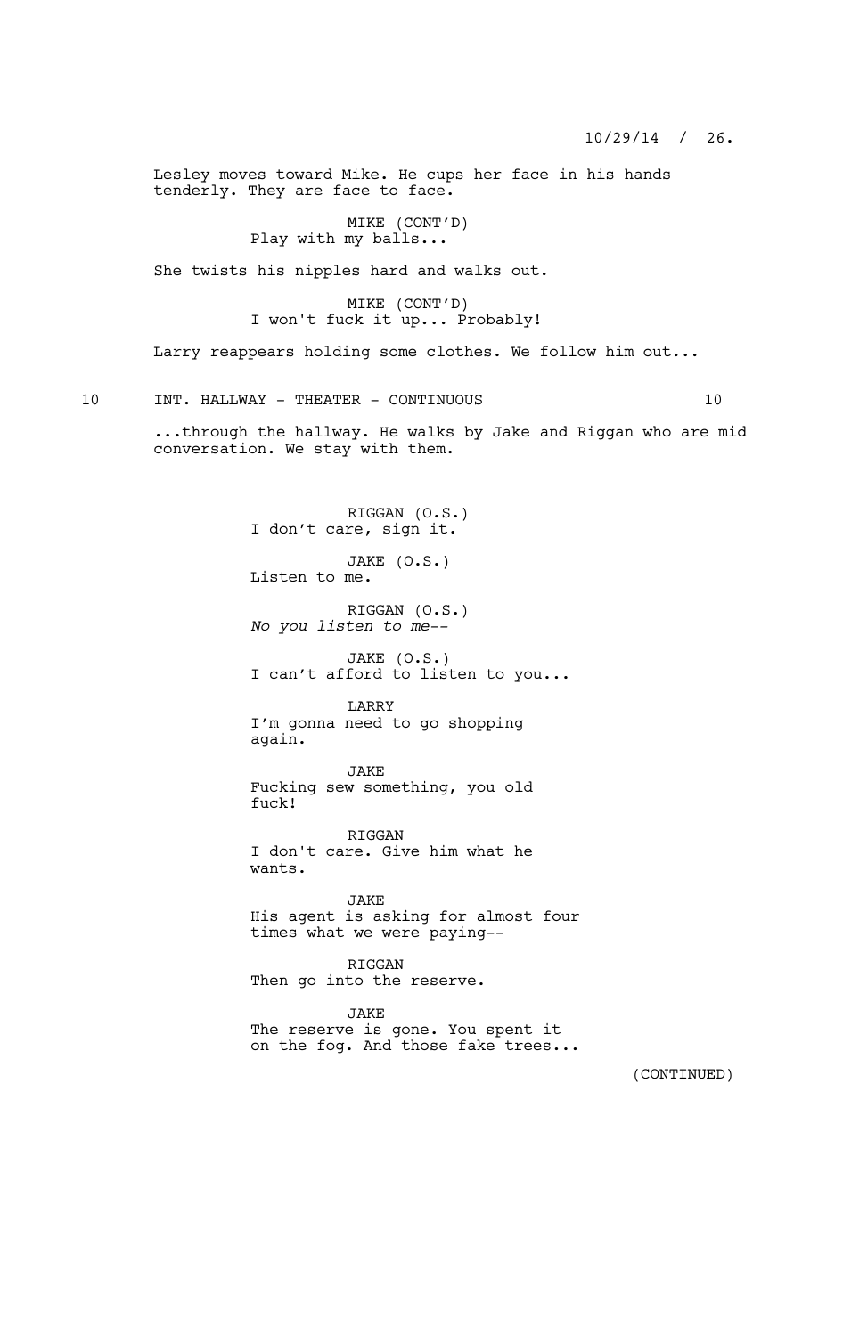Lesley moves toward Mike. He cups her face in his hands tenderly. They are face to face.

MIKE (CONT'D)
Play with my balls...

She twists his nipples hard and walks out.

MIKE (CONT'D)
I won't fuck it up... Probably!

Larry reappears holding some clothes. We follow him out...

10 INT. HALLWAY - THEATER - CONTINUOUS 10

...through the hallway. He walks by Jake and Riggan who are mid conversation. We stay with them.

RIGGAN (O.S.)
I don't care, sign it.

JAKE (O.S.)
Listen to me.

RIGGAN (O.S.)
*No you listen to me--*

JAKE (O.S.)
I can't afford to listen to you...

LARRY
I'm gonna need to go shopping again.

JAKE
Fucking sew something, you old fuck!

RIGGAN
I don't care. Give him what he wants.

JAKE
His agent is asking for almost four times what we were paying--

RIGGAN
Then go into the reserve.

JAKE
The reserve is gone. You spent it on the fog. And those fake trees...

(CONTINUED)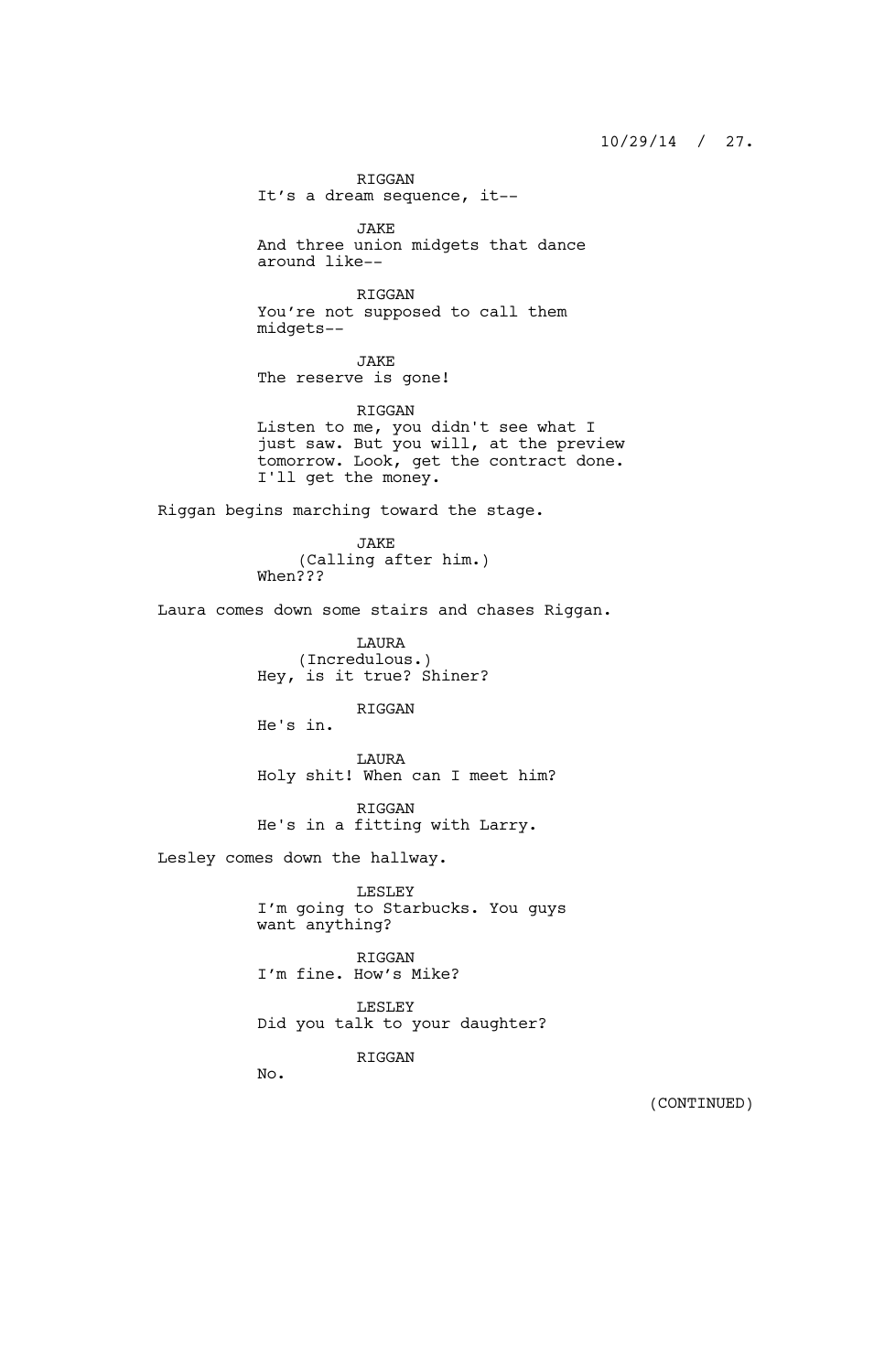RIGGAN
It's a dream sequence, it--

JAKE
And three union midgets that dance around like--

RIGGAN
You're not supposed to call them midgets--

JAKE
The reserve is gone!

RIGGAN
Listen to me, you didn't see what I just saw. But you will, at the preview tomorrow. Look, get the contract done. I'll get the money.

Riggan begins marching toward the stage.

JAKE
(Calling after him.)
When???

Laura comes down some stairs and chases Riggan.

LAURA
(Incredulous.)
Hey, is it true? Shiner?

RIGGAN
He's in.

LAURA
Holy shit! When can I meet him?

RIGGAN
He's in a fitting with Larry.

Lesley comes down the hallway.

LESLEY
I'm going to Starbucks. You guys want anything?

RIGGAN
I'm fine. How's Mike?

LESLEY
Did you talk to your daughter?

RIGGAN
No.

(CONTINUED)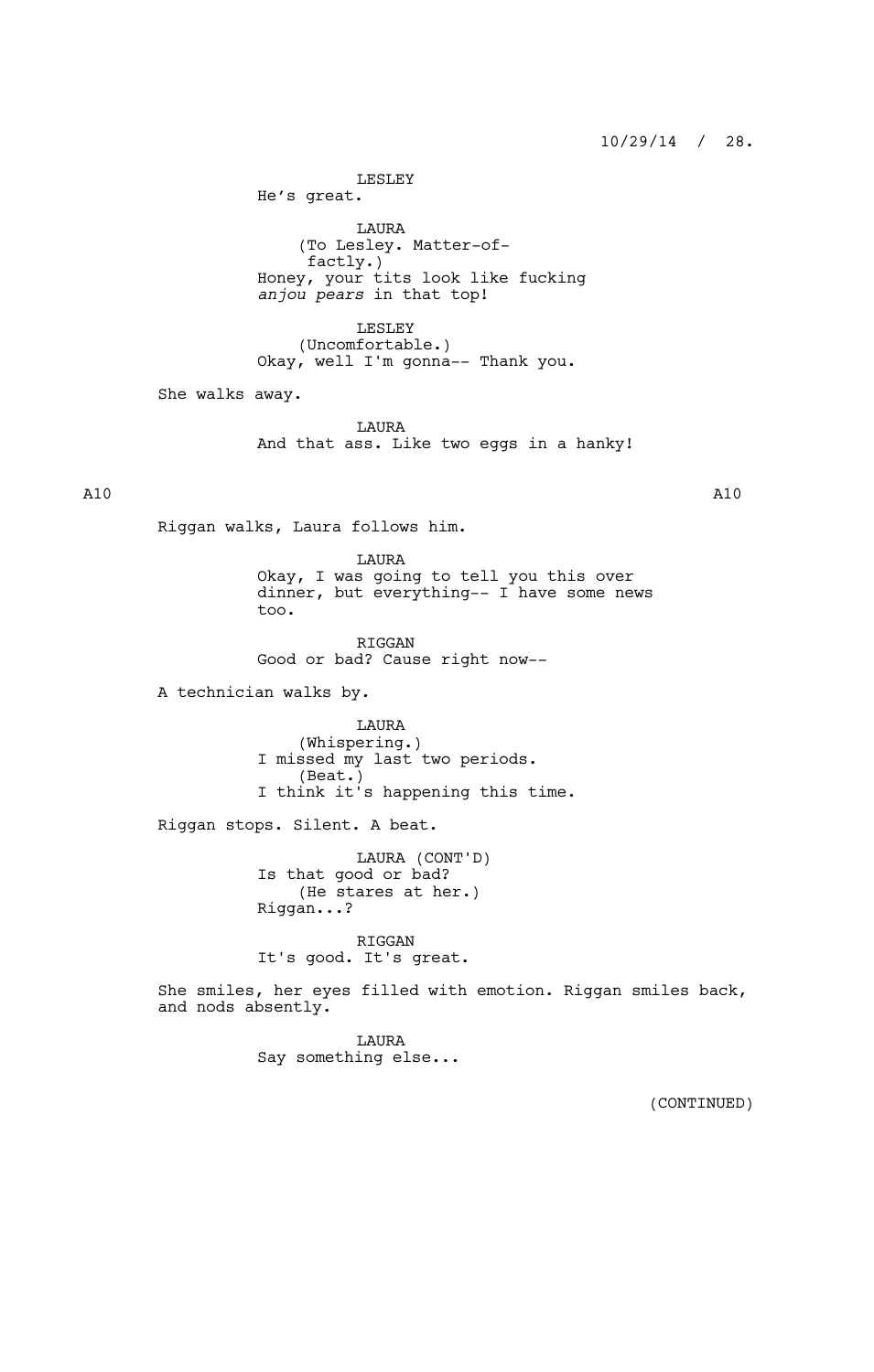LESLEY
He's great.

LAURA
(To Lesley. Matter-of-factly.)
Honey, your tits look like fucking *anjou pears* in that top!

LESLEY
(Uncomfortable.)
Okay, well I'm gonna-- Thank you.

She walks away.

LAURA
And that ass. Like two eggs in a hanky!

A10 A10

Riggan walks, Laura follows him.

LAURA
Okay, I was going to tell you this over dinner, but everything-- I have some news too.

RIGGAN
Good or bad? Cause right now--

A technician walks by.

LAURA
(Whispering.)
I missed my last two periods.
(Beat.)
I think it's happening this time.

Riggan stops. Silent. A beat.

LAURA (CONT'D)
Is that good or bad?
(He stares at her.)
Riggan...?

RIGGAN
It's good. It's great.

She smiles, her eyes filled with emotion. Riggan smiles back, and nods absently.

LAURA
Say something else...

(CONTINUED)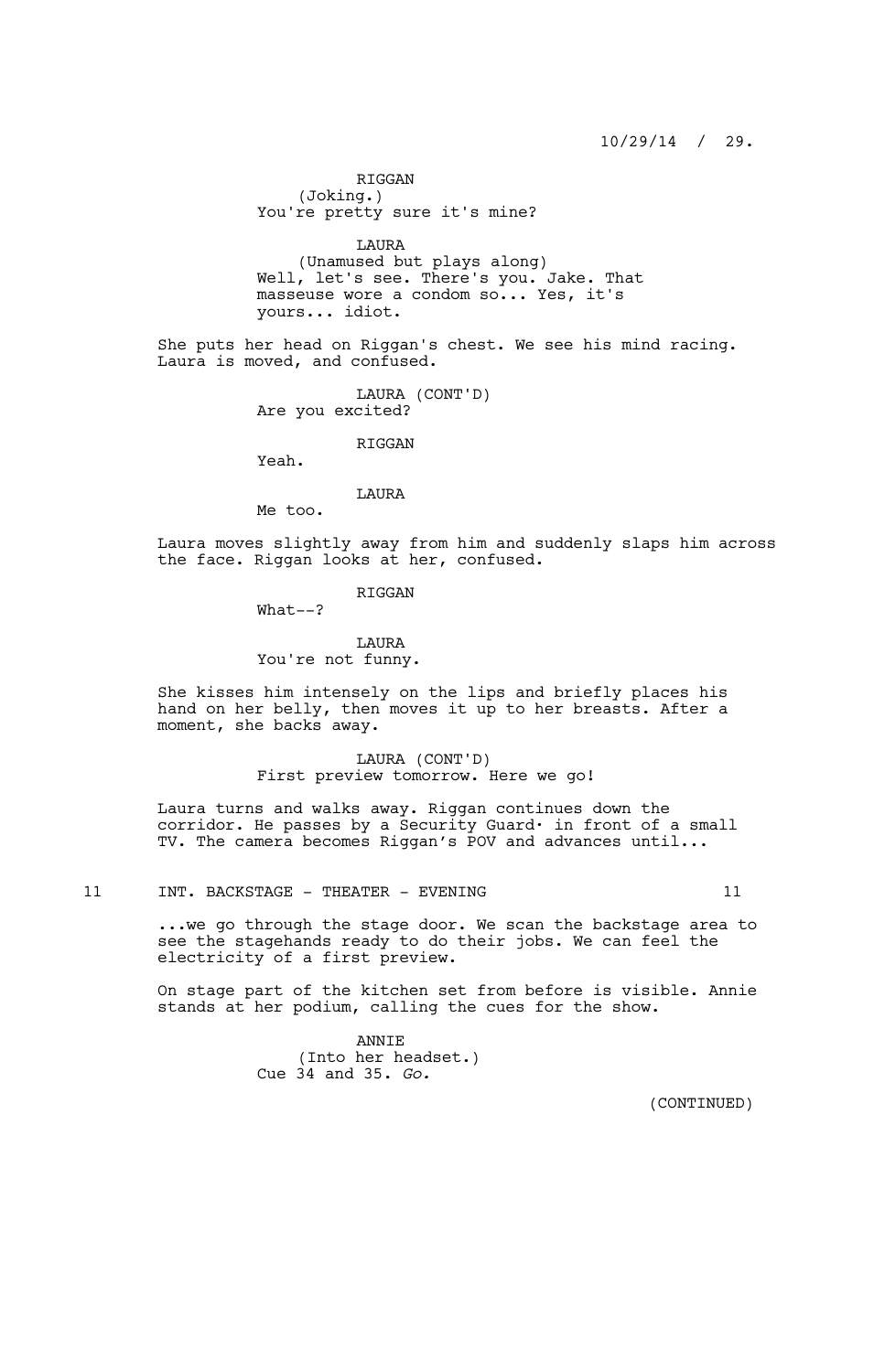RIGGAN
(Joking.)
You're pretty sure it's mine?

LAURA
(Unamused but plays along)
Well, let's see. There's you. Jake. That masseuse wore a condom so... Yes, it's yours... idiot.

She puts her head on Riggan's chest. We see his mind racing. Laura is moved, and confused.

LAURA (CONT'D)
Are you excited?

RIGGAN
Yeah.

LAURA
Me too.

Laura moves slightly away from him and suddenly slaps him across the face. Riggan looks at her, confused.

RIGGAN
What--?

LAURA
You're not funny.

She kisses him intensely on the lips and briefly places his hand on her belly, then moves it up to her breasts. After a moment, she backs away.

LAURA (CONT'D)
First preview tomorrow. Here we go!

Laura turns and walks away. Riggan continues down the corridor. He passes by a Security Guard· in front of a small TV. The camera becomes Riggan's POV and advances until...

11 INT. BACKSTAGE - THEATER - EVENING 11

...we go through the stage door. We scan the backstage area to see the stagehands ready to do their jobs. We can feel the electricity of a first preview.

On stage part of the kitchen set from before is visible. Annie stands at her podium, calling the cues for the show.

ANNIE
(Into her headset.)
Cue 34 and 35. *Go.*

(CONTINUED)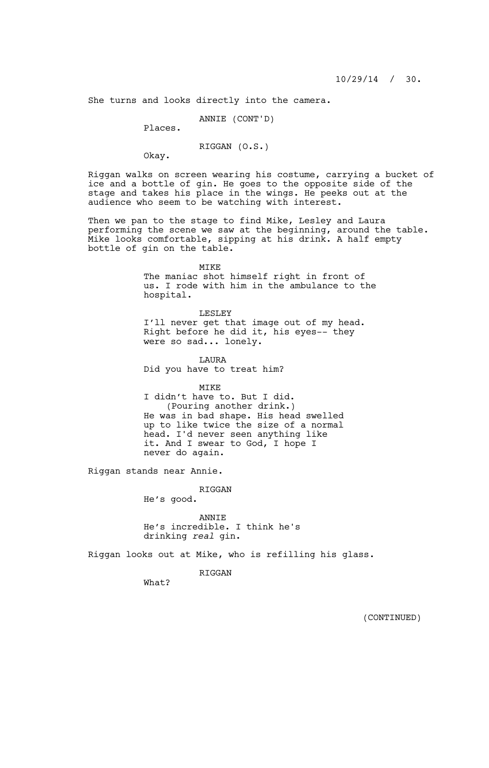She turns and looks directly into the camera.

ANNIE (CONT'D)
Places.

RIGGAN (O.S.)
Okay.

Riggan walks on screen wearing his costume, carrying a bucket of ice and a bottle of gin. He goes to the opposite side of the stage and takes his place in the wings. He peeks out at the audience who seem to be watching with interest.

Then we pan to the stage to find Mike, Lesley and Laura performing the scene we saw at the beginning, around the table. Mike looks comfortable, sipping at his drink. A half empty bottle of gin on the table.

MIKE
The maniac shot himself right in front of us. I rode with him in the ambulance to the hospital.

LESLEY
I'll never get that image out of my head. Right before he did it, his eyes-- they were so sad... lonely.

LAURA
Did you have to treat him?

MIKE
I didn't have to. But I did.
(Pouring another drink.)
He was in bad shape. His head swelled up to like twice the size of a normal head. I'd never seen anything like it. And I swear to God, I hope I never do again.

Riggan stands near Annie.

RIGGAN
He's good.

ANNIE
He's incredible. I think he's drinking *real* gin.

Riggan looks out at Mike, who is refilling his glass.

RIGGAN
What?

(CONTINUED)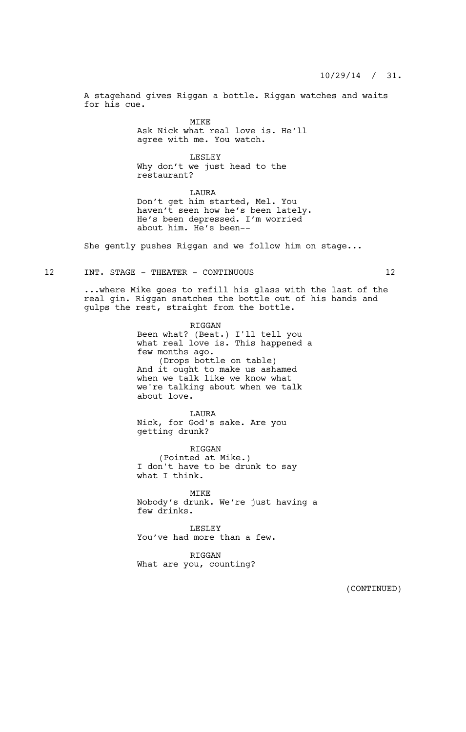A stagehand gives Riggan a bottle. Riggan watches and waits for his cue.

MIKE
Ask Nick what real love is. He'll agree with me. You watch.

LESLEY
Why don't we just head to the restaurant?

LAURA
Don't get him started, Mel. You haven't seen how he's been lately. He's been depressed. I'm worried about him. He's been--

She gently pushes Riggan and we follow him on stage...

12 INT. STAGE - THEATER - CONTINUOUS 12

...where Mike goes to refill his glass with the last of the real gin. Riggan snatches the bottle out of his hands and gulps the rest, straight from the bottle.

RIGGAN
Been what? (Beat.) I'll tell you what real love is. This happened a few months ago.
(Drops bottle on table)
And it ought to make us ashamed when we talk like we know what we're talking about when we talk about love.

LAURA
Nick, for God's sake. Are you getting drunk?

RIGGAN
(Pointed at Mike.)
I don't have to be drunk to say what I think.

MIKE
Nobody's drunk. We're just having a few drinks.

LESLEY
You've had more than a few.

RIGGAN
What are you, counting?

(CONTINUED)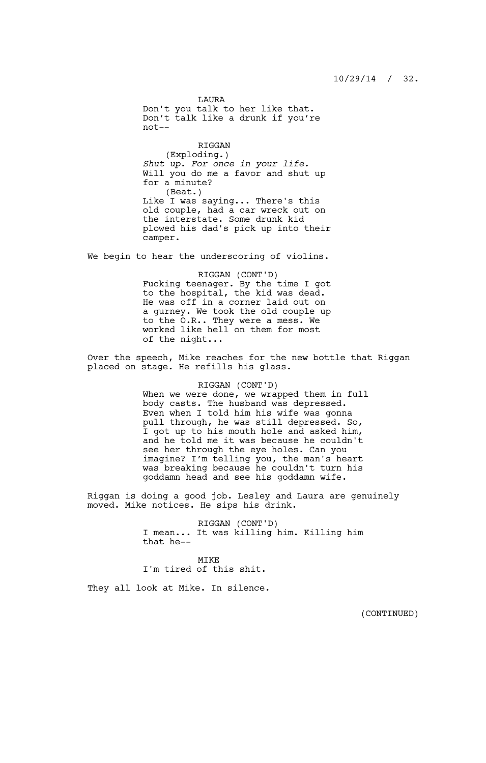LAURA
Don't you talk to her like that. Don't talk like a drunk if you're not--

RIGGAN
(Exploding.)
*Shut up. For once in your life.* Will you do me a favor and shut up for a minute?
(Beat.)
Like I was saying... There's this old couple, had a car wreck out on the interstate. Some drunk kid plowed his dad's pick up into their camper.

We begin to hear the underscoring of violins.

RIGGAN (CONT'D)
Fucking teenager. By the time I got to the hospital, the kid was dead. He was off in a corner laid out on a gurney. We took the old couple up to the O.R.. They were a mess. We worked like hell on them for most of the night...

Over the speech, Mike reaches for the new bottle that Riggan placed on stage. He refills his glass.

RIGGAN (CONT'D)
When we were done, we wrapped them in full body casts. The husband was depressed. Even when I told him his wife was gonna pull through, he was still depressed. So, I got up to his mouth hole and asked him, and he told me it was because he couldn't see her through the eye holes. Can you imagine? I'm telling you, the man's heart was breaking because he couldn't turn his goddamn head and see his goddamn wife.

Riggan is doing a good job. Lesley and Laura are genuinely moved. Mike notices. He sips his drink.

RIGGAN (CONT'D)
I mean... It was killing him. Killing him that he--

MIKE
I'm tired of this shit.

They all look at Mike. In silence.

(CONTINUED)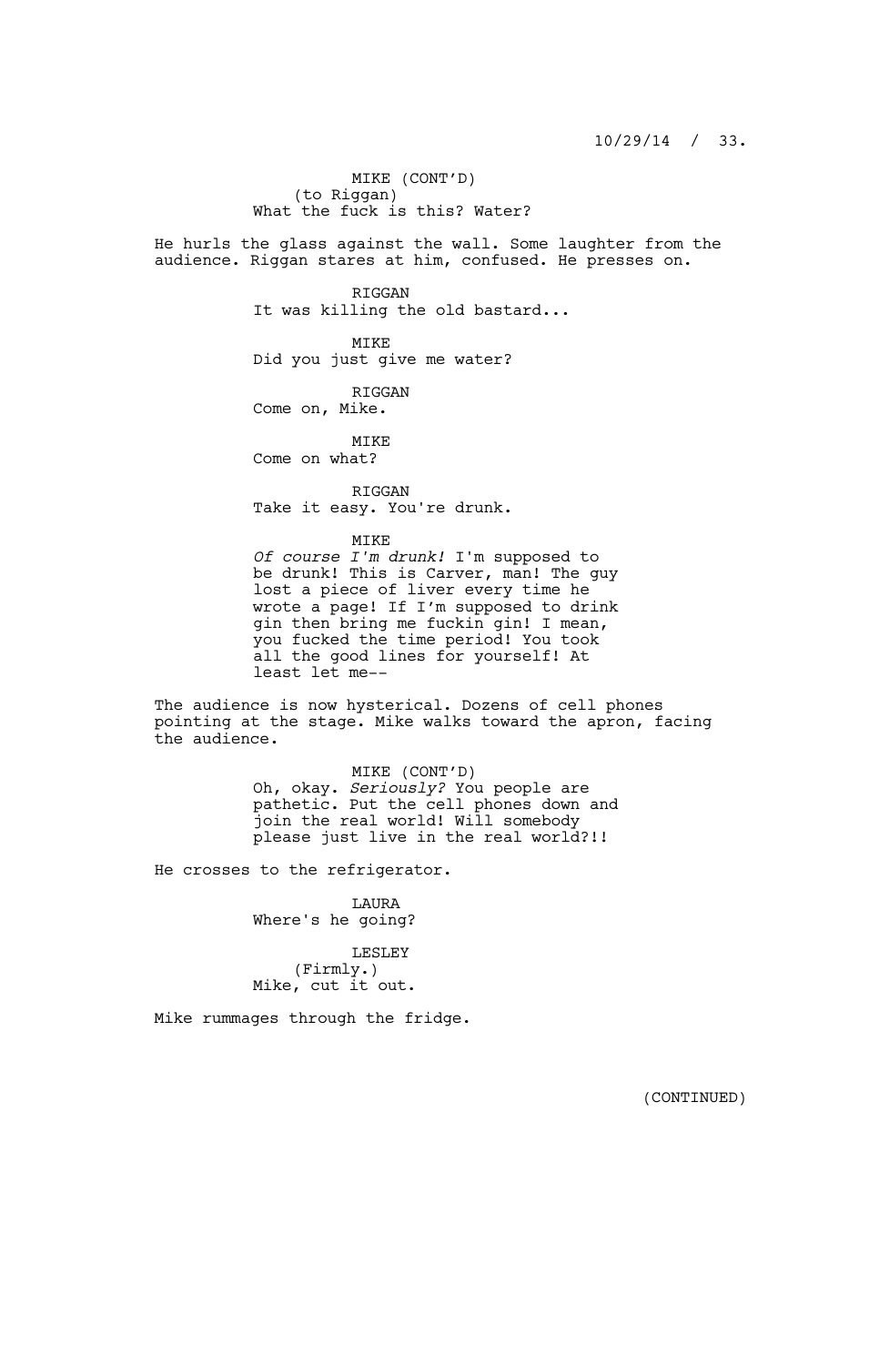MIKE (CONT'D)
(to Riggan)
What the fuck is this? Water?

He hurls the glass against the wall. Some laughter from the audience. Riggan stares at him, confused. He presses on.

RIGGAN
It was killing the old bastard...

MIKE
Did you just give me water?

RIGGAN
Come on, Mike.

MIKE
Come on what?

RIGGAN
Take it easy. You're drunk.

MIKE
*Of course I'm drunk!* I'm supposed to be drunk! This is Carver, man! The guy lost a piece of liver every time he wrote a page! If I'm supposed to drink gin then bring me fuckin gin! I mean, you fucked the time period! You took all the good lines for yourself! At least let me--

The audience is now hysterical. Dozens of cell phones pointing at the stage. Mike walks toward the apron, facing the audience.

MIKE (CONT'D)
Oh, okay. *Seriously?* You people are pathetic. Put the cell phones down and join the real world! Will somebody please just live in the real world?!!

He crosses to the refrigerator.

LAURA
Where's he going?

LESLEY
(Firmly.)
Mike, cut it out.

Mike rummages through the fridge.

(CONTINUED)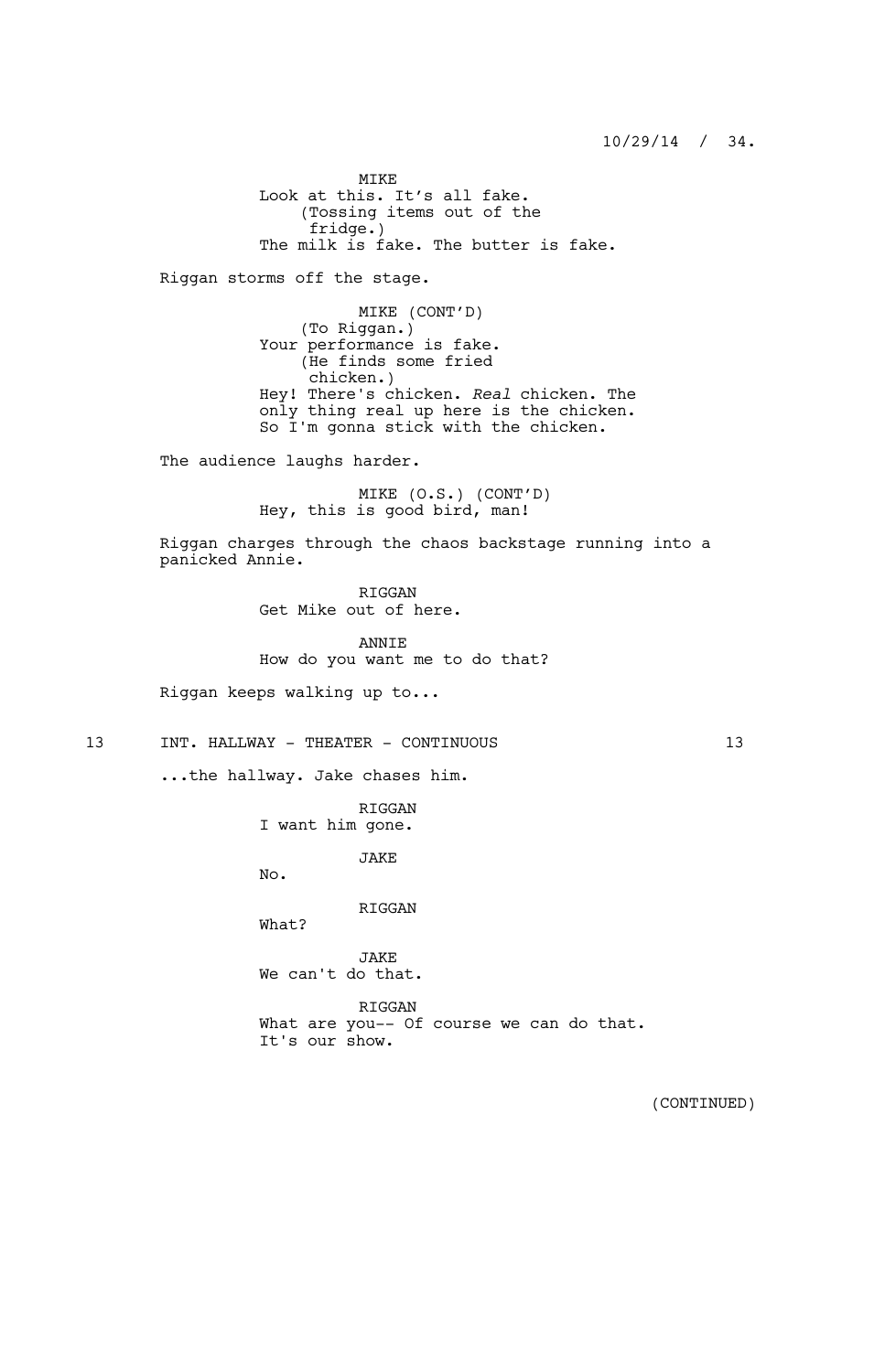MIKE
Look at this. It's all fake.
(Tossing items out of the fridge.)
The milk is fake. The butter is fake.

Riggan storms off the stage.

MIKE (CONT'D)
(To Riggan.)
Your performance is fake.
(He finds some fried chicken.)
Hey! There's chicken. *Real* chicken. The only thing real up here is the chicken. So I'm gonna stick with the chicken.

The audience laughs harder.

MIKE (O.S.) (CONT'D)
Hey, this is good bird, man!

Riggan charges through the chaos backstage running into a panicked Annie.

RIGGAN
Get Mike out of here.

ANNIE
How do you want me to do that?

Riggan keeps walking up to...

13 INT. HALLWAY - THEATER - CONTINUOUS 13

...the hallway. Jake chases him.

RIGGAN
I want him gone.

JAKE
No.

RIGGAN
What?

JAKE
We can't do that.

RIGGAN
What are you-- Of course we can do that. It's our show.

(CONTINUED)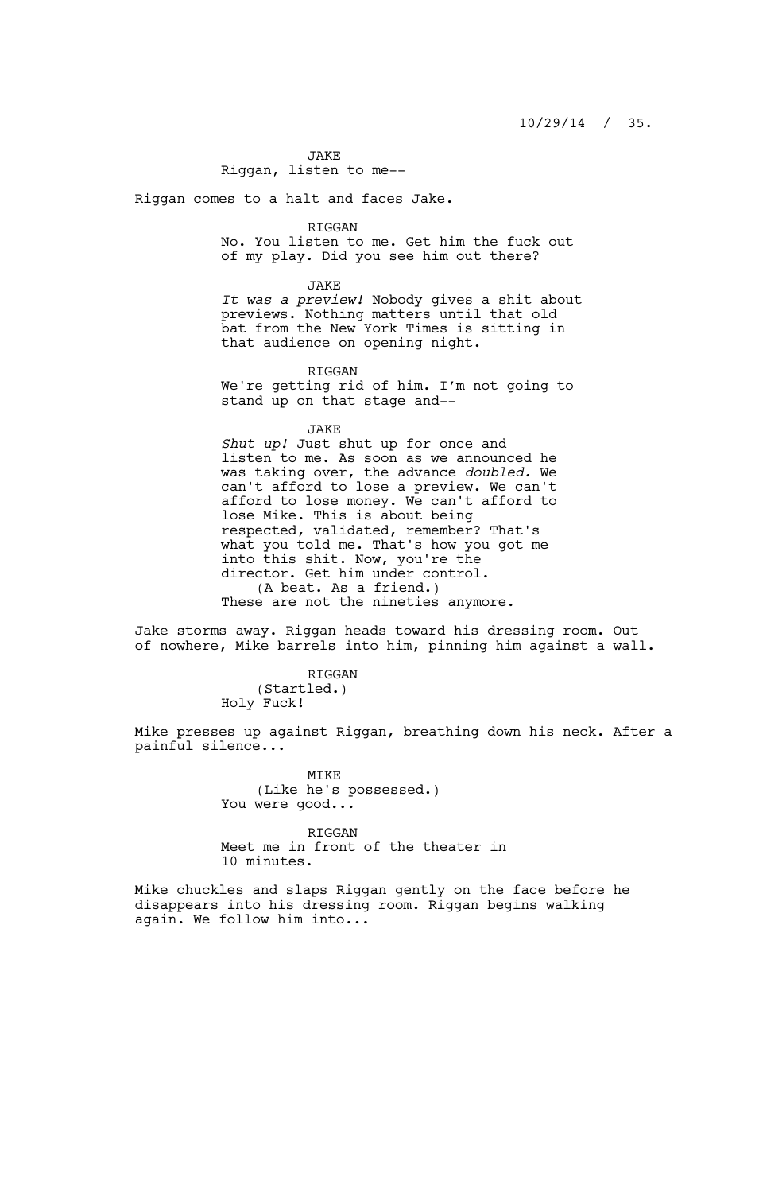JAKE
Riggan, listen to me--

Riggan comes to a halt and faces Jake.

RIGGAN
No. You listen to me. Get him the fuck out of my play. Did you see him out there?

JAKE
*It was a preview!* Nobody gives a shit about previews. Nothing matters until that old bat from the New York Times is sitting in that audience on opening night.

RIGGAN
We're getting rid of him. I'm not going to stand up on that stage and--

JAKE
*Shut up!* Just shut up for once and listen to me. As soon as we announced he was taking over, the advance *doubled.* We can't afford to lose a preview. We can't afford to lose money. We can't afford to lose Mike. This is about being respected, validated, remember? That's what you told me. That's how you got me into this shit. Now, you're the director. Get him under control.
(A beat. As a friend.)
These are not the nineties anymore.

Jake storms away. Riggan heads toward his dressing room. Out of nowhere, Mike barrels into him, pinning him against a wall.

RIGGAN
(Startled.)
Holy Fuck!

Mike presses up against Riggan, breathing down his neck. After a painful silence...

MIKE
(Like he's possessed.)
You were good...

RIGGAN
Meet me in front of the theater in 10 minutes.

Mike chuckles and slaps Riggan gently on the face before he disappears into his dressing room. Riggan begins walking again. We follow him into...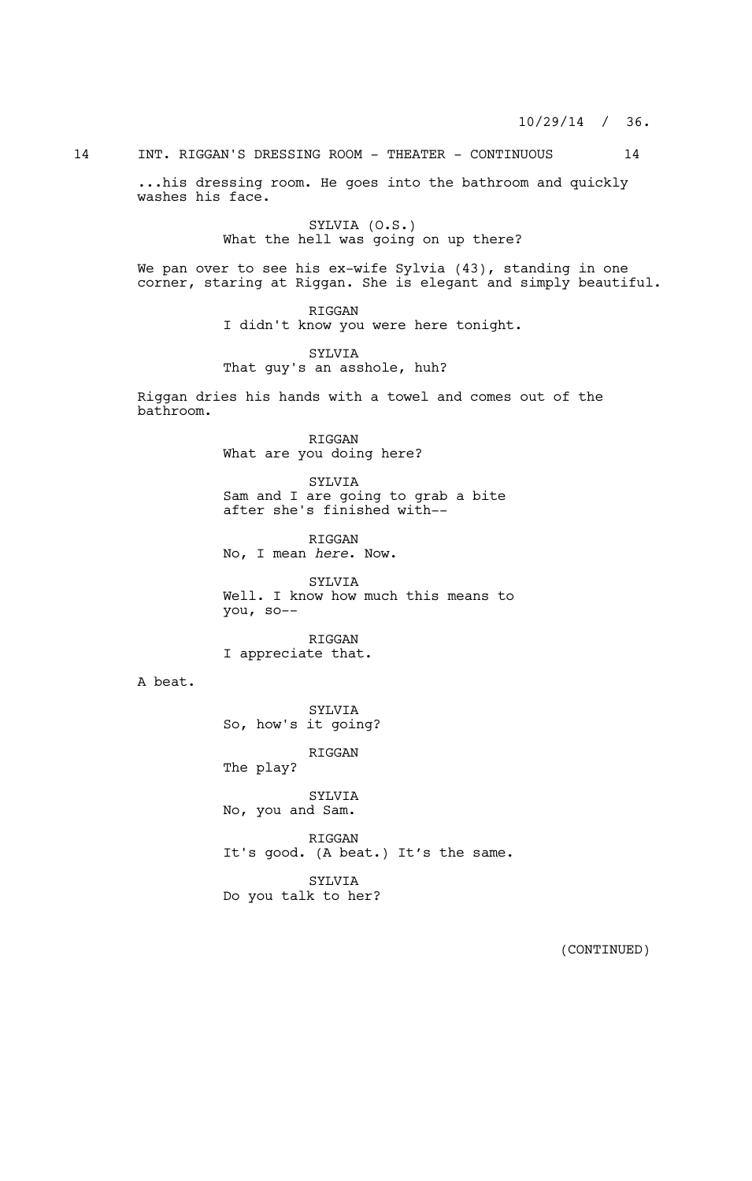14 INT. RIGGAN'S DRESSING ROOM - THEATER - CONTINUOUS 14

...his dressing room. He goes into the bathroom and quickly washes his face.

SYLVIA (O.S.)
What the hell was going on up there?

We pan over to see his ex-wife Sylvia (43), standing in one corner, staring at Riggan. She is elegant and simply beautiful.

RIGGAN
I didn't know you were here tonight.

SYLVIA
That guy's an asshole, huh?

Riggan dries his hands with a towel and comes out of the bathroom.

RIGGAN
What are you doing here?

SYLVIA
Sam and I are going to grab a bite after she's finished with--

RIGGAN
No, I mean *here*. Now.

SYLVIA
Well. I know how much this means to you, so--

RIGGAN
I appreciate that.

A beat.

SYLVIA
So, how's it going?

RIGGAN
The play?

SYLVIA
No, you and Sam.

RIGGAN
It's good. (A beat.) It's the same.

SYLVIA
Do you talk to her?

(CONTINUED)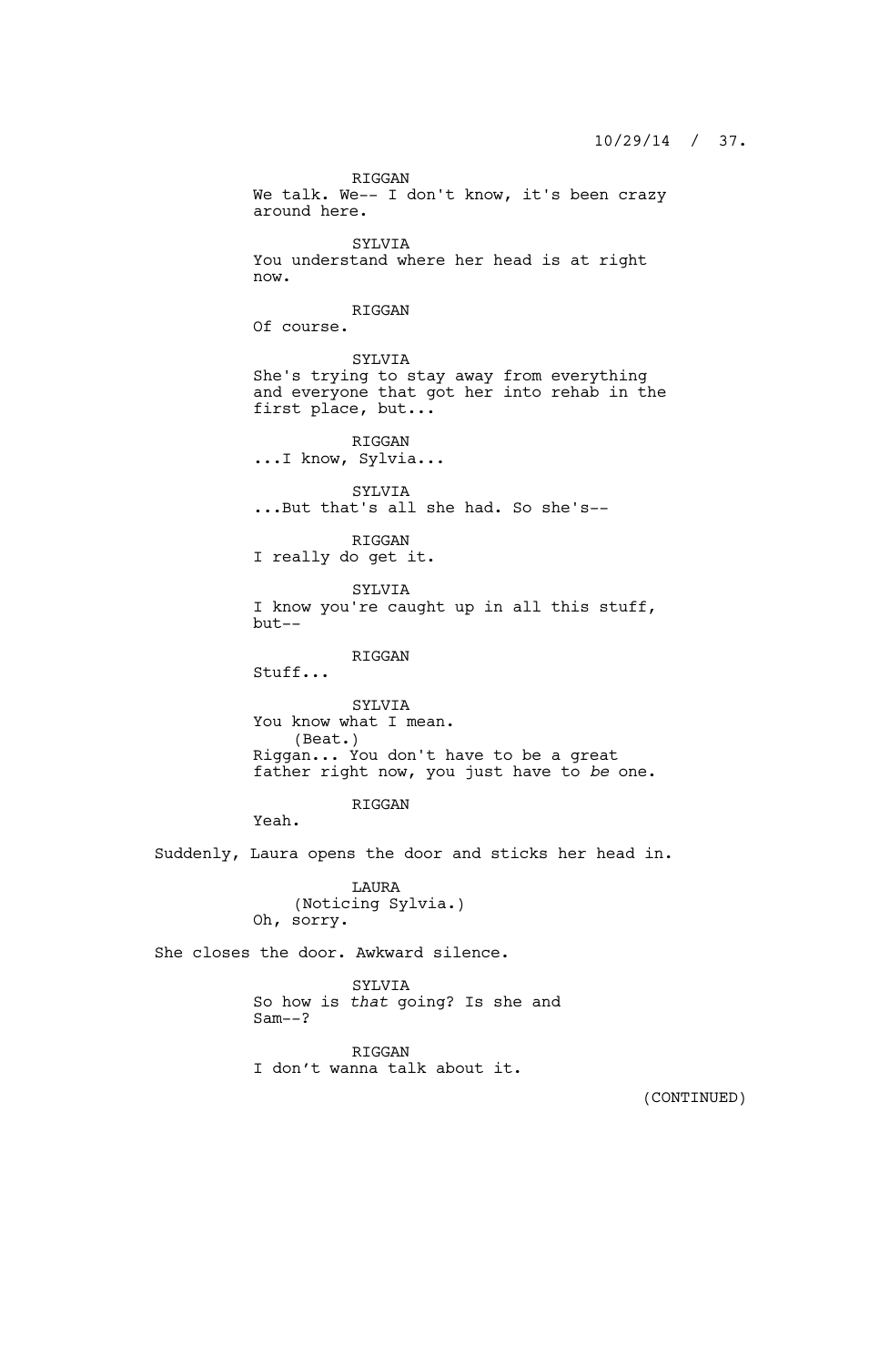RIGGAN
We talk. We-- I don't know, it's been crazy around here.

SYLVIA
You understand where her head is at right now.

RIGGAN
Of course.

SYLVIA
She's trying to stay away from everything and everyone that got her into rehab in the first place, but...

RIGGAN
...I know, Sylvia...

SYLVIA
...But that's all she had. So she's--

RIGGAN
I really do get it.

SYLVIA
I know you're caught up in all this stuff, but--

RIGGAN
Stuff...

SYLVIA
You know what I mean.
(Beat.)
Riggan... You don't have to be a great father right now, you just have to *be* one.

RIGGAN
Yeah.

Suddenly, Laura opens the door and sticks her head in.

LAURA
(Noticing Sylvia.)
Oh, sorry.

She closes the door. Awkward silence.

SYLVIA
So how is *that* going? Is she and Sam--?

RIGGAN
I don't wanna talk about it.

(CONTINUED)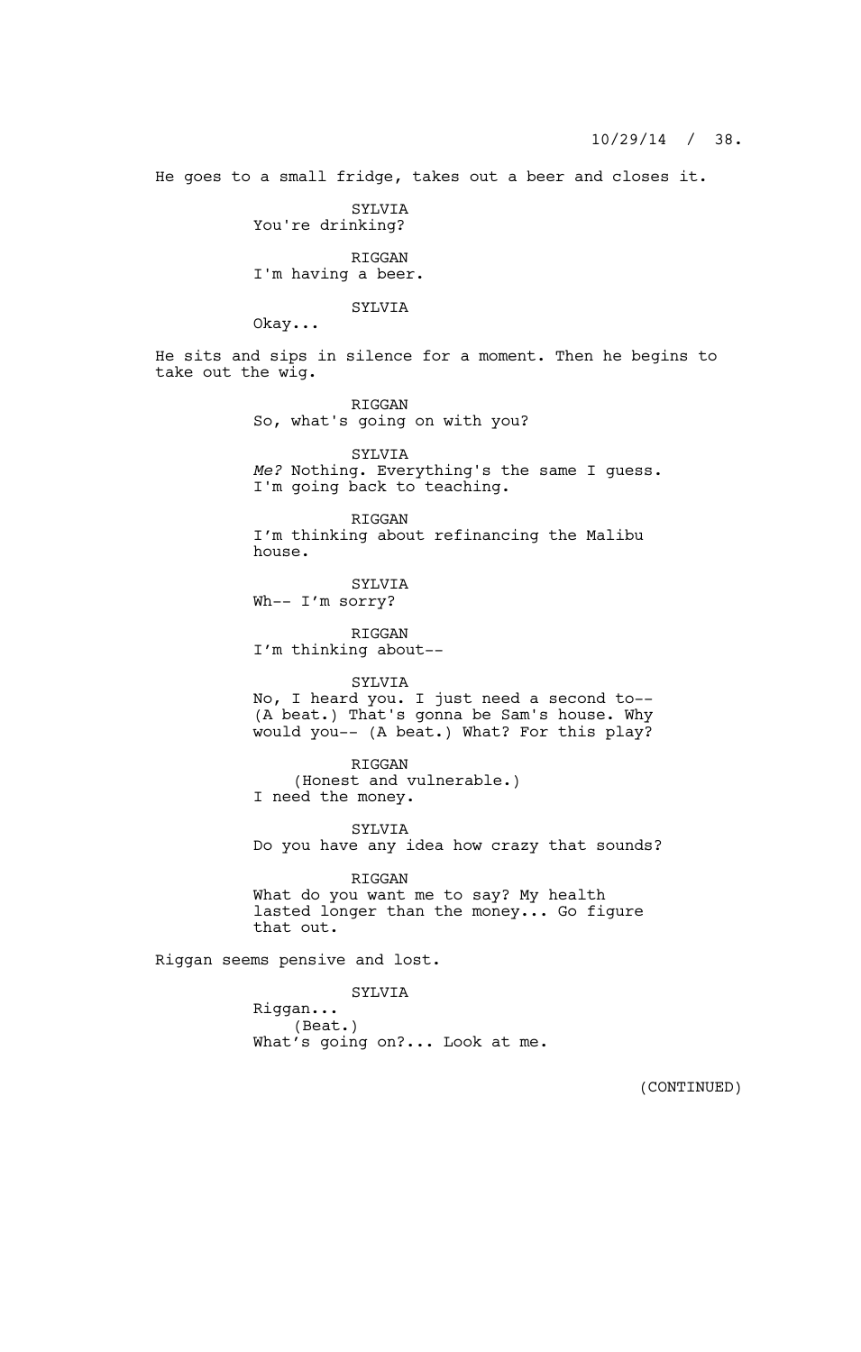He goes to a small fridge, takes out a beer and closes it.

SYLVIA
You're drinking?

RIGGAN
I'm having a beer.

SYLVIA
Okay...

He sits and sips in silence for a moment. Then he begins to take out the wig.

RIGGAN
So, what's going on with you?

SYLVIA
*Me?* Nothing. Everything's the same I guess. I'm going back to teaching.

RIGGAN
I'm thinking about refinancing the Malibu house.

SYLVIA
Wh-- I'm sorry?

RIGGAN
I'm thinking about--

SYLVIA
No, I heard you. I just need a second to-- (A beat.) That's gonna be Sam's house. Why would you-- (A beat.) What? For this play?

RIGGAN
(Honest and vulnerable.)
I need the money.

SYLVIA
Do you have any idea how crazy that sounds?

RIGGAN
What do you want me to say? My health lasted longer than the money... Go figure that out.

Riggan seems pensive and lost.

SYLVIA
Riggan...
(Beat.)
What's going on?... Look at me.

(CONTINUED)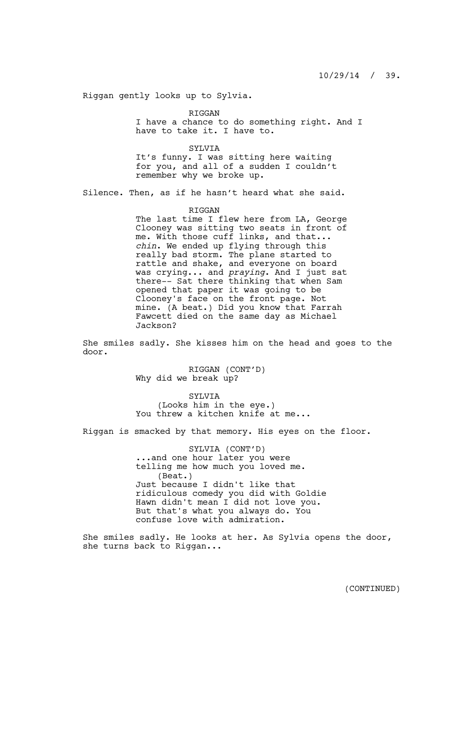Riggan gently looks up to Sylvia.

RIGGAN
I have a chance to do something right. And I have to take it. I have to.

SYLVIA
It's funny. I was sitting here waiting for you, and all of a sudden I couldn't remember why we broke up.

Silence. Then, as if he hasn't heard what she said.

RIGGAN
The last time I flew here from LA, George Clooney was sitting two seats in front of me. With those cuff links, and that... *chin*. We ended up flying through this really bad storm. The plane started to rattle and shake, and everyone on board was crying... and *praying*. And I just sat there-- Sat there thinking that when Sam opened that paper it was going to be Clooney's face on the front page. Not mine. (A beat.) Did you know that Farrah Fawcett died on the same day as Michael Jackson?

She smiles sadly. She kisses him on the head and goes to the door.

RIGGAN (CONT'D)
Why did we break up?

SYLVIA
(Looks him in the eye.)
You threw a kitchen knife at me...

Riggan is smacked by that memory. His eyes on the floor.

SYLVIA (CONT'D)
...and one hour later you were telling me how much you loved me.
(Beat.)
Just because I didn't like that ridiculous comedy you did with Goldie Hawn didn't mean I did not love you. But that's what you always do. You confuse love with admiration.

She smiles sadly. He looks at her. As Sylvia opens the door, she turns back to Riggan...

(CONTINUED)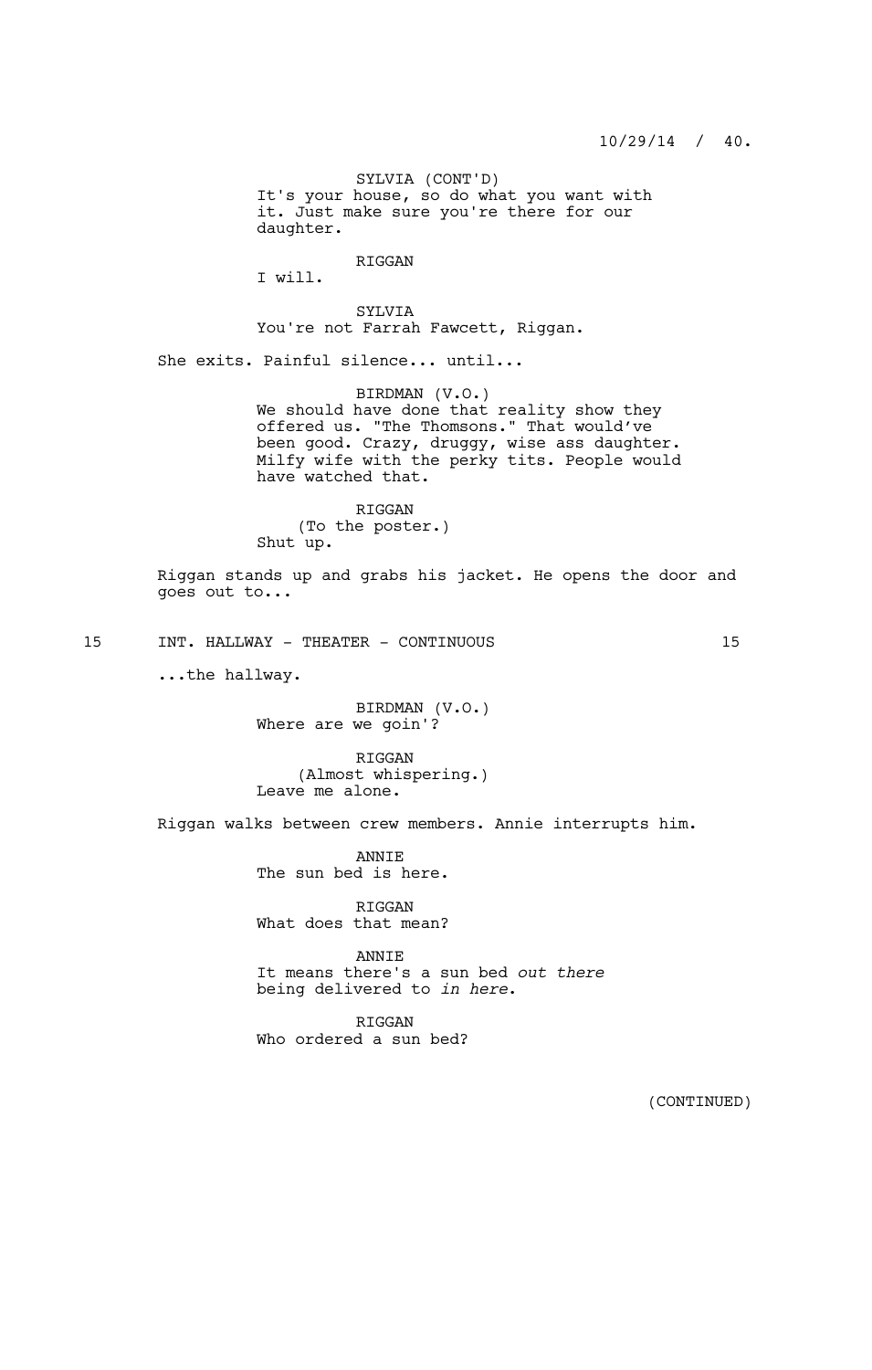SYLVIA (CONT'D)
It's your house, so do what you want with it. Just make sure you're there for our daughter.

RIGGAN
I will.

SYLVIA
You're not Farrah Fawcett, Riggan.

She exits. Painful silence... until...

BIRDMAN (V.O.)
We should have done that reality show they offered us. "The Thomsons." That would've been good. Crazy, druggy, wise ass daughter. Milfy wife with the perky tits. People would have watched that.

RIGGAN
(To the poster.)
Shut up.

Riggan stands up and grabs his jacket. He opens the door and goes out to...

15 INT. HALLWAY - THEATER - CONTINUOUS 15

...the hallway.

BIRDMAN (V.O.)
Where are we goin'?

RIGGAN
(Almost whispering.)
Leave me alone.

Riggan walks between crew members. Annie interrupts him.

ANNIE
The sun bed is here.

RIGGAN
What does that mean?

ANNIE
It means there's a sun bed *out there* being delivered to *in here*.

RIGGAN
Who ordered a sun bed?

(CONTINUED)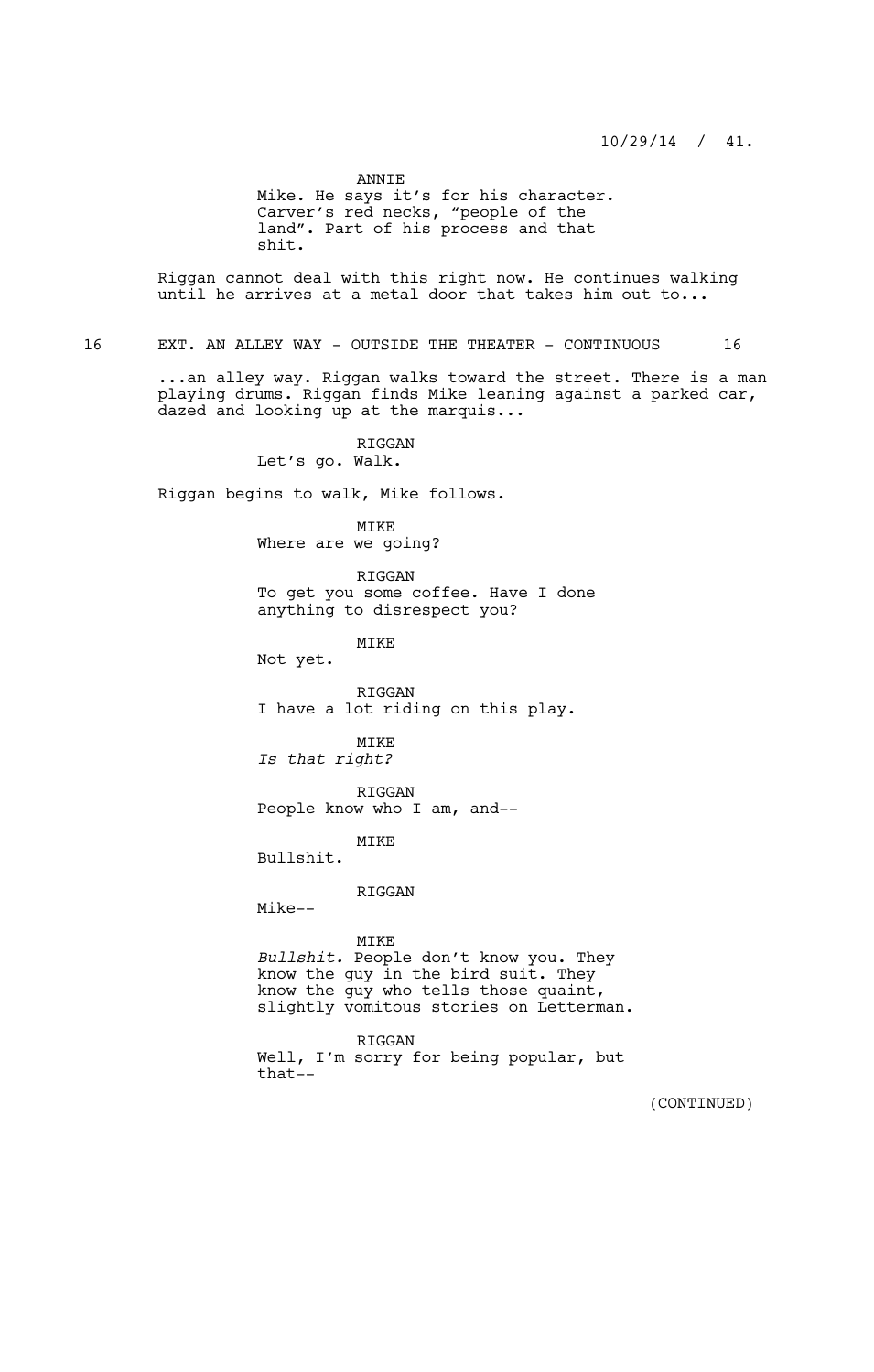ANNIE
Mike. He says it's for his character. Carver's red necks, "people of the land". Part of his process and that shit.

Riggan cannot deal with this right now. He continues walking until he arrives at a metal door that takes him out to...

16 EXT. AN ALLEY WAY - OUTSIDE THE THEATER - CONTINUOUS 16

...an alley way. Riggan walks toward the street. There is a man playing drums. Riggan finds Mike leaning against a parked car, dazed and looking up at the marquis...

RIGGAN
Let's go. Walk.

Riggan begins to walk, Mike follows.

MIKE
Where are we going?

RIGGAN
To get you some coffee. Have I done anything to disrespect you?

MIKE
Not yet.

RIGGAN
I have a lot riding on this play.

MIKE
*Is that right?*

RIGGAN
People know who I am, and--

MIKE
Bullshit.

RIGGAN
Mike--

MIKE
*Bullshit.* People don't know you. They know the guy in the bird suit. They know the guy who tells those quaint, slightly vomitous stories on Letterman.

RIGGAN
Well, I'm sorry for being popular, but that--

(CONTINUED)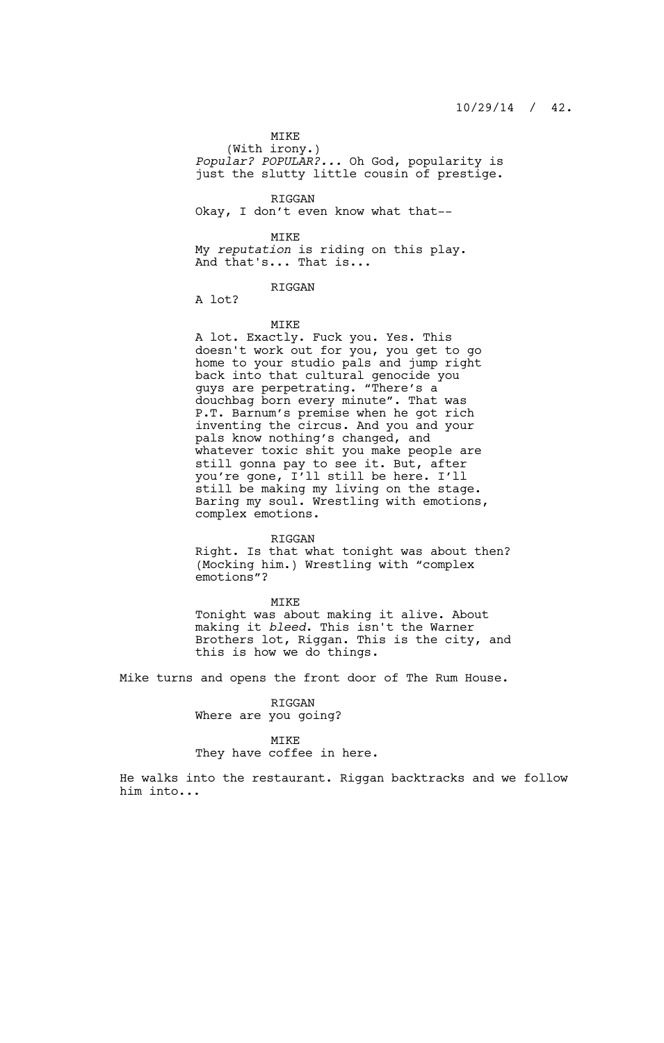MIKE
(With irony.)
*Popular? POPULAR?...* Oh God, popularity is just the slutty little cousin of prestige.

RIGGAN
Okay, I don't even know what that--

MIKE
My *reputation* is riding on this play. And that's... That is...

RIGGAN
A lot?

MIKE
A lot. Exactly. Fuck you. Yes. This doesn't work out for you, you get to go home to your studio pals and jump right back into that cultural genocide you guys are perpetrating. "There's a douchbag born every minute". That was P.T. Barnum's premise when he got rich inventing the circus. And you and your pals know nothing's changed, and whatever toxic shit you make people are still gonna pay to see it. But, after you're gone, I'll still be here. I'll still be making my living on the stage. Baring my soul. Wrestling with emotions, complex emotions.

RIGGAN
Right. Is that what tonight was about then? (Mocking him.) Wrestling with "complex emotions"?

MIKE
Tonight was about making it alive. About making it *bleed*. This isn't the Warner Brothers lot, Riggan. This is the city, and this is how we do things.

Mike turns and opens the front door of The Rum House.

RIGGAN
Where are you going?

MIKE
They have coffee in here.

He walks into the restaurant. Riggan backtracks and we follow him into...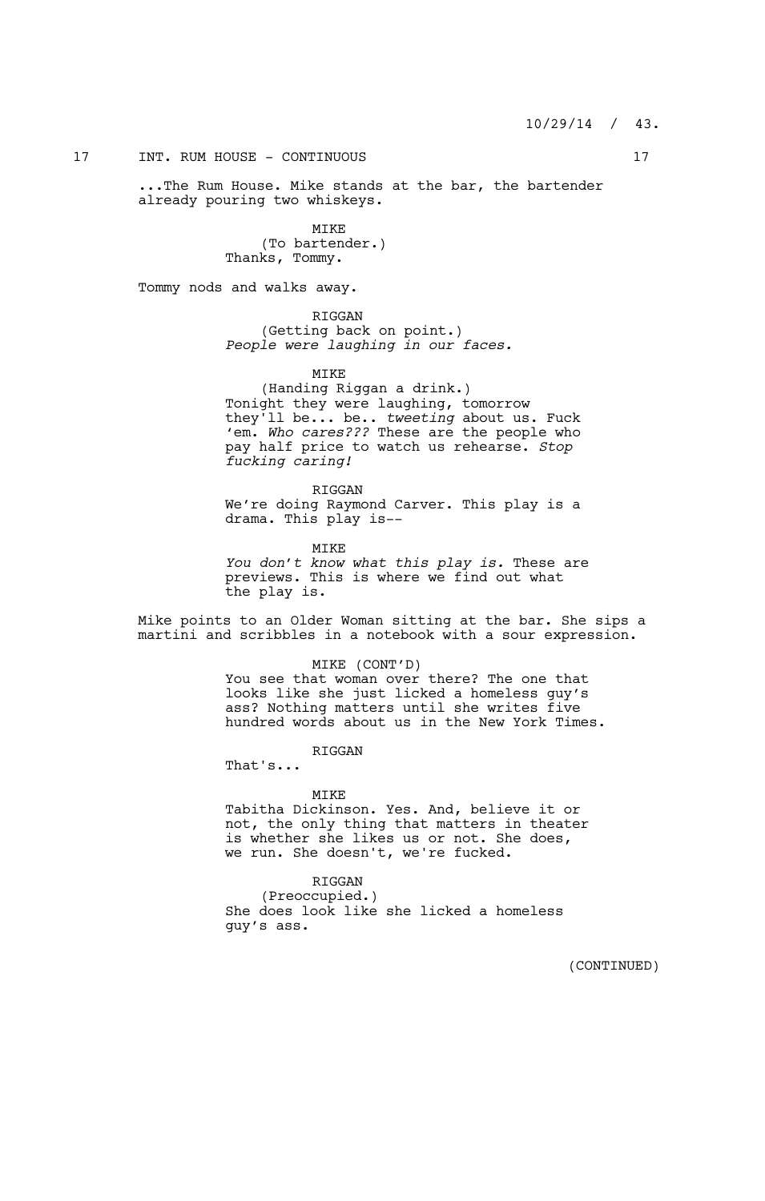17 INT. RUM HOUSE - CONTINUOUS 17

...The Rum House. Mike stands at the bar, the bartender already pouring two whiskeys.

MIKE
(To bartender.)
Thanks, Tommy.

Tommy nods and walks away.

RIGGAN
(Getting back on point.)
*People were laughing in our faces.*

MIKE
(Handing Riggan a drink.)
Tonight they were laughing, tomorrow they'll be... be.. *tweeting* about us. Fuck 'em. *Who cares???* These are the people who pay half price to watch us rehearse. *Stop fucking caring!*

RIGGAN
We're doing Raymond Carver. This play is a drama. This play is--

MIKE
*You don't know what this play is.* These are previews. This is where we find out what the play is.

Mike points to an Older Woman sitting at the bar. She sips a martini and scribbles in a notebook with a sour expression.

MIKE (CONT'D)
You see that woman over there? The one that looks like she just licked a homeless guy's ass? Nothing matters until she writes five hundred words about us in the New York Times.

RIGGAN
That's...

MIKE
Tabitha Dickinson. Yes. And, believe it or not, the only thing that matters in theater is whether she likes us or not. She does, we run. She doesn't, we're fucked.

RIGGAN
(Preoccupied.)
She does look like she licked a homeless guy's ass.

(CONTINUED)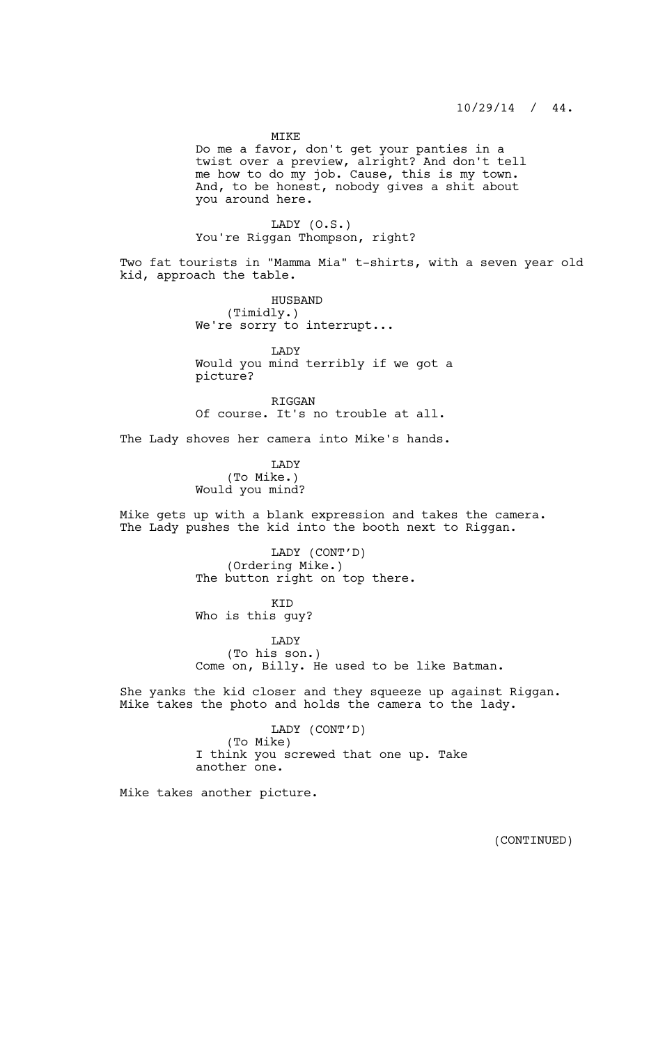MIKE
Do me a favor, don't get your panties in a twist over a preview, alright? And don't tell me how to do my job. Cause, this is my town. And, to be honest, nobody gives a shit about you around here.

LADY (O.S.)
You're Riggan Thompson, right?

Two fat tourists in "Mamma Mia" t-shirts, with a seven year old kid, approach the table.

HUSBAND
(Timidly.)
We're sorry to interrupt...

LADY
Would you mind terribly if we got a picture?

RIGGAN
Of course. It's no trouble at all.

The Lady shoves her camera into Mike's hands.

LADY
(To Mike.)
Would you mind?

Mike gets up with a blank expression and takes the camera. The Lady pushes the kid into the booth next to Riggan.

LADY (CONT'D)
(Ordering Mike.)
The button right on top there.

KID
Who is this guy?

LADY
(To his son.)
Come on, Billy. He used to be like Batman.

She yanks the kid closer and they squeeze up against Riggan. Mike takes the photo and holds the camera to the lady.

LADY (CONT'D)
(To Mike)
I think you screwed that one up. Take another one.

Mike takes another picture.

(CONTINUED)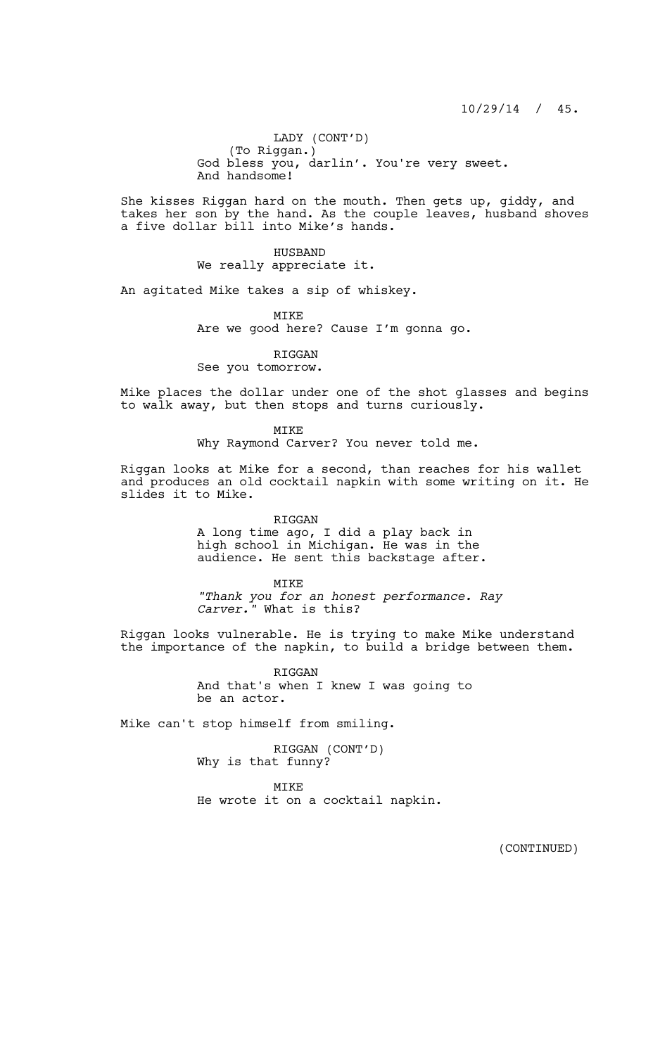LADY (CONT'D)
(To Riggan.)
God bless you, darlin'. You're very sweet. And handsome!

She kisses Riggan hard on the mouth. Then gets up, giddy, and takes her son by the hand. As the couple leaves, husband shoves a five dollar bill into Mike's hands.

HUSBAND
We really appreciate it.

An agitated Mike takes a sip of whiskey.

MIKE
Are we good here? Cause I'm gonna go.

RIGGAN
See you tomorrow.

Mike places the dollar under one of the shot glasses and begins to walk away, but then stops and turns curiously.

MIKE
Why Raymond Carver? You never told me.

Riggan looks at Mike for a second, than reaches for his wallet and produces an old cocktail napkin with some writing on it. He slides it to Mike.

RIGGAN
A long time ago, I did a play back in high school in Michigan. He was in the audience. He sent this backstage after.

MIKE
*"Thank you for an honest performance. Ray Carver."* What is this?

Riggan looks vulnerable. He is trying to make Mike understand the importance of the napkin, to build a bridge between them.

RIGGAN
And that's when I knew I was going to be an actor.

Mike can't stop himself from smiling.

RIGGAN (CONT'D)
Why is that funny?

MIKE
He wrote it on a cocktail napkin.

(CONTINUED)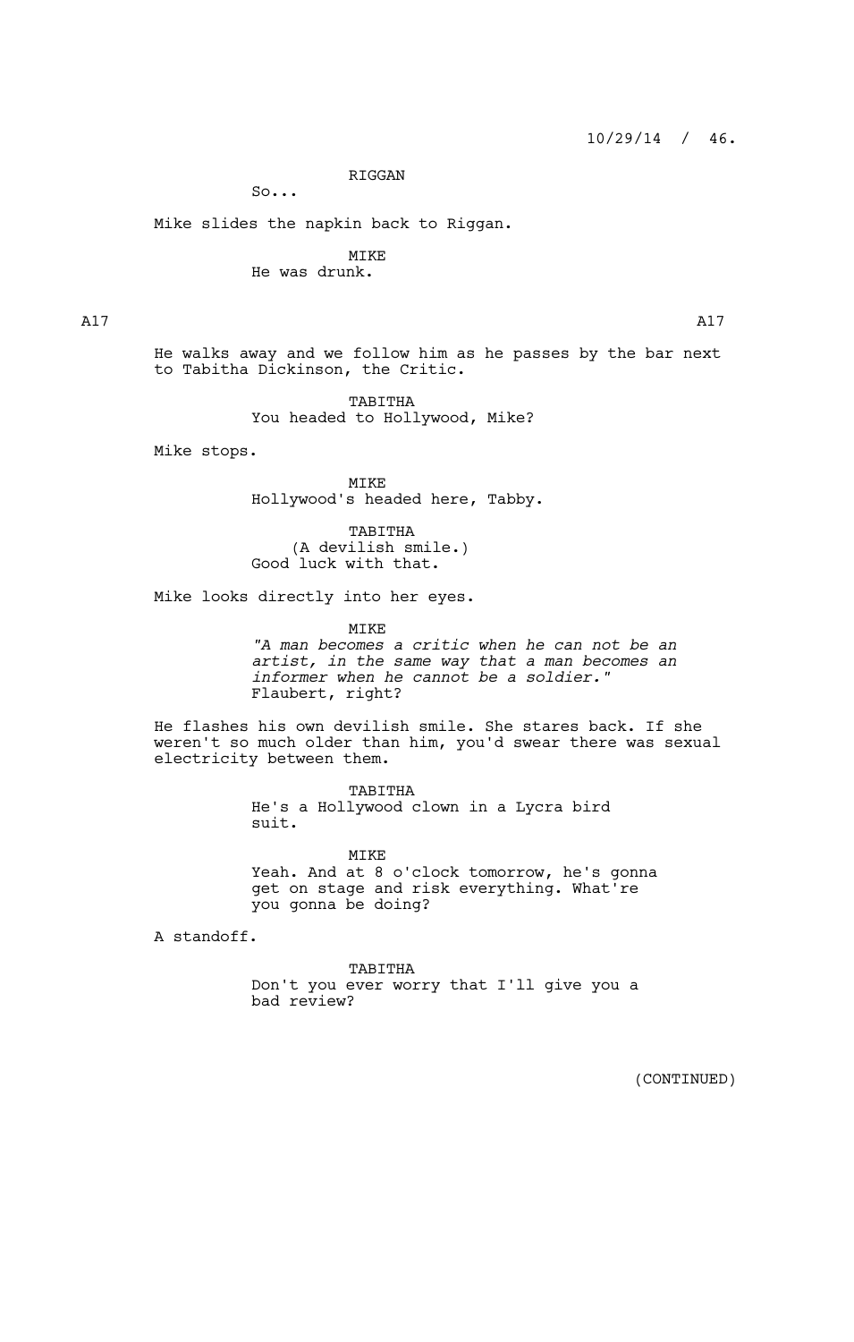RIGGAN
So...

Mike slides the napkin back to Riggan.

MIKE
He was drunk.

A17 A17

He walks away and we follow him as he passes by the bar next to Tabitha Dickinson, the Critic.

TABITHA
You headed to Hollywood, Mike?

Mike stops.

MIKE
Hollywood's headed here, Tabby.

TABITHA
(A devilish smile.)
Good luck with that.

Mike looks directly into her eyes.

MIKE
*"A man becomes a critic when he can not be an artist, in the same way that a man becomes an informer when he cannot be a soldier."*
Flaubert, right?

He flashes his own devilish smile. She stares back. If she weren't so much older than him, you'd swear there was sexual electricity between them.

TABITHA
He's a Hollywood clown in a Lycra bird suit.

MIKE
Yeah. And at 8 o'clock tomorrow, he's gonna get on stage and risk everything. What're you gonna be doing?

A standoff.

TABITHA
Don't you ever worry that I'll give you a bad review?

(CONTINUED)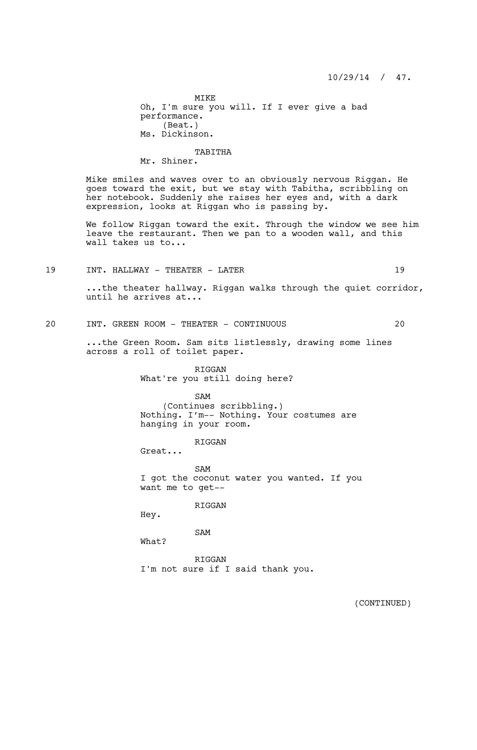MIKE
Oh, I'm sure you will. If I ever give a bad performance.
(Beat.)
Ms. Dickinson.

TABITHA
Mr. Shiner.

Mike smiles and waves over to an obviously nervous Riggan. He goes toward the exit, but we stay with Tabitha, scribbling on her notebook. Suddenly she raises her eyes and, with a dark expression, looks at Riggan who is passing by.

We follow Riggan toward the exit. Through the window we see him leave the restaurant. Then we pan to a wooden wall, and this wall takes us to...

19 INT. HALLWAY - THEATER - LATER 19

...the theater hallway. Riggan walks through the quiet corridor, until he arrives at...

20 INT. GREEN ROOM - THEATER - CONTINUOUS 20

...the Green Room. Sam sits listlessly, drawing some lines across a roll of toilet paper.

RIGGAN
What're you still doing here?

SAM
(Continues scribbling.)
Nothing. I'm-- Nothing. Your costumes are hanging in your room.

RIGGAN
Great...

SAM
I got the coconut water you wanted. If you want me to get--

RIGGAN
Hey.

SAM
What?

RIGGAN
I'm not sure if I said thank you.

(CONTINUED)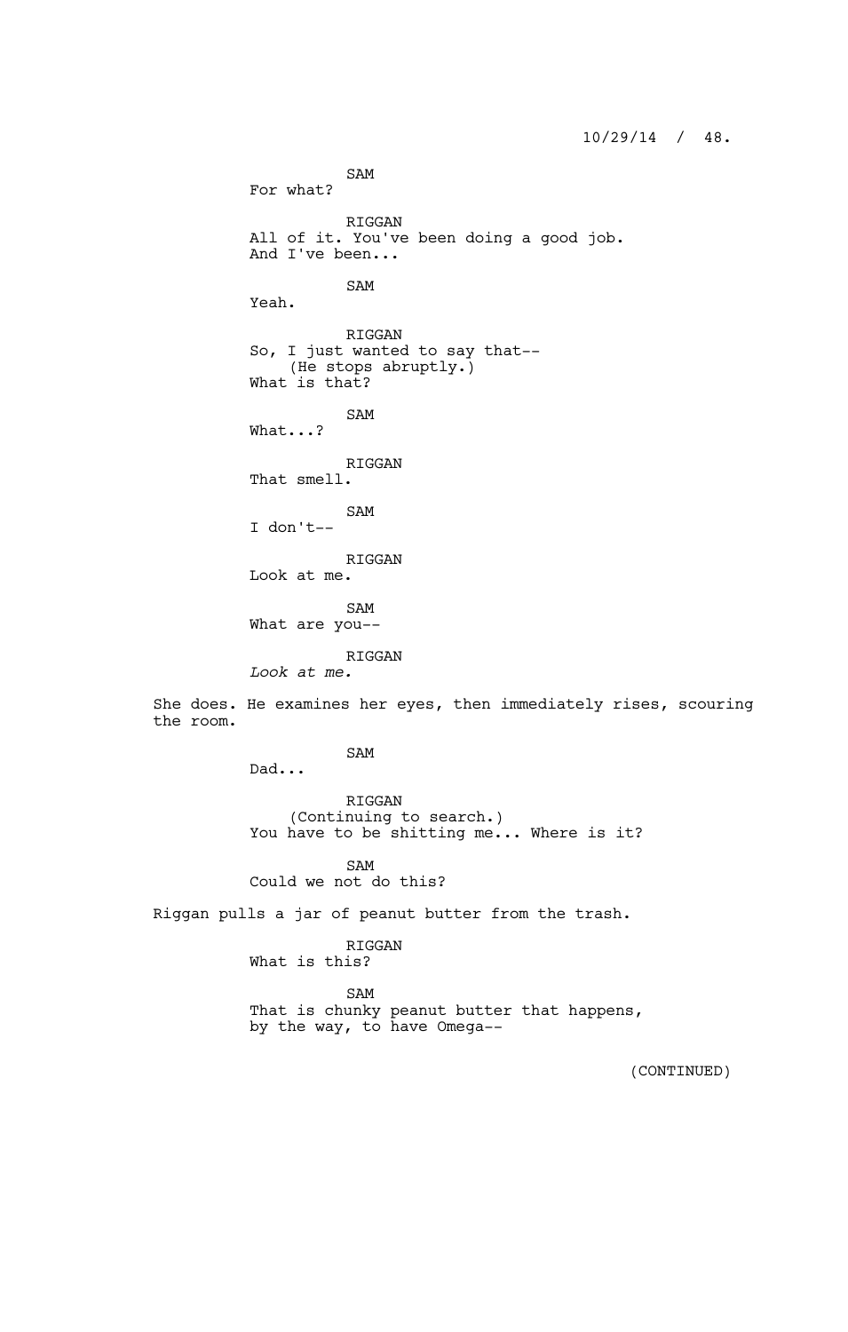SAM
For what?

RIGGAN
All of it. You've been doing a good job. And I've been...

SAM
Yeah.

RIGGAN
So, I just wanted to say that--
(He stops abruptly.)
What is that?

SAM
What...?

RIGGAN
That smell.

SAM
I don't--

RIGGAN
Look at me.

SAM
What are you--

RIGGAN
*Look at me.*

She does. He examines her eyes, then immediately rises, scouring the room.

SAM
Dad...

RIGGAN
(Continuing to search.)
You have to be shitting me... Where is it?

SAM
Could we not do this?

Riggan pulls a jar of peanut butter from the trash.

RIGGAN
What is this?

SAM
That is chunky peanut butter that happens, by the way, to have Omega--

(CONTINUED)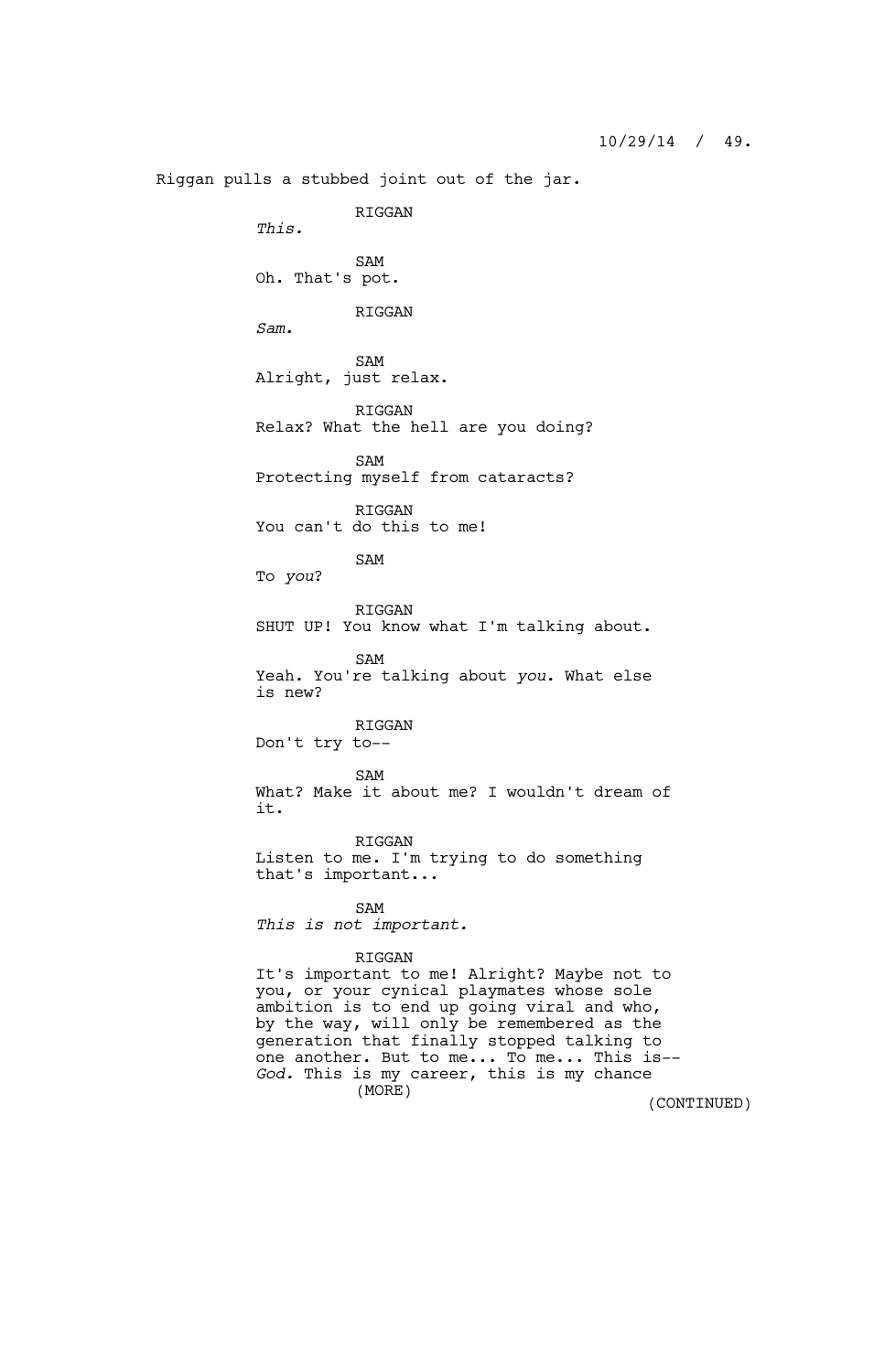Riggan pulls a stubbed joint out of the jar.

RIGGAN
*This.*

SAM
Oh. That's pot.

RIGGAN
*Sam.*

SAM
Alright, just relax.

RIGGAN
Relax? What the hell are you doing?

SAM
Protecting myself from cataracts?

RIGGAN
You can't do this to me!

SAM
To *you*?

RIGGAN
SHUT UP! You know what I'm talking about.

SAM
Yeah. You're talking about *you*. What else is new?

RIGGAN
Don't try to--

SAM
What? Make it about me? I wouldn't dream of it.

RIGGAN
Listen to me. I'm trying to do something that's important...

SAM
*This is not important.*

RIGGAN
It's important to me! Alright? Maybe not to you, or your cynical playmates whose sole ambition is to end up going viral and who, by the way, will only be remembered as the generation that finally stopped talking to one another. But to me... To me... This is-- *God.* This is my career, this is my chance
(MORE)

(CONTINUED)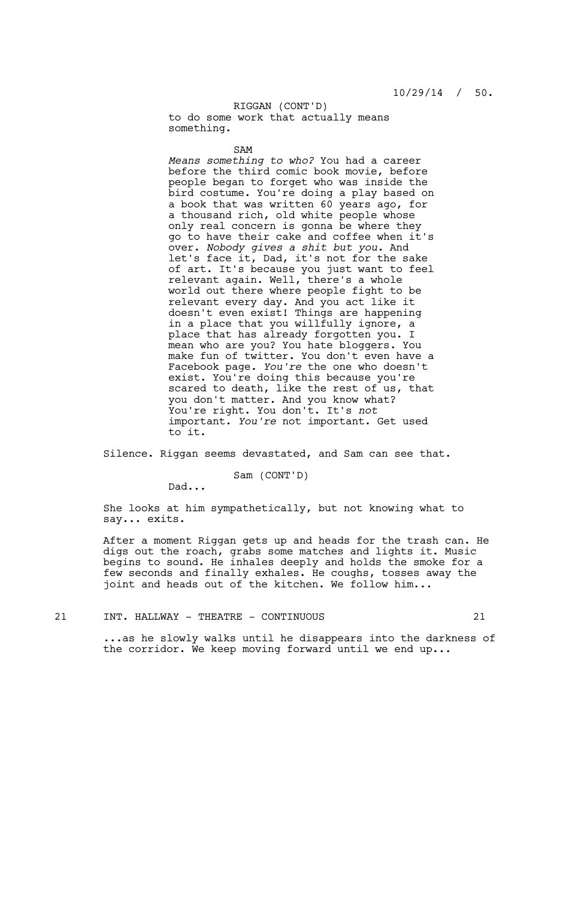RIGGAN (CONT'D)

to do some work that actually means something.

SAM

*Means something to who?* You had a career before the third comic book movie, before people began to forget who was inside the bird costume. You're doing a play based on a book that was written 60 years ago, for a thousand rich, old white people whose only real concern is gonna be where they go to have their cake and coffee when it's over. *Nobody gives a shit but you.* And let's face it, Dad, it's not for the sake of art. It's because you just want to feel relevant again. Well, there's a whole world out there where people fight to be relevant every day. And you act like it doesn't even exist! Things are happening in a place that you willfully ignore, a place that has already forgotten you. I mean who are you? You hate bloggers. You make fun of twitter. You don't even have a Facebook page. *You're* the one who doesn't exist. You're doing this because you're scared to death, like the rest of us, that you don't matter. And you know what? You're right. You don't. It's *not* important. *You're* not important. Get used to it.

Silence. Riggan seems devastated, and Sam can see that.

Sam (CONT'D)

Dad...

She looks at him sympathetically, but not knowing what to say... exits.

After a moment Riggan gets up and heads for the trash can. He digs out the roach, grabs some matches and lights it. Music begins to sound. He inhales deeply and holds the smoke for a few seconds and finally exhales. He coughs, tosses away the joint and heads out of the kitchen. We follow him...

21 INT. HALLWAY - THEATRE - CONTINUOUS 21

...as he slowly walks until he disappears into the darkness of the corridor. We keep moving forward until we end up...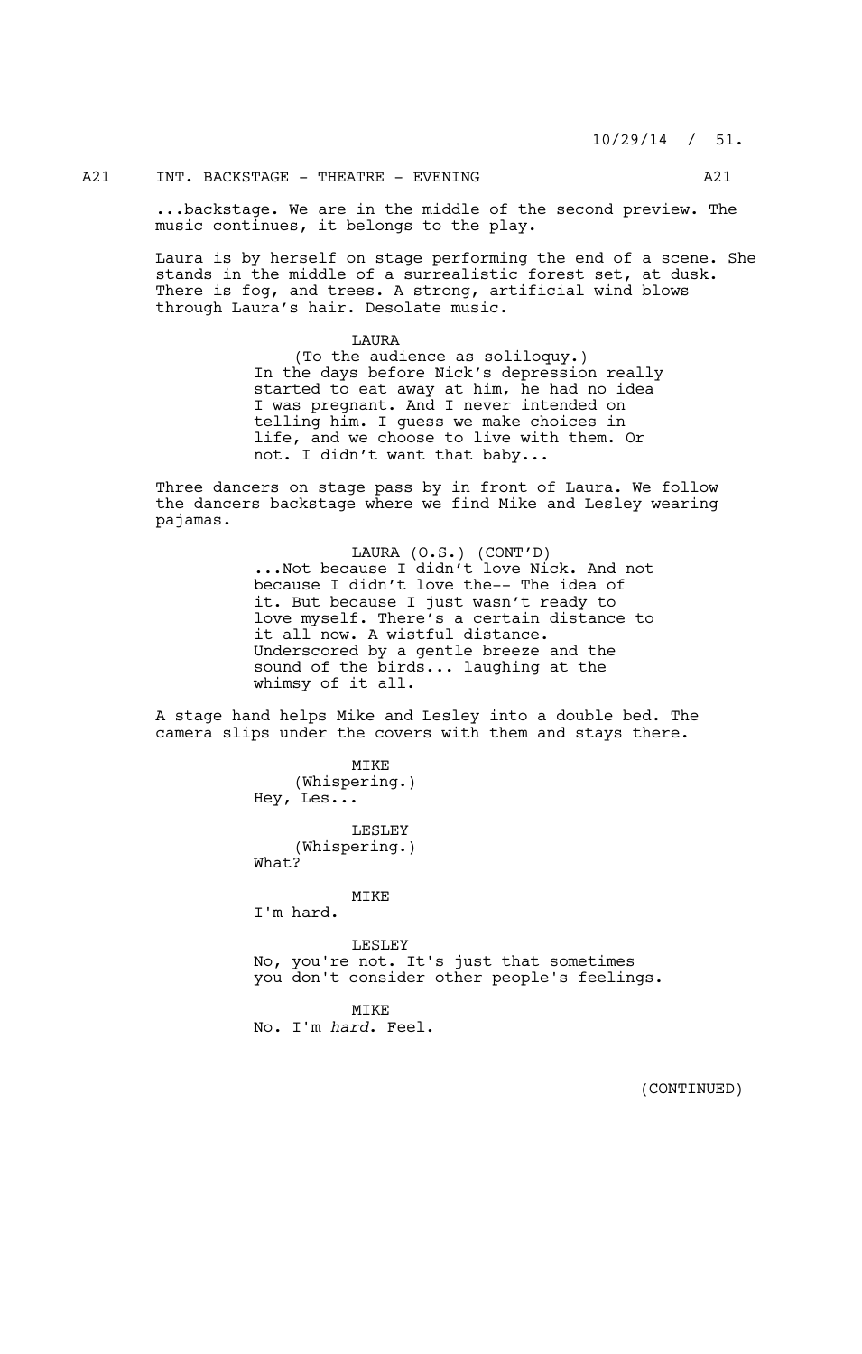A21 INT. BACKSTAGE - THEATRE - EVENING A21

...backstage. We are in the middle of the second preview. The music continues, it belongs to the play.

Laura is by herself on stage performing the end of a scene. She stands in the middle of a surrealistic forest set, at dusk. There is fog, and trees. A strong, artificial wind blows through Laura's hair. Desolate music.

LAURA
(To the audience as soliloquy.)
In the days before Nick's depression really started to eat away at him, he had no idea I was pregnant. And I never intended on telling him. I guess we make choices in life, and we choose to live with them. Or not. I didn't want that baby...

Three dancers on stage pass by in front of Laura. We follow the dancers backstage where we find Mike and Lesley wearing pajamas.

LAURA (O.S.) (CONT'D)
...Not because I didn't love Nick. And not because I didn't love the-- The idea of it. But because I just wasn't ready to love myself. There's a certain distance to it all now. A wistful distance. Underscored by a gentle breeze and the sound of the birds... laughing at the whimsy of it all.

A stage hand helps Mike and Lesley into a double bed. The camera slips under the covers with them and stays there.

MIKE
(Whispering.)
Hey, Les...

LESLEY
(Whispering.)
What?

MIKE
I'm hard.

LESLEY
No, you're not. It's just that sometimes you don't consider other people's feelings.

MIKE
No. I'm *hard*. Feel.

(CONTINUED)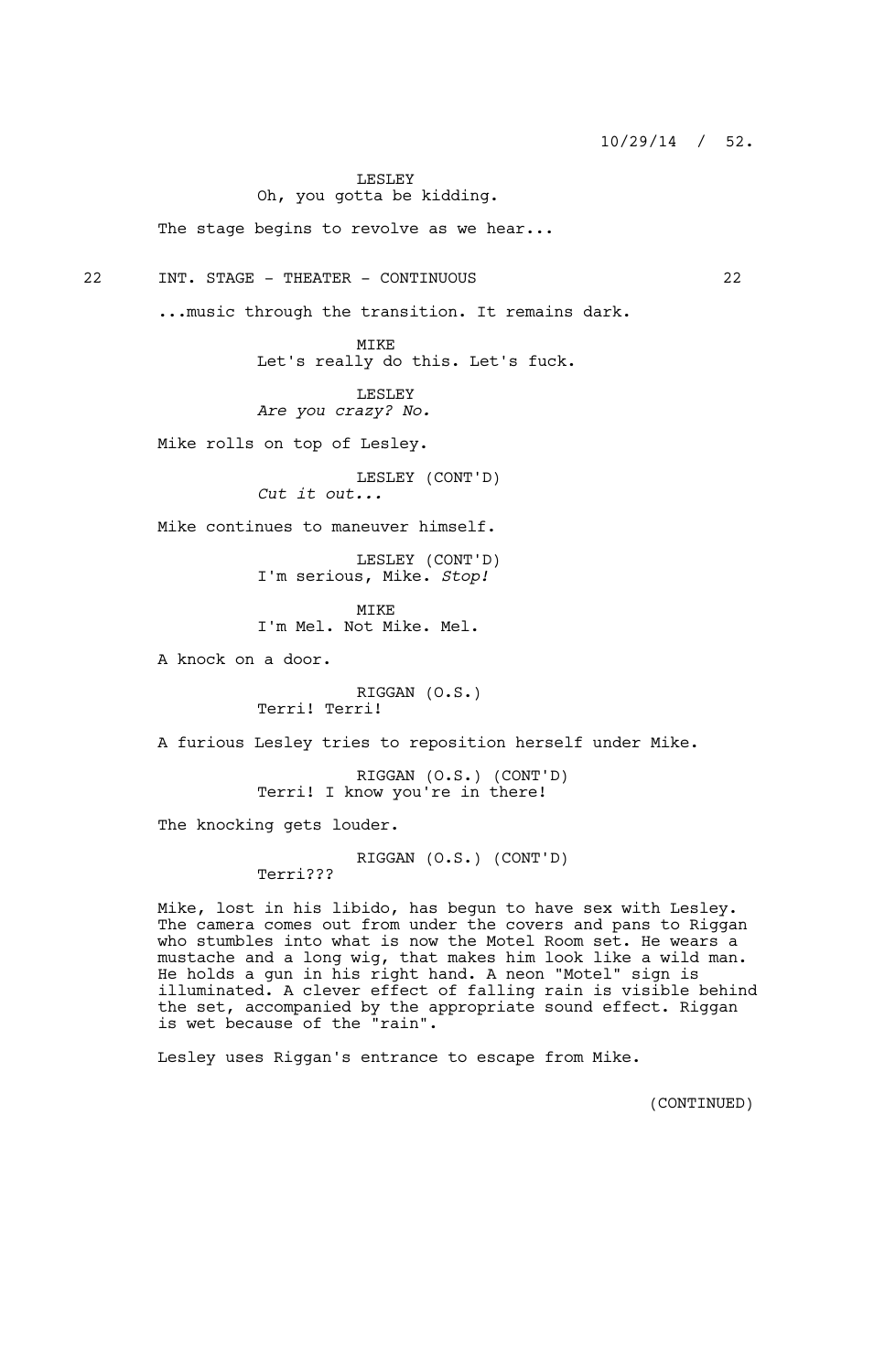LESLEY
Oh, you gotta be kidding.

The stage begins to revolve as we hear...

22 INT. STAGE - THEATER - CONTINUOUS 22

...music through the transition. It remains dark.

MIKE
Let's really do this. Let's fuck.

LESLEY
*Are you crazy? No.*

Mike rolls on top of Lesley.

LESLEY (CONT'D)
*Cut it out...*

Mike continues to maneuver himself.

LESLEY (CONT'D)
I'm serious, Mike. *Stop!*

MIKE
I'm Mel. Not Mike. Mel.

A knock on a door.

RIGGAN (O.S.)
Terri! Terri!

A furious Lesley tries to reposition herself under Mike.

RIGGAN (O.S.) (CONT'D)
Terri! I know you're in there!

The knocking gets louder.

RIGGAN (O.S.) (CONT'D)
Terri???

Mike, lost in his libido, has begun to have sex with Lesley. The camera comes out from under the covers and pans to Riggan who stumbles into what is now the Motel Room set. He wears a mustache and a long wig, that makes him look like a wild man. He holds a gun in his right hand. A neon "Motel" sign is illuminated. A clever effect of falling rain is visible behind the set, accompanied by the appropriate sound effect. Riggan is wet because of the "rain".

Lesley uses Riggan's entrance to escape from Mike.

(CONTINUED)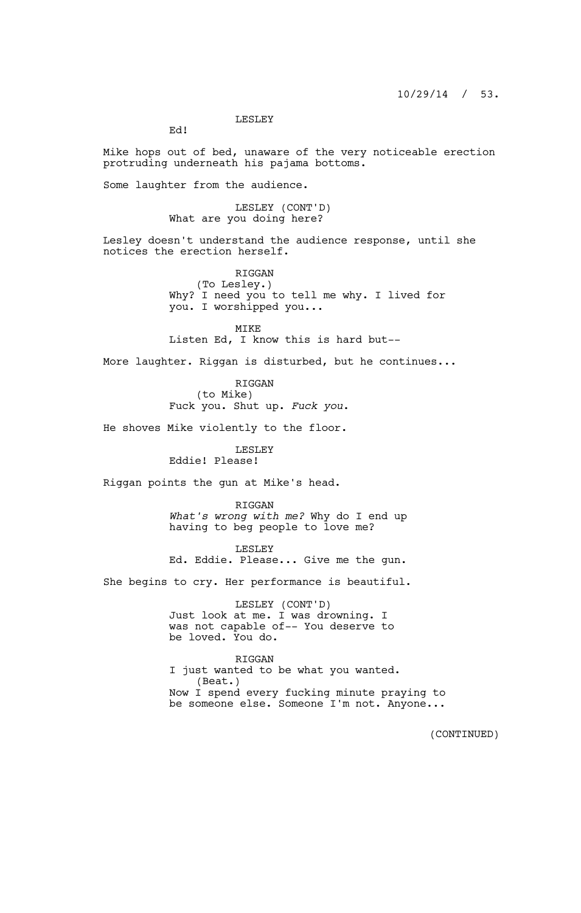LESLEY

Ed!

Mike hops out of bed, unaware of the very noticeable erection protruding underneath his pajama bottoms.

Some laughter from the audience.

LESLEY (CONT'D)

What are you doing here?

Lesley doesn't understand the audience response, until she notices the erection herself.

RIGGAN

(To Lesley.)

Why? I need you to tell me why. I lived for you. I worshipped you...

MIKE

Listen Ed, I know this is hard but--

More laughter. Riggan is disturbed, but he continues...

RIGGAN

(to Mike)

Fuck you. Shut up. *Fuck you.*

He shoves Mike violently to the floor.

LESLEY

Eddie! Please!

Riggan points the gun at Mike's head.

RIGGAN

*What's wrong with me?* Why do I end up having to beg people to love me?

LESLEY

Ed. Eddie. Please... Give me the gun.

She begins to cry. Her performance is beautiful.

LESLEY (CONT'D)

Just look at me. I was drowning. I was not capable of-- You deserve to be loved. You do.

RIGGAN

I just wanted to be what you wanted.

(Beat.)

Now I spend every fucking minute praying to be someone else. Someone I'm not. Anyone...

(CONTINUED)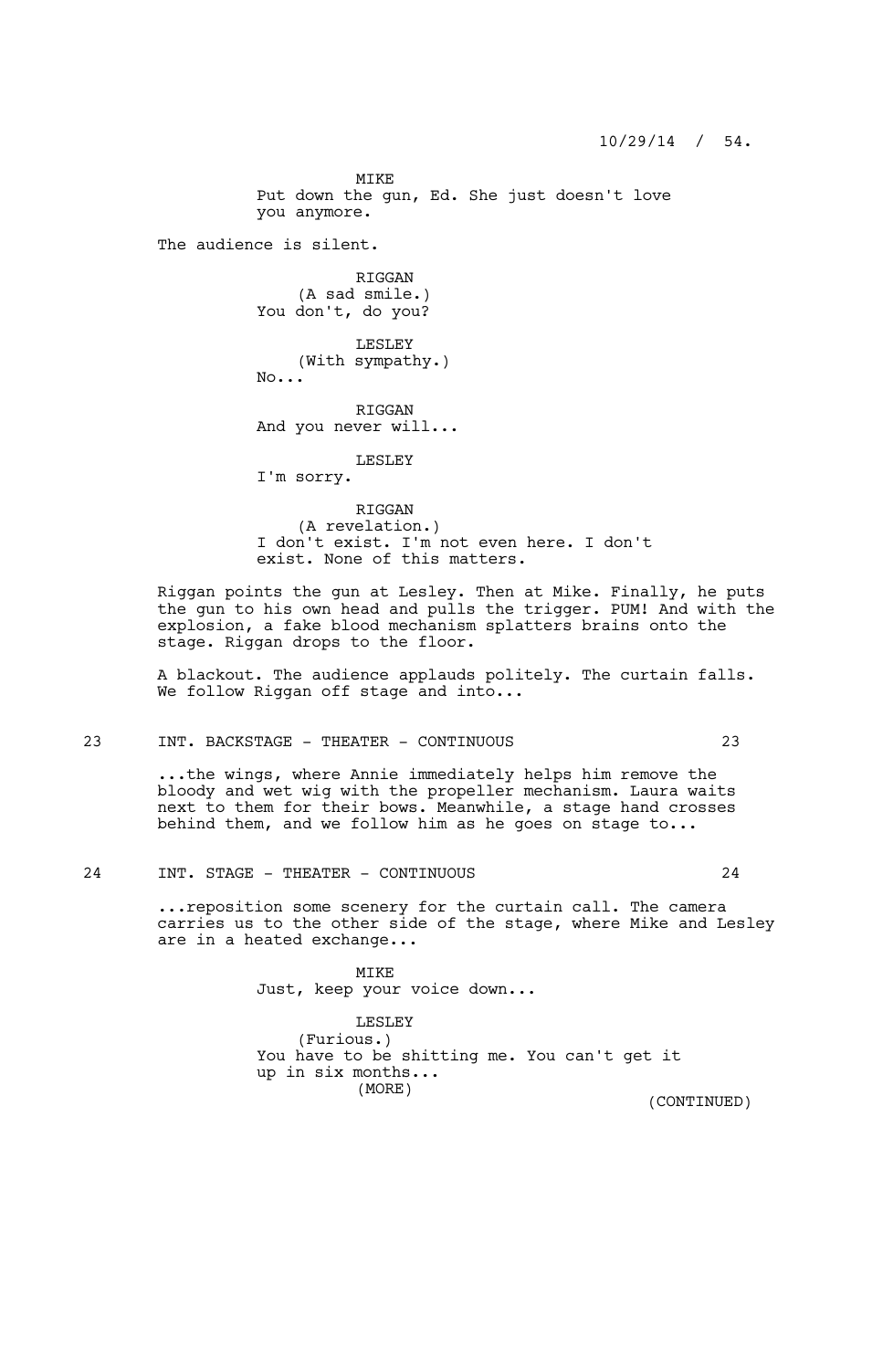MIKE
Put down the gun, Ed. She just doesn't love you anymore.

The audience is silent.

RIGGAN
(A sad smile.)
You don't, do you?

LESLEY
(With sympathy.)
No...

RIGGAN
And you never will...

LESLEY
I'm sorry.

RIGGAN
(A revelation.)
I don't exist. I'm not even here. I don't exist. None of this matters.

Riggan points the gun at Lesley. Then at Mike. Finally, he puts the gun to his own head and pulls the trigger. PUM! And with the explosion, a fake blood mechanism splatters brains onto the stage. Riggan drops to the floor.

A blackout. The audience applauds politely. The curtain falls. We follow Riggan off stage and into...

23 INT. BACKSTAGE - THEATER - CONTINUOUS 23

...the wings, where Annie immediately helps him remove the bloody and wet wig with the propeller mechanism. Laura waits next to them for their bows. Meanwhile, a stage hand crosses behind them, and we follow him as he goes on stage to...

24 INT. STAGE - THEATER - CONTINUOUS 24

...reposition some scenery for the curtain call. The camera carries us to the other side of the stage, where Mike and Lesley are in a heated exchange...

MIKE
Just, keep your voice down...

LESLEY
(Furious.)
You have to be shitting me. You can't get it up in six months...
(MORE)

(CONTINUED)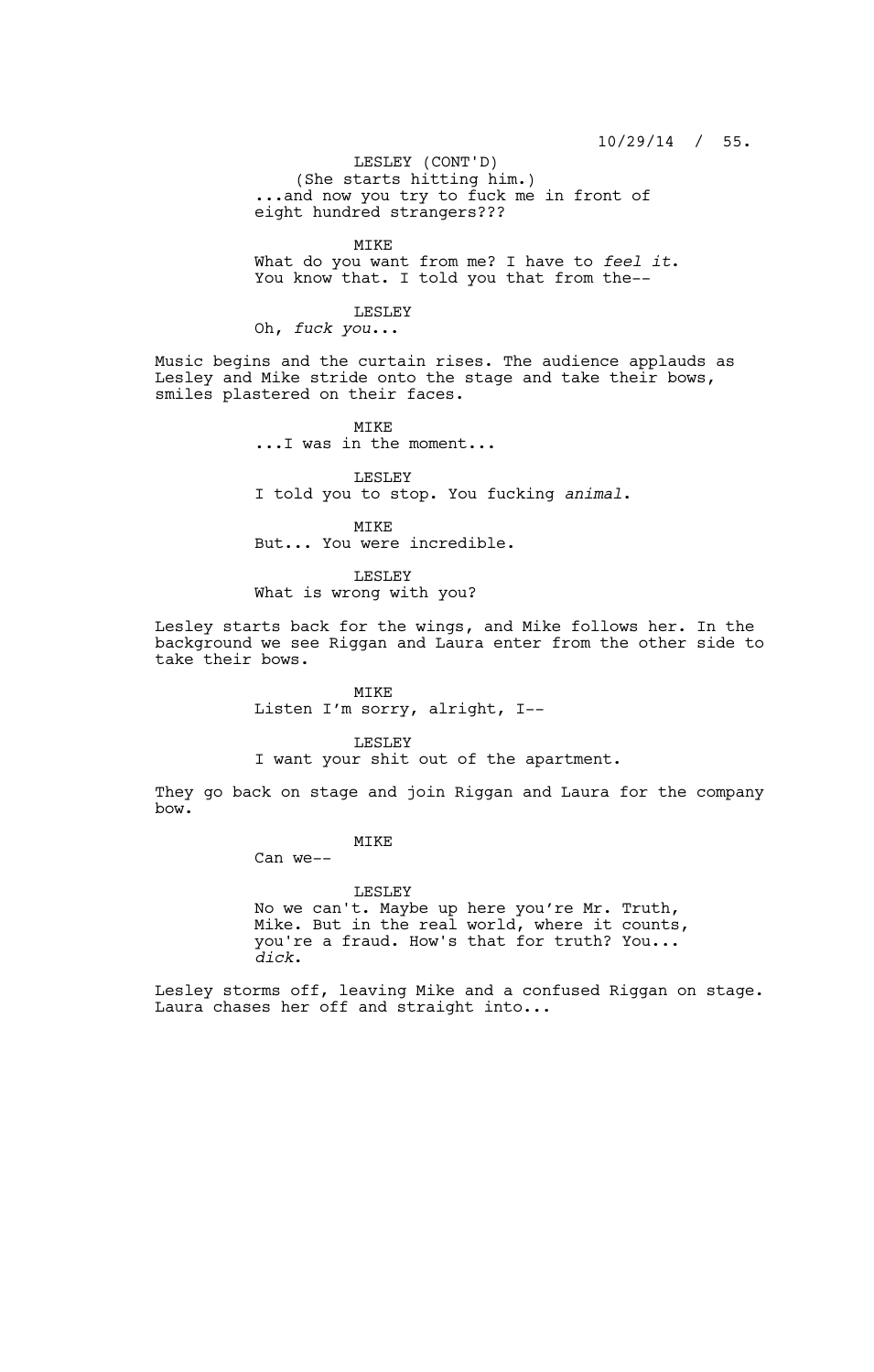LESLEY (CONT'D)
(She starts hitting him.)
...and now you try to fuck me in front of eight hundred strangers???

MIKE
What do you want from me? I have to *feel it*. You know that. I told you that from the--

LESLEY
Oh, *fuck you*...

Music begins and the curtain rises. The audience applauds as Lesley and Mike stride onto the stage and take their bows, smiles plastered on their faces.

MIKE
...I was in the moment...

LESLEY
I told you to stop. You fucking *animal*.

MIKE
But... You were incredible.

LESLEY
What is wrong with you?

Lesley starts back for the wings, and Mike follows her. In the background we see Riggan and Laura enter from the other side to take their bows.

MIKE
Listen I'm sorry, alright, I--

LESLEY
I want your shit out of the apartment.

They go back on stage and join Riggan and Laura for the company bow.

MIKE
Can we--

LESLEY
No we can't. Maybe up here you're Mr. Truth, Mike. But in the real world, where it counts, you're a fraud. How's that for truth? You... *dick*.

Lesley storms off, leaving Mike and a confused Riggan on stage. Laura chases her off and straight into...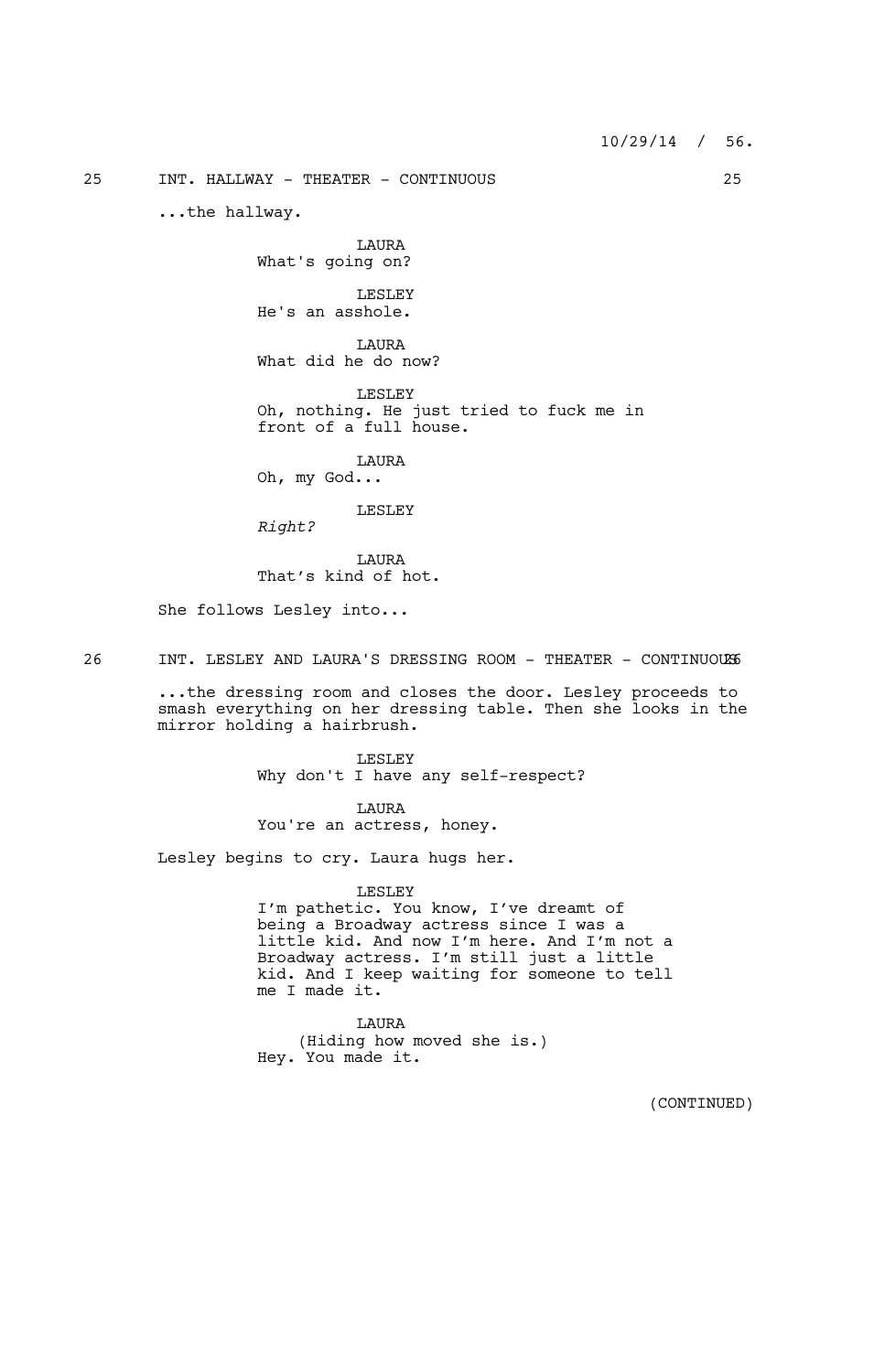25 INT. HALLWAY - THEATER - CONTINUOUS 25

...the hallway.

LAURA
What's going on?

LESLEY
He's an asshole.

LAURA
What did he do now?

LESLEY
Oh, nothing. He just tried to fuck me in front of a full house.

LAURA
Oh, my God...

LESLEY
*Right?*

LAURA
That's kind of hot.

She follows Lesley into...

26 INT. LESLEY AND LAURA'S DRESSING ROOM - THEATER - CONTINUOUS 26

...the dressing room and closes the door. Lesley proceeds to smash everything on her dressing table. Then she looks in the mirror holding a hairbrush.

LESLEY
Why don't I have any self-respect?

LAURA
You're an actress, honey.

Lesley begins to cry. Laura hugs her.

LESLEY
I'm pathetic. You know, I've dreamt of being a Broadway actress since I was a little kid. And now I'm here. And I'm not a Broadway actress. I'm still just a little kid. And I keep waiting for someone to tell me I made it.

LAURA
(Hiding how moved she is.)
Hey. You made it.

(CONTINUED)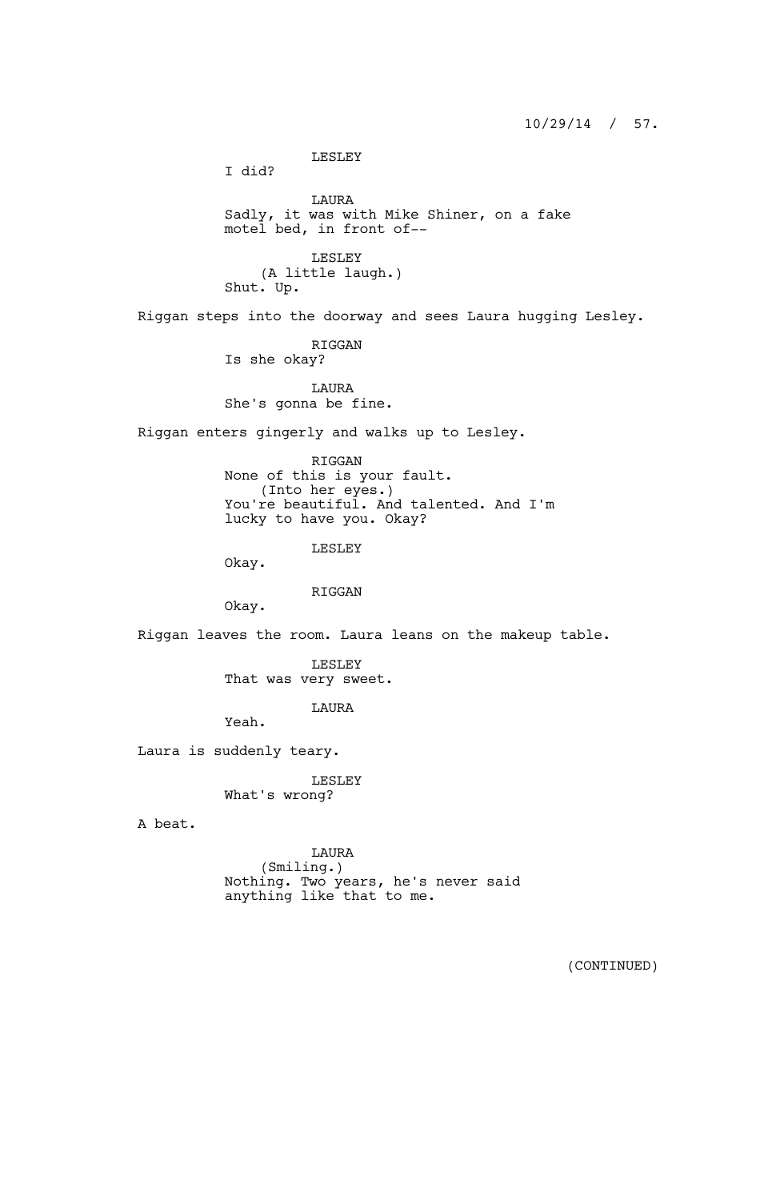LESLEY
I did?

LAURA
Sadly, it was with Mike Shiner, on a fake motel bed, in front of--

LESLEY
(A little laugh.)
Shut. Up.

Riggan steps into the doorway and sees Laura hugging Lesley.

RIGGAN
Is she okay?

LAURA
She's gonna be fine.

Riggan enters gingerly and walks up to Lesley.

RIGGAN
None of this is your fault.
(Into her eyes.)
You're beautiful. And talented. And I'm lucky to have you. Okay?

LESLEY
Okay.

RIGGAN
Okay.

Riggan leaves the room. Laura leans on the makeup table.

LESLEY
That was very sweet.

LAURA
Yeah.

Laura is suddenly teary.

LESLEY
What's wrong?

A beat.

LAURA
(Smiling.)
Nothing. Two years, he's never said anything like that to me.

(CONTINUED)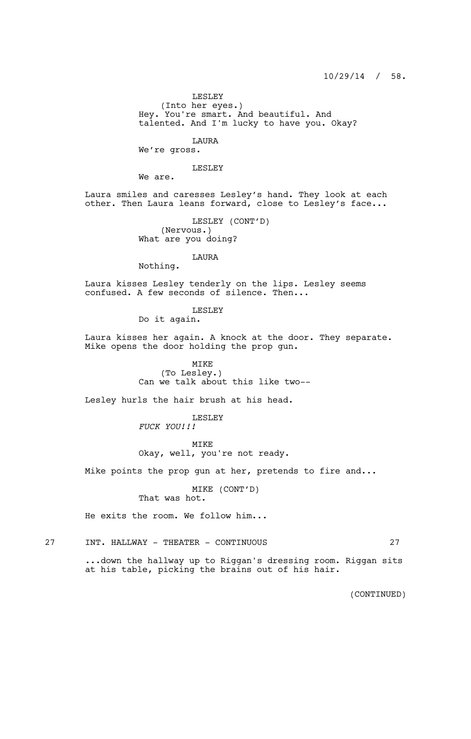LESLEY
(Into her eyes.)
Hey. You're smart. And beautiful. And talented. And I'm lucky to have you. Okay?

LAURA
We're gross.

LESLEY
We are.

Laura smiles and caresses Lesley's hand. They look at each other. Then Laura leans forward, close to Lesley's face...

LESLEY (CONT'D)
(Nervous.)
What are you doing?

LAURA
Nothing.

Laura kisses Lesley tenderly on the lips. Lesley seems confused. A few seconds of silence. Then...

LESLEY
Do it again.

Laura kisses her again. A knock at the door. They separate. Mike opens the door holding the prop gun.

MIKE
(To Lesley.)
Can we talk about this like two--

Lesley hurls the hair brush at his head.

LESLEY
*FUCK YOU!!!*

MIKE
Okay, well, you're not ready.

Mike points the prop gun at her, pretends to fire and...

MIKE (CONT'D)
That was hot.

He exits the room. We follow him...

27 INT. HALLWAY - THEATER - CONTINUOUS 27

...down the hallway up to Riggan's dressing room. Riggan sits at his table, picking the brains out of his hair.

(CONTINUED)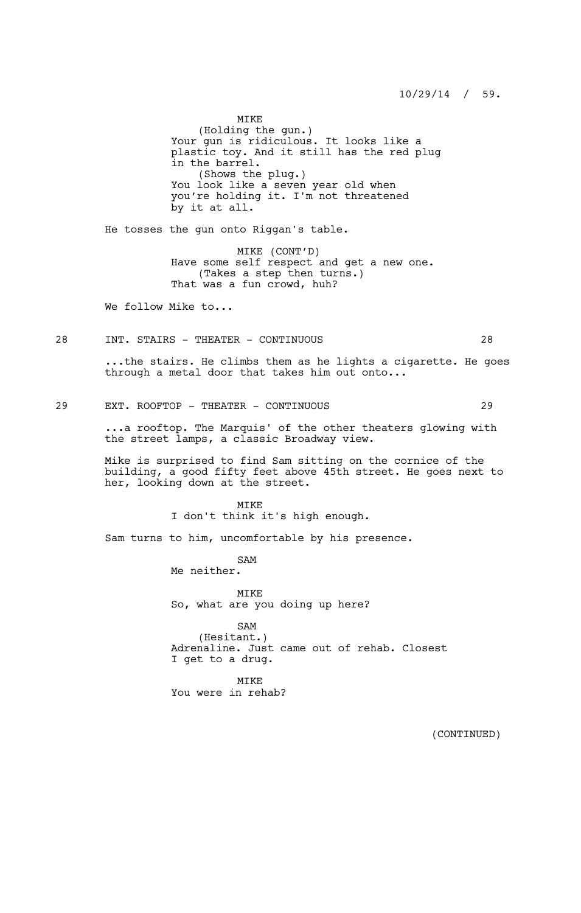MIKE
(Holding the gun.)
Your gun is ridiculous. It looks like a plastic toy. And it still has the red plug in the barrel.
(Shows the plug.)
You look like a seven year old when you're holding it. I'm not threatened by it at all.

He tosses the gun onto Riggan's table.

MIKE (CONT'D)
Have some self respect and get a new one.
(Takes a step then turns.)
That was a fun crowd, huh?

We follow Mike to...

28 INT. STAIRS - THEATER - CONTINUOUS 28

...the stairs. He climbs them as he lights a cigarette. He goes through a metal door that takes him out onto...

29 EXT. ROOFTOP - THEATER - CONTINUOUS 29

...a rooftop. The Marquis' of the other theaters glowing with the street lamps, a classic Broadway view.

Mike is surprised to find Sam sitting on the cornice of the building, a good fifty feet above 45th street. He goes next to her, looking down at the street.

MIKE
I don't think it's high enough.

Sam turns to him, uncomfortable by his presence.

SAM
Me neither.

MIKE
So, what are you doing up here?

SAM
(Hesitant.)
Adrenaline. Just came out of rehab. Closest I get to a drug.

MIKE
You were in rehab?

(CONTINUED)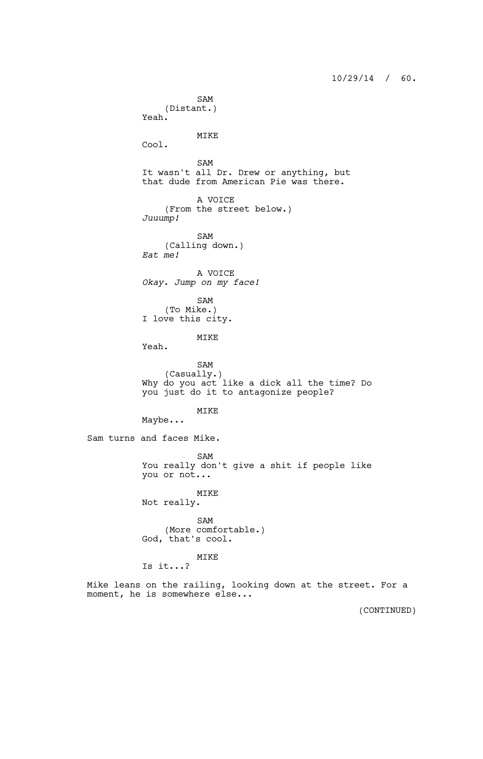SAM
(Distant.)
Yeah.

MIKE
Cool.

SAM
It wasn't all Dr. Drew or anything, but that dude from American Pie was there.

A VOICE
(From the street below.)
*Juuump!*

SAM
(Calling down.)
*Eat me!*

A VOICE
*Okay. Jump on my face!*

SAM
(To Mike.)
I love this city.

MIKE
Yeah.

SAM
(Casually.)
Why do you act like a dick all the time? Do you just do it to antagonize people?

MIKE
Maybe...

Sam turns and faces Mike.

SAM
You really don't give a shit if people like you or not...

MIKE
Not really.

SAM
(More comfortable.)
God, that's cool.

MIKE
Is it...?

Mike leans on the railing, looking down at the street. For a moment, he is somewhere else...

(CONTINUED)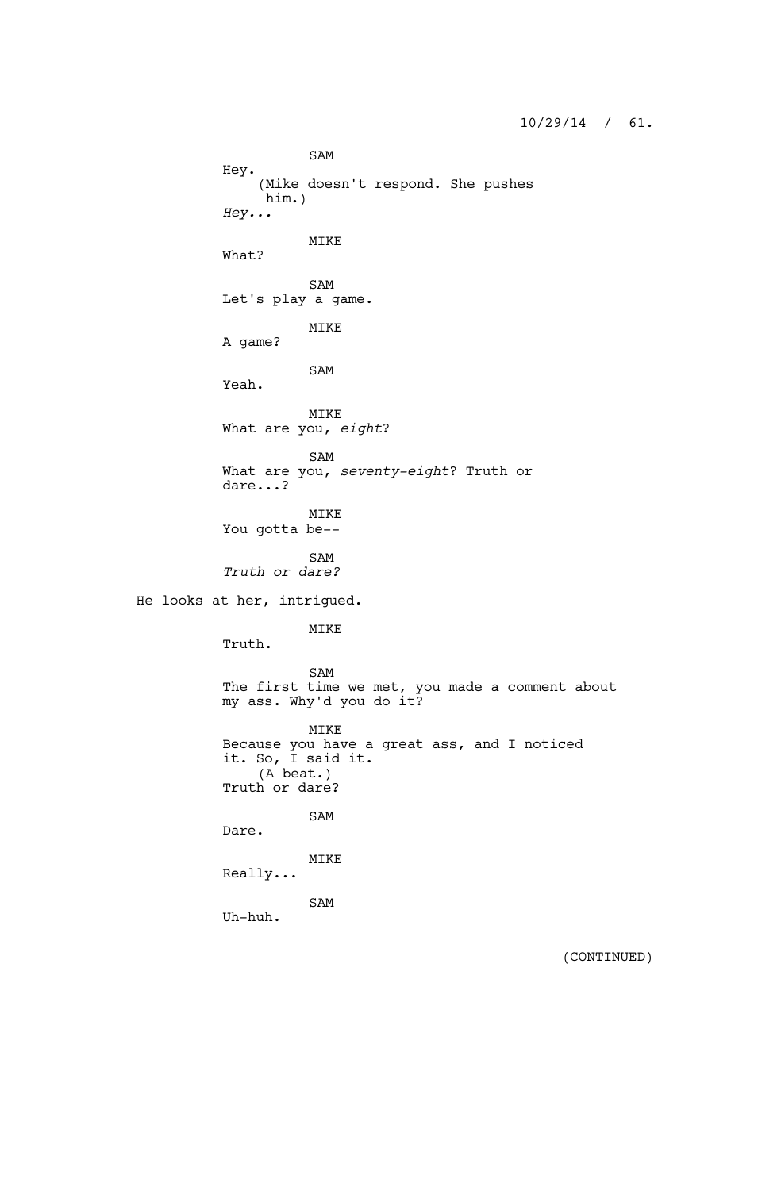SAM
Hey.
(Mike doesn't respond. She pushes him.)
*Hey...*

MIKE
What?

SAM
Let's play a game.

MIKE
A game?

SAM
Yeah.

MIKE
What are you, *eight*?

SAM
What are you, *seventy-eight*? Truth or dare...?

MIKE
You gotta be--

SAM
*Truth or dare?*

He looks at her, intrigued.

MIKE
Truth.

SAM
The first time we met, you made a comment about my ass. Why'd you do it?

MIKE
Because you have a great ass, and I noticed it. So, I said it.
(A beat.)
Truth or dare?

SAM
Dare.

MIKE
Really...

SAM
Uh-huh.

(CONTINUED)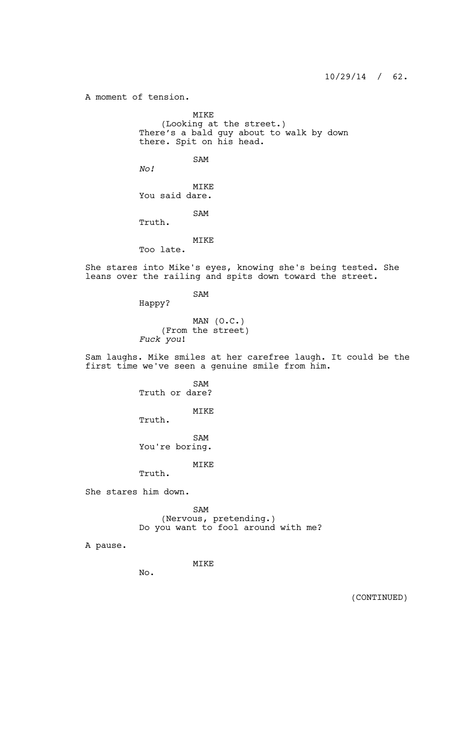A moment of tension.

MIKE
(Looking at the street.)
There's a bald guy about to walk by down there. Spit on his head.

SAM
*No!*

MIKE
You said dare.

SAM
Truth.

MIKE
Too late.

She stares into Mike's eyes, knowing she's being tested. She leans over the railing and spits down toward the street.

SAM
Happy?

MAN (O.C.)
(From the street)
*Fuck you*!

Sam laughs. Mike smiles at her carefree laugh. It could be the first time we've seen a genuine smile from him.

SAM
Truth or dare?

MIKE
Truth.

SAM
You're boring.

MIKE
Truth.

She stares him down.

SAM
(Nervous, pretending.)
Do you want to fool around with me?

A pause.

MIKE
No.

(CONTINUED)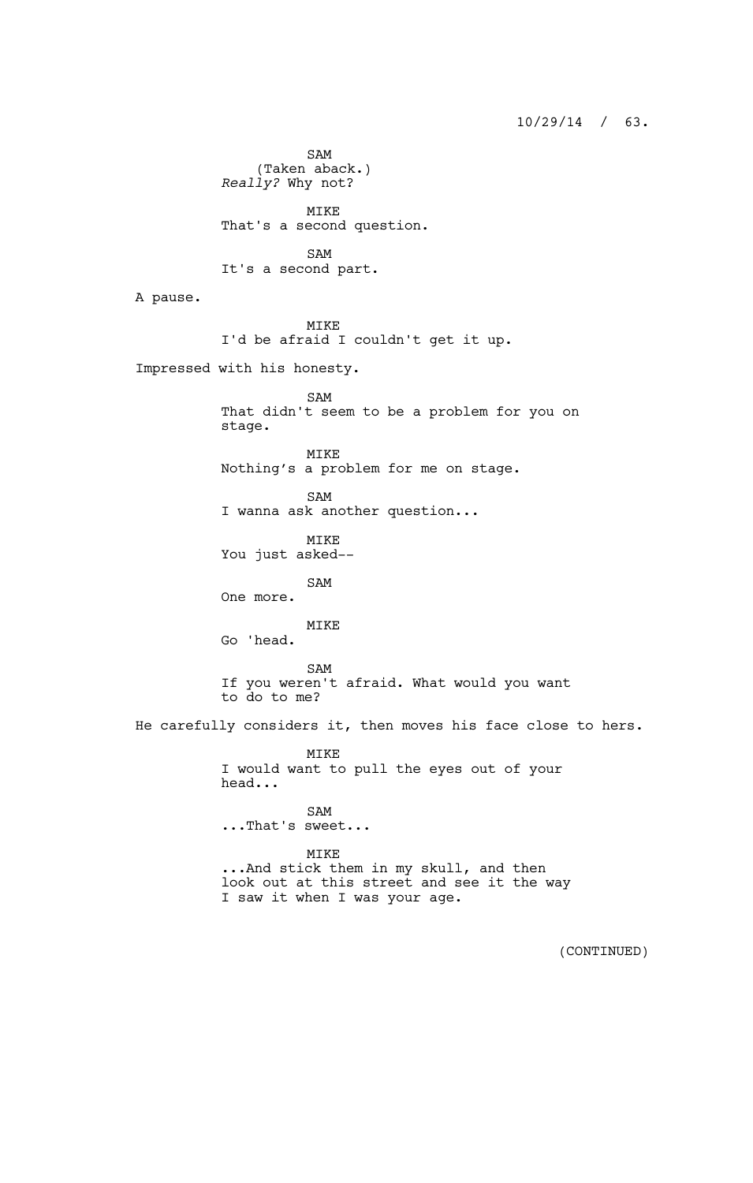SAM
(Taken aback.)
*Really?* Why not?

MIKE
That's a second question.

SAM
It's a second part.

A pause.

MIKE
I'd be afraid I couldn't get it up.

Impressed with his honesty.

SAM
That didn't seem to be a problem for you on stage.

MIKE
Nothing's a problem for me on stage.

SAM
I wanna ask another question...

MIKE
You just asked--

SAM
One more.

MIKE
Go 'head.

SAM
If you weren't afraid. What would you want to do to me?

He carefully considers it, then moves his face close to hers.

MIKE
I would want to pull the eyes out of your head...

SAM
...That's sweet...

MIKE
...And stick them in my skull, and then look out at this street and see it the way I saw it when I was your age.

(CONTINUED)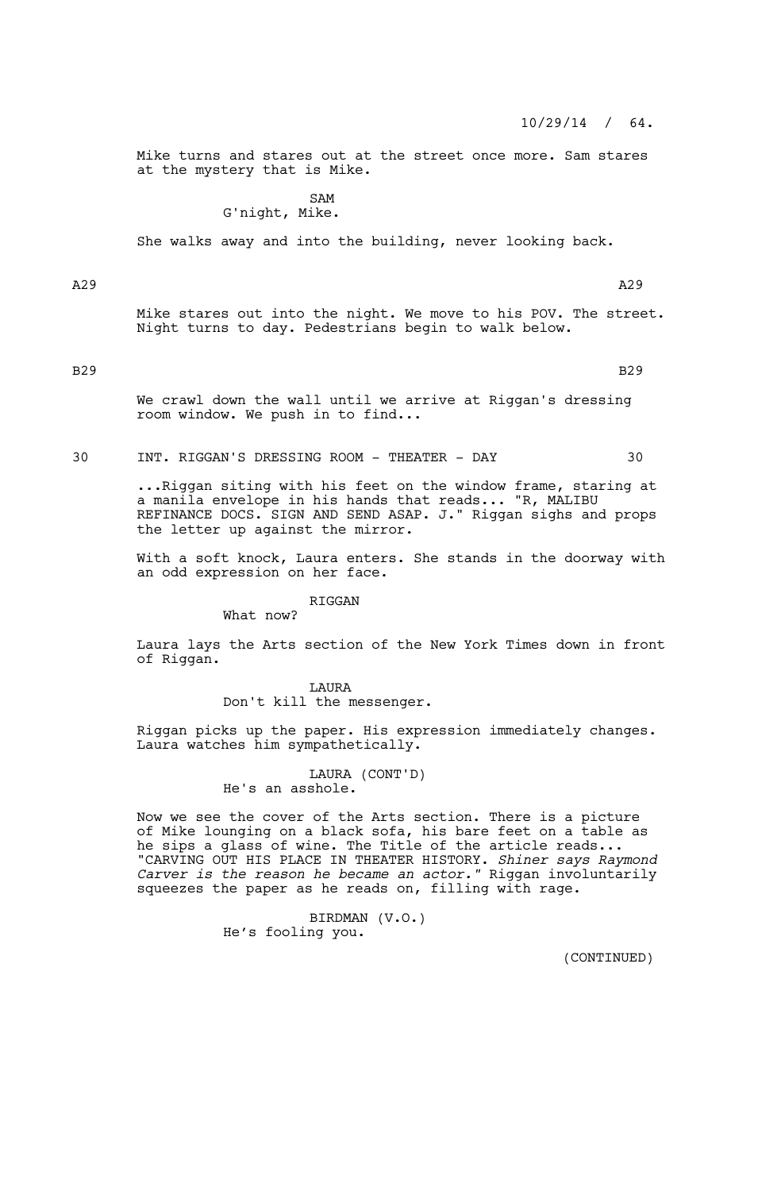Mike turns and stares out at the street once more. Sam stares at the mystery that is Mike.

SAM
G'night, Mike.

She walks away and into the building, never looking back.

A29 A29

Mike stares out into the night. We move to his POV. The street. Night turns to day. Pedestrians begin to walk below.

B29 B29

We crawl down the wall until we arrive at Riggan's dressing room window. We push in to find...

30 INT. RIGGAN'S DRESSING ROOM - THEATER - DAY 30

...Riggan siting with his feet on the window frame, staring at a manila envelope in his hands that reads... "R, MALIBU REFINANCE DOCS. SIGN AND SEND ASAP. J." Riggan sighs and props the letter up against the mirror.

With a soft knock, Laura enters. She stands in the doorway with an odd expression on her face.

RIGGAN
What now?

Laura lays the Arts section of the New York Times down in front of Riggan.

LAURA
Don't kill the messenger.

Riggan picks up the paper. His expression immediately changes. Laura watches him sympathetically.

LAURA (CONT'D)
He's an asshole.

Now we see the cover of the Arts section. There is a picture of Mike lounging on a black sofa, his bare feet on a table as he sips a glass of wine. The Title of the article reads... "CARVING OUT HIS PLACE IN THEATER HISTORY. *Shiner says Raymond Carver is the reason he became an actor."* Riggan involuntarily squeezes the paper as he reads on, filling with rage.

BIRDMAN (V.O.)
He's fooling you.

(CONTINUED)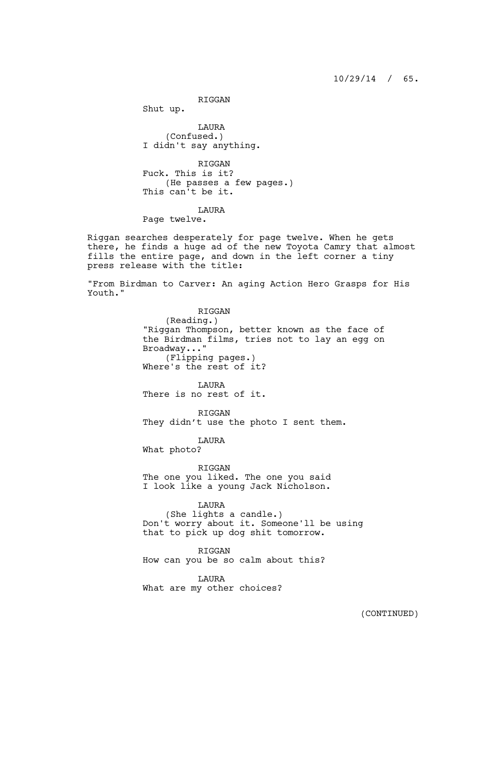RIGGAN
Shut up.

LAURA
(Confused.)
I didn't say anything.

RIGGAN
Fuck. This is it?
(He passes a few pages.)
This can't be it.

LAURA
Page twelve.

Riggan searches desperately for page twelve. When he gets there, he finds a huge ad of the new Toyota Camry that almost fills the entire page, and down in the left corner a tiny press release with the title:

"From Birdman to Carver: An aging Action Hero Grasps for His Youth."

RIGGAN
(Reading.)
"Riggan Thompson, better known as the face of the Birdman films, tries not to lay an egg on Broadway..."
(Flipping pages.)
Where's the rest of it?

LAURA
There is no rest of it.

RIGGAN
They didn't use the photo I sent them.

LAURA
What photo?

RIGGAN
The one you liked. The one you said I look like a young Jack Nicholson.

LAURA
(She lights a candle.)
Don't worry about it. Someone'll be using that to pick up dog shit tomorrow.

RIGGAN
How can you be so calm about this?

LAURA
What are my other choices?

(CONTINUED)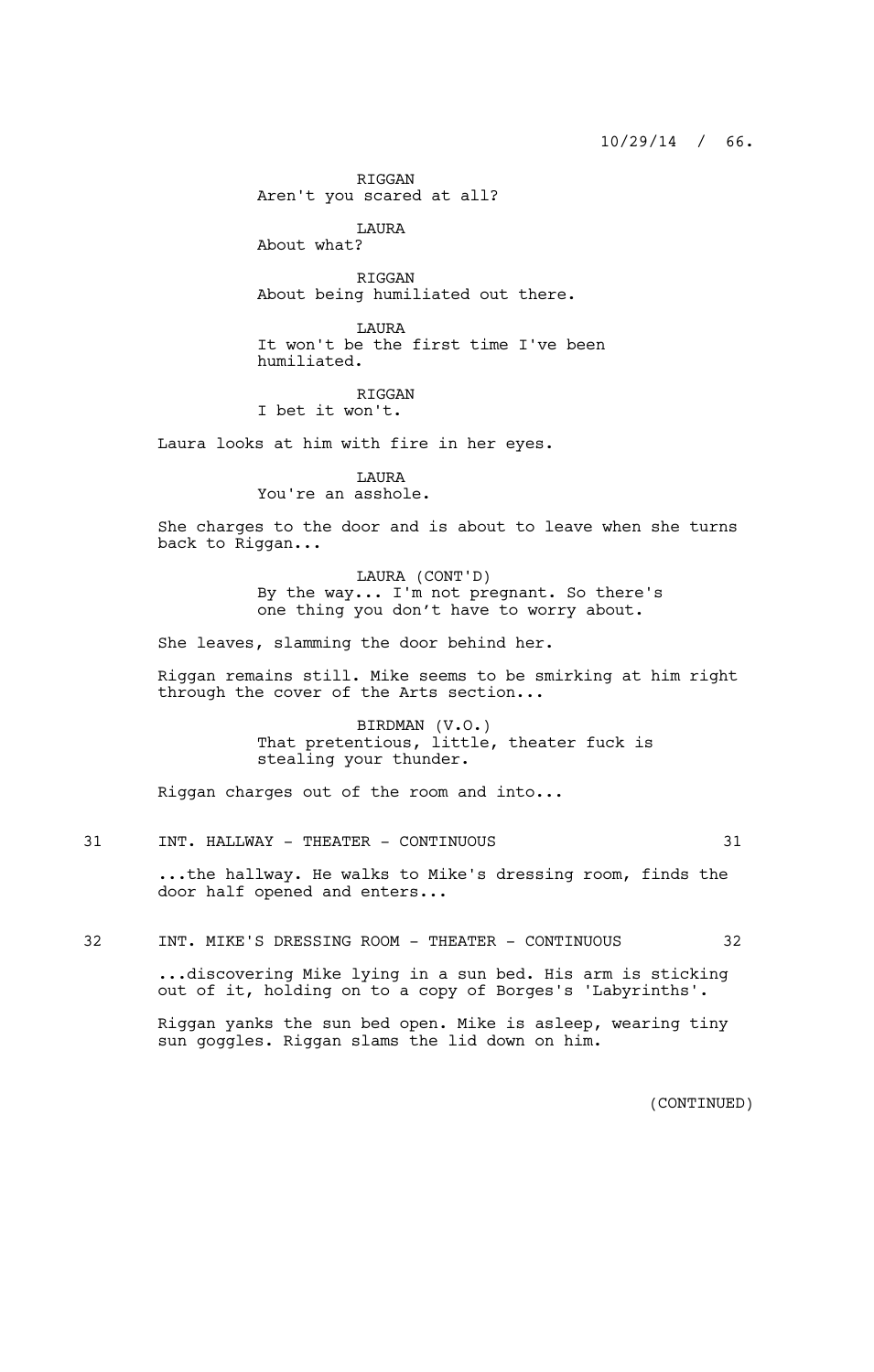RIGGAN
Aren't you scared at all?

LAURA
About what?

RIGGAN
About being humiliated out there.

LAURA
It won't be the first time I've been humiliated.

RIGGAN
I bet it won't.

Laura looks at him with fire in her eyes.

LAURA
You're an asshole.

She charges to the door and is about to leave when she turns back to Riggan...

LAURA (CONT'D)
By the way... I'm not pregnant. So there's one thing you don't have to worry about.

She leaves, slamming the door behind her.

Riggan remains still. Mike seems to be smirking at him right through the cover of the Arts section...

BIRDMAN (V.O.)
That pretentious, little, theater fuck is stealing your thunder.

Riggan charges out of the room and into...

31 INT. HALLWAY - THEATER - CONTINUOUS 31

...the hallway. He walks to Mike's dressing room, finds the door half opened and enters...

32 INT. MIKE'S DRESSING ROOM - THEATER - CONTINUOUS 32

...discovering Mike lying in a sun bed. His arm is sticking out of it, holding on to a copy of Borges's 'Labyrinths'.

Riggan yanks the sun bed open. Mike is asleep, wearing tiny sun goggles. Riggan slams the lid down on him.

(CONTINUED)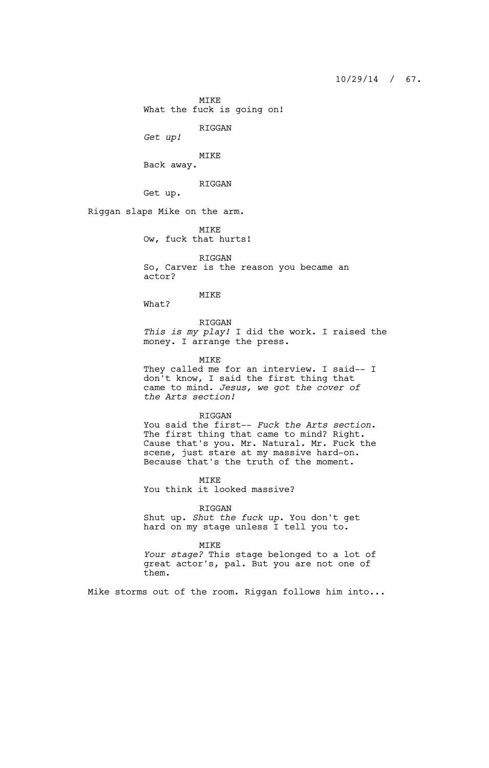MIKE
What the fuck is going on!

RIGGAN
*Get up!*

MIKE
Back away.

RIGGAN
Get up.

Riggan slaps Mike on the arm.

MIKE
Ow, fuck that hurts!

RIGGAN
So, Carver is the reason you became an actor?

MIKE
What?

RIGGAN
*This is my play!* I did the work. I raised the money. I arrange the press.

MIKE
They called me for an interview. I said-- I don't know, I said the first thing that came to mind. *Jesus, we got the cover of the Arts section!*

RIGGAN
You said the first-- *Fuck the Arts section.* The first thing that came to mind? Right. Cause that's you. Mr. Natural. Mr. Fuck the scene, just stare at my massive hard-on. Because that's the truth of the moment.

MIKE
You think it looked massive?

RIGGAN
Shut up. *Shut the fuck up.* You don't get hard on my stage unless I tell you to.

MIKE
*Your stage?* This stage belonged to a lot of great actor's, pal. But you are not one of them.

Mike storms out of the room. Riggan follows him into...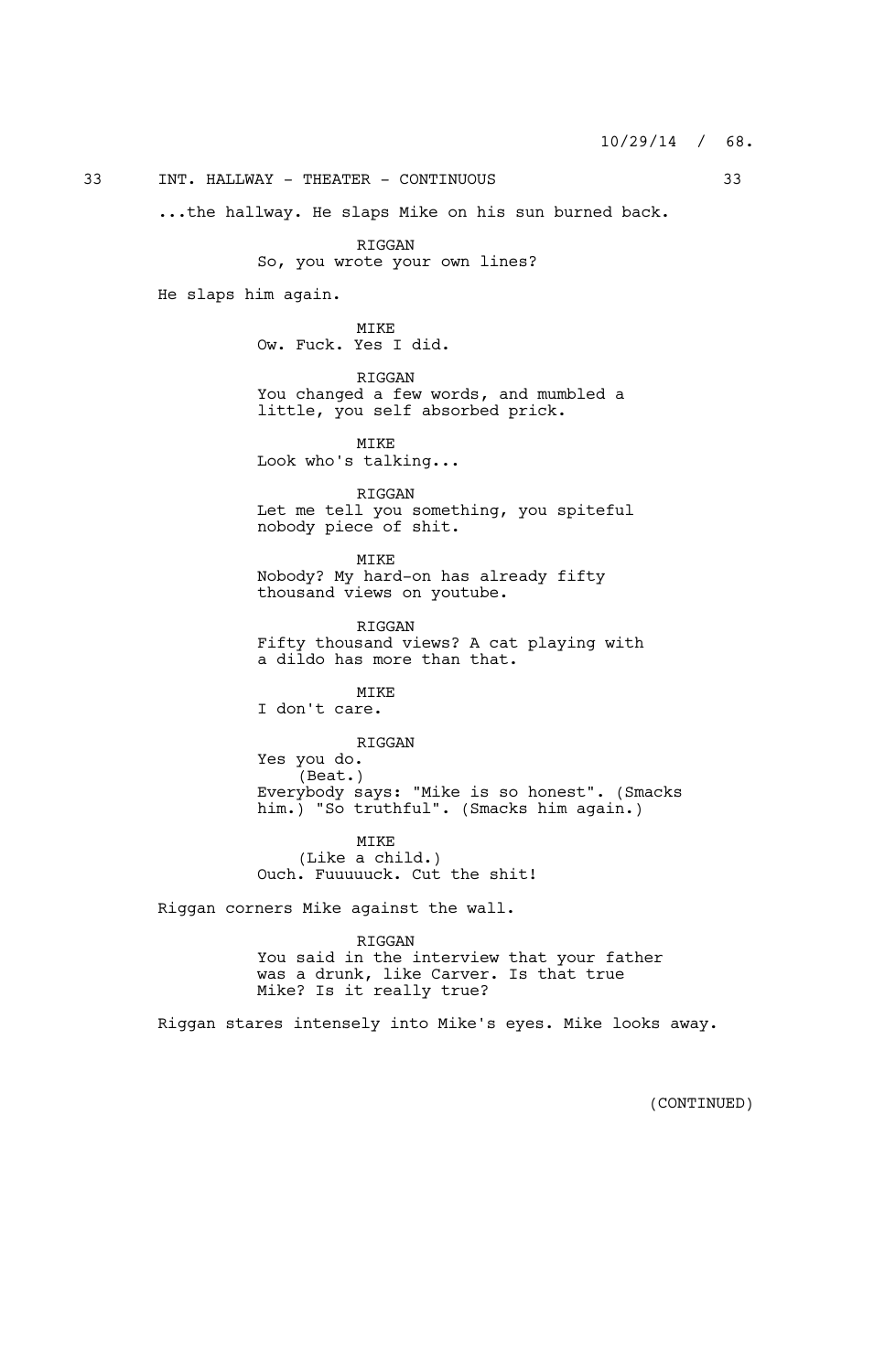33 INT. HALLWAY - THEATER - CONTINUOUS 33

...the hallway. He slaps Mike on his sun burned back.

RIGGAN
So, you wrote your own lines?

He slaps him again.

MIKE
Ow. Fuck. Yes I did.

RIGGAN
You changed a few words, and mumbled a little, you self absorbed prick.

MIKE
Look who's talking...

RIGGAN
Let me tell you something, you spiteful nobody piece of shit.

MIKE
Nobody? My hard-on has already fifty thousand views on youtube.

RIGGAN
Fifty thousand views? A cat playing with a dildo has more than that.

MIKE
I don't care.

RIGGAN
Yes you do.
(Beat.)
Everybody says: "Mike is so honest". (Smacks him.) "So truthful". (Smacks him again.)

MIKE
(Like a child.)
Ouch. Fuuuuuck. Cut the shit!

Riggan corners Mike against the wall.

RIGGAN
You said in the interview that your father was a drunk, like Carver. Is that true Mike? Is it really true?

Riggan stares intensely into Mike's eyes. Mike looks away.

(CONTINUED)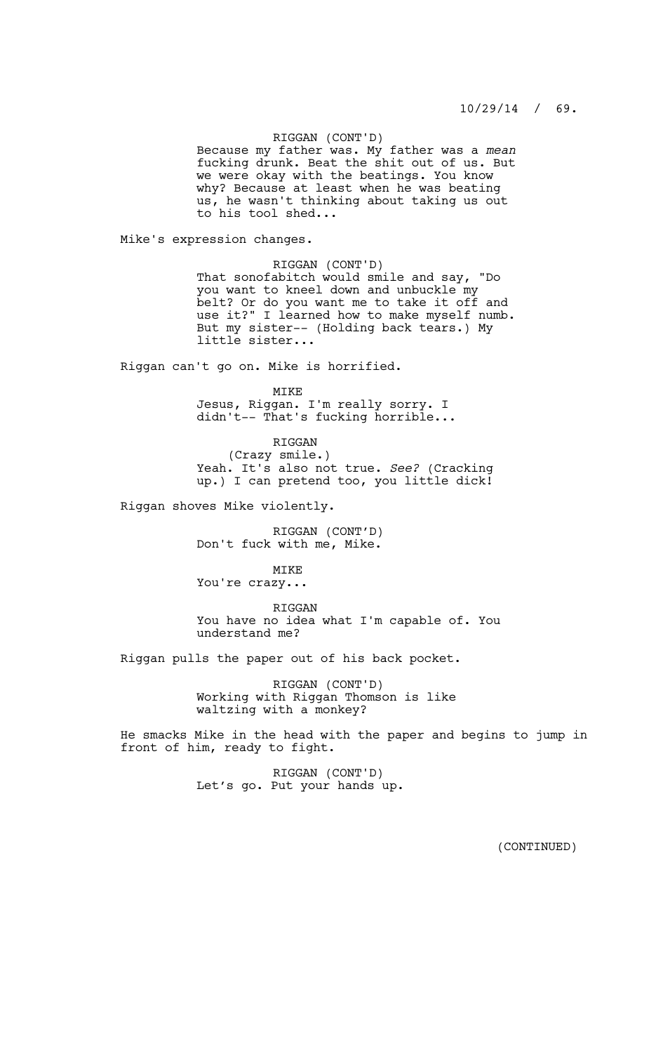RIGGAN (CONT'D)
Because my father was. My father was a *mean* fucking drunk. Beat the shit out of us. But we were okay with the beatings. You know why? Because at least when he was beating us, he wasn't thinking about taking us out to his tool shed...

Mike's expression changes.

RIGGAN (CONT'D)
That sonofabitch would smile and say, "Do you want to kneel down and unbuckle my belt? Or do you want me to take it off and use it?" I learned how to make myself numb. But my sister-- (Holding back tears.) My little sister...

Riggan can't go on. Mike is horrified.

MIKE
Jesus, Riggan. I'm really sorry. I didn't-- That's fucking horrible...

RIGGAN
(Crazy smile.)
Yeah. It's also not true. *See?* (Cracking up.) I can pretend too, you little dick!

Riggan shoves Mike violently.

RIGGAN (CONT'D)
Don't fuck with me, Mike.

MIKE
You're crazy...

RIGGAN
You have no idea what I'm capable of. You understand me?

Riggan pulls the paper out of his back pocket.

RIGGAN (CONT'D)
Working with Riggan Thomson is like waltzing with a monkey?

He smacks Mike in the head with the paper and begins to jump in front of him, ready to fight.

RIGGAN (CONT'D)
Let's go. Put your hands up.

(CONTINUED)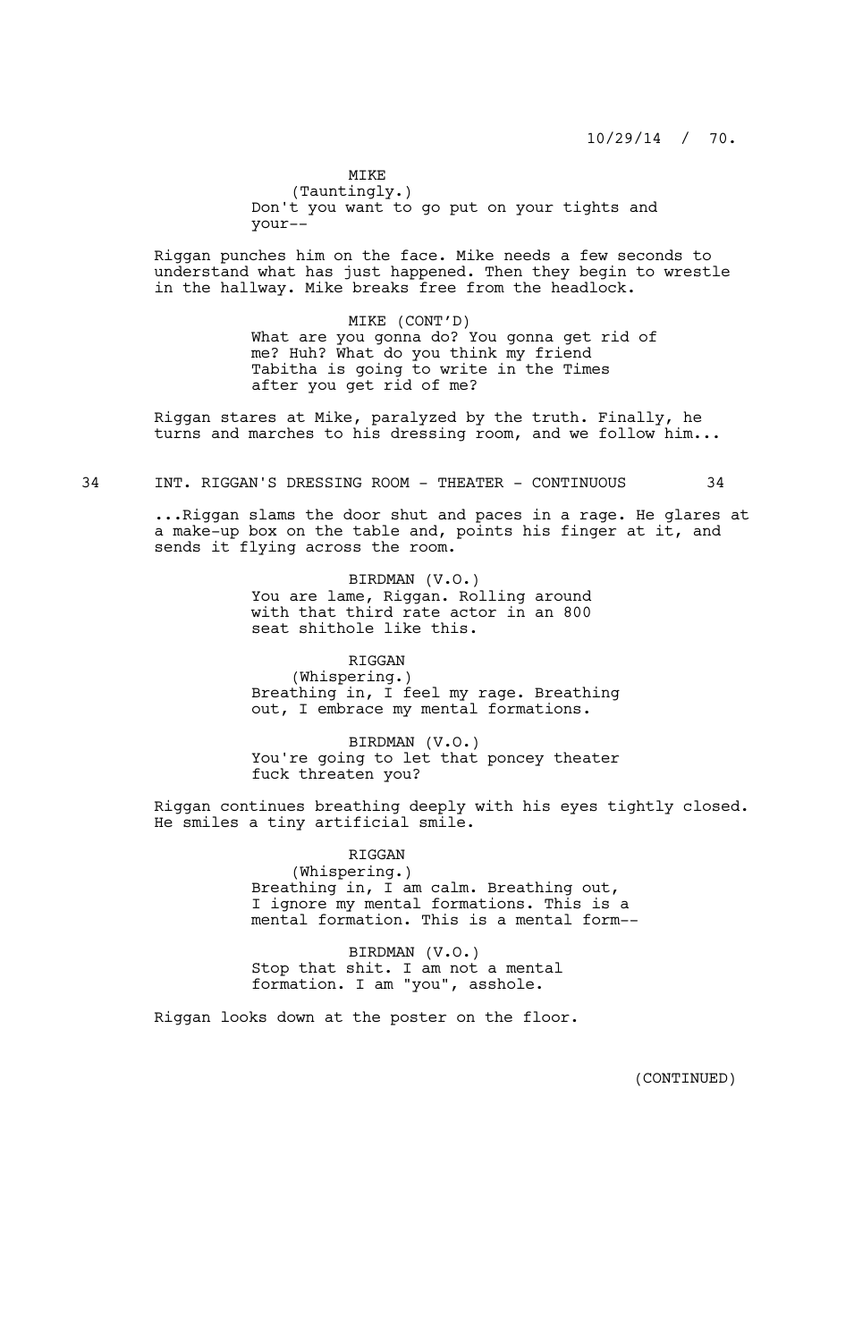MIKE
(Tauntingly.)
Don't you want to go put on your tights and your--

Riggan punches him on the face. Mike needs a few seconds to understand what has just happened. Then they begin to wrestle in the hallway. Mike breaks free from the headlock.

MIKE (CONT'D)
What are you gonna do? You gonna get rid of me? Huh? What do you think my friend Tabitha is going to write in the Times after you get rid of me?

Riggan stares at Mike, paralyzed by the truth. Finally, he turns and marches to his dressing room, and we follow him...

34 INT. RIGGAN'S DRESSING ROOM - THEATER - CONTINUOUS 34

...Riggan slams the door shut and paces in a rage. He glares at a make-up box on the table and, points his finger at it, and sends it flying across the room.

BIRDMAN (V.O.)
You are lame, Riggan. Rolling around with that third rate actor in an 800 seat shithole like this.

RIGGAN
(Whispering.)
Breathing in, I feel my rage. Breathing out, I embrace my mental formations.

BIRDMAN (V.O.)
You're going to let that poncey theater fuck threaten you?

Riggan continues breathing deeply with his eyes tightly closed. He smiles a tiny artificial smile.

RIGGAN
(Whispering.)
Breathing in, I am calm. Breathing out, I ignore my mental formations. This is a mental formation. This is a mental form--

BIRDMAN (V.O.)
Stop that shit. I am not a mental formation. I am "you", asshole.

Riggan looks down at the poster on the floor.

(CONTINUED)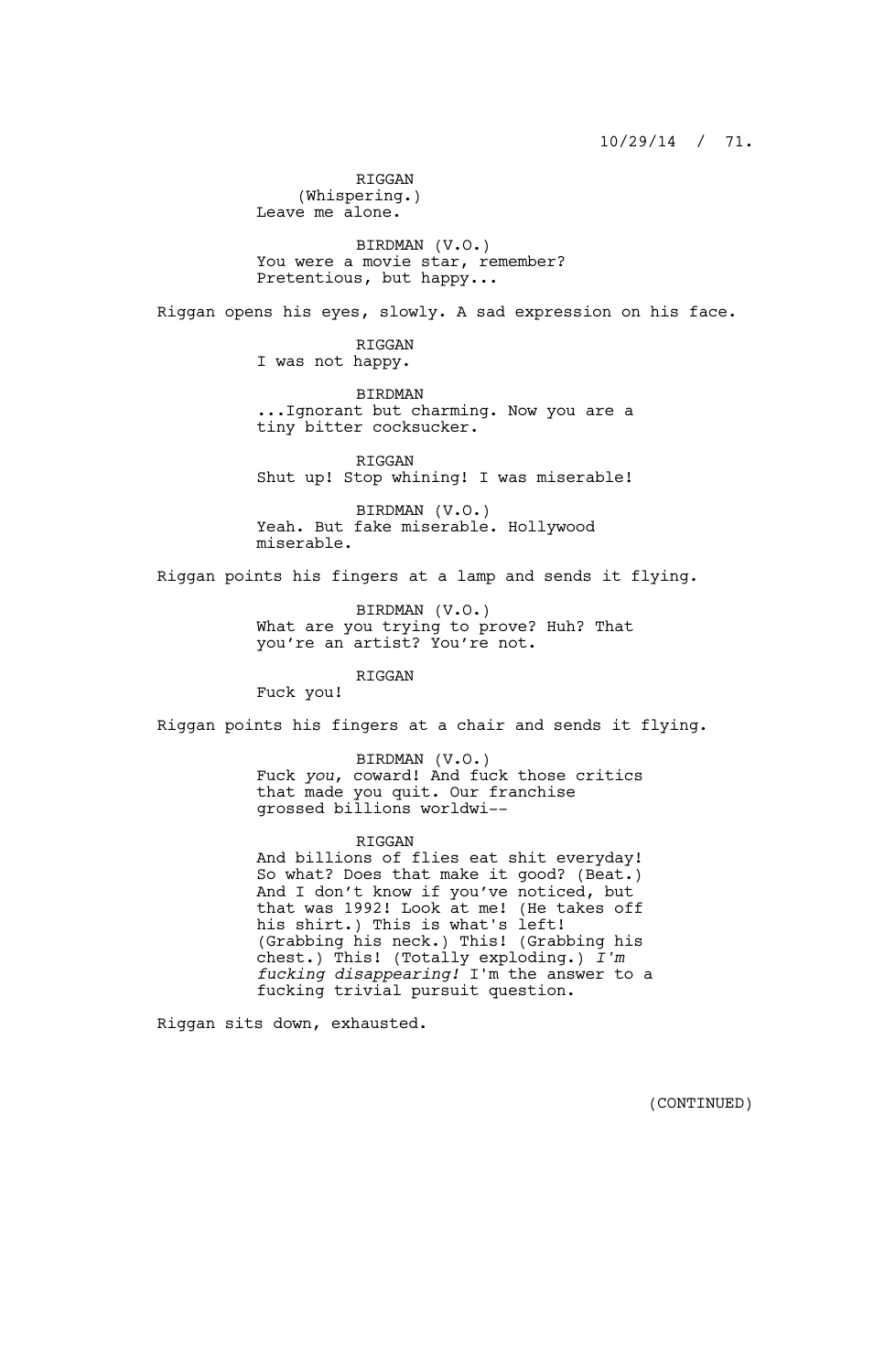RIGGAN
(Whispering.)
Leave me alone.

BIRDMAN (V.O.)
You were a movie star, remember? Pretentious, but happy...

Riggan opens his eyes, slowly. A sad expression on his face.

RIGGAN
I was not happy.

BIRDMAN
...Ignorant but charming. Now you are a tiny bitter cocksucker.

RIGGAN
Shut up! Stop whining! I was miserable!

BIRDMAN (V.O.)
Yeah. But fake miserable. Hollywood miserable.

Riggan points his fingers at a lamp and sends it flying.

BIRDMAN (V.O.)
What are you trying to prove? Huh? That you're an artist? You're not.

RIGGAN
Fuck you!

Riggan points his fingers at a chair and sends it flying.

BIRDMAN (V.O.)
Fuck *you*, coward! And fuck those critics that made you quit. Our franchise grossed billions worldwi--

RIGGAN
And billions of flies eat shit everyday! So what? Does that make it good? (Beat.) And I don't know if you've noticed, but that was 1992! Look at me! (He takes off his shirt.) This is what's left! (Grabbing his neck.) This! (Grabbing his chest.) This! (Totally exploding.) *I'm fucking disappearing!* I'm the answer to a fucking trivial pursuit question.

Riggan sits down, exhausted.

(CONTINUED)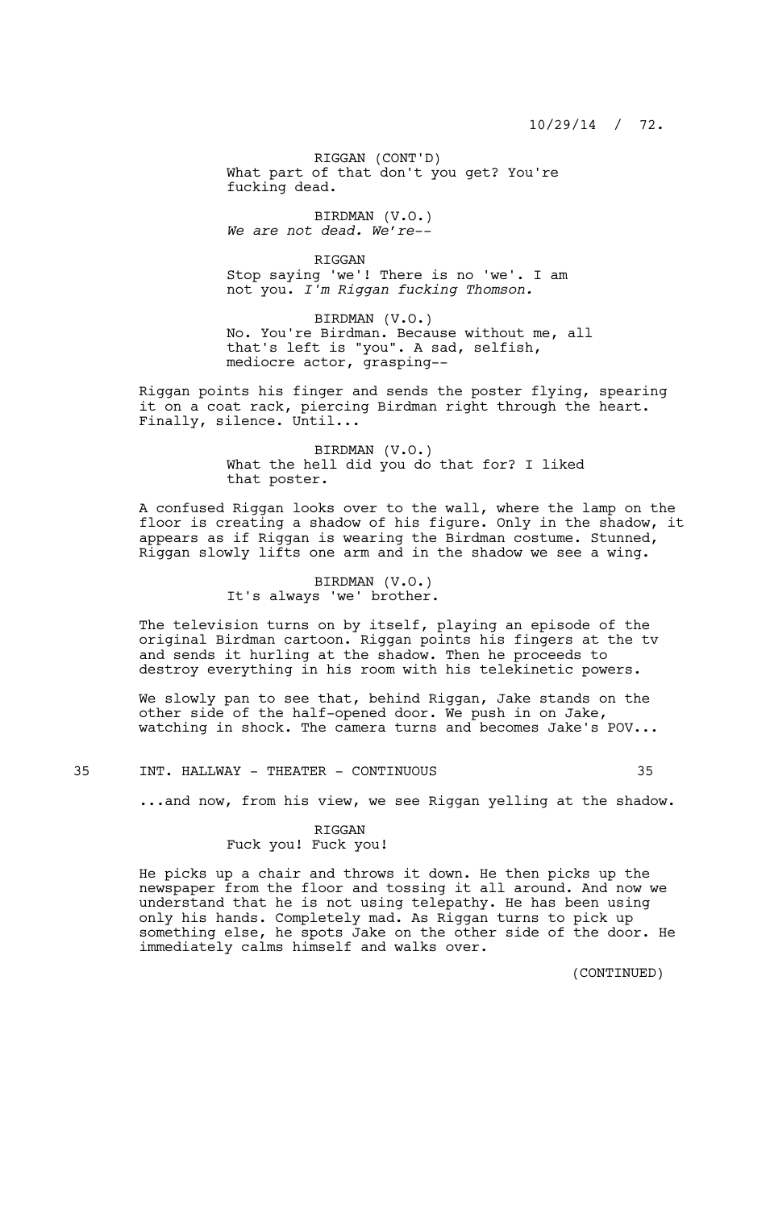RIGGAN (CONT'D)
What part of that don't you get? You're fucking dead.

BIRDMAN (V.O.)
*We are not dead. We're--*

RIGGAN
Stop saying 'we'! There is no 'we'. I am not you. *I'm Riggan fucking Thomson.*

BIRDMAN (V.O.)
No. You're Birdman. Because without me, all that's left is "you". A sad, selfish, mediocre actor, grasping--

Riggan points his finger and sends the poster flying, spearing it on a coat rack, piercing Birdman right through the heart. Finally, silence. Until...

BIRDMAN (V.O.)
What the hell did you do that for? I liked that poster.

A confused Riggan looks over to the wall, where the lamp on the floor is creating a shadow of his figure. Only in the shadow, it appears as if Riggan is wearing the Birdman costume. Stunned, Riggan slowly lifts one arm and in the shadow we see a wing.

BIRDMAN (V.O.)
It's always 'we' brother.

The television turns on by itself, playing an episode of the original Birdman cartoon. Riggan points his fingers at the tv and sends it hurling at the shadow. Then he proceeds to destroy everything in his room with his telekinetic powers.

We slowly pan to see that, behind Riggan, Jake stands on the other side of the half-opened door. We push in on Jake, watching in shock. The camera turns and becomes Jake's POV...

35 INT. HALLWAY - THEATER - CONTINUOUS 35

...and now, from his view, we see Riggan yelling at the shadow.

RIGGAN
Fuck you! Fuck you!

He picks up a chair and throws it down. He then picks up the newspaper from the floor and tossing it all around. And now we understand that he is not using telepathy. He has been using only his hands. Completely mad. As Riggan turns to pick up something else, he spots Jake on the other side of the door. He immediately calms himself and walks over.

(CONTINUED)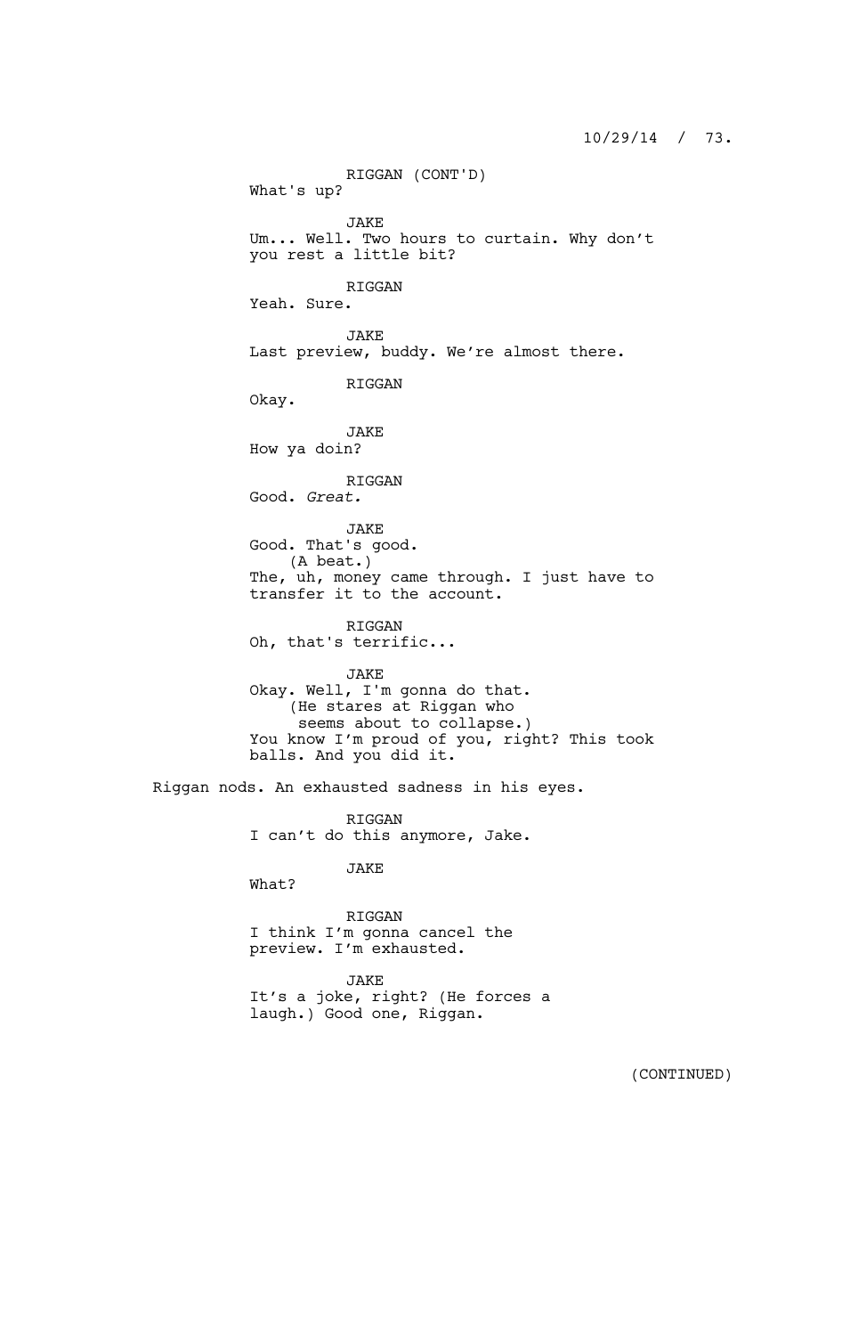RIGGAN (CONT'D)
What's up?

JAKE
Um... Well. Two hours to curtain. Why don't you rest a little bit?

RIGGAN
Yeah. Sure.

JAKE
Last preview, buddy. We're almost there.

RIGGAN
Okay.

JAKE
How ya doin?

RIGGAN
Good. *Great.*

JAKE
Good. That's good.
(A beat.)
The, uh, money came through. I just have to transfer it to the account.

RIGGAN
Oh, that's terrific...

JAKE
Okay. Well, I'm gonna do that.
(He stares at Riggan who seems about to collapse.)
You know I'm proud of you, right? This took balls. And you did it.

Riggan nods. An exhausted sadness in his eyes.

RIGGAN
I can't do this anymore, Jake.

JAKE
What?

RIGGAN
I think I'm gonna cancel the preview. I'm exhausted.

JAKE
It's a joke, right? (He forces a laugh.) Good one, Riggan.

(CONTINUED)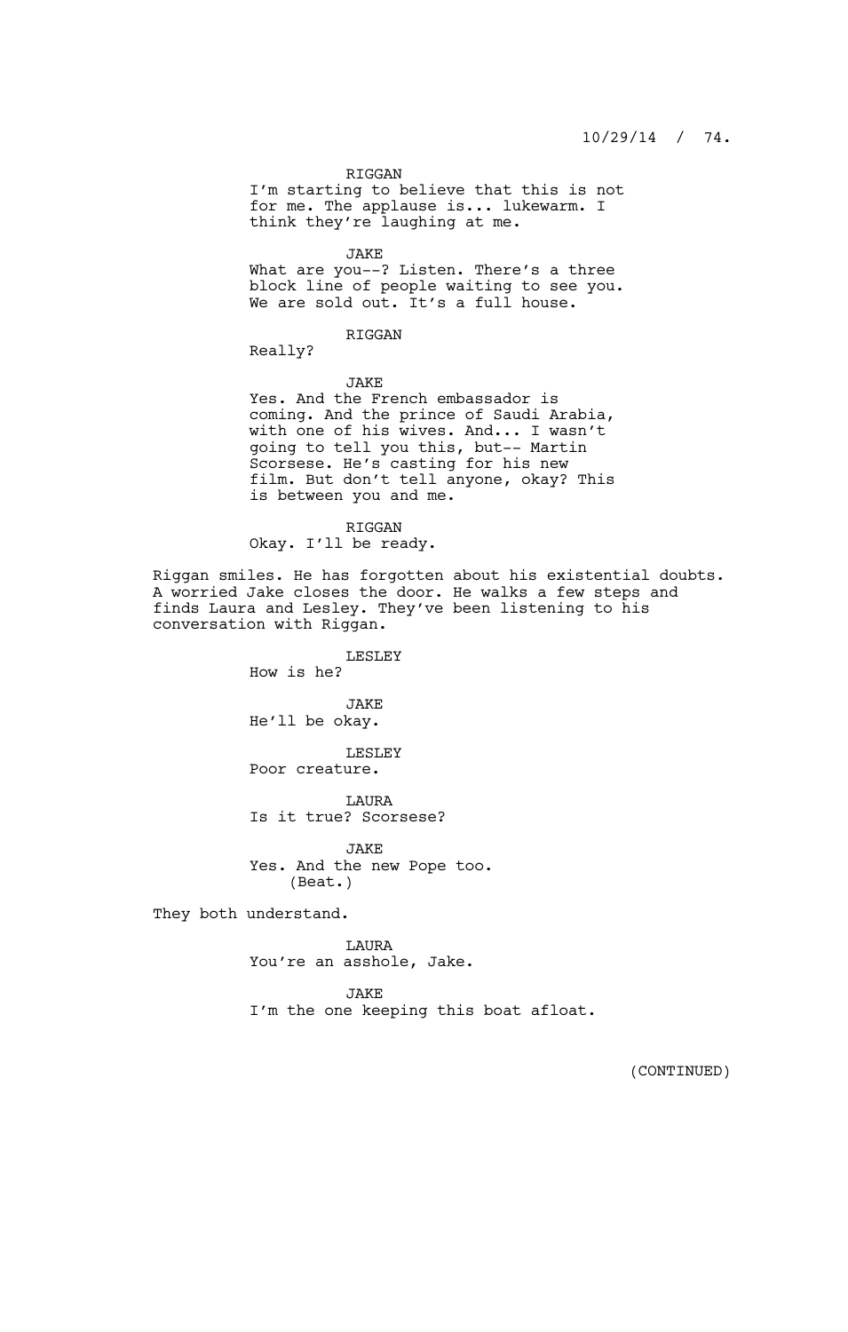RIGGAN

I'm starting to believe that this is not for me. The applause is... lukewarm. I think they're laughing at me.

JAKE

What are you--? Listen. There's a three block line of people waiting to see you. We are sold out. It's a full house.

RIGGAN

Really?

JAKE

Yes. And the French embassador is coming. And the prince of Saudi Arabia, with one of his wives. And... I wasn't going to tell you this, but-- Martin Scorsese. He's casting for his new film. But don't tell anyone, okay? This is between you and me.

RIGGAN

Okay. I'll be ready.

Riggan smiles. He has forgotten about his existential doubts. A worried Jake closes the door. He walks a few steps and finds Laura and Lesley. They've been listening to his conversation with Riggan.

LESLEY

How is he?

JAKE

He'll be okay.

LESLEY

Poor creature.

LAURA

Is it true? Scorsese?

JAKE

Yes. And the new Pope too.
(Beat.)

They both understand.

LAURA

You're an asshole, Jake.

JAKE

I'm the one keeping this boat afloat.

(CONTINUED)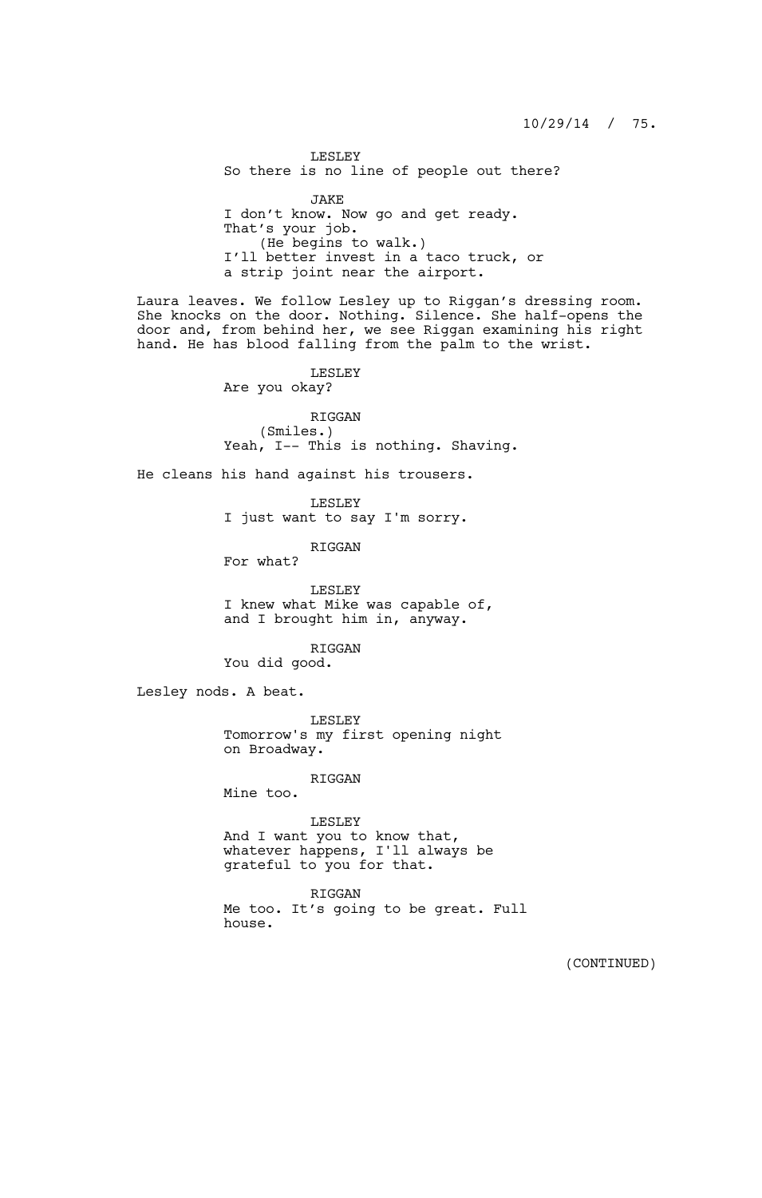LESLEY
So there is no line of people out there?

JAKE
I don't know. Now go and get ready. That's your job.
(He begins to walk.)
I'll better invest in a taco truck, or a strip joint near the airport.

Laura leaves. We follow Lesley up to Riggan's dressing room. She knocks on the door. Nothing. Silence. She half-opens the door and, from behind her, we see Riggan examining his right hand. He has blood falling from the palm to the wrist.

LESLEY
Are you okay?

RIGGAN
(Smiles.)
Yeah, I-- This is nothing. Shaving.

He cleans his hand against his trousers.

LESLEY
I just want to say I'm sorry.

RIGGAN
For what?

LESLEY
I knew what Mike was capable of, and I brought him in, anyway.

RIGGAN
You did good.

Lesley nods. A beat.

LESLEY
Tomorrow's my first opening night on Broadway.

RIGGAN
Mine too.

LESLEY
And I want you to know that, whatever happens, I'll always be grateful to you for that.

RIGGAN
Me too. It's going to be great. Full house.

(CONTINUED)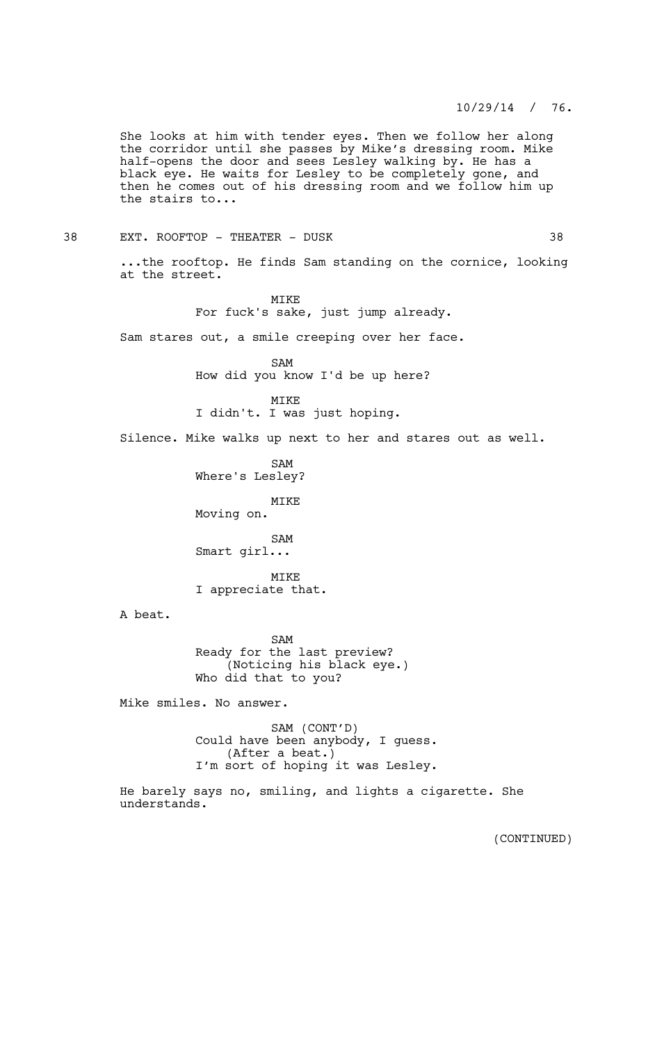She looks at him with tender eyes. Then we follow her along the corridor until she passes by Mike's dressing room. Mike half-opens the door and sees Lesley walking by. He has a black eye. He waits for Lesley to be completely gone, and then he comes out of his dressing room and we follow him up the stairs to...

38 EXT. ROOFTOP - THEATER - DUSK 38

...the rooftop. He finds Sam standing on the cornice, looking at the street.

MIKE
For fuck's sake, just jump already.

Sam stares out, a smile creeping over her face.

SAM
How did you know I'd be up here?

MIKE
I didn't. I was just hoping.

Silence. Mike walks up next to her and stares out as well.

SAM
Where's Lesley?

MIKE
Moving on.

SAM
Smart girl...

MIKE
I appreciate that.

A beat.

SAM
Ready for the last preview?
(Noticing his black eye.)
Who did that to you?

Mike smiles. No answer.

SAM (CONT'D)
Could have been anybody, I guess.
(After a beat.)
I'm sort of hoping it was Lesley.

He barely says no, smiling, and lights a cigarette. She understands.

(CONTINUED)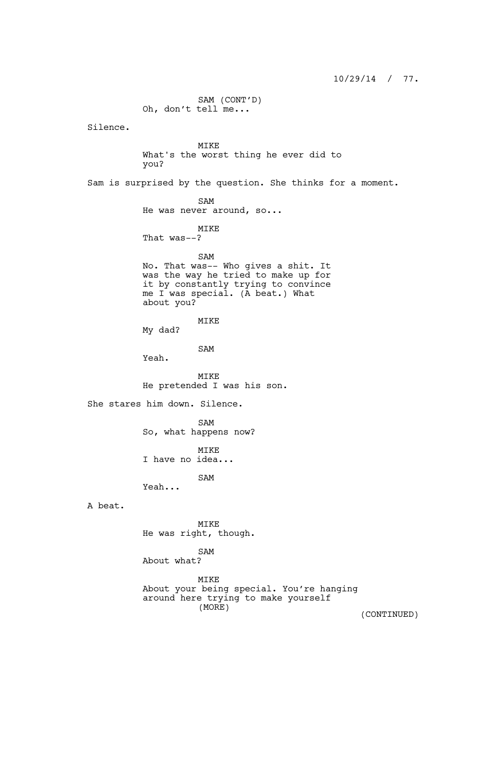SAM (CONT'D)
Oh, don't tell me...

Silence.

MIKE
What's the worst thing he ever did to you?

Sam is surprised by the question. She thinks for a moment.

SAM
He was never around, so...

MIKE
That was--?

SAM
No. That was-- Who gives a shit. It was the way he tried to make up for it by constantly trying to convince me I was special. (A beat.) What about you?

MIKE
My dad?

SAM
Yeah.

MIKE
He pretended I was his son.

She stares him down. Silence.

SAM
So, what happens now?

MIKE
I have no idea...

SAM
Yeah...

A beat.

MIKE
He was right, though.

SAM
About what?

MIKE
About your being special. You're hanging around here trying to make yourself
(MORE)

(CONTINUED)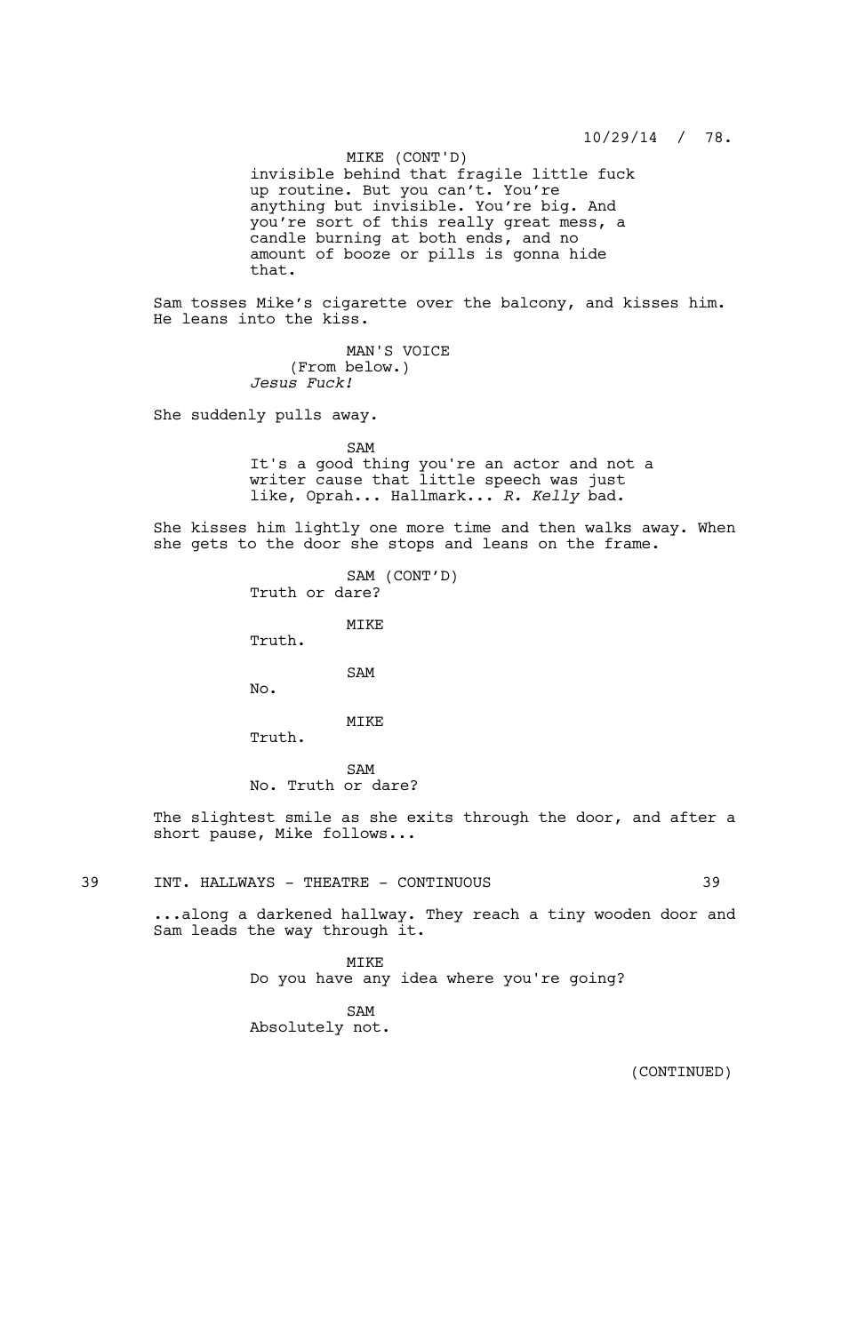MIKE (CONT'D)
invisible behind that fragile little fuck up routine. But you can't. You're anything but invisible. You're big. And you're sort of this really great mess, a candle burning at both ends, and no amount of booze or pills is gonna hide that.

Sam tosses Mike's cigarette over the balcony, and kisses him. He leans into the kiss.

MAN'S VOICE
(From below.)
*Jesus Fuck!*

She suddenly pulls away.

SAM
It's a good thing you're an actor and not a writer cause that little speech was just like, Oprah... Hallmark... *R. Kelly* bad.

She kisses him lightly one more time and then walks away. When she gets to the door she stops and leans on the frame.

SAM (CONT'D)
Truth or dare?

MIKE
Truth.

SAM
No.

MIKE
Truth.

SAM
No. Truth or dare?

The slightest smile as she exits through the door, and after a short pause, Mike follows...

39 INT. HALLWAYS - THEATRE - CONTINUOUS 39

...along a darkened hallway. They reach a tiny wooden door and Sam leads the way through it.

MIKE
Do you have any idea where you're going?

SAM
Absolutely not.

(CONTINUED)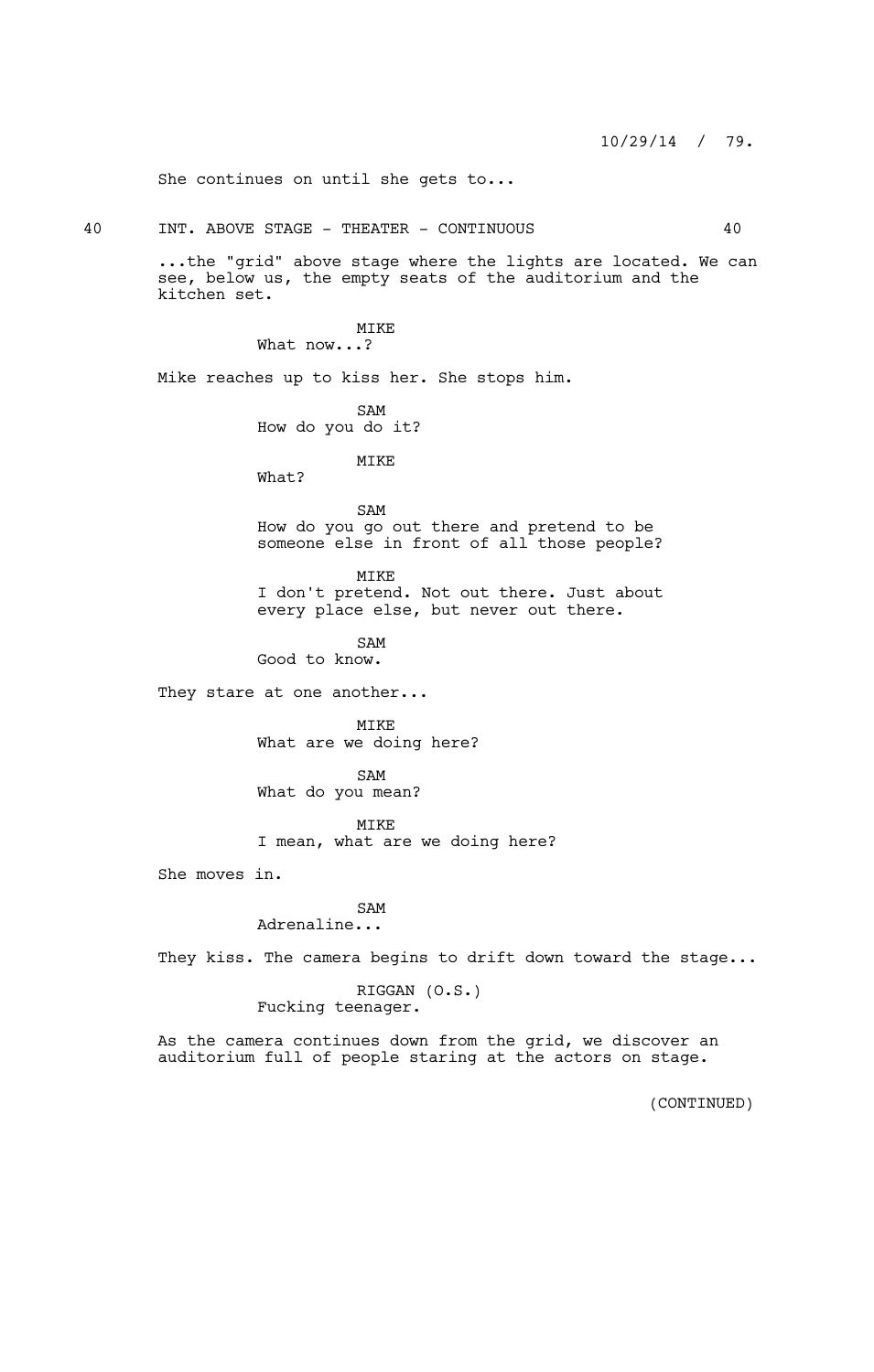She continues on until she gets to...

40 INT. ABOVE STAGE - THEATER - CONTINUOUS 40

...the "grid" above stage where the lights are located. We can see, below us, the empty seats of the auditorium and the kitchen set.

MIKE
What now...?

Mike reaches up to kiss her. She stops him.

SAM
How do you do it?

MIKE
What?

SAM
How do you go out there and pretend to be someone else in front of all those people?

MIKE
I don't pretend. Not out there. Just about every place else, but never out there.

SAM
Good to know.

They stare at one another...

MIKE
What are we doing here?

SAM
What do you mean?

MIKE
I mean, what are we doing here?

She moves in.

SAM
Adrenaline...

They kiss. The camera begins to drift down toward the stage...

RIGGAN (O.S.)
Fucking teenager.

As the camera continues down from the grid, we discover an auditorium full of people staring at the actors on stage.

(CONTINUED)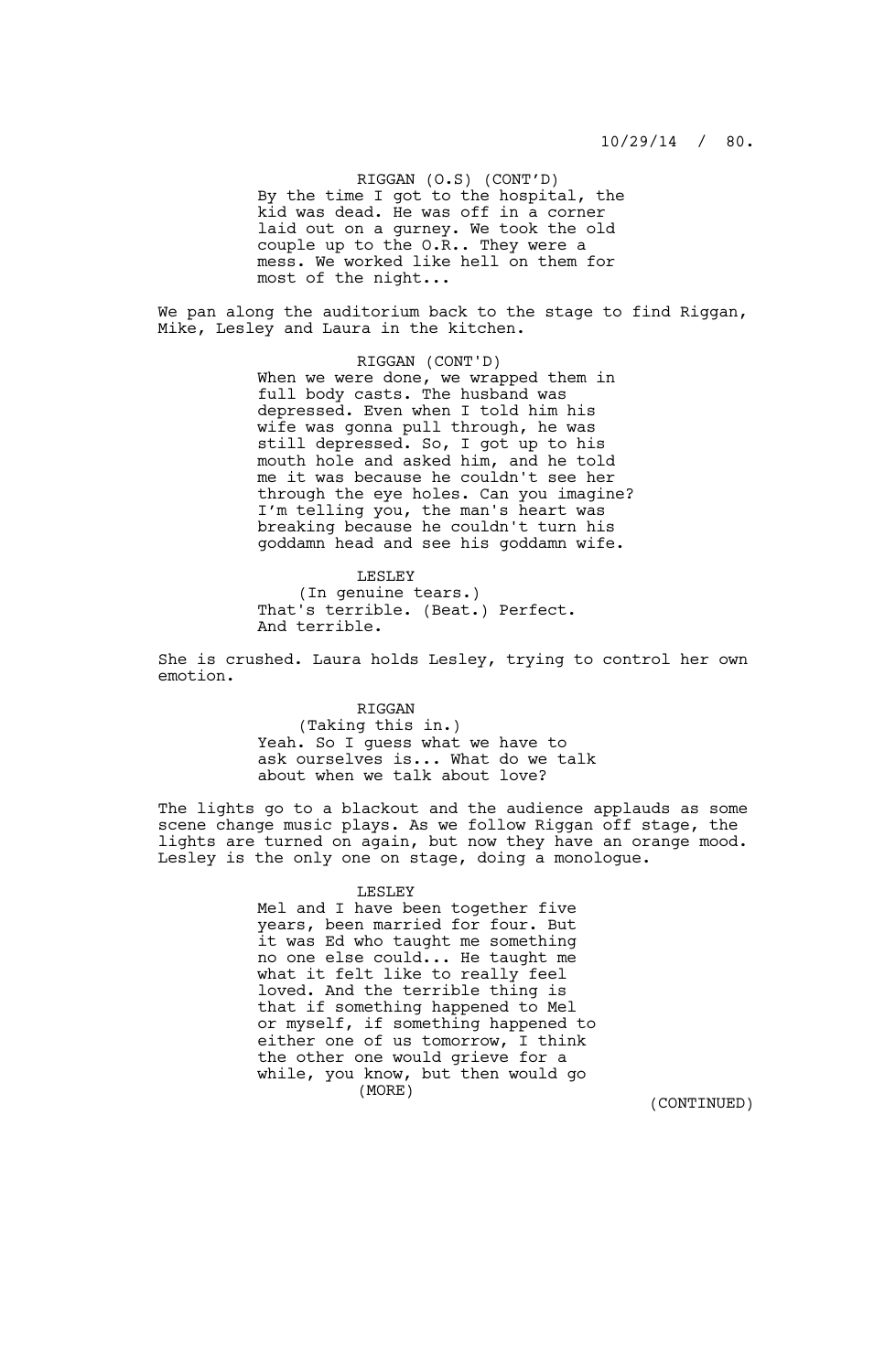RIGGAN (O.S) (CONT'D)
By the time I got to the hospital, the kid was dead. He was off in a corner laid out on a gurney. We took the old couple up to the O.R.. They were a mess. We worked like hell on them for most of the night...

We pan along the auditorium back to the stage to find Riggan, Mike, Lesley and Laura in the kitchen.

RIGGAN (CONT'D)
When we were done, we wrapped them in full body casts. The husband was depressed. Even when I told him his wife was gonna pull through, he was still depressed. So, I got up to his mouth hole and asked him, and he told me it was because he couldn't see her through the eye holes. Can you imagine? I'm telling you, the man's heart was breaking because he couldn't turn his goddamn head and see his goddamn wife.

LESLEY
(In genuine tears.)
That's terrible. (Beat.) Perfect. And terrible.

She is crushed. Laura holds Lesley, trying to control her own emotion.

RIGGAN
(Taking this in.)
Yeah. So I guess what we have to ask ourselves is... What do we talk about when we talk about love?

The lights go to a blackout and the audience applauds as some scene change music plays. As we follow Riggan off stage, the lights are turned on again, but now they have an orange mood. Lesley is the only one on stage, doing a monologue.

LESLEY
Mel and I have been together five years, been married for four. But it was Ed who taught me something no one else could... He taught me what it felt like to really feel loved. And the terrible thing is that if something happened to Mel or myself, if something happened to either one of us tomorrow, I think the other one would grieve for a while, you know, but then would go
(MORE)

(CONTINUED)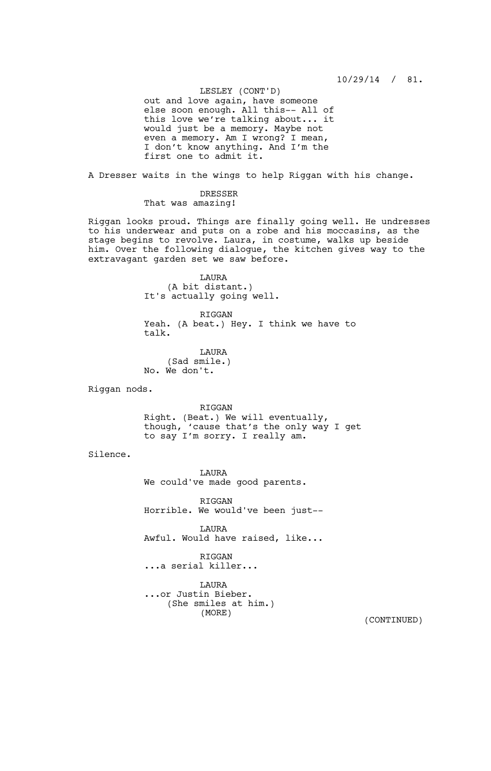LESLEY (CONT'D)
out and love again, have someone else soon enough. All this-- All of this love we're talking about... it would just be a memory. Maybe not even a memory. Am I wrong? I mean, I don't know anything. And I'm the first one to admit it.

A Dresser waits in the wings to help Riggan with his change.

DRESSER
That was amazing!

Riggan looks proud. Things are finally going well. He undresses to his underwear and puts on a robe and his moccasins, as the stage begins to revolve. Laura, in costume, walks up beside him. Over the following dialogue, the kitchen gives way to the extravagant garden set we saw before.

LAURA
(A bit distant.)
It's actually going well.

RIGGAN
Yeah. (A beat.) Hey. I think we have to talk.

LAURA
(Sad smile.)
No. We don't.

Riggan nods.

RIGGAN
Right. (Beat.) We will eventually, though, 'cause that's the only way I get to say I'm sorry. I really am.

Silence.

LAURA
We could've made good parents.

RIGGAN
Horrible. We would've been just--

LAURA
Awful. Would have raised, like...

RIGGAN
...a serial killer...

LAURA
...or Justin Bieber.
(She smiles at him.)
(MORE)

(CONTINUED)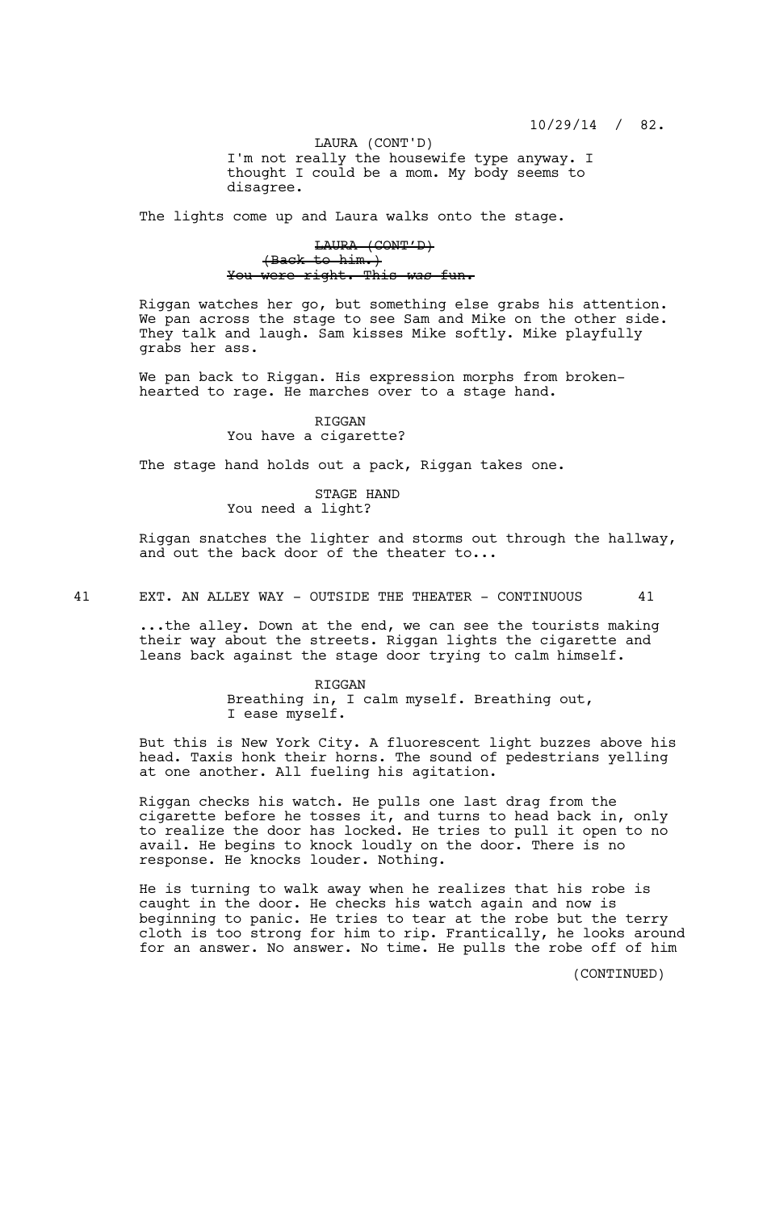LAURA (CONT'D)
I'm not really the housewife type anyway. I thought I could be a mom. My body seems to disagree.

The lights come up and Laura walks onto the stage.

~~LAURA (CONT'D)~~
~~(Back to him.)~~
~~You were right. This *was* fun.~~

Riggan watches her go, but something else grabs his attention. We pan across the stage to see Sam and Mike on the other side. They talk and laugh. Sam kisses Mike softly. Mike playfully grabs her ass.

We pan back to Riggan. His expression morphs from broken-hearted to rage. He marches over to a stage hand.

RIGGAN
You have a cigarette?

The stage hand holds out a pack, Riggan takes one.

STAGE HAND
You need a light?

Riggan snatches the lighter and storms out through the hallway, and out the back door of the theater to...

41 EXT. AN ALLEY WAY - OUTSIDE THE THEATER - CONTINUOUS 41

...the alley. Down at the end, we can see the tourists making their way about the streets. Riggan lights the cigarette and leans back against the stage door trying to calm himself.

RIGGAN
Breathing in, I calm myself. Breathing out, I ease myself.

But this is New York City. A fluorescent light buzzes above his head. Taxis honk their horns. The sound of pedestrians yelling at one another. All fueling his agitation.

Riggan checks his watch. He pulls one last drag from the cigarette before he tosses it, and turns to head back in, only to realize the door has locked. He tries to pull it open to no avail. He begins to knock loudly on the door. There is no response. He knocks louder. Nothing.

He is turning to walk away when he realizes that his robe is caught in the door. He checks his watch again and now is beginning to panic. He tries to tear at the robe but the terry cloth is too strong for him to rip. Frantically, he looks around for an answer. No answer. No time. He pulls the robe off of him

(CONTINUED)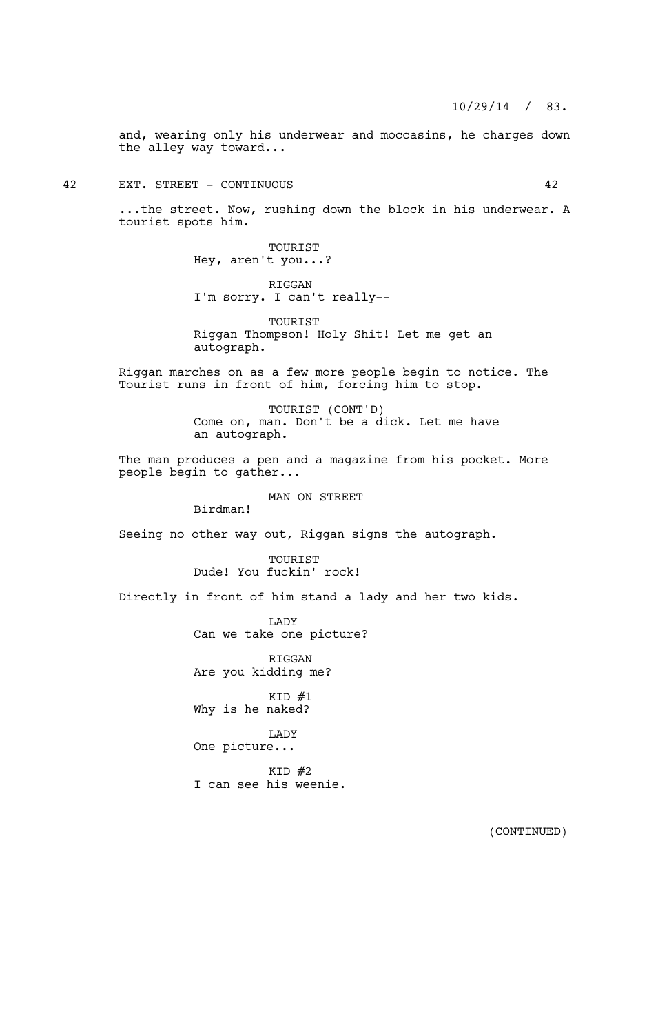and, wearing only his underwear and moccasins, he charges down the alley way toward...

42 EXT. STREET - CONTINUOUS 42

...the street. Now, rushing down the block in his underwear. A tourist spots him.

TOURIST
Hey, aren't you...?

RIGGAN
I'm sorry. I can't really--

TOURIST
Riggan Thompson! Holy Shit! Let me get an autograph.

Riggan marches on as a few more people begin to notice. The Tourist runs in front of him, forcing him to stop.

TOURIST (CONT'D)
Come on, man. Don't be a dick. Let me have an autograph.

The man produces a pen and a magazine from his pocket. More people begin to gather...

MAN ON STREET
Birdman!

Seeing no other way out, Riggan signs the autograph.

TOURIST
Dude! You fuckin' rock!

Directly in front of him stand a lady and her two kids.

LADY
Can we take one picture?

RIGGAN
Are you kidding me?

KID #1
Why is he naked?

LADY
One picture...

KID #2
I can see his weenie.

(CONTINUED)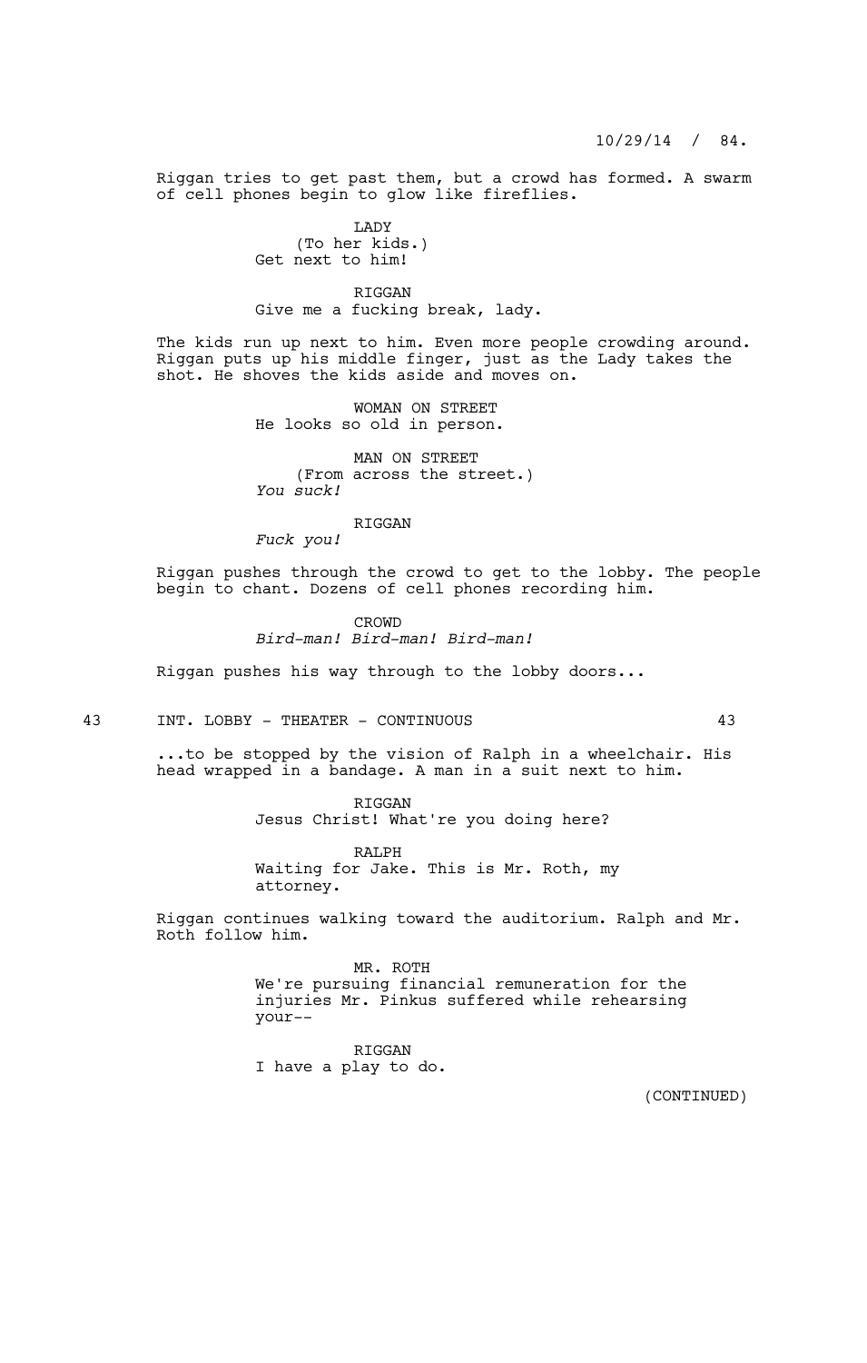Riggan tries to get past them, but a crowd has formed. A swarm of cell phones begin to glow like fireflies.

LADY
(To her kids.)
Get next to him!

RIGGAN
Give me a fucking break, lady.

The kids run up next to him. Even more people crowding around. Riggan puts up his middle finger, just as the Lady takes the shot. He shoves the kids aside and moves on.

WOMAN ON STREET
He looks so old in person.

MAN ON STREET
(From across the street.)
*You suck!*

RIGGAN
*Fuck you!*

Riggan pushes through the crowd to get to the lobby. The people begin to chant. Dozens of cell phones recording him.

CROWD
*Bird-man! Bird-man! Bird-man!*

Riggan pushes his way through to the lobby doors...

43 INT. LOBBY - THEATER - CONTINUOUS 43

...to be stopped by the vision of Ralph in a wheelchair. His head wrapped in a bandage. A man in a suit next to him.

RIGGAN
Jesus Christ! What're you doing here?

RALPH
Waiting for Jake. This is Mr. Roth, my attorney.

Riggan continues walking toward the auditorium. Ralph and Mr. Roth follow him.

MR. ROTH
We're pursuing financial remuneration for the injuries Mr. Pinkus suffered while rehearsing your--

RIGGAN
I have a play to do.

(CONTINUED)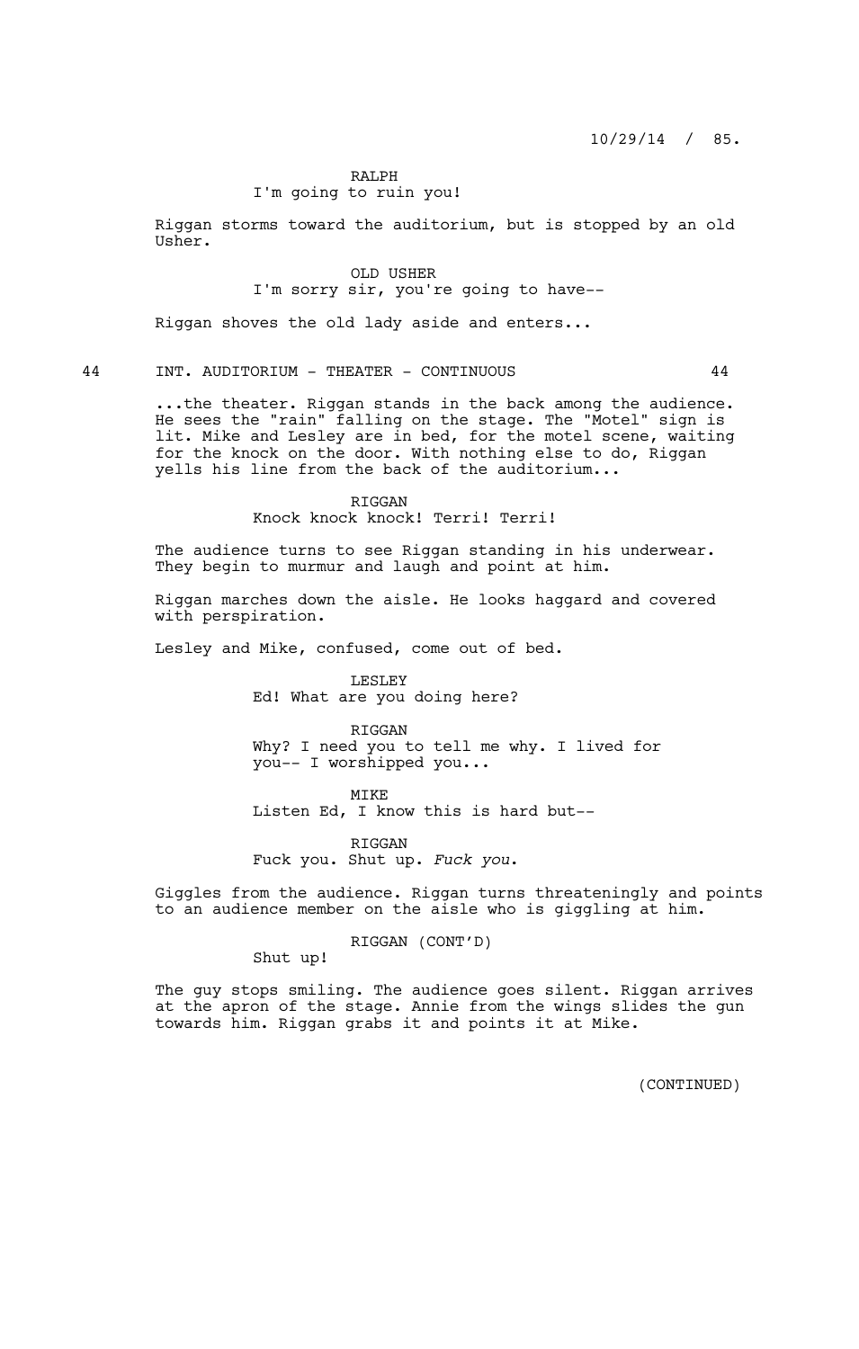RALPH
I'm going to ruin you!

Riggan storms toward the auditorium, but is stopped by an old Usher.

OLD USHER
I'm sorry sir, you're going to have--

Riggan shoves the old lady aside and enters...

44 INT. AUDITORIUM - THEATER - CONTINUOUS 44

...the theater. Riggan stands in the back among the audience. He sees the "rain" falling on the stage. The "Motel" sign is lit. Mike and Lesley are in bed, for the motel scene, waiting for the knock on the door. With nothing else to do, Riggan yells his line from the back of the auditorium...

RIGGAN
Knock knock knock! Terri! Terri!

The audience turns to see Riggan standing in his underwear. They begin to murmur and laugh and point at him.

Riggan marches down the aisle. He looks haggard and covered with perspiration.

Lesley and Mike, confused, come out of bed.

LESLEY
Ed! What are you doing here?

RIGGAN
Why? I need you to tell me why. I lived for you-- I worshipped you...

MIKE
Listen Ed, I know this is hard but--

RIGGAN
Fuck you. Shut up. *Fuck you.*

Giggles from the audience. Riggan turns threateningly and points to an audience member on the aisle who is giggling at him.

RIGGAN (CONT'D)
Shut up!

The guy stops smiling. The audience goes silent. Riggan arrives at the apron of the stage. Annie from the wings slides the gun towards him. Riggan grabs it and points it at Mike.

(CONTINUED)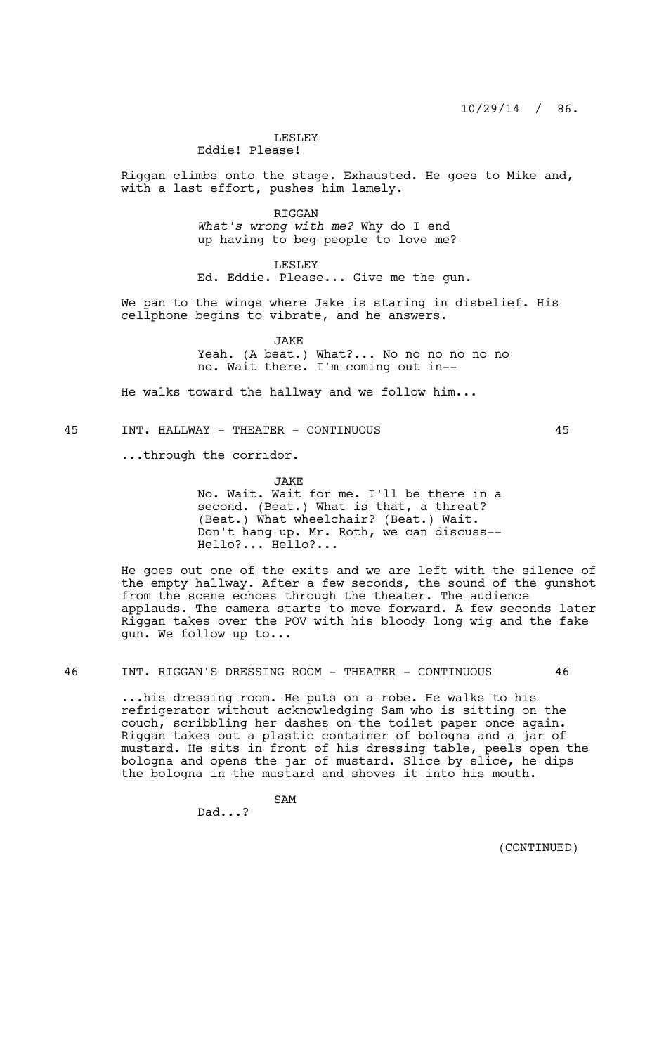LESLEY
Eddie! Please!

Riggan climbs onto the stage. Exhausted. He goes to Mike and, with a last effort, pushes him lamely.

RIGGAN
*What's wrong with me?* Why do I end up having to beg people to love me?

LESLEY
Ed. Eddie. Please... Give me the gun.

We pan to the wings where Jake is staring in disbelief. His cellphone begins to vibrate, and he answers.

JAKE
Yeah. (A beat.) What?... No no no no no no no. Wait there. I'm coming out in--

He walks toward the hallway and we follow him...

45 INT. HALLWAY - THEATER - CONTINUOUS 45

...through the corridor.

JAKE
No. Wait. Wait for me. I'll be there in a second. (Beat.) What is that, a threat? (Beat.) What wheelchair? (Beat.) Wait. Don't hang up. Mr. Roth, we can discuss-- Hello?... Hello?...

He goes out one of the exits and we are left with the silence of the empty hallway. After a few seconds, the sound of the gunshot from the scene echoes through the theater. The audience applauds. The camera starts to move forward. A few seconds later Riggan takes over the POV with his bloody long wig and the fake gun. We follow up to...

46 INT. RIGGAN'S DRESSING ROOM - THEATER - CONTINUOUS 46

...his dressing room. He puts on a robe. He walks to his refrigerator without acknowledging Sam who is sitting on the couch, scribbling her dashes on the toilet paper once again. Riggan takes out a plastic container of bologna and a jar of mustard. He sits in front of his dressing table, peels open the bologna and opens the jar of mustard. Slice by slice, he dips the bologna in the mustard and shoves it into his mouth.

SAM
Dad...?

(CONTINUED)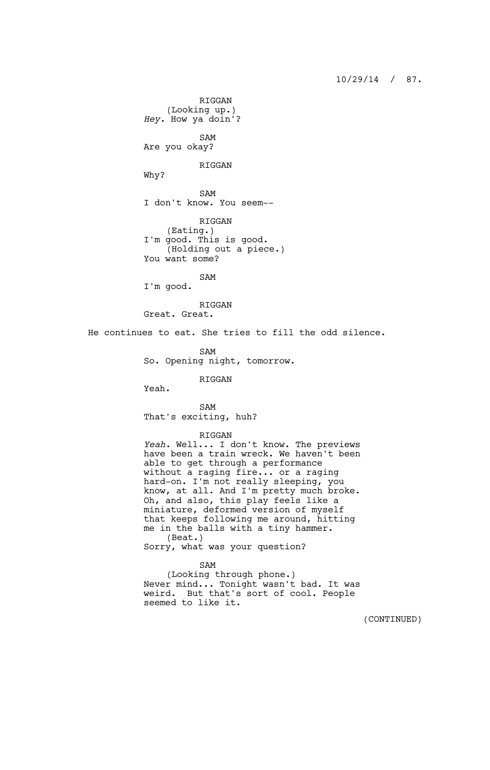RIGGAN
(Looking up.)
*Hey.* How ya doin'?

SAM
Are you okay?

RIGGAN
Why?

SAM
I don't know. You seem--

RIGGAN
(Eating.)
I'm good. This is good.
(Holding out a piece.)
You want some?

SAM
I'm good.

RIGGAN
Great. Great.

He continues to eat. She tries to fill the odd silence.

SAM
So. Opening night, tomorrow.

RIGGAN
Yeah.

SAM
That's exciting, huh?

RIGGAN
*Yeah.* Well... I don't know. The previews have been a train wreck. We haven't been able to get through a performance without a raging fire... or a raging hard-on. I'm not really sleeping, you know, at all. And I'm pretty much broke. Oh, and also, this play feels like a miniature, deformed version of myself that keeps following me around, hitting me in the balls with a tiny hammer.
(Beat.)
Sorry, what was your question?

SAM
(Looking through phone.)
Never mind... Tonight wasn't bad. It was weird. But that's sort of cool. People seemed to like it.

(CONTINUED)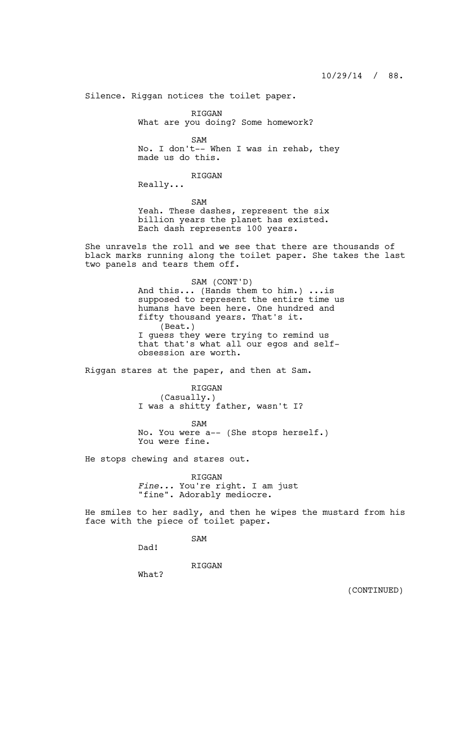Silence. Riggan notices the toilet paper.

RIGGAN
What are you doing? Some homework?

SAM
No. I don't-- When I was in rehab, they made us do this.

RIGGAN
Really...

SAM
Yeah. These dashes, represent the six billion years the planet has existed. Each dash represents 100 years.

She unravels the roll and we see that there are thousands of black marks running along the toilet paper. She takes the last two panels and tears them off.

SAM (CONT'D)
And this... (Hands them to him.) ...is supposed to represent the entire time us humans have been here. One hundred and fifty thousand years. That's it.
(Beat.)
I guess they were trying to remind us that that's what all our egos and self-obsession are worth.

Riggan stares at the paper, and then at Sam.

RIGGAN
(Casually.)
I was a shitty father, wasn't I?

SAM
No. You were a-- (She stops herself.) You were fine.

He stops chewing and stares out.

RIGGAN
*Fine...* You're right. I am just "fine". Adorably mediocre.

He smiles to her sadly, and then he wipes the mustard from his face with the piece of toilet paper.

SAM
Dad!

RIGGAN
What?

(CONTINUED)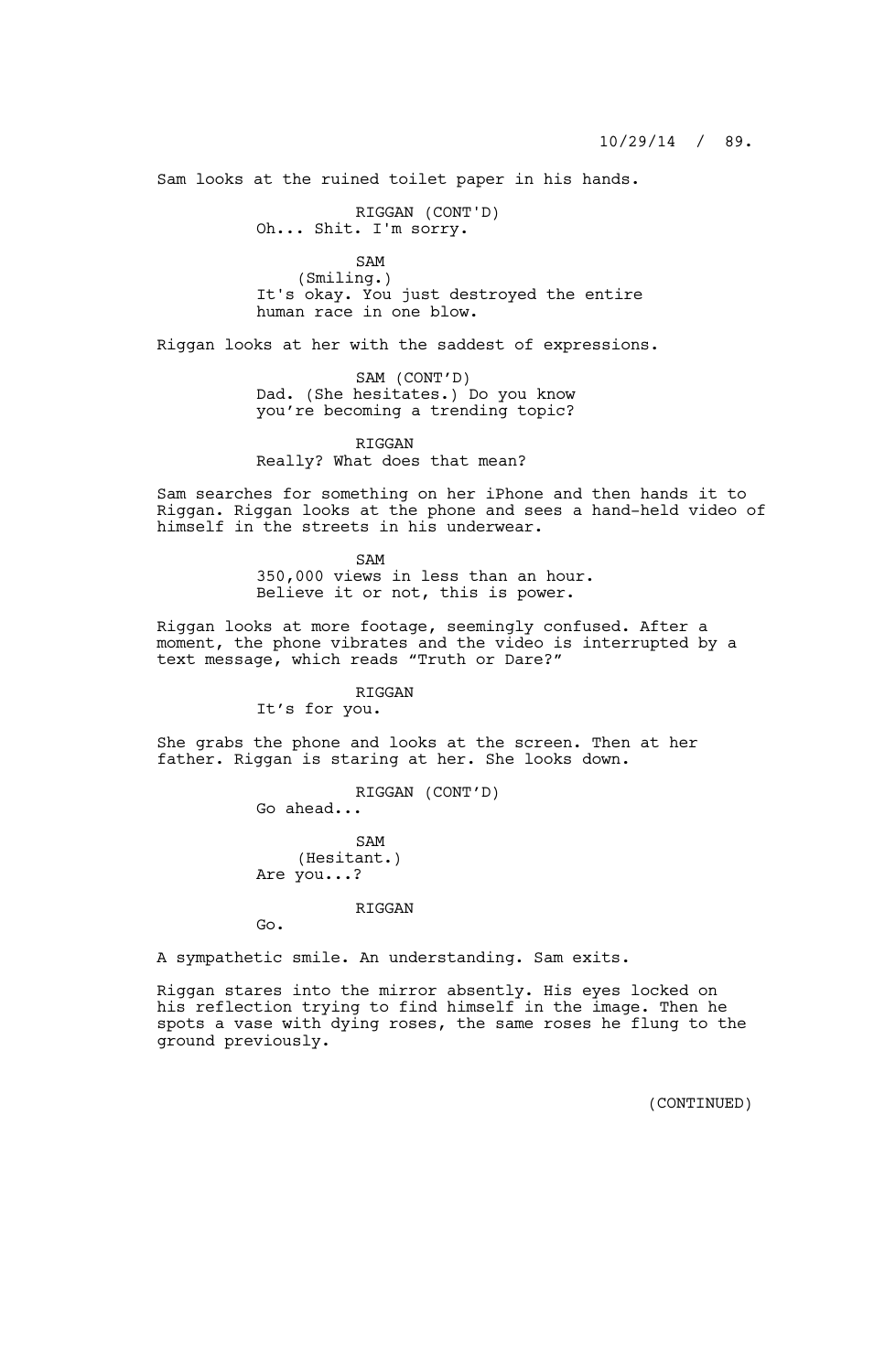Sam looks at the ruined toilet paper in his hands.

RIGGAN (CONT'D)
Oh... Shit. I'm sorry.

SAM
(Smiling.)
It's okay. You just destroyed the entire human race in one blow.

Riggan looks at her with the saddest of expressions.

SAM (CONT'D)
Dad. (She hesitates.) Do you know you're becoming a trending topic?

RIGGAN
Really? What does that mean?

Sam searches for something on her iPhone and then hands it to Riggan. Riggan looks at the phone and sees a hand-held video of himself in the streets in his underwear.

SAM
350,000 views in less than an hour. Believe it or not, this is power.

Riggan looks at more footage, seemingly confused. After a moment, the phone vibrates and the video is interrupted by a text message, which reads "Truth or Dare?"

RIGGAN
It's for you.

She grabs the phone and looks at the screen. Then at her father. Riggan is staring at her. She looks down.

RIGGAN (CONT'D)
Go ahead...

SAM
(Hesitant.)
Are you...?

RIGGAN
Go.

A sympathetic smile. An understanding. Sam exits.

Riggan stares into the mirror absently. His eyes locked on his reflection trying to find himself in the image. Then he spots a vase with dying roses, the same roses he flung to the ground previously.

(CONTINUED)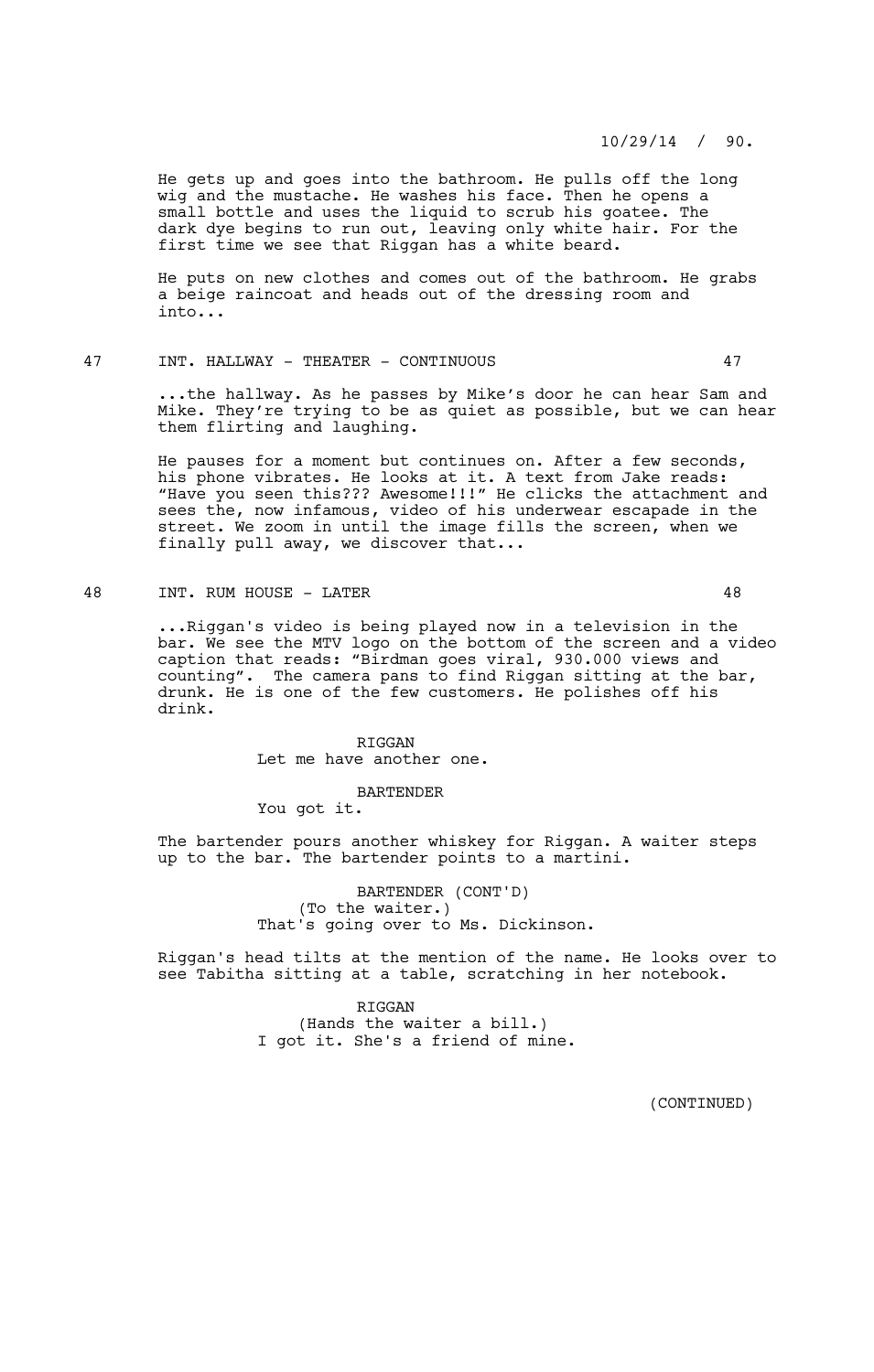He gets up and goes into the bathroom. He pulls off the long wig and the mustache. He washes his face. Then he opens a small bottle and uses the liquid to scrub his goatee. The dark dye begins to run out, leaving only white hair. For the first time we see that Riggan has a white beard.

He puts on new clothes and comes out of the bathroom. He grabs a beige raincoat and heads out of the dressing room and into...

47 INT. HALLWAY - THEATER - CONTINUOUS 47

...the hallway. As he passes by Mike's door he can hear Sam and Mike. They're trying to be as quiet as possible, but we can hear them flirting and laughing.

He pauses for a moment but continues on. After a few seconds, his phone vibrates. He looks at it. A text from Jake reads: "Have you seen this??? Awesome!!!" He clicks the attachment and sees the, now infamous, video of his underwear escapade in the street. We zoom in until the image fills the screen, when we finally pull away, we discover that...

48 INT. RUM HOUSE - LATER 48

...Riggan's video is being played now in a television in the bar. We see the MTV logo on the bottom of the screen and a video caption that reads: "Birdman goes viral, 930.000 views and counting". The camera pans to find Riggan sitting at the bar, drunk. He is one of the few customers. He polishes off his drink.

RIGGAN
Let me have another one.

BARTENDER
You got it.

The bartender pours another whiskey for Riggan. A waiter steps up to the bar. The bartender points to a martini.

BARTENDER (CONT'D)
(To the waiter.)
That's going over to Ms. Dickinson.

Riggan's head tilts at the mention of the name. He looks over to see Tabitha sitting at a table, scratching in her notebook.

RIGGAN
(Hands the waiter a bill.)
I got it. She's a friend of mine.

(CONTINUED)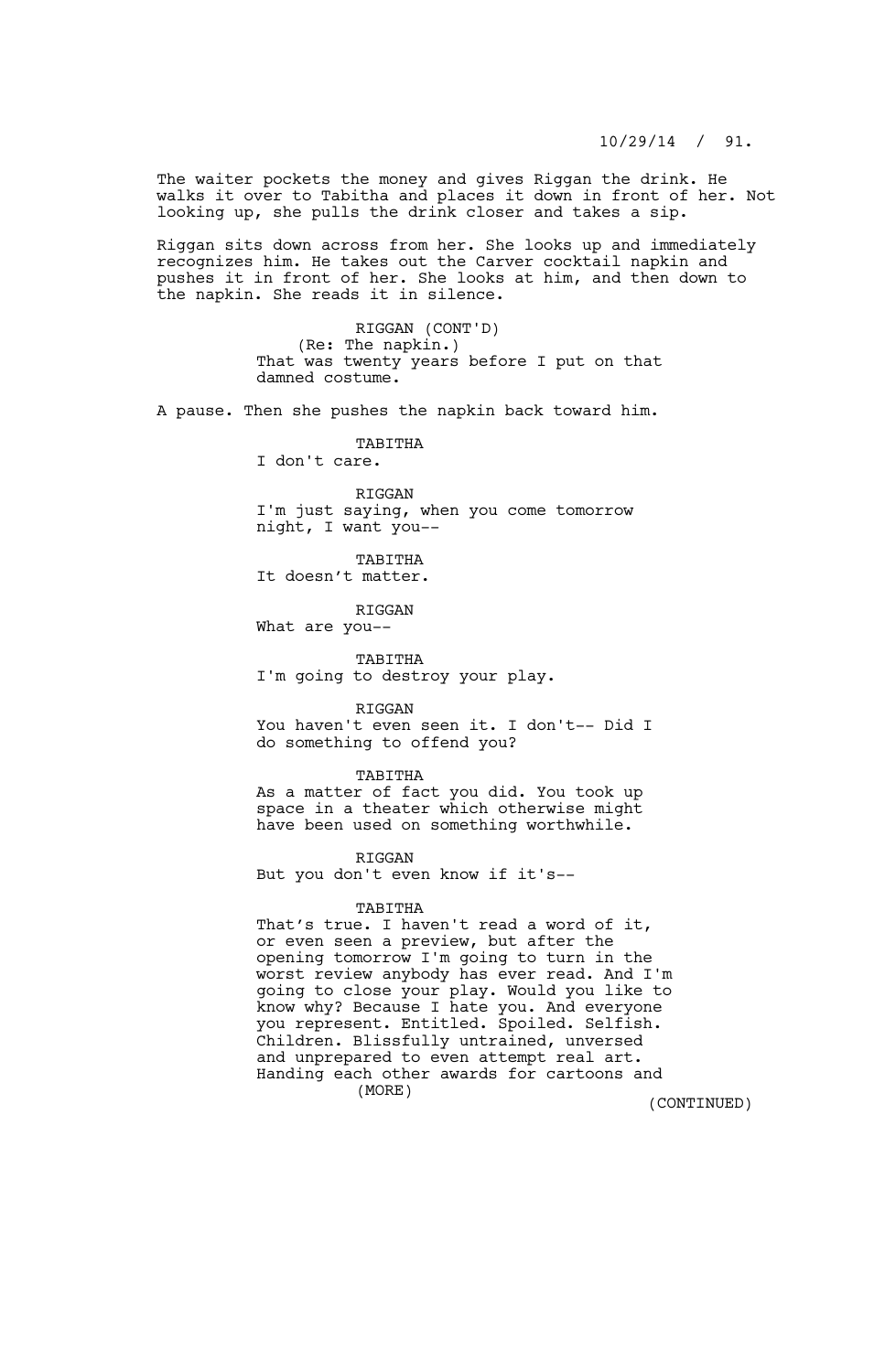The waiter pockets the money and gives Riggan the drink. He walks it over to Tabitha and places it down in front of her. Not looking up, she pulls the drink closer and takes a sip.

Riggan sits down across from her. She looks up and immediately recognizes him. He takes out the Carver cocktail napkin and pushes it in front of her. She looks at him, and then down to the napkin. She reads it in silence.

RIGGAN (CONT'D)
(Re: The napkin.)
That was twenty years before I put on that damned costume.

A pause. Then she pushes the napkin back toward him.

TABITHA
I don't care.

RIGGAN
I'm just saying, when you come tomorrow night, I want you--

TABITHA
It doesn't matter.

RIGGAN
What are you--

TABITHA
I'm going to destroy your play.

RIGGAN
You haven't even seen it. I don't-- Did I do something to offend you?

TABITHA
As a matter of fact you did. You took up space in a theater which otherwise might have been used on something worthwhile.

RIGGAN
But you don't even know if it's--

TABITHA
That's true. I haven't read a word of it, or even seen a preview, but after the opening tomorrow I'm going to turn in the worst review anybody has ever read. And I'm going to close your play. Would you like to know why? Because I hate you. And everyone you represent. Entitled. Spoiled. Selfish. Children. Blissfully untrained, unversed and unprepared to even attempt real art. Handing each other awards for cartoons and
(MORE)

(CONTINUED)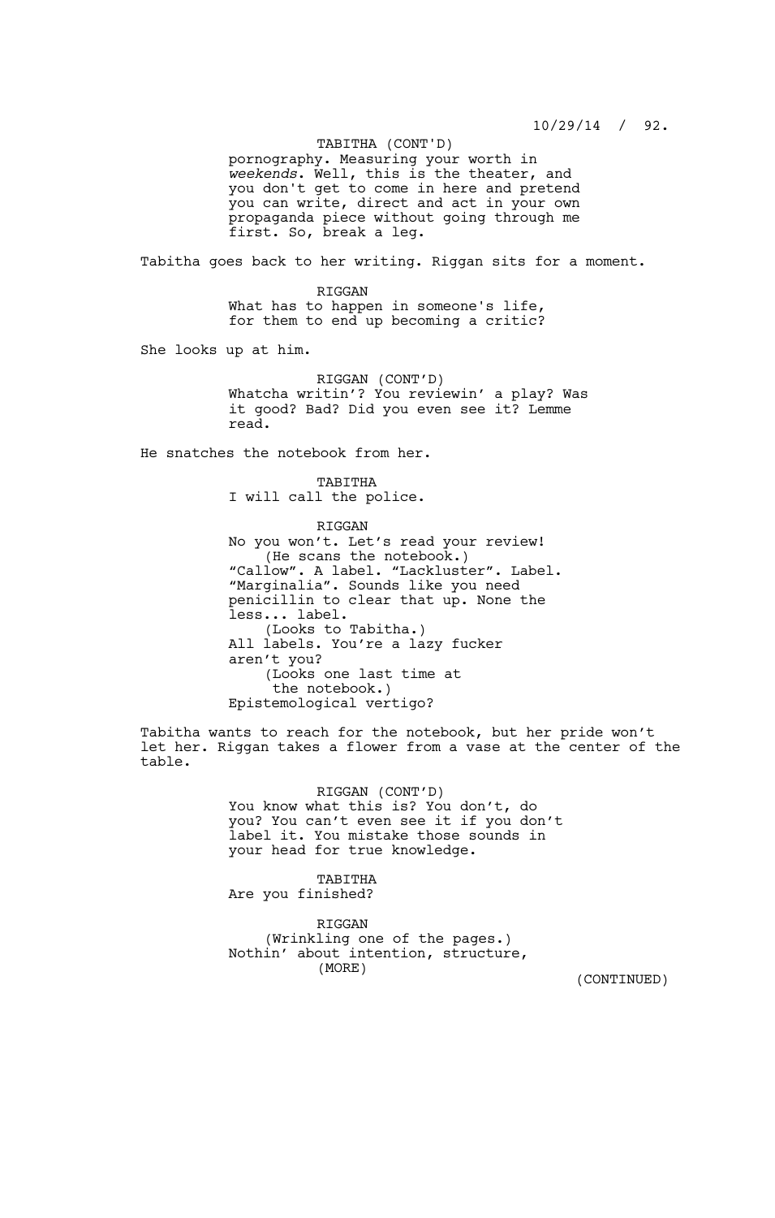TABITHA (CONT'D)
pornography. Measuring your worth in *weekends*. Well, this is the theater, and you don't get to come in here and pretend you can write, direct and act in your own propaganda piece without going through me first. So, break a leg.

Tabitha goes back to her writing. Riggan sits for a moment.

RIGGAN
What has to happen in someone's life, for them to end up becoming a critic?

She looks up at him.

RIGGAN (CONT'D)
Whatcha writin'? You reviewin' a play? Was it good? Bad? Did you even see it? Lemme read.

He snatches the notebook from her.

TABITHA
I will call the police.

RIGGAN
No you won't. Let's read your review!
(He scans the notebook.)
"Callow". A label. "Lackluster". Label. "Marginalia". Sounds like you need penicillin to clear that up. None the less... label.
(Looks to Tabitha.)
All labels. You're a lazy fucker aren't you?
(Looks one last time at the notebook.)
Epistemological vertigo?

Tabitha wants to reach for the notebook, but her pride won't let her. Riggan takes a flower from a vase at the center of the table.

RIGGAN (CONT'D)
You know what this is? You don't, do you? You can't even see it if you don't label it. You mistake those sounds in your head for true knowledge.

TABITHA
Are you finished?

RIGGAN
(Wrinkling one of the pages.)
Nothin' about intention, structure,
(MORE)

(CONTINUED)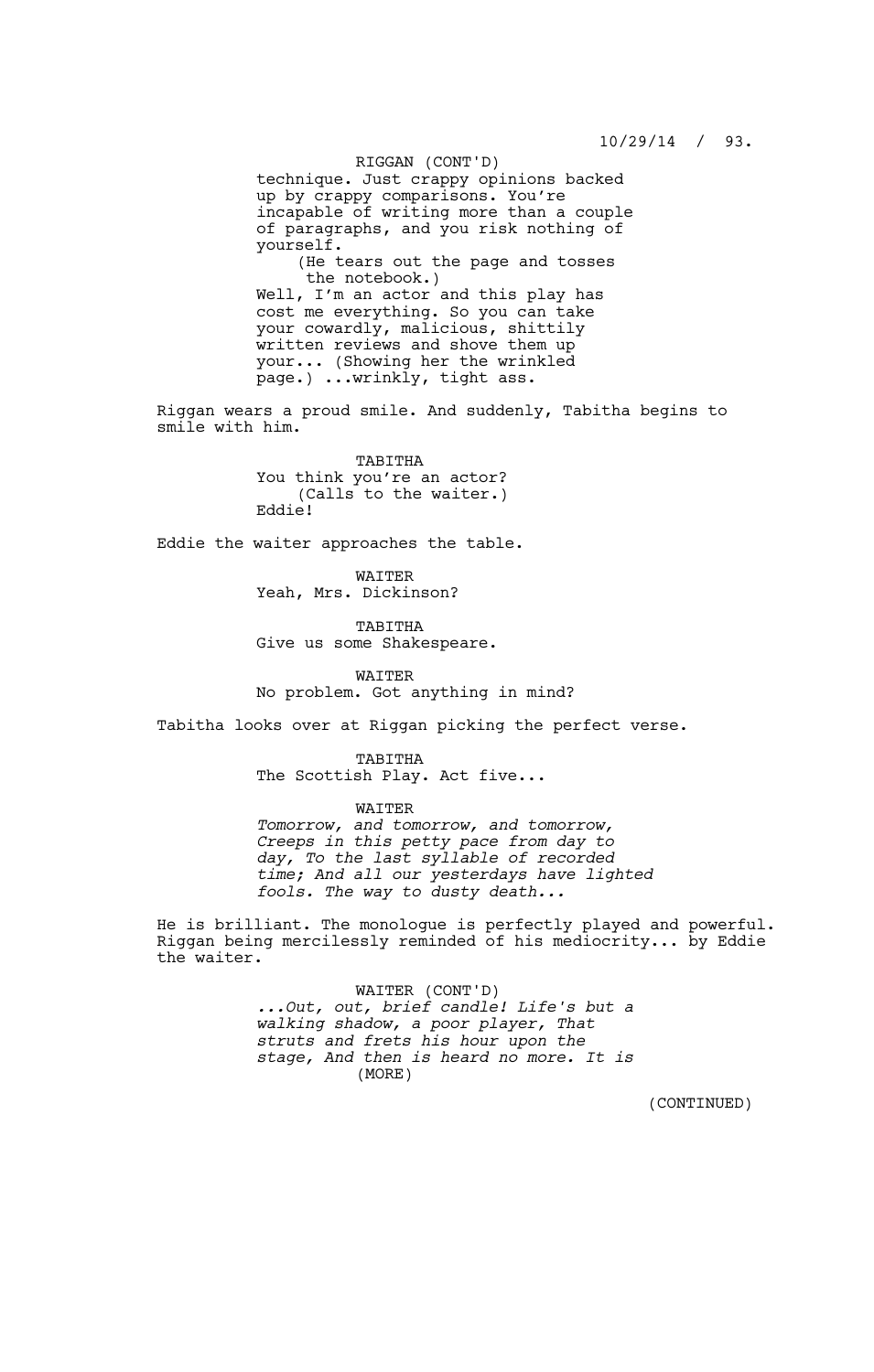RIGGAN (CONT'D)

technique. Just crappy opinions backed up by crappy comparisons. You're incapable of writing more than a couple of paragraphs, and you risk nothing of yourself.

(He tears out the page and tosses the notebook.)

Well, I'm an actor and this play has cost me everything. So you can take your cowardly, malicious, shittily written reviews and shove them up your... (Showing her the wrinkled page.) ...wrinkly, tight ass.

Riggan wears a proud smile. And suddenly, Tabitha begins to smile with him.

TABITHA

You think you're an actor?

(Calls to the waiter.)

Eddie!

Eddie the waiter approaches the table.

WAITER

Yeah, Mrs. Dickinson?

TABITHA

Give us some Shakespeare.

WAITER

No problem. Got anything in mind?

Tabitha looks over at Riggan picking the perfect verse.

TABITHA

The Scottish Play. Act five...

WAITER

*Tomorrow, and tomorrow, and tomorrow, Creeps in this petty pace from day to day, To the last syllable of recorded time; And all our yesterdays have lighted fools. The way to dusty death...*

He is brilliant. The monologue is perfectly played and powerful. Riggan being mercilessly reminded of his mediocrity... by Eddie the waiter.

WAITER (CONT'D)

*...Out, out, brief candle! Life's but a walking shadow, a poor player, That struts and frets his hour upon the stage, And then is heard no more. It is*

(MORE)

(CONTINUED)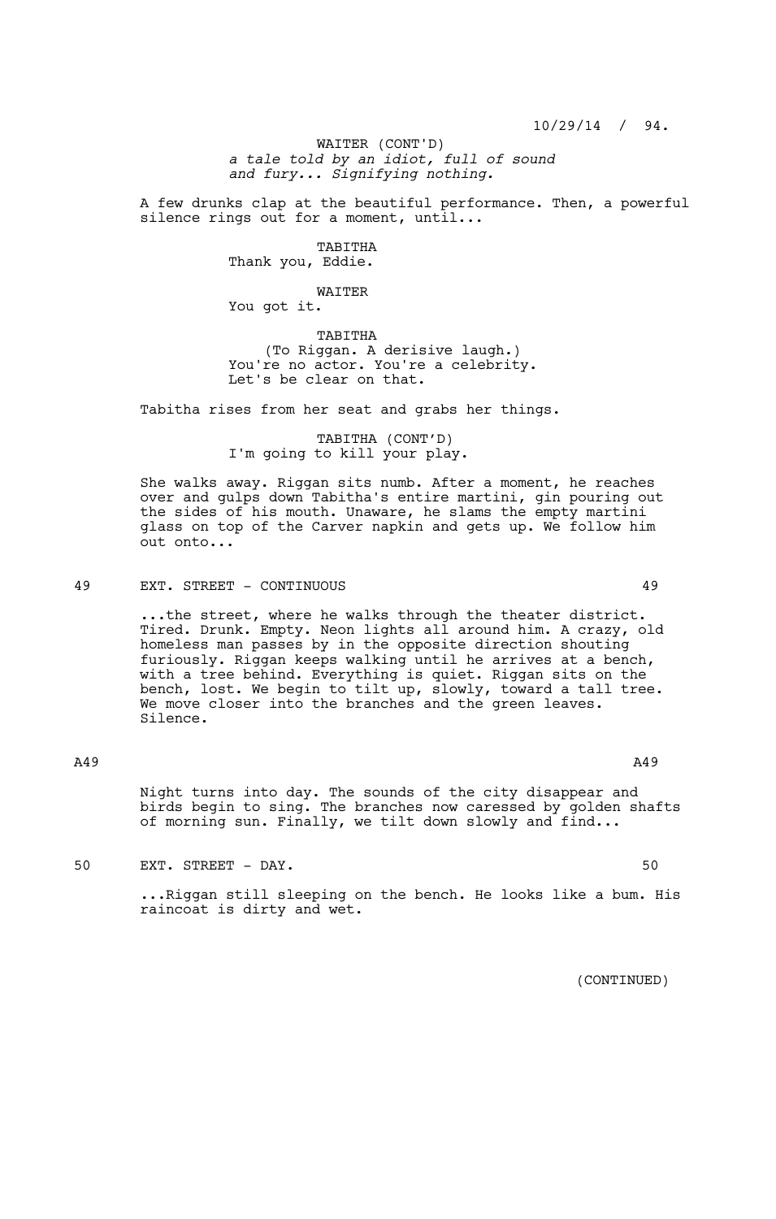WAITER (CONT'D)
*a tale told by an idiot, full of sound and fury... Signifying nothing.*

A few drunks clap at the beautiful performance. Then, a powerful silence rings out for a moment, until...

TABITHA
Thank you, Eddie.

WAITER
You got it.

TABITHA
(To Riggan. A derisive laugh.)
You're no actor. You're a celebrity. Let's be clear on that.

Tabitha rises from her seat and grabs her things.

TABITHA (CONT'D)
I'm going to kill your play.

She walks away. Riggan sits numb. After a moment, he reaches over and gulps down Tabitha's entire martini, gin pouring out the sides of his mouth. Unaware, he slams the empty martini glass on top of the Carver napkin and gets up. We follow him out onto...

49 EXT. STREET - CONTINUOUS 49

...the street, where he walks through the theater district. Tired. Drunk. Empty. Neon lights all around him. A crazy, old homeless man passes by in the opposite direction shouting furiously. Riggan keeps walking until he arrives at a bench, with a tree behind. Everything is quiet. Riggan sits on the bench, lost. We begin to tilt up, slowly, toward a tall tree. We move closer into the branches and the green leaves. Silence.

A49 A49

Night turns into day. The sounds of the city disappear and birds begin to sing. The branches now caressed by golden shafts of morning sun. Finally, we tilt down slowly and find...

50 EXT. STREET - DAY. 50

...Riggan still sleeping on the bench. He looks like a bum. His raincoat is dirty and wet.

(CONTINUED)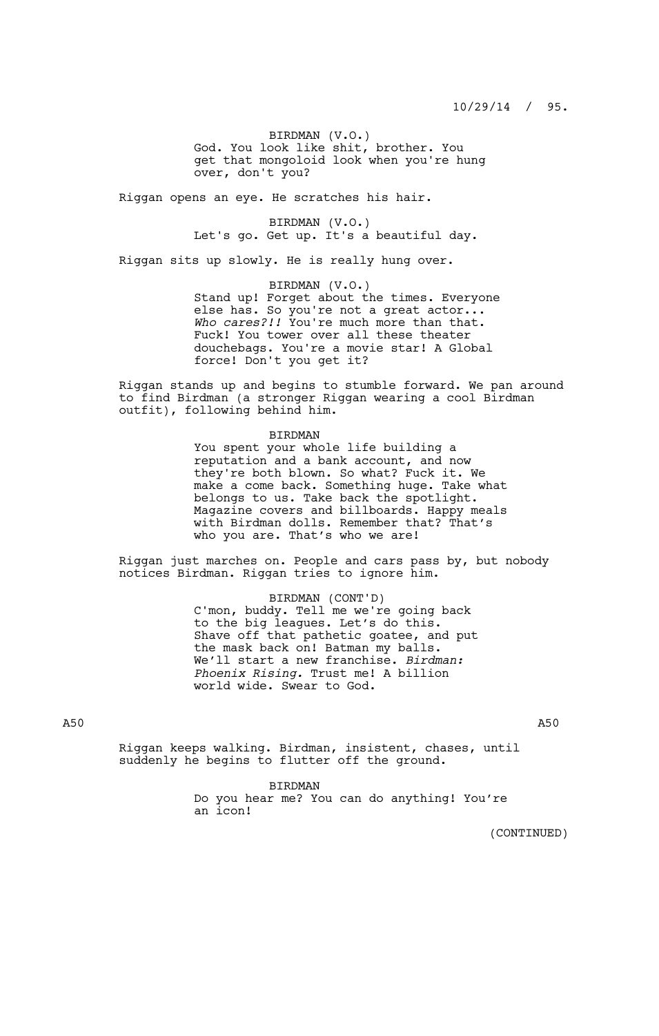BIRDMAN (V.O.)
God. You look like shit, brother. You get that mongoloid look when you're hung over, don't you?

Riggan opens an eye. He scratches his hair.

BIRDMAN (V.O.)
Let's go. Get up. It's a beautiful day.

Riggan sits up slowly. He is really hung over.

BIRDMAN (V.O.)
Stand up! Forget about the times. Everyone else has. So you're not a great actor... *Who cares?!!* You're much more than that. Fuck! You tower over all these theater douchebags. You're a movie star! A Global force! Don't you get it?

Riggan stands up and begins to stumble forward. We pan around to find Birdman (a stronger Riggan wearing a cool Birdman outfit), following behind him.

BIRDMAN
You spent your whole life building a reputation and a bank account, and now they're both blown. So what? Fuck it. We make a come back. Something huge. Take what belongs to us. Take back the spotlight. Magazine covers and billboards. Happy meals with Birdman dolls. Remember that? That's who you are. That's who we are!

Riggan just marches on. People and cars pass by, but nobody notices Birdman. Riggan tries to ignore him.

BIRDMAN (CONT'D)
C'mon, buddy. Tell me we're going back to the big leagues. Let's do this. Shave off that pathetic goatee, and put the mask back on! Batman my balls. We'll start a new franchise. *Birdman: Phoenix Rising.* Trust me! A billion world wide. Swear to God.

A50 A50

Riggan keeps walking. Birdman, insistent, chases, until suddenly he begins to flutter off the ground.

BIRDMAN
Do you hear me? You can do anything! You're an icon!

(CONTINUED)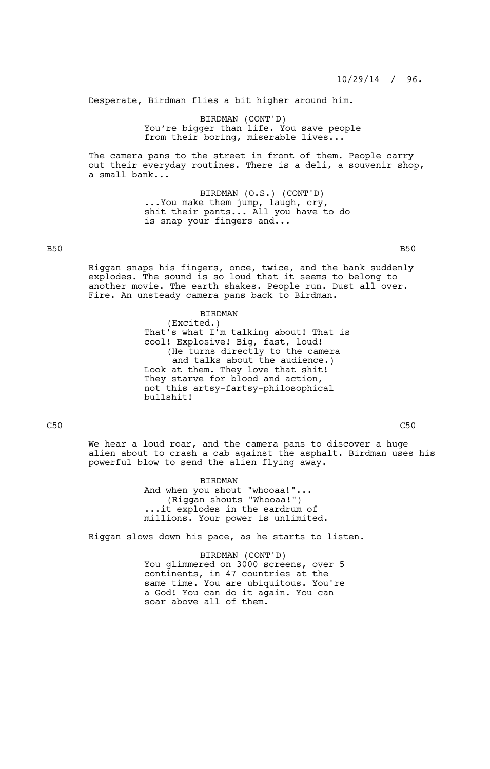Desperate, Birdman flies a bit higher around him.

BIRDMAN (CONT'D)
You're bigger than life. You save people from their boring, miserable lives...

The camera pans to the street in front of them. People carry out their everyday routines. There is a deli, a souvenir shop, a small bank...

BIRDMAN (O.S.) (CONT'D)
...You make them jump, laugh, cry, shit their pants... All you have to do is snap your fingers and...

B50 B50

Riggan snaps his fingers, once, twice, and the bank suddenly explodes. The sound is so loud that it seems to belong to another movie. The earth shakes. People run. Dust all over. Fire. An unsteady camera pans back to Birdman.

BIRDMAN
(Excited.)
That's what I'm talking about! That is cool! Explosive! Big, fast, loud!
(He turns directly to the camera and talks about the audience.)
Look at them. They love that shit! They starve for blood and action, not this artsy-fartsy-philosophical bullshit!

C50 C50

We hear a loud roar, and the camera pans to discover a huge alien about to crash a cab against the asphalt. Birdman uses his powerful blow to send the alien flying away.

BIRDMAN
And when you shout "whooaa!"...
(Riggan shouts "Whooaa!")
...it explodes in the eardrum of millions. Your power is unlimited.

Riggan slows down his pace, as he starts to listen.

BIRDMAN (CONT'D)
You glimmered on 3000 screens, over 5 continents, in 47 countries at the same time. You are ubiquitous. You're a God! You can do it again. You can soar above all of them.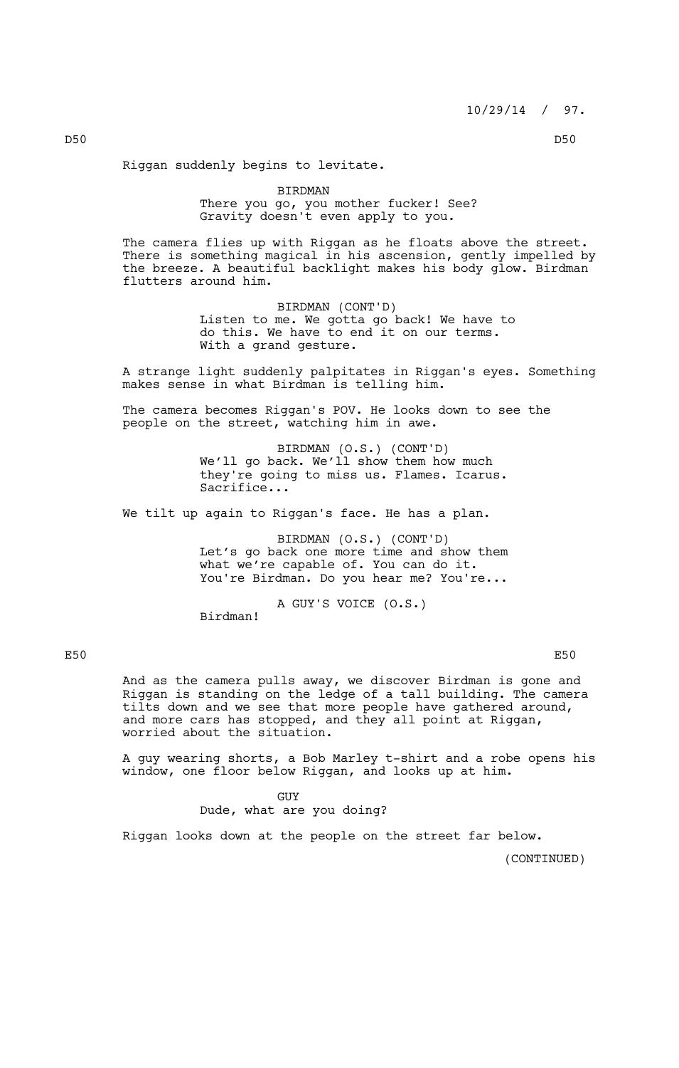D50

Riggan suddenly begins to levitate.

BIRDMAN
There you go, you mother fucker! See? Gravity doesn't even apply to you.

The camera flies up with Riggan as he floats above the street. There is something magical in his ascension, gently impelled by the breeze. A beautiful backlight makes his body glow. Birdman flutters around him.

BIRDMAN (CONT'D)
Listen to me. We gotta go back! We have to do this. We have to end it on our terms. With a grand gesture.

A strange light suddenly palpitates in Riggan's eyes. Something makes sense in what Birdman is telling him.

The camera becomes Riggan's POV. He looks down to see the people on the street, watching him in awe.

BIRDMAN (O.S.) (CONT'D)
We'll go back. We'll show them how much they're going to miss us. Flames. Icarus. Sacrifice...

We tilt up again to Riggan's face. He has a plan.

BIRDMAN (O.S.) (CONT'D)
Let's go back one more time and show them what we're capable of. You can do it. You're Birdman. Do you hear me? You're...

A GUY'S VOICE (O.S.)
Birdman!

E50

And as the camera pulls away, we discover Birdman is gone and Riggan is standing on the ledge of a tall building. The camera tilts down and we see that more people have gathered around, and more cars has stopped, and they all point at Riggan, worried about the situation.

A guy wearing shorts, a Bob Marley t-shirt and a robe opens his window, one floor below Riggan, and looks up at him.

GUY
Dude, what are you doing?

Riggan looks down at the people on the street far below.

(CONTINUED)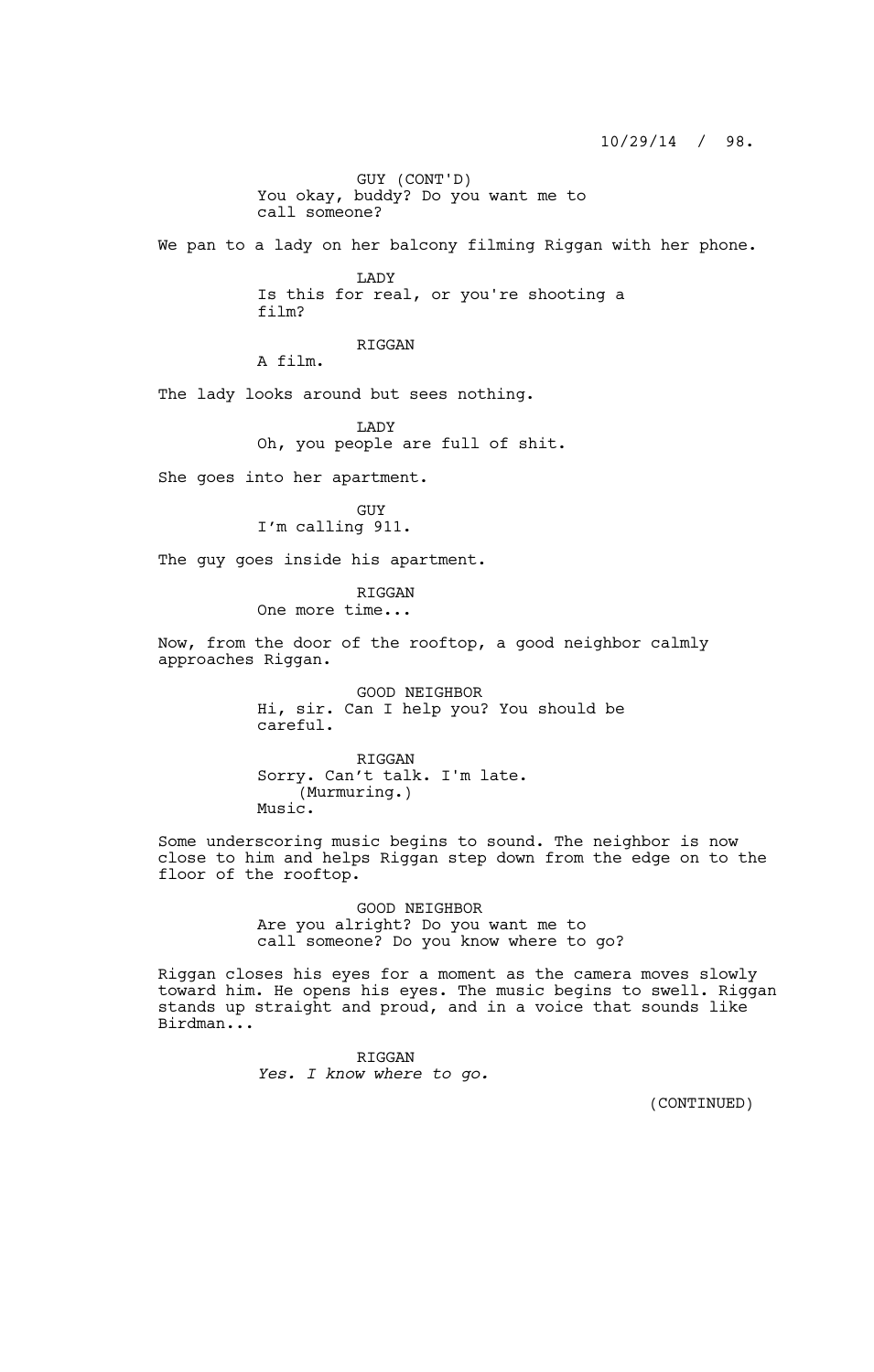GUY (CONT'D)
You okay, buddy? Do you want me to call someone?

We pan to a lady on her balcony filming Riggan with her phone.

LADY
Is this for real, or you're shooting a film?

RIGGAN
A film.

The lady looks around but sees nothing.

LADY
Oh, you people are full of shit.

She goes into her apartment.

GUY
I'm calling 911.

The guy goes inside his apartment.

RIGGAN
One more time...

Now, from the door of the rooftop, a good neighbor calmly approaches Riggan.

GOOD NEIGHBOR
Hi, sir. Can I help you? You should be careful.

RIGGAN
Sorry. Can't talk. I'm late.
(Murmuring.)
Music.

Some underscoring music begins to sound. The neighbor is now close to him and helps Riggan step down from the edge on to the floor of the rooftop.

GOOD NEIGHBOR
Are you alright? Do you want me to call someone? Do you know where to go?

Riggan closes his eyes for a moment as the camera moves slowly toward him. He opens his eyes. The music begins to swell. Riggan stands up straight and proud, and in a voice that sounds like Birdman...

RIGGAN
*Yes. I know where to go.*

(CONTINUED)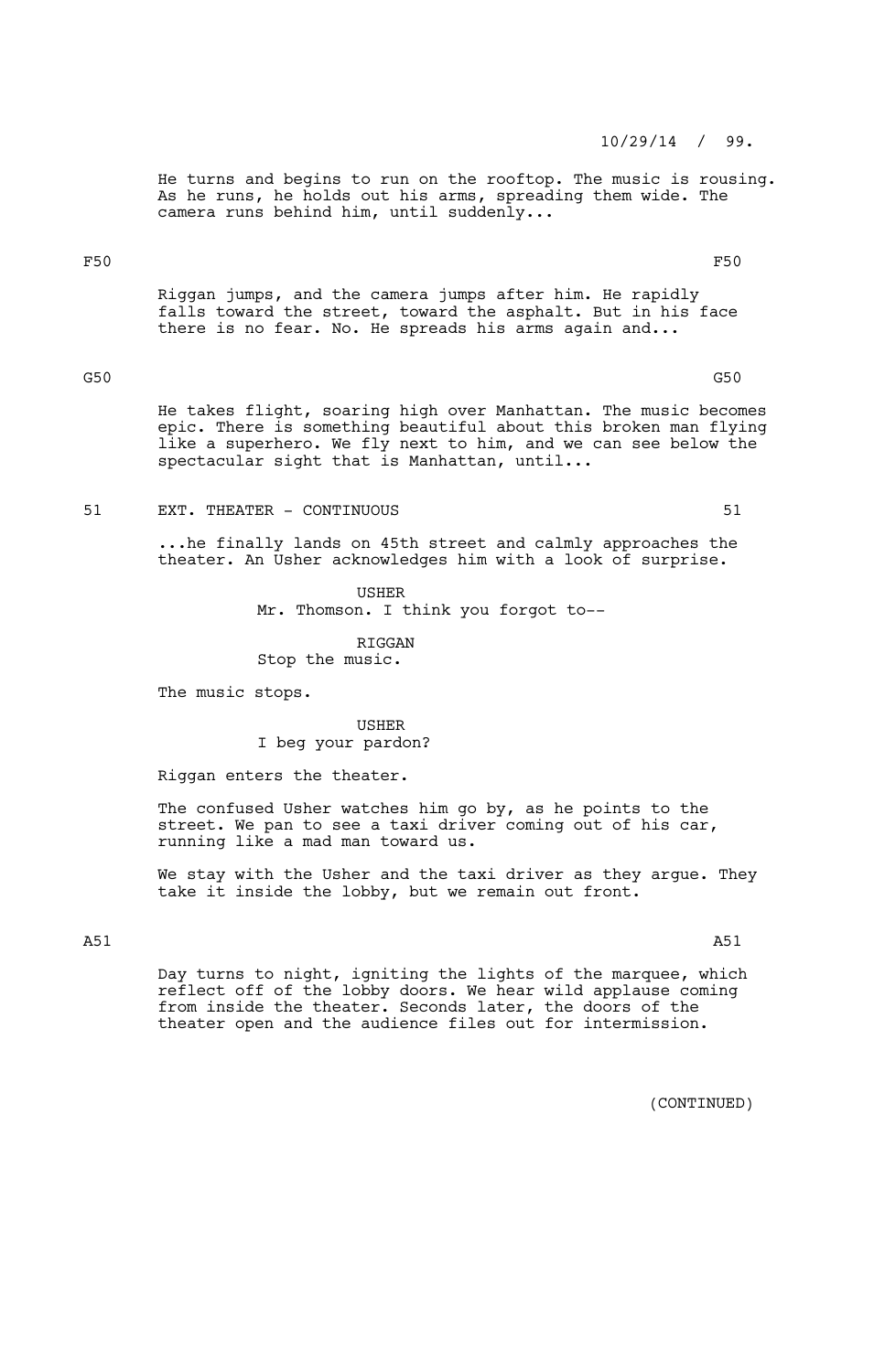He turns and begins to run on the rooftop. The music is rousing. As he runs, he holds out his arms, spreading them wide. The camera runs behind him, until suddenly...

F50 F50

Riggan jumps, and the camera jumps after him. He rapidly falls toward the street, toward the asphalt. But in his face there is no fear. No. He spreads his arms again and...

G50 G50

He takes flight, soaring high over Manhattan. The music becomes epic. There is something beautiful about this broken man flying like a superhero. We fly next to him, and we can see below the spectacular sight that is Manhattan, until...

51 EXT. THEATER - CONTINUOUS 51

...he finally lands on 45th street and calmly approaches the theater. An Usher acknowledges him with a look of surprise.

USHER
Mr. Thomson. I think you forgot to--

RIGGAN
Stop the music.

The music stops.

USHER
I beg your pardon?

Riggan enters the theater.

The confused Usher watches him go by, as he points to the street. We pan to see a taxi driver coming out of his car, running like a mad man toward us.

We stay with the Usher and the taxi driver as they argue. They take it inside the lobby, but we remain out front.

A51 A51

Day turns to night, igniting the lights of the marquee, which reflect off of the lobby doors. We hear wild applause coming from inside the theater. Seconds later, the doors of the theater open and the audience files out for intermission.

(CONTINUED)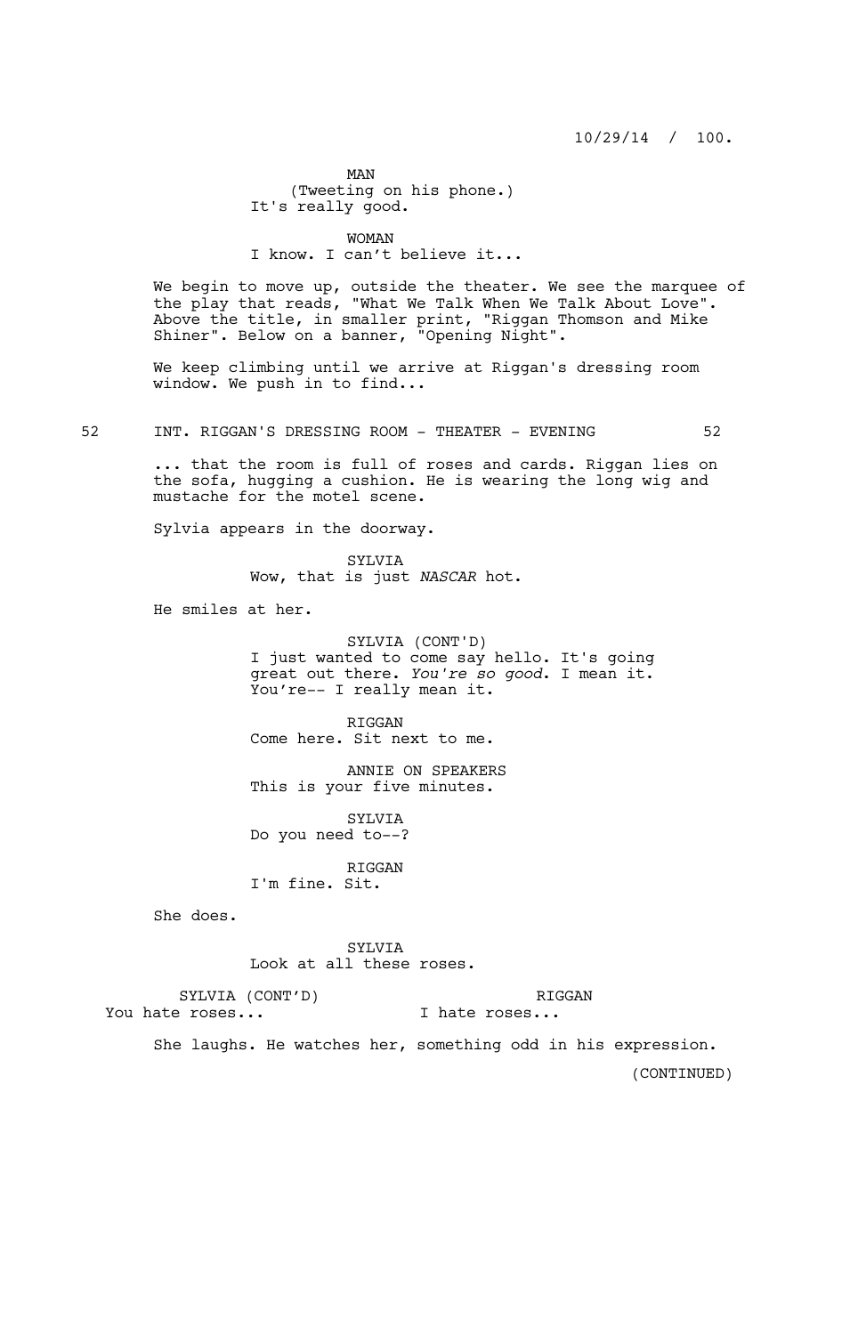MAN
(Tweeting on his phone.)
It's really good.

WOMAN
I know. I can't believe it...

We begin to move up, outside the theater. We see the marquee of the play that reads, "What We Talk When We Talk About Love". Above the title, in smaller print, "Riggan Thomson and Mike Shiner". Below on a banner, "Opening Night".

We keep climbing until we arrive at Riggan's dressing room window. We push in to find...

52 INT. RIGGAN'S DRESSING ROOM - THEATER - EVENING 52

... that the room is full of roses and cards. Riggan lies on the sofa, hugging a cushion. He is wearing the long wig and mustache for the motel scene.

Sylvia appears in the doorway.

SYLVIA
Wow, that is just *NASCAR* hot.

He smiles at her.

SYLVIA (CONT'D)
I just wanted to come say hello. It's going great out there. *You're so good*. I mean it. You're-- I really mean it.

RIGGAN
Come here. Sit next to me.

ANNIE ON SPEAKERS
This is your five minutes.

SYLVIA
Do you need to--?

RIGGAN
I'm fine. Sit.

She does.

SYLVIA
Look at all these roses.

SYLVIA (CONT'D)
You hate roses...

RIGGAN
I hate roses...

She laughs. He watches her, something odd in his expression.

(CONTINUED)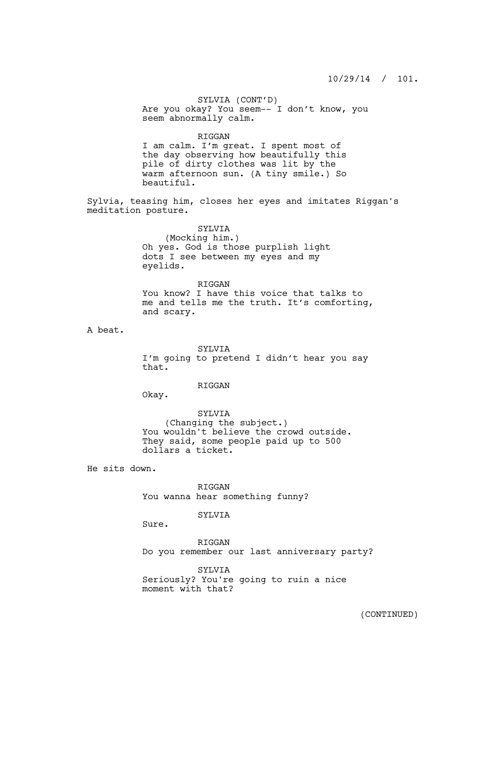SYLVIA (CONT'D)
Are you okay? You seem-- I don't know, you seem abnormally calm.

RIGGAN
I am calm. I'm great. I spent most of the day observing how beautifully this pile of dirty clothes was lit by the warm afternoon sun. (A tiny smile.) So beautiful.

Sylvia, teasing him, closes her eyes and imitates Riggan's meditation posture.

SYLVIA
(Mocking him.)
Oh yes. God is those purplish light dots I see between my eyes and my eyelids.

RIGGAN
You know? I have this voice that talks to me and tells me the truth. It's comforting, and scary.

A beat.

SYLVIA
I'm going to pretend I didn't hear you say that.

RIGGAN
Okay.

SYLVIA
(Changing the subject.)
You wouldn't believe the crowd outside. They said, some people paid up to 500 dollars a ticket.

He sits down.

RIGGAN
You wanna hear something funny?

SYLVIA
Sure.

RIGGAN
Do you remember our last anniversary party?

SYLVIA
Seriously? You're going to ruin a nice moment with that?

(CONTINUED)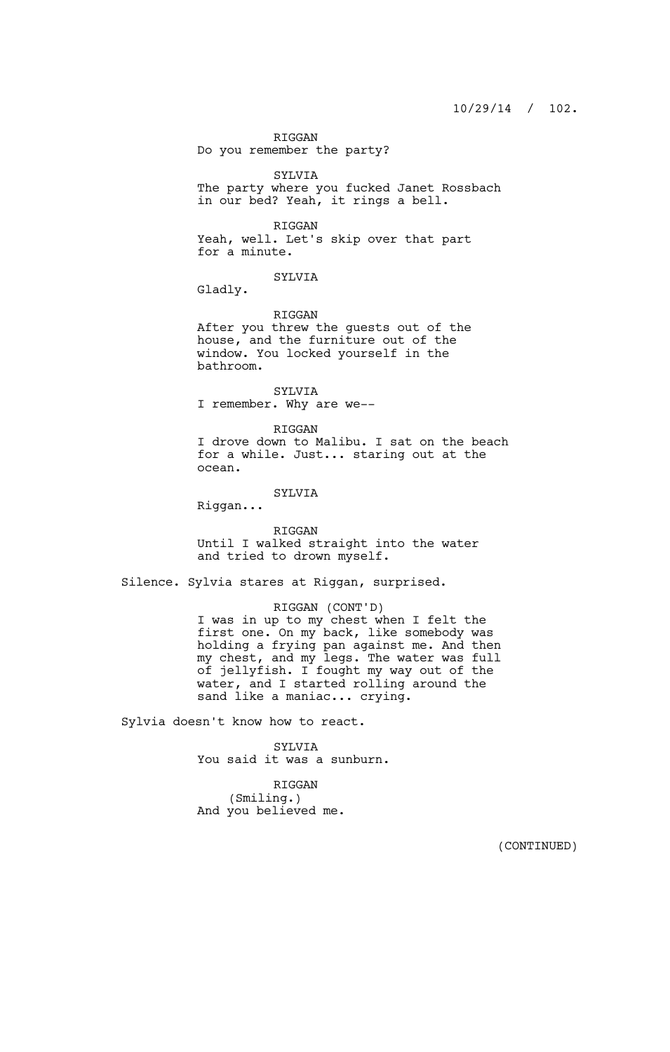RIGGAN
Do you remember the party?

SYLVIA
The party where you fucked Janet Rossbach in our bed? Yeah, it rings a bell.

RIGGAN
Yeah, well. Let's skip over that part for a minute.

SYLVIA
Gladly.

RIGGAN
After you threw the guests out of the house, and the furniture out of the window. You locked yourself in the bathroom.

SYLVIA
I remember. Why are we--

RIGGAN
I drove down to Malibu. I sat on the beach for a while. Just... staring out at the ocean.

SYLVIA
Riggan...

RIGGAN
Until I walked straight into the water and tried to drown myself.

Silence. Sylvia stares at Riggan, surprised.

RIGGAN (CONT'D)
I was in up to my chest when I felt the first one. On my back, like somebody was holding a frying pan against me. And then my chest, and my legs. The water was full of jellyfish. I fought my way out of the water, and I started rolling around the sand like a maniac... crying.

Sylvia doesn't know how to react.

SYLVIA
You said it was a sunburn.

RIGGAN
(Smiling.)
And you believed me.

(CONTINUED)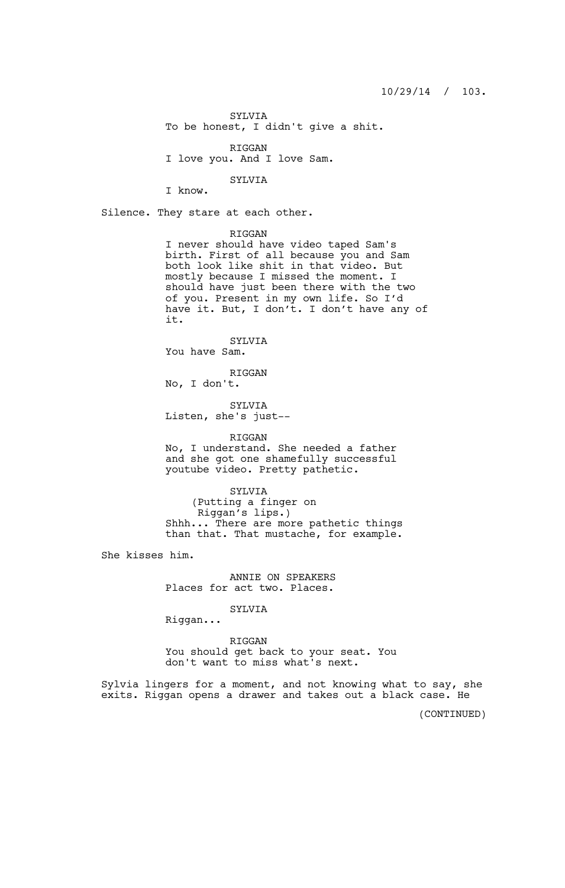SYLVIA
To be honest, I didn't give a shit.

RIGGAN
I love you. And I love Sam.

SYLVIA
I know.

Silence. They stare at each other.

RIGGAN
I never should have video taped Sam's birth. First of all because you and Sam both look like shit in that video. But mostly because I missed the moment. I should have just been there with the two of you. Present in my own life. So I'd have it. But, I don't. I don't have any of it.

SYLVIA
You have Sam.

RIGGAN
No, I don't.

SYLVIA
Listen, she's just--

RIGGAN
No, I understand. She needed a father and she got one shamefully successful youtube video. Pretty pathetic.

SYLVIA
(Putting a finger on Riggan's lips.)
Shhh... There are more pathetic things than that. That mustache, for example.

She kisses him.

ANNIE ON SPEAKERS
Places for act two. Places.

SYLVIA
Riggan...

RIGGAN
You should get back to your seat. You don't want to miss what's next.

Sylvia lingers for a moment, and not knowing what to say, she exits. Riggan opens a drawer and takes out a black case. He

(CONTINUED)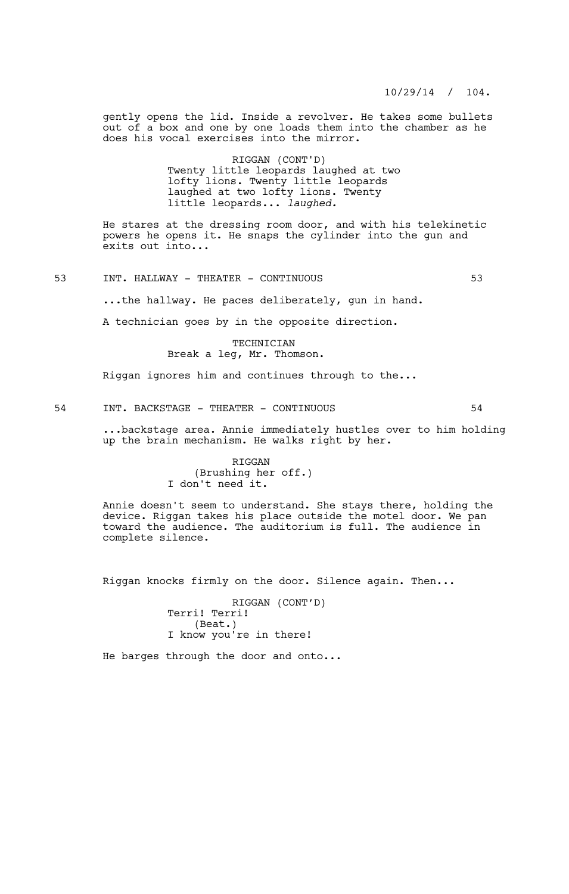gently opens the lid. Inside a revolver. He takes some bullets out of a box and one by one loads them into the chamber as he does his vocal exercises into the mirror.

RIGGAN (CONT'D)
Twenty little leopards laughed at two lofty lions. Twenty little leopards laughed at two lofty lions. Twenty little leopards... *laughed.*

He stares at the dressing room door, and with his telekinetic powers he opens it. He snaps the cylinder into the gun and exits out into...

53 INT. HALLWAY - THEATER - CONTINUOUS 53

...the hallway. He paces deliberately, gun in hand.

A technician goes by in the opposite direction.

TECHNICIAN
Break a leg, Mr. Thomson.

Riggan ignores him and continues through to the...

54 INT. BACKSTAGE - THEATER - CONTINUOUS 54

...backstage area. Annie immediately hustles over to him holding up the brain mechanism. He walks right by her.

RIGGAN
(Brushing her off.)
I don't need it.

Annie doesn't seem to understand. She stays there, holding the device. Riggan takes his place outside the motel door. We pan toward the audience. The auditorium is full. The audience in complete silence.

Riggan knocks firmly on the door. Silence again. Then...

RIGGAN (CONT'D)
Terri! Terri!
(Beat.)
I know you're in there!

He barges through the door and onto...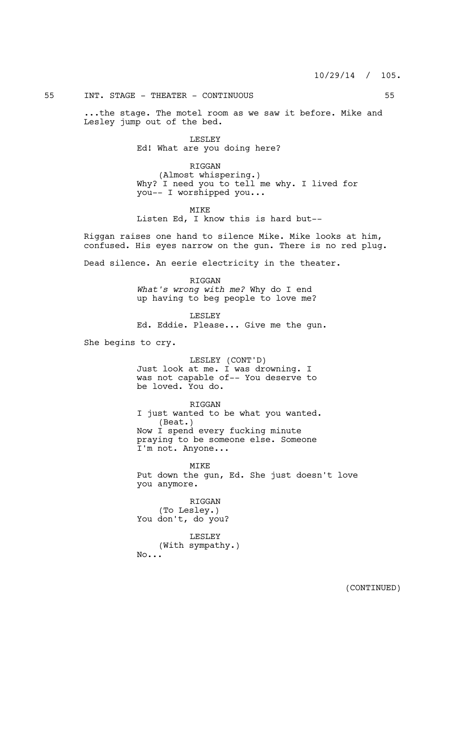55 INT. STAGE - THEATER - CONTINUOUS 55

...the stage. The motel room as we saw it before. Mike and Lesley jump out of the bed.

LESLEY
Ed! What are you doing here?

RIGGAN
(Almost whispering.)
Why? I need you to tell me why. I lived for you-- I worshipped you...

MIKE
Listen Ed, I know this is hard but--

Riggan raises one hand to silence Mike. Mike looks at him, confused. His eyes narrow on the gun. There is no red plug.

Dead silence. An eerie electricity in the theater.

RIGGAN
*What's wrong with me?* Why do I end up having to beg people to love me?

LESLEY
Ed. Eddie. Please... Give me the gun.

She begins to cry.

LESLEY (CONT'D)
Just look at me. I was drowning. I was not capable of-- You deserve to be loved. You do.

RIGGAN
I just wanted to be what you wanted.
(Beat.)
Now I spend every fucking minute praying to be someone else. Someone I'm not. Anyone...

MIKE
Put down the gun, Ed. She just doesn't love you anymore.

RIGGAN
(To Lesley.)
You don't, do you?

LESLEY
(With sympathy.)
No...

(CONTINUED)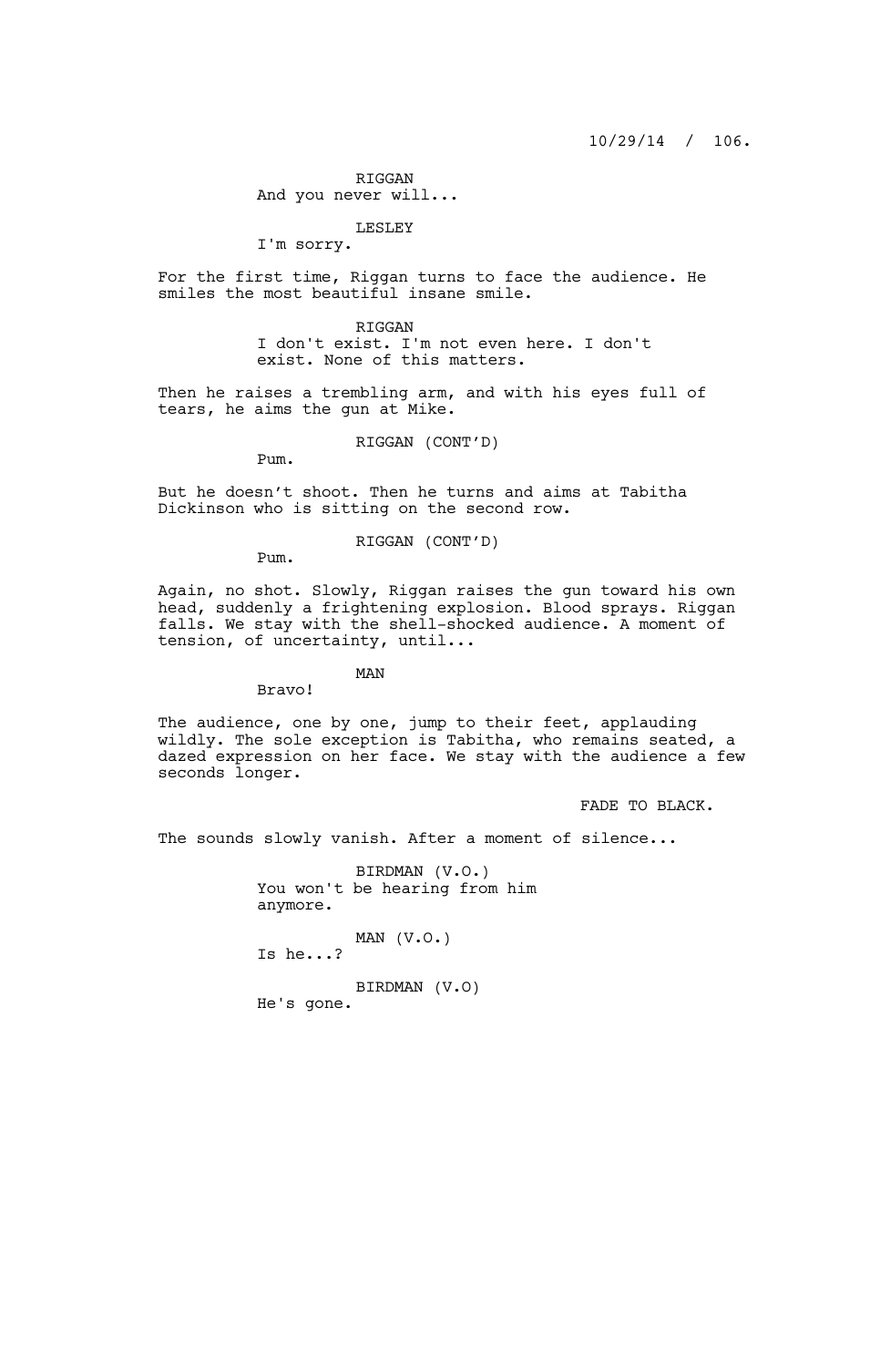RIGGAN
And you never will...

LESLEY
I'm sorry.

For the first time, Riggan turns to face the audience. He smiles the most beautiful insane smile.

RIGGAN
I don't exist. I'm not even here. I don't exist. None of this matters.

Then he raises a trembling arm, and with his eyes full of tears, he aims the gun at Mike.

RIGGAN (CONT'D)
Pum.

But he doesn't shoot. Then he turns and aims at Tabitha Dickinson who is sitting on the second row.

RIGGAN (CONT'D)
Pum.

Again, no shot. Slowly, Riggan raises the gun toward his own head, suddenly a frightening explosion. Blood sprays. Riggan falls. We stay with the shell-shocked audience. A moment of tension, of uncertainty, until...

MAN
Bravo!

The audience, one by one, jump to their feet, applauding wildly. The sole exception is Tabitha, who remains seated, a dazed expression on her face. We stay with the audience a few seconds longer.

FADE TO BLACK.

The sounds slowly vanish. After a moment of silence...

BIRDMAN (V.O.)
You won't be hearing from him anymore.

MAN (V.O.)
Is he...?

BIRDMAN (V.O)
He's gone.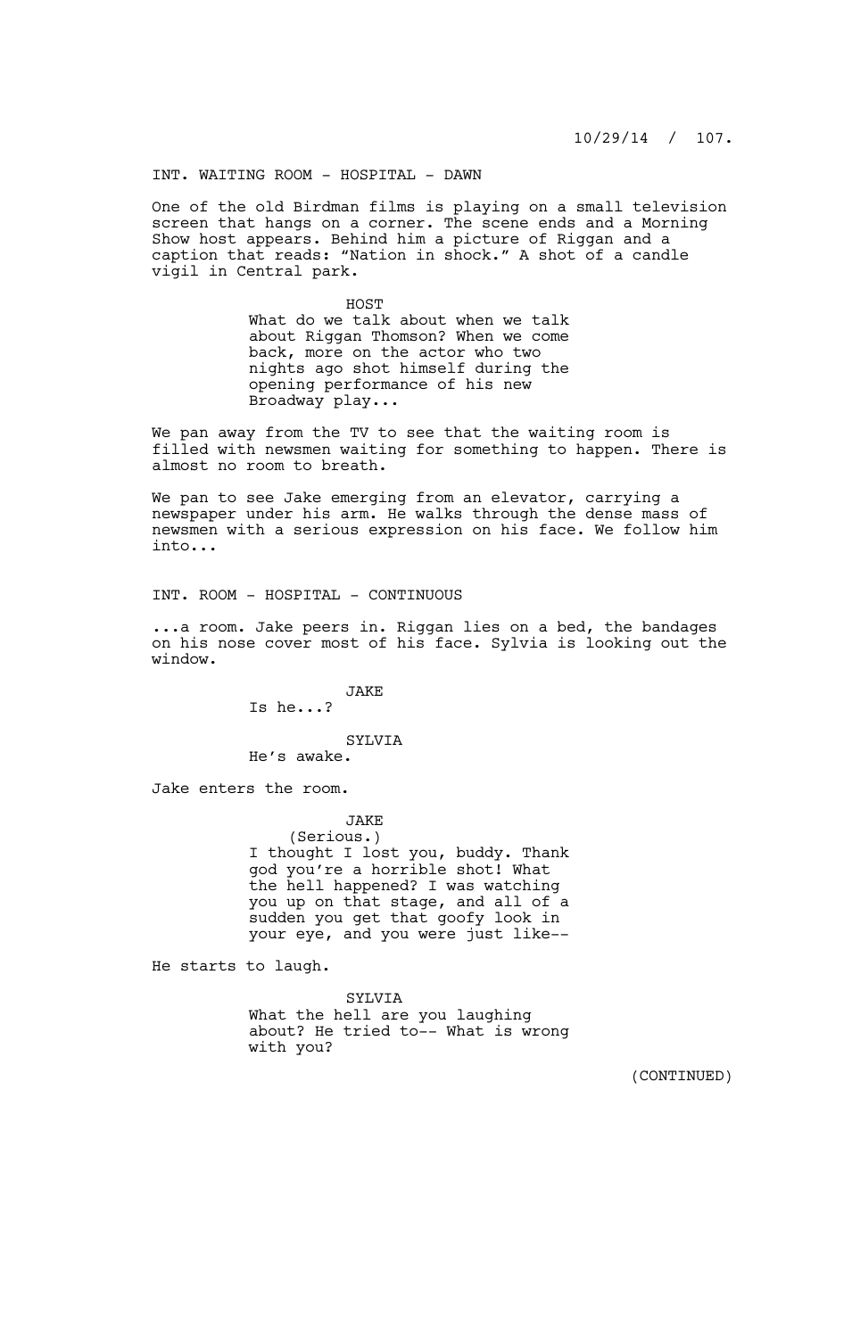INT. WAITING ROOM - HOSPITAL - DAWN

One of the old Birdman films is playing on a small television screen that hangs on a corner. The scene ends and a Morning Show host appears. Behind him a picture of Riggan and a caption that reads: "Nation in shock." A shot of a candle vigil in Central park.

HOST
What do we talk about when we talk about Riggan Thomson? When we come back, more on the actor who two nights ago shot himself during the opening performance of his new Broadway play...

We pan away from the TV to see that the waiting room is filled with newsmen waiting for something to happen. There is almost no room to breath.

We pan to see Jake emerging from an elevator, carrying a newspaper under his arm. He walks through the dense mass of newsmen with a serious expression on his face. We follow him into...

INT. ROOM - HOSPITAL - CONTINUOUS

...a room. Jake peers in. Riggan lies on a bed, the bandages on his nose cover most of his face. Sylvia is looking out the window.

JAKE
Is he...?

SYLVIA
He's awake.

Jake enters the room.

JAKE
(Serious.)
I thought I lost you, buddy. Thank god you're a horrible shot! What the hell happened? I was watching you up on that stage, and all of a sudden you get that goofy look in your eye, and you were just like--

He starts to laugh.

SYLVIA
What the hell are you laughing about? He tried to-- What is wrong with you?

(CONTINUED)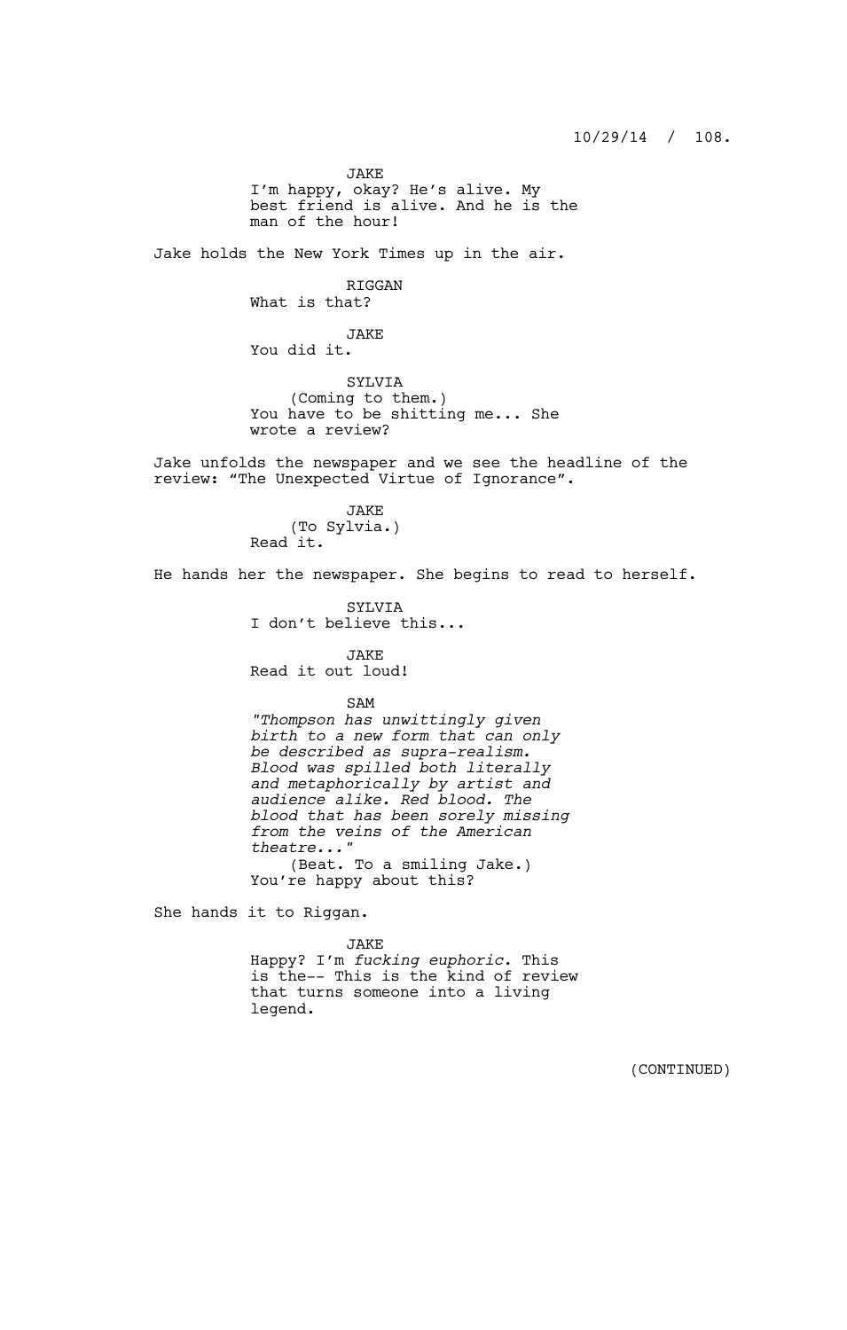JAKE
I'm happy, okay? He's alive. My best friend is alive. And he is the man of the hour!

Jake holds the New York Times up in the air.

RIGGAN
What is that?

JAKE
You did it.

SYLVIA
(Coming to them.)
You have to be shitting me... She wrote a review?

Jake unfolds the newspaper and we see the headline of the review: "The Unexpected Virtue of Ignorance".

JAKE
(To Sylvia.)
Read it.

He hands her the newspaper. She begins to read to herself.

SYLVIA
I don't believe this...

JAKE
Read it out loud!

SAM
*"Thompson has unwittingly given birth to a new form that can only be described as supra-realism. Blood was spilled both literally and metaphorically by artist and audience alike. Red blood. The blood that has been sorely missing from the veins of the American theatre..."*
(Beat. To a smiling Jake.)
You're happy about this?

She hands it to Riggan.

JAKE
Happy? I'm *fucking euphoric*. This is the-- This is the kind of review that turns someone into a living legend.

(CONTINUED)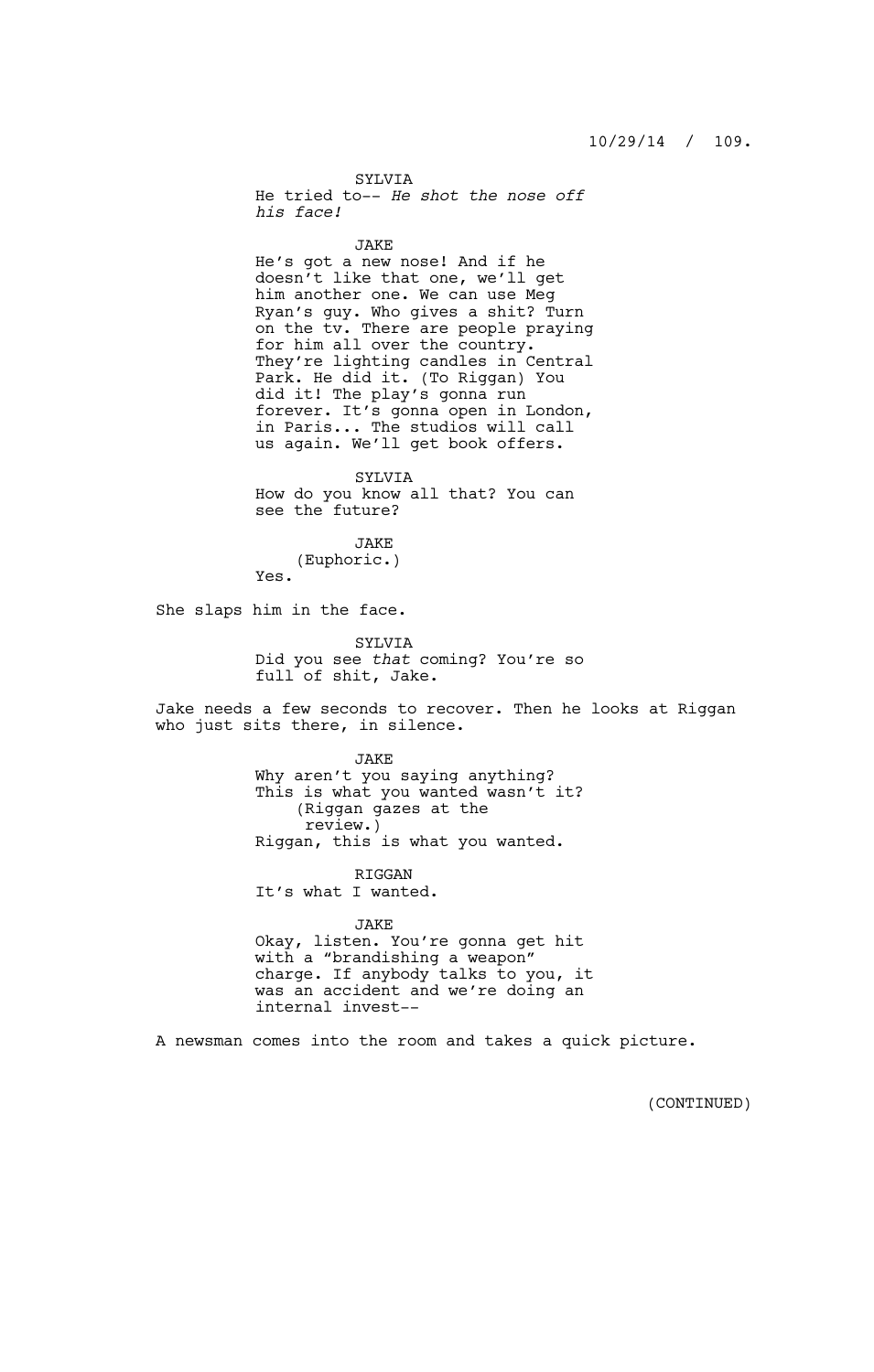SYLVIA

He tried to-- *He shot the nose off his face!*

JAKE

He's got a new nose! And if he doesn't like that one, we'll get him another one. We can use Meg Ryan's guy. Who gives a shit? Turn on the tv. There are people praying for him all over the country. They're lighting candles in Central Park. He did it. (To Riggan) You did it! The play's gonna run forever. It's gonna open in London, in Paris... The studios will call us again. We'll get book offers.

SYLVIA

How do you know all that? You can see the future?

JAKE

(Euphoric.)

Yes.

She slaps him in the face.

SYLVIA

Did you see *that* coming? You're so full of shit, Jake.

Jake needs a few seconds to recover. Then he looks at Riggan who just sits there, in silence.

JAKE

Why aren't you saying anything? This is what you wanted wasn't it?

(Riggan gazes at the review.)

Riggan, this is what you wanted.

RIGGAN

It's what I wanted.

JAKE

Okay, listen. You're gonna get hit with a "brandishing a weapon" charge. If anybody talks to you, it was an accident and we're doing an internal invest--

A newsman comes into the room and takes a quick picture.

(CONTINUED)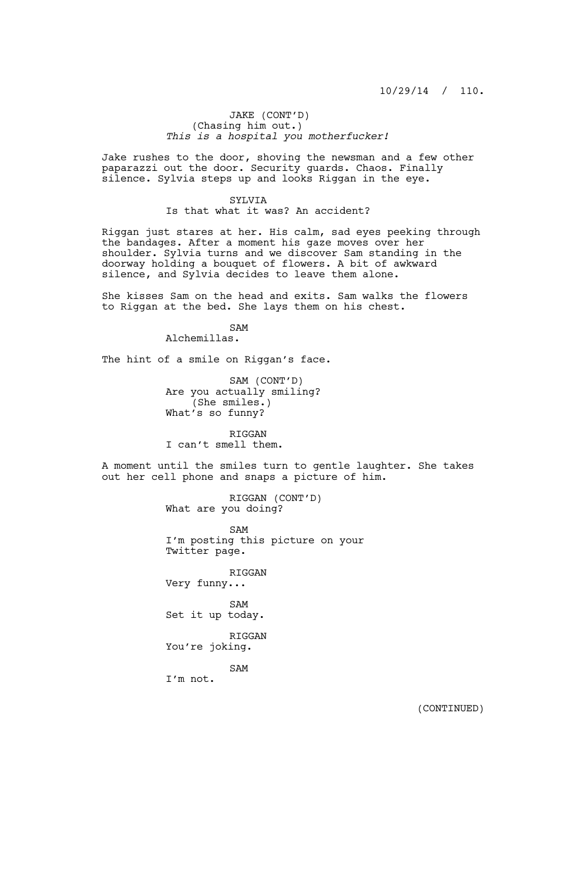JAKE (CONT'D)
(Chasing him out.)
*This is a hospital you motherfucker!*

Jake rushes to the door, shoving the newsman and a few other paparazzi out the door. Security guards. Chaos. Finally silence. Sylvia steps up and looks Riggan in the eye.

SYLVIA
Is that what it was? An accident?

Riggan just stares at her. His calm, sad eyes peeking through the bandages. After a moment his gaze moves over her shoulder. Sylvia turns and we discover Sam standing in the doorway holding a bouquet of flowers. A bit of awkward silence, and Sylvia decides to leave them alone.

She kisses Sam on the head and exits. Sam walks the flowers to Riggan at the bed. She lays them on his chest.

SAM
Alchemillas.

The hint of a smile on Riggan's face.

SAM (CONT'D)
Are you actually smiling?
(She smiles.)
What's so funny?

RIGGAN
I can't smell them.

A moment until the smiles turn to gentle laughter. She takes out her cell phone and snaps a picture of him.

RIGGAN (CONT'D)
What are you doing?

SAM
I'm posting this picture on your Twitter page.

RIGGAN
Very funny...

SAM
Set it up today.

RIGGAN
You're joking.

SAM
I'm not.

(CONTINUED)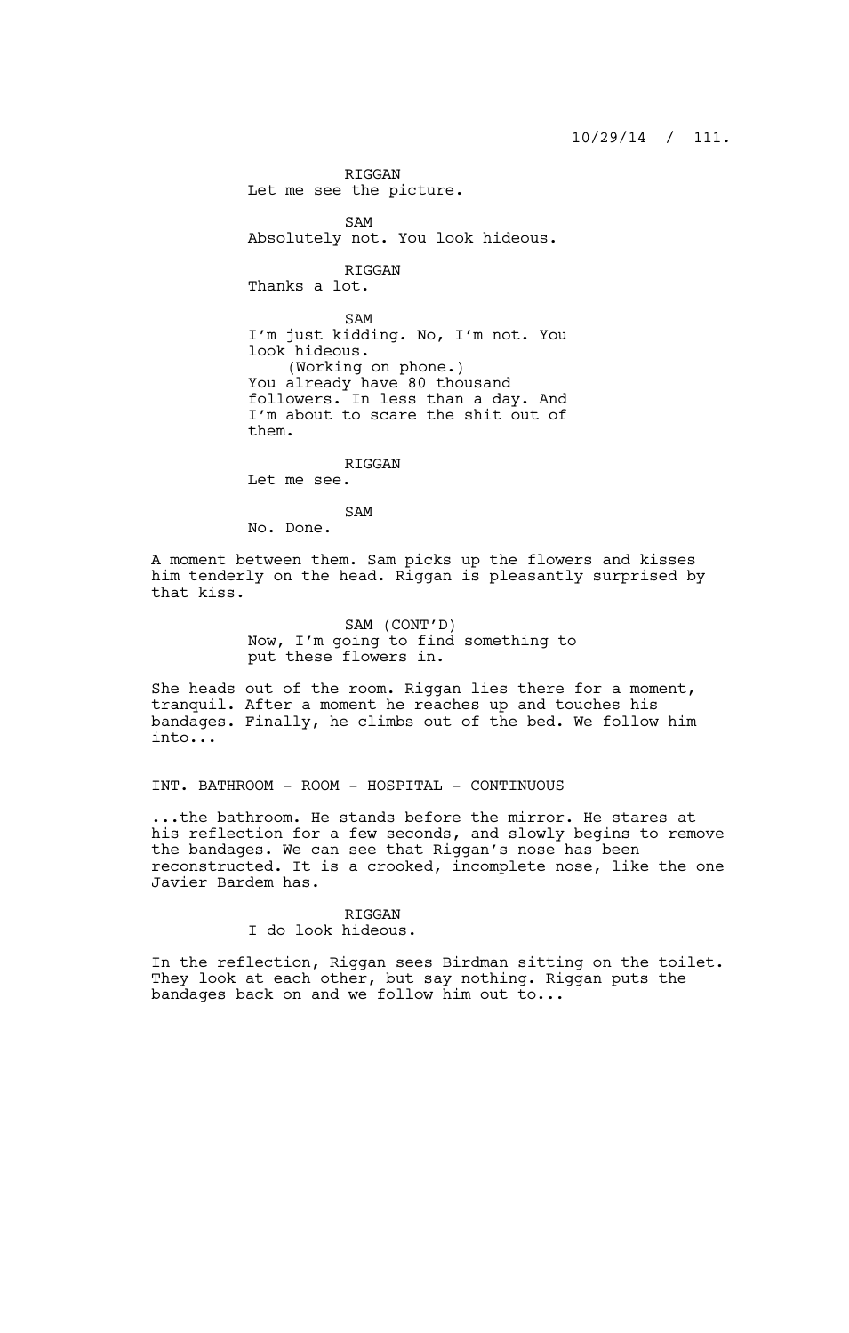RIGGAN
Let me see the picture.

SAM
Absolutely not. You look hideous.

RIGGAN
Thanks a lot.

SAM
I'm just kidding. No, I'm not. You look hideous.
(Working on phone.)
You already have 80 thousand followers. In less than a day. And I'm about to scare the shit out of them.

RIGGAN
Let me see.

SAM
No. Done.

A moment between them. Sam picks up the flowers and kisses him tenderly on the head. Riggan is pleasantly surprised by that kiss.

SAM (CONT'D)
Now, I'm going to find something to put these flowers in.

She heads out of the room. Riggan lies there for a moment, tranquil. After a moment he reaches up and touches his bandages. Finally, he climbs out of the bed. We follow him into...

INT. BATHROOM - ROOM - HOSPITAL - CONTINUOUS

...the bathroom. He stands before the mirror. He stares at his reflection for a few seconds, and slowly begins to remove the bandages. We can see that Riggan's nose has been reconstructed. It is a crooked, incomplete nose, like the one Javier Bardem has.

RIGGAN
I do look hideous.

In the reflection, Riggan sees Birdman sitting on the toilet. They look at each other, but say nothing. Riggan puts the bandages back on and we follow him out to...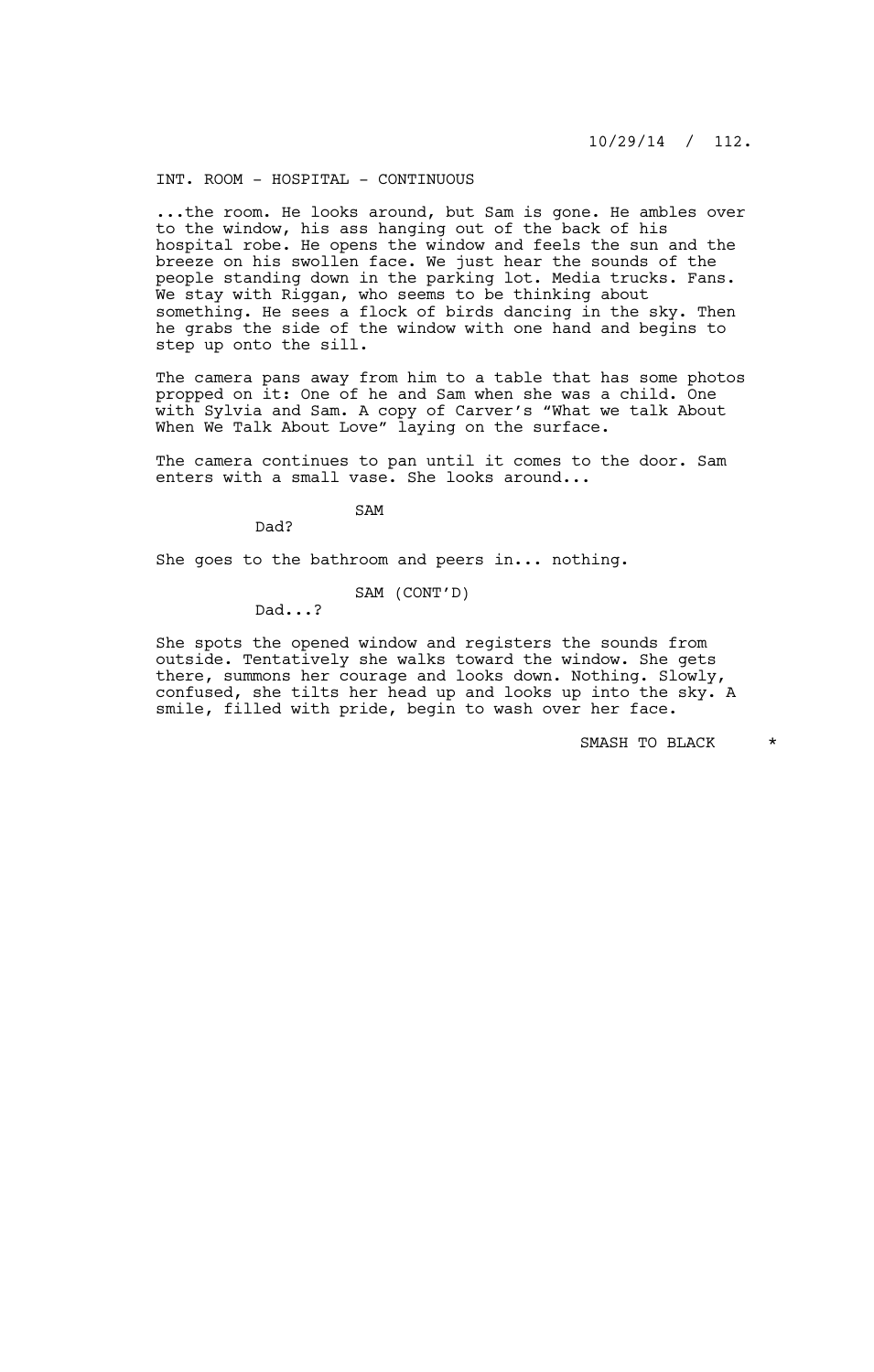INT. ROOM - HOSPITAL - CONTINUOUS

...the room. He looks around, but Sam is gone. He ambles over to the window, his ass hanging out of the back of his hospital robe. He opens the window and feels the sun and the breeze on his swollen face. We just hear the sounds of the people standing down in the parking lot. Media trucks. Fans. We stay with Riggan, who seems to be thinking about something. He sees a flock of birds dancing in the sky. Then he grabs the side of the window with one hand and begins to step up onto the sill.

The camera pans away from him to a table that has some photos propped on it: One of he and Sam when she was a child. One with Sylvia and Sam. A copy of Carver's "What we talk About When We Talk About Love" laying on the surface.

The camera continues to pan until it comes to the door. Sam enters with a small vase. She looks around...

SAM

Dad?

She goes to the bathroom and peers in... nothing.

SAM (CONT'D)

Dad...?

She spots the opened window and registers the sounds from outside. Tentatively she walks toward the window. She gets there, summons her courage and looks down. Nothing. Slowly, confused, she tilts her head up and looks up into the sky. A smile, filled with pride, begin to wash over her face.

SMASH TO BLACK *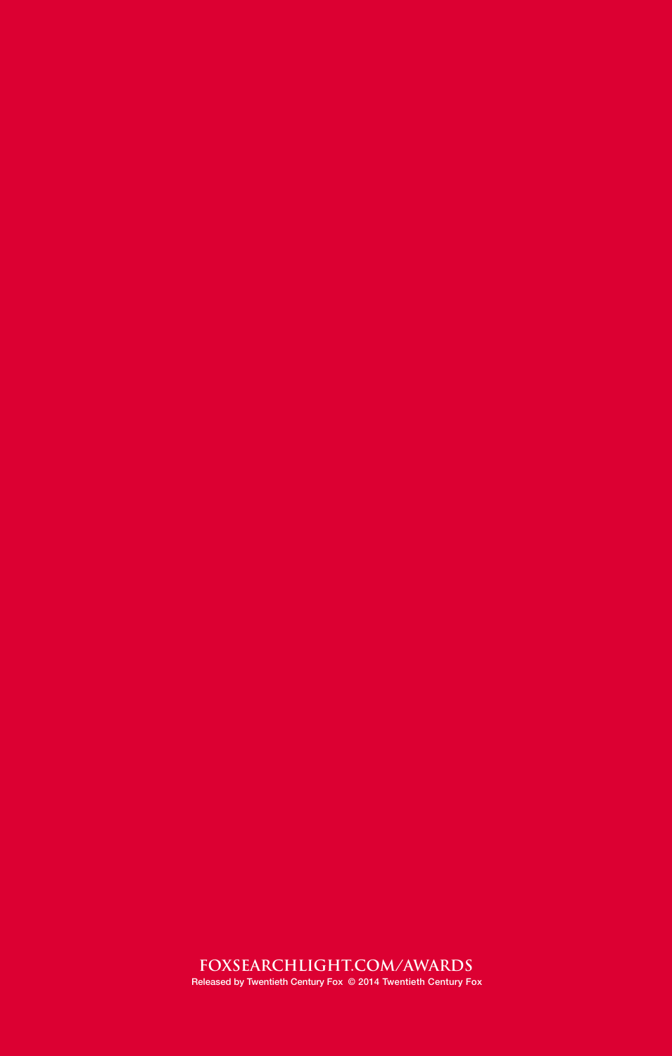FOXSEARCHLIGHT.COM/AWARDS

Released by Twentieth Century Fox © 2014 Twentieth Century Fox